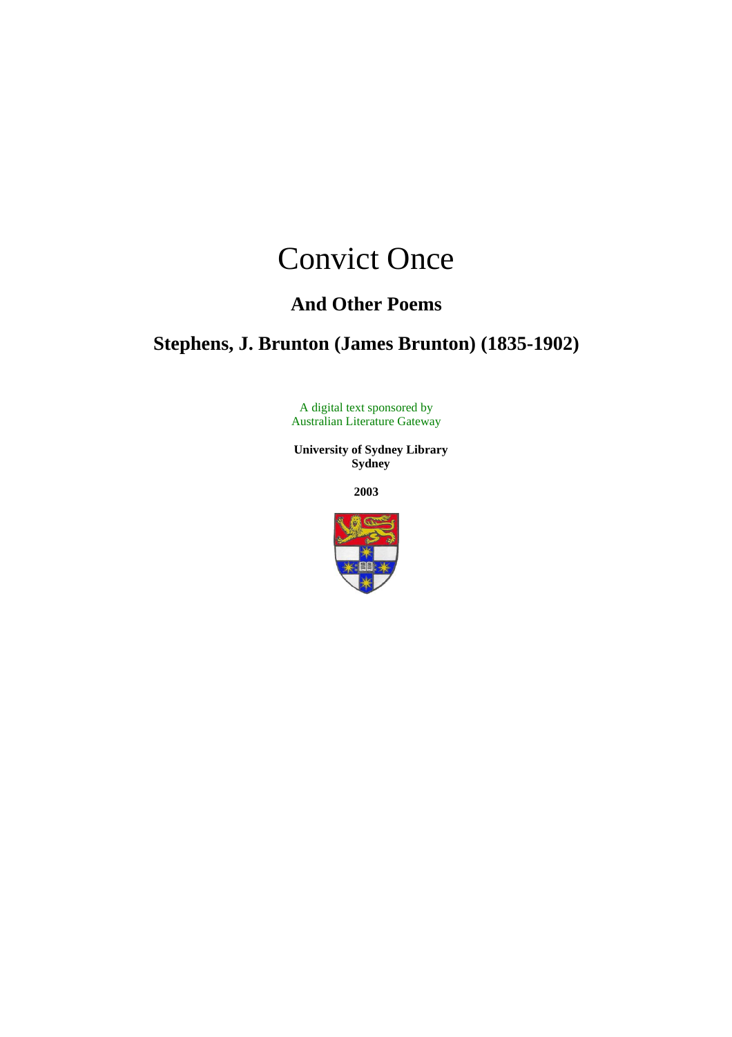# Convict Once

## And Other Poems

## Stephens, J. Brunton (James Brunton) (1835-1902)

A digital text sponsored by
Australian Literature Gateway

**University of Sydney Library**
**Sydney**

**2003**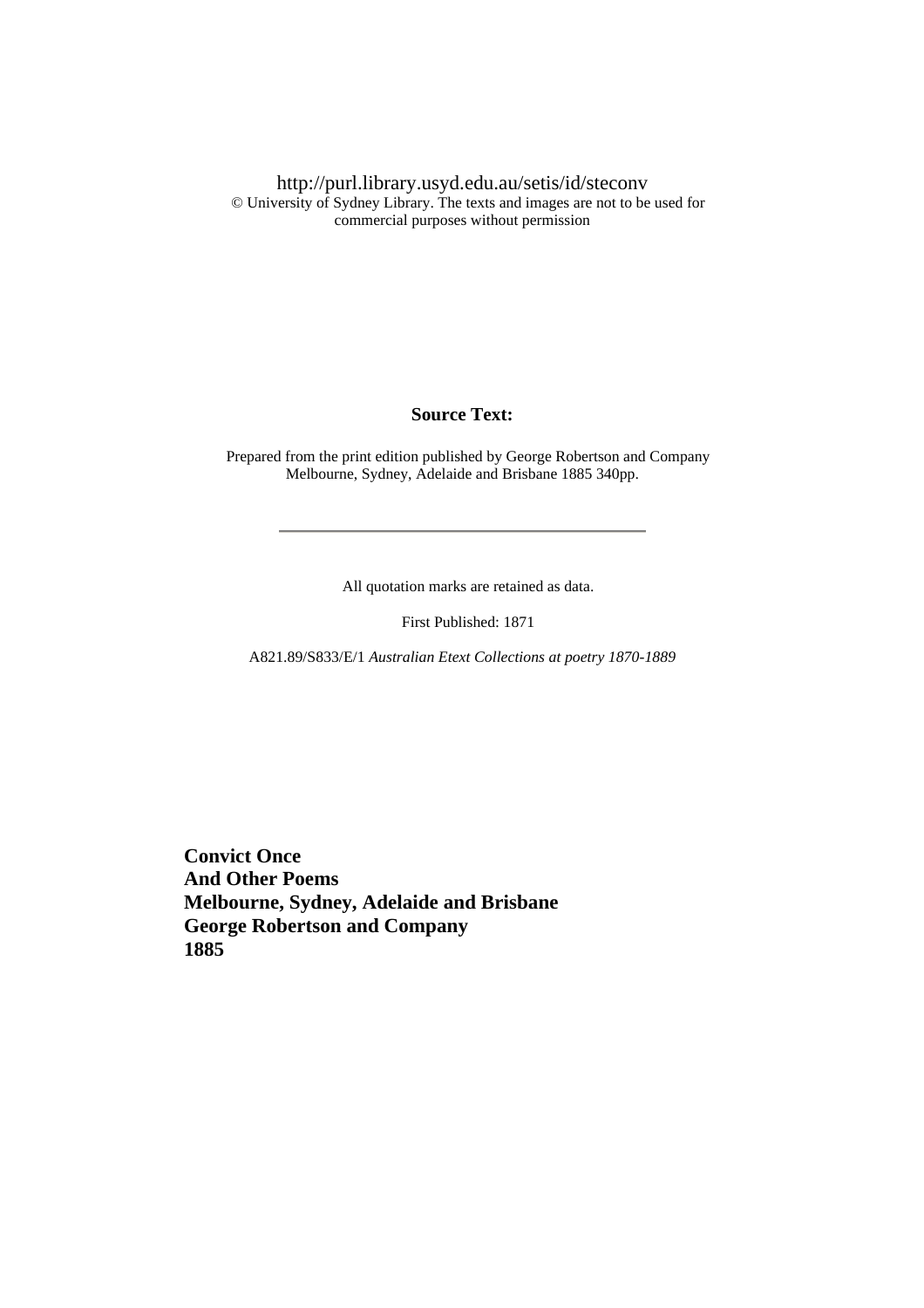http://purl.library.usyd.edu.au/setis/id/steconv
© University of Sydney Library. The texts and images are not to be used for commercial purposes without permission

**Source Text:**

Prepared from the print edition published by George Robertson and Company Melbourne, Sydney, Adelaide and Brisbane 1885 340pp.

---

All quotation marks are retained as data.

First Published: 1871

A821.89/S833/E/1 *Australian Etext Collections at poetry 1870-1889*

**Convict Once**
**And Other Poems**
**Melbourne, Sydney, Adelaide and Brisbane**
**George Robertson and Company**
**1885**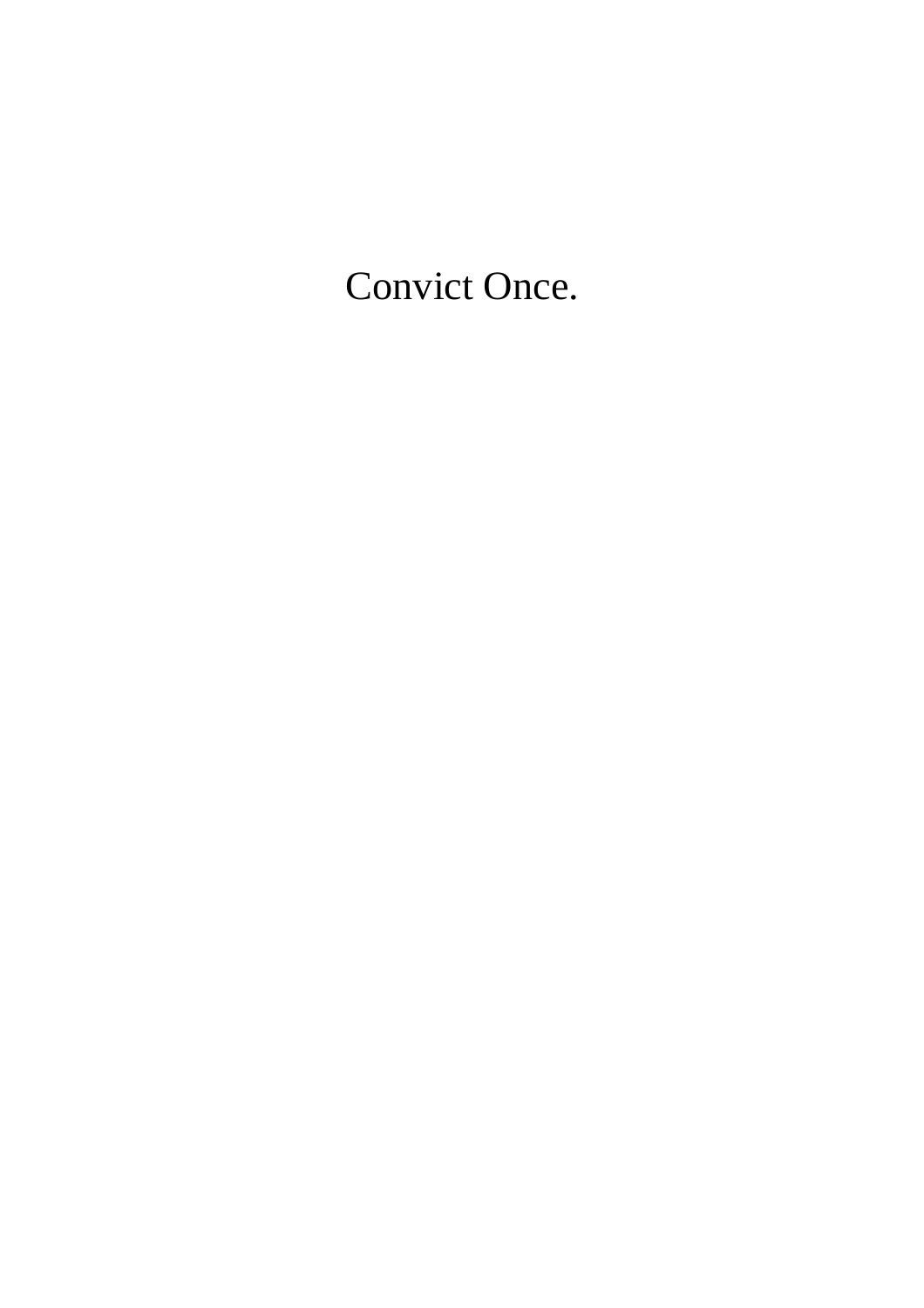# Convict Once.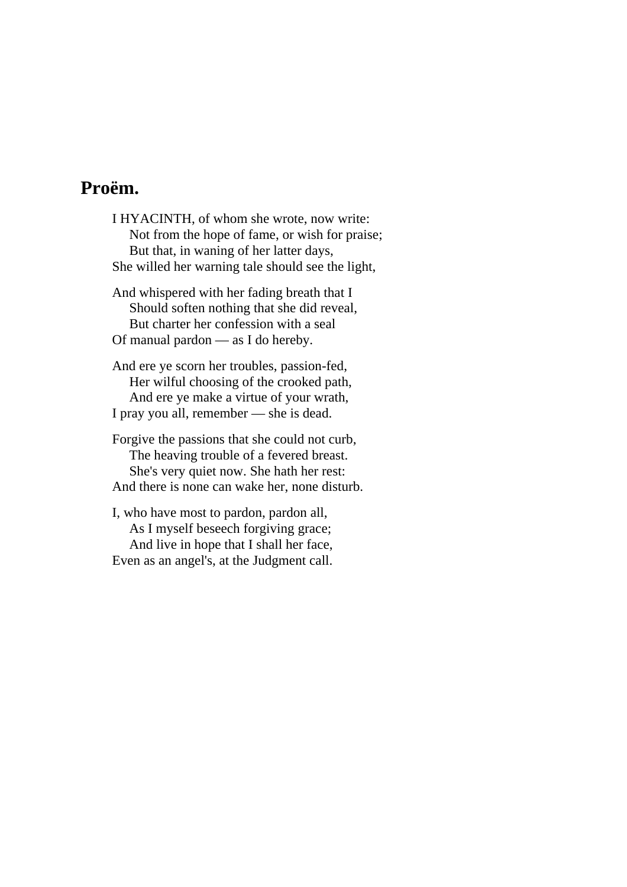## Proëm.

I HYACINTH, of whom she wrote, now write:  
Not from the hope of fame, or wish for praise;  
But that, in waning of her latter days,  
She willed her warning tale should see the light,

And whispered with her fading breath that I  
Should soften nothing that she did reveal,  
But charter her confession with a seal  
Of manual pardon — as I do hereby.

And ere ye scorn her troubles, passion-fed,  
Her wilful choosing of the crooked path,  
And ere ye make a virtue of your wrath,  
I pray you all, remember — she is dead.

Forgive the passions that she could not curb,  
The heaving trouble of a fevered breast.  
She's very quiet now. She hath her rest:  
And there is none can wake her, none disturb.

I, who have most to pardon, pardon all,  
As I myself beseech forgiving grace;  
And live in hope that I shall her face,  
Even as an angel's, at the Judgment call.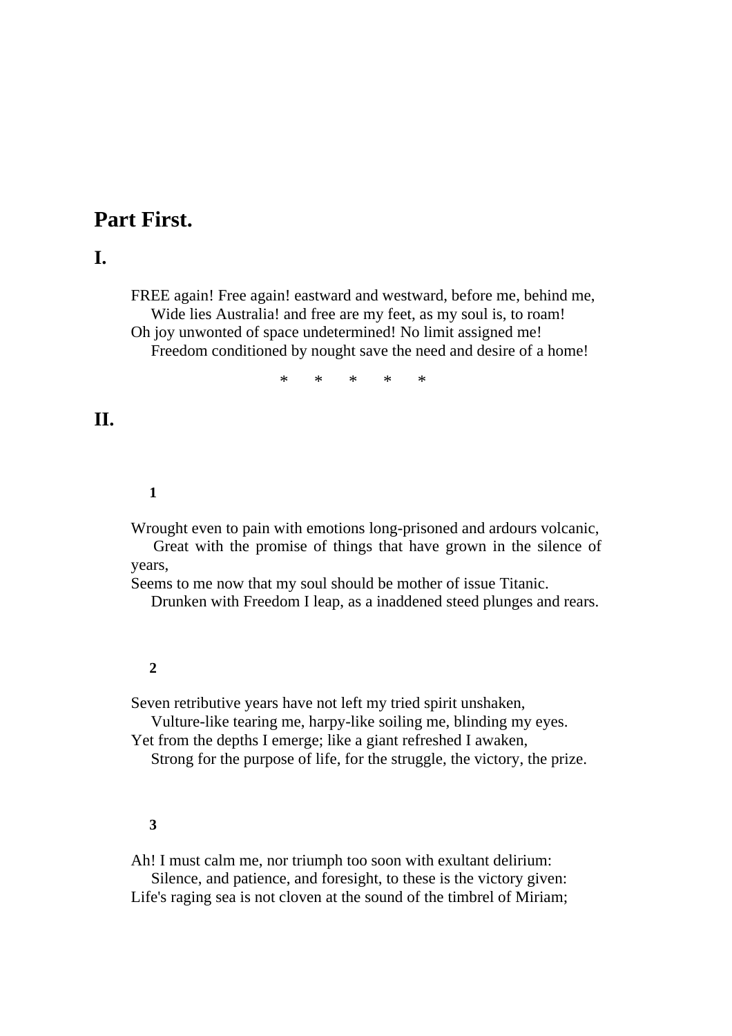## Part First.

### I.

FREE again! Free again! eastward and westward, before me, behind me,
  Wide lies Australia! and free are my feet, as my soul is, to roam!
Oh joy unwonted of space undetermined! No limit assigned me!
  Freedom conditioned by nought save the need and desire of a home!

\*     \*     \*     \*     \*

### II.

**1**

Wrought even to pain with emotions long-prisoned and ardours volcanic,
  Great with the promise of things that have grown in the silence of years,
Seems to me now that my soul should be mother of issue Titanic.
  Drunken with Freedom I leap, as a inaddened steed plunges and rears.

**2**

Seven retributive years have not left my tried spirit unshaken,
  Vulture-like tearing me, harpy-like soiling me, blinding my eyes.
Yet from the depths I emerge; like a giant refreshed I awaken,
  Strong for the purpose of life, for the struggle, the victory, the prize.

**3**

Ah! I must calm me, nor triumph too soon with exultant delirium:
  Silence, and patience, and foresight, to these is the victory given:
Life's raging sea is not cloven at the sound of the timbrel of Miriam;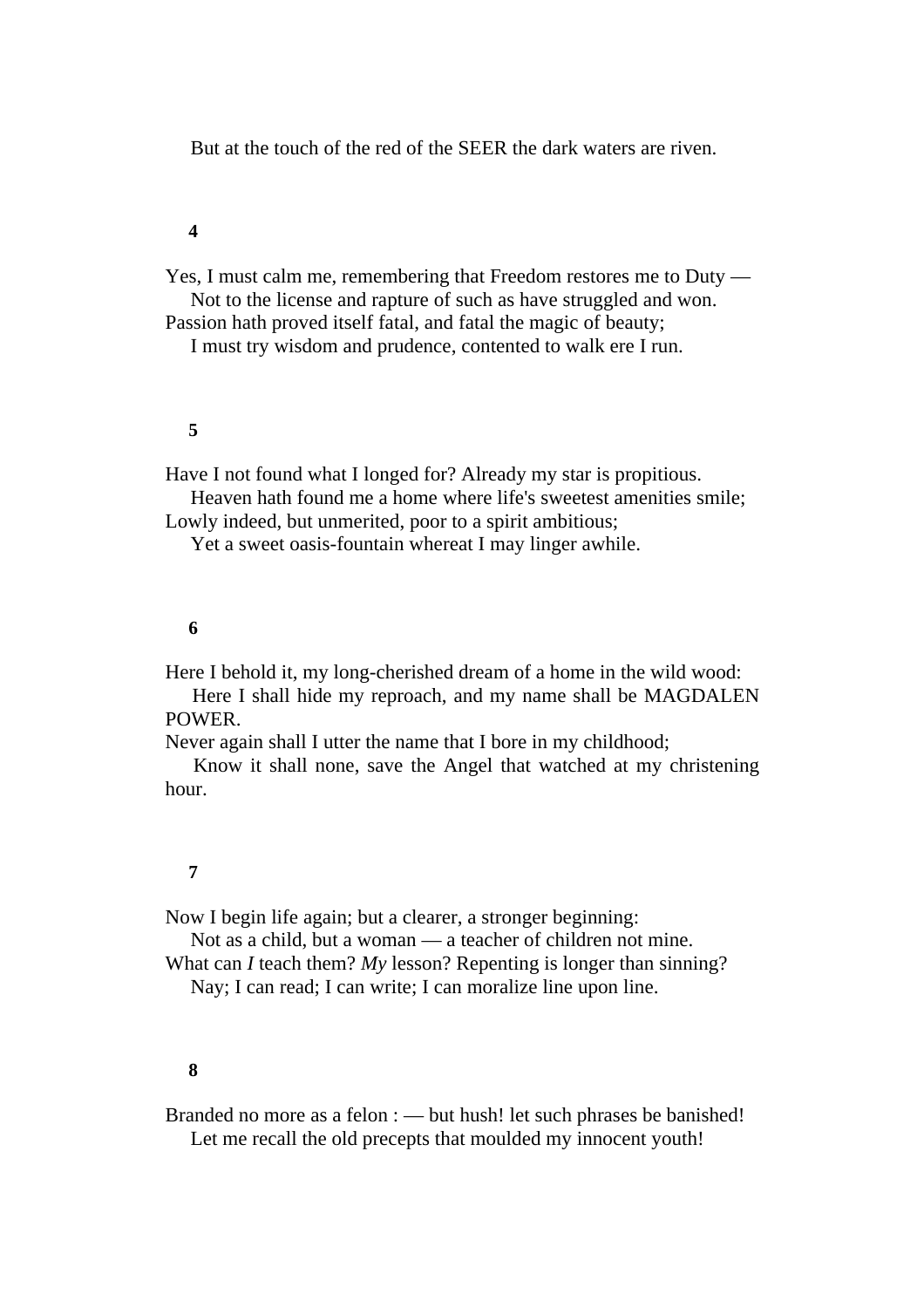But at the touch of the red of the SEER the dark waters are riven.

**4**

Yes, I must calm me, remembering that Freedom restores me to Duty —
Not to the license and rapture of such as have struggled and won.
Passion hath proved itself fatal, and fatal the magic of beauty;
I must try wisdom and prudence, contented to walk ere I run.

**5**

Have I not found what I longed for? Already my star is propitious.
Heaven hath found me a home where life's sweetest amenities smile;
Lowly indeed, but unmerited, poor to a spirit ambitious;
Yet a sweet oasis-fountain whereat I may linger awhile.

**6**

Here I behold it, my long-cherished dream of a home in the wild wood:
Here I shall hide my reproach, and my name shall be MAGDALEN POWER.
Never again shall I utter the name that I bore in my childhood;
Know it shall none, save the Angel that watched at my christening hour.

**7**

Now I begin life again; but a clearer, a stronger beginning:
Not as a child, but a woman — a teacher of children not mine.
What can *I* teach them? *My* lesson? Repenting is longer than sinning?
Nay; I can read; I can write; I can moralize line upon line.

**8**

Branded no more as a felon : — but hush! let such phrases be banished!
Let me recall the old precepts that moulded my innocent youth!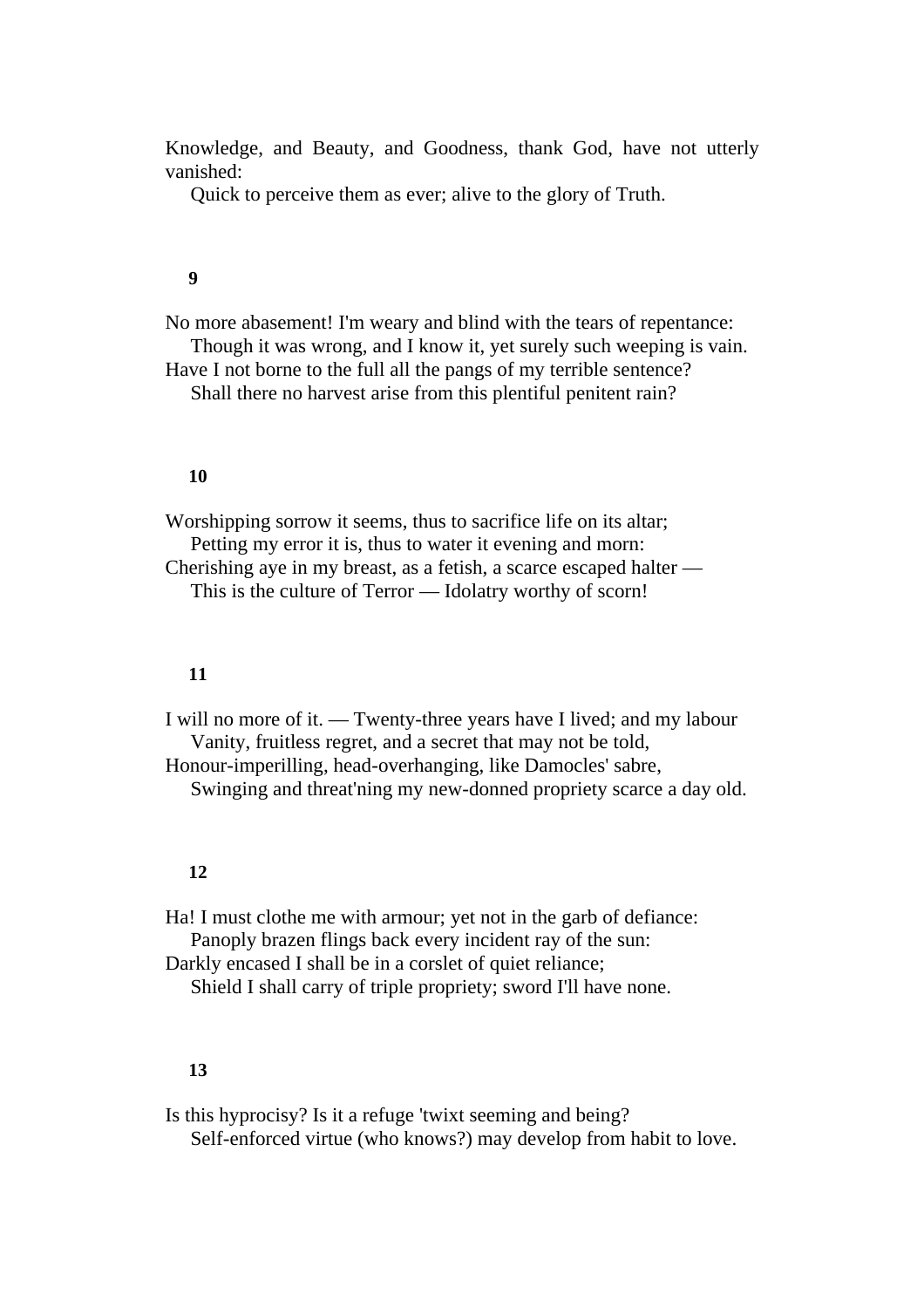Knowledge, and Beauty, and Goodness, thank God, have not utterly vanished:
    Quick to perceive them as ever; alive to the glory of Truth.

**9**

No more abasement! I'm weary and blind with the tears of repentance:
    Though it was wrong, and I know it, yet surely such weeping is vain.
Have I not borne to the full all the pangs of my terrible sentence?
    Shall there no harvest arise from this plentiful penitent rain?

**10**

Worshipping sorrow it seems, thus to sacrifice life on its altar;
    Petting my error it is, thus to water it evening and morn:
Cherishing aye in my breast, as a fetish, a scarce escaped halter —
    This is the culture of Terror — Idolatry worthy of scorn!

**11**

I will no more of it. — Twenty-three years have I lived; and my labour
    Vanity, fruitless regret, and a secret that may not be told,
Honour-imperilling, head-overhanging, like Damocles' sabre,
    Swinging and threat'ning my new-donned propriety scarce a day old.

**12**

Ha! I must clothe me with armour; yet not in the garb of defiance:
    Panoply brazen flings back every incident ray of the sun:
Darkly encased I shall be in a corslet of quiet reliance;
    Shield I shall carry of triple propriety; sword I'll have none.

**13**

Is this hyprocisy? Is it a refuge 'twixt seeming and being?
    Self-enforced virtue (who knows?) may develop from habit to love.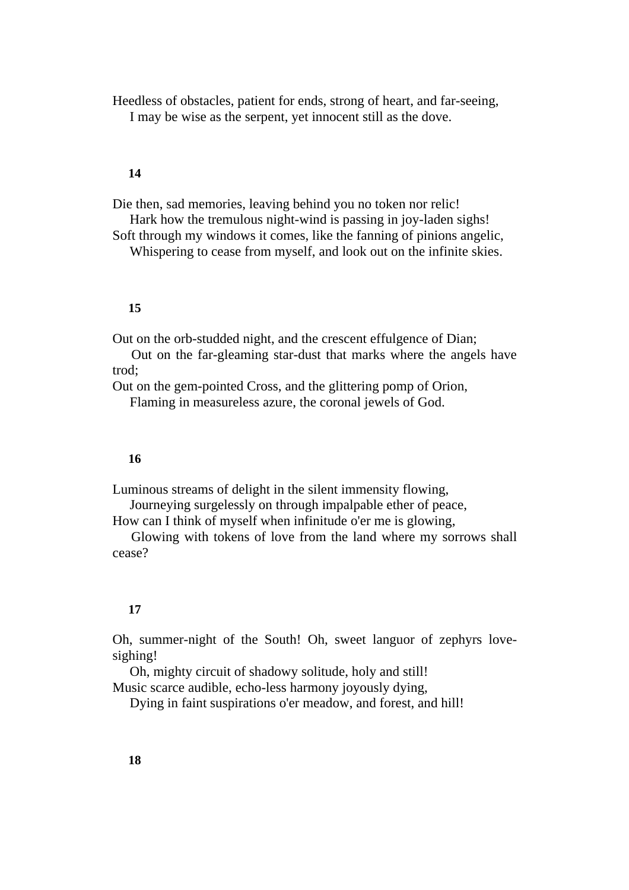Heedless of obstacles, patient for ends, strong of heart, and far-seeing,
I may be wise as the serpent, yet innocent still as the dove.

**14**

Die then, sad memories, leaving behind you no token nor relic!
Hark how the tremulous night-wind is passing in joy-laden sighs!
Soft through my windows it comes, like the fanning of pinions angelic,
Whispering to cease from myself, and look out on the infinite skies.

**15**

Out on the orb-studded night, and the crescent effulgence of Dian;
Out on the far-gleaming star-dust that marks where the angels have trod;
Out on the gem-pointed Cross, and the glittering pomp of Orion,
Flaming in measureless azure, the coronal jewels of God.

**16**

Luminous streams of delight in the silent immensity flowing,
Journeying surgelessly on through impalpable ether of peace,
How can I think of myself when infinitude o'er me is glowing,
Glowing with tokens of love from the land where my sorrows shall cease?

**17**

Oh, summer-night of the South! Oh, sweet languor of zephyrs love-sighing!
Oh, mighty circuit of shadowy solitude, holy and still!
Music scarce audible, echo-less harmony joyously dying,
Dying in faint suspirations o'er meadow, and forest, and hill!

**18**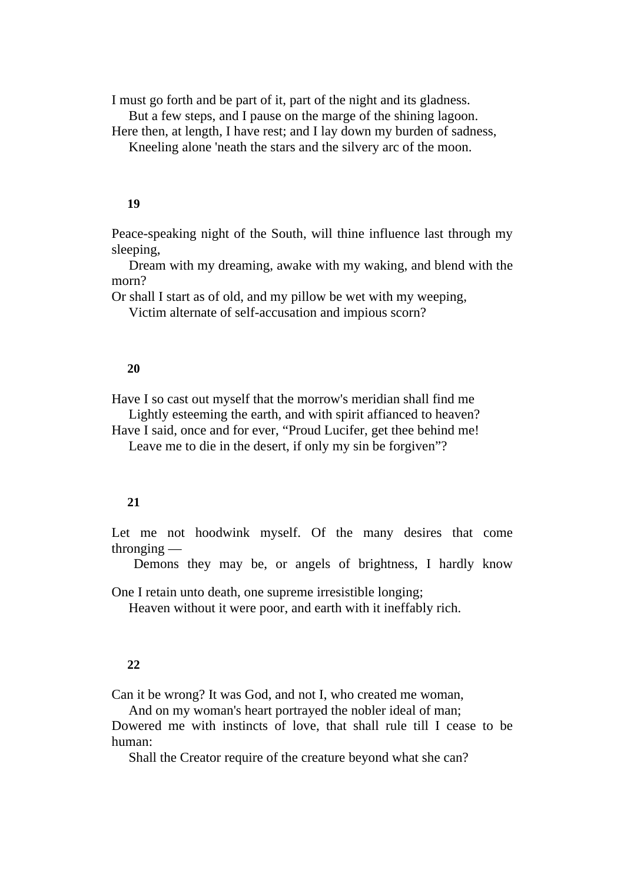I must go forth and be part of it, part of the night and its gladness.
    But a few steps, and I pause on the marge of the shining lagoon.
Here then, at length, I have rest; and I lay down my burden of sadness,
    Kneeling alone 'neath the stars and the silvery arc of the moon.

**19**

Peace-speaking night of the South, will thine influence last through my sleeping,
    Dream with my dreaming, awake with my waking, and blend with the morn?
Or shall I start as of old, and my pillow be wet with my weeping,
    Victim alternate of self-accusation and impious scorn?

**20**

Have I so cast out myself that the morrow's meridian shall find me
    Lightly esteeming the earth, and with spirit affianced to heaven?
Have I said, once and for ever, "Proud Lucifer, get thee behind me!
    Leave me to die in the desert, if only my sin be forgiven"?

**21**

Let me not hoodwink myself. Of the many desires that come thronging —
    Demons they may be, or angels of brightness, I hardly know

One I retain unto death, one supreme irresistible longing;
    Heaven without it were poor, and earth with it ineffably rich.

**22**

Can it be wrong? It was God, and not I, who created me woman,
    And on my woman's heart portrayed the nobler ideal of man;
Dowered me with instincts of love, that shall rule till I cease to be human:
    Shall the Creator require of the creature beyond what she can?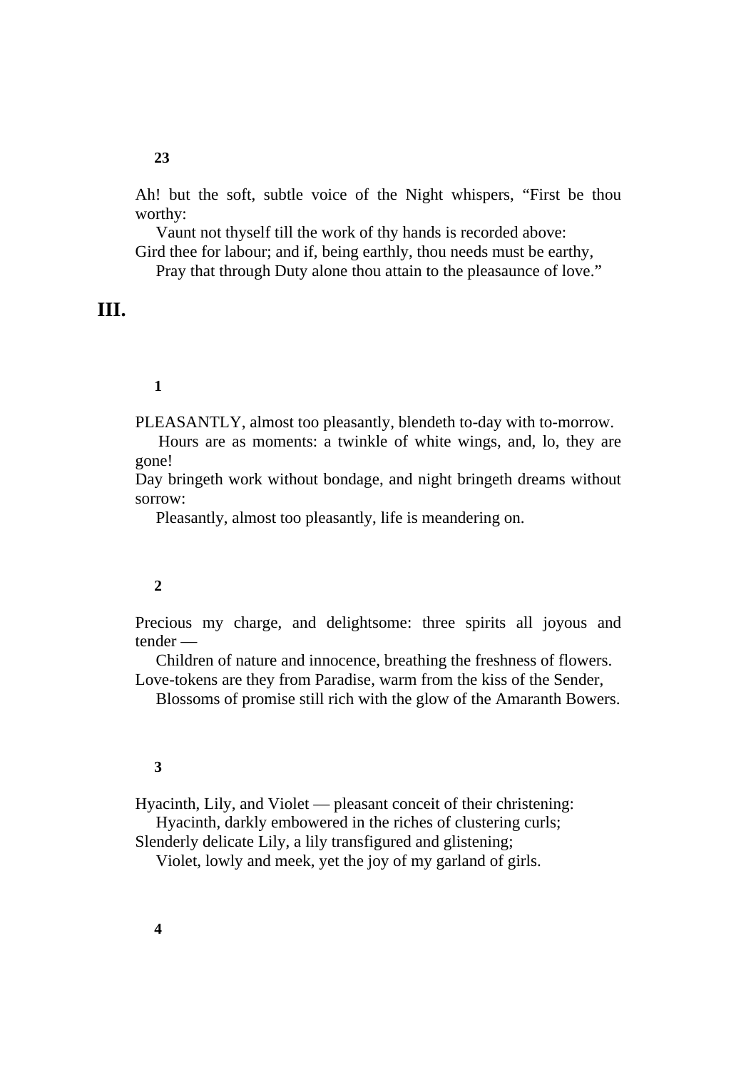**23**

Ah! but the soft, subtle voice of the Night whispers, “First be thou worthy:
 Vaunt not thyself till the work of thy hands is recorded above:
Gird thee for labour; and if, being earthly, thou needs must be earthy,
 Pray that through Duty alone thou attain to the pleasaunce of love.”

## III.

**1**

PLEASANTLY, almost too pleasantly, blendeth to-day with to-morrow.
 Hours are as moments: a twinkle of white wings, and, lo, they are gone!
Day bringeth work without bondage, and night bringeth dreams without sorrow:
 Pleasantly, almost too pleasantly, life is meandering on.

**2**

Precious my charge, and delightsome: three spirits all joyous and tender —
 Children of nature and innocence, breathing the freshness of flowers.
Love-tokens are they from Paradise, warm from the kiss of the Sender,
 Blossoms of promise still rich with the glow of the Amaranth Bowers.

**3**

Hyacinth, Lily, and Violet — pleasant conceit of their christening:
 Hyacinth, darkly embowered in the riches of clustering curls;
Slenderly delicate Lily, a lily transfigured and glistening;
 Violet, lowly and meek, yet the joy of my garland of girls.

**4**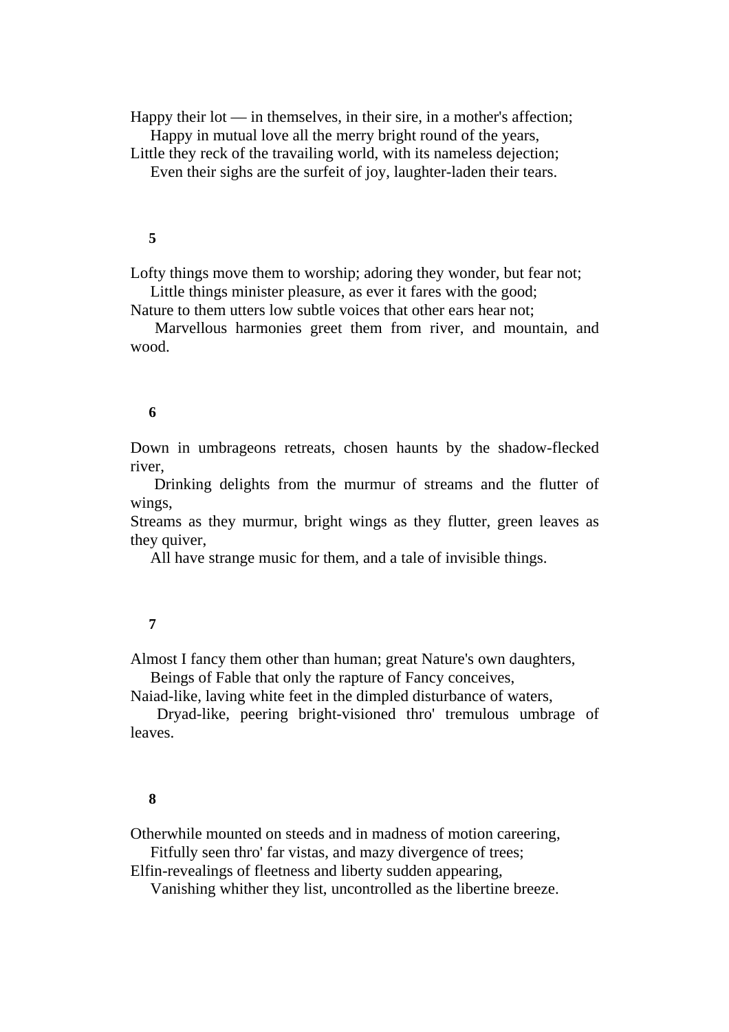Happy their lot — in themselves, in their sire, in a mother's affection;
Happy in mutual love all the merry bright round of the years,
Little they reck of the travailing world, with its nameless dejection;
Even their sighs are the surfeit of joy, laughter-laden their tears.

**5**

Lofty things move them to worship; adoring they wonder, but fear not;
Little things minister pleasure, as ever it fares with the good;
Nature to them utters low subtle voices that other ears hear not;
Marvellous harmonies greet them from river, and mountain, and wood.

**6**

Down in umbrageons retreats, chosen haunts by the shadow-flecked river,
Drinking delights from the murmur of streams and the flutter of wings,
Streams as they murmur, bright wings as they flutter, green leaves as they quiver,
All have strange music for them, and a tale of invisible things.

**7**

Almost I fancy them other than human; great Nature's own daughters,
Beings of Fable that only the rapture of Fancy conceives,
Naiad-like, laving white feet in the dimpled disturbance of waters,
Dryad-like, peering bright-visioned thro' tremulous umbrage of leaves.

**8**

Otherwhile mounted on steeds and in madness of motion careering,
Fitfully seen thro' far vistas, and mazy divergence of trees;
Elfin-revealings of fleetness and liberty sudden appearing,
Vanishing whither they list, uncontrolled as the libertine breeze.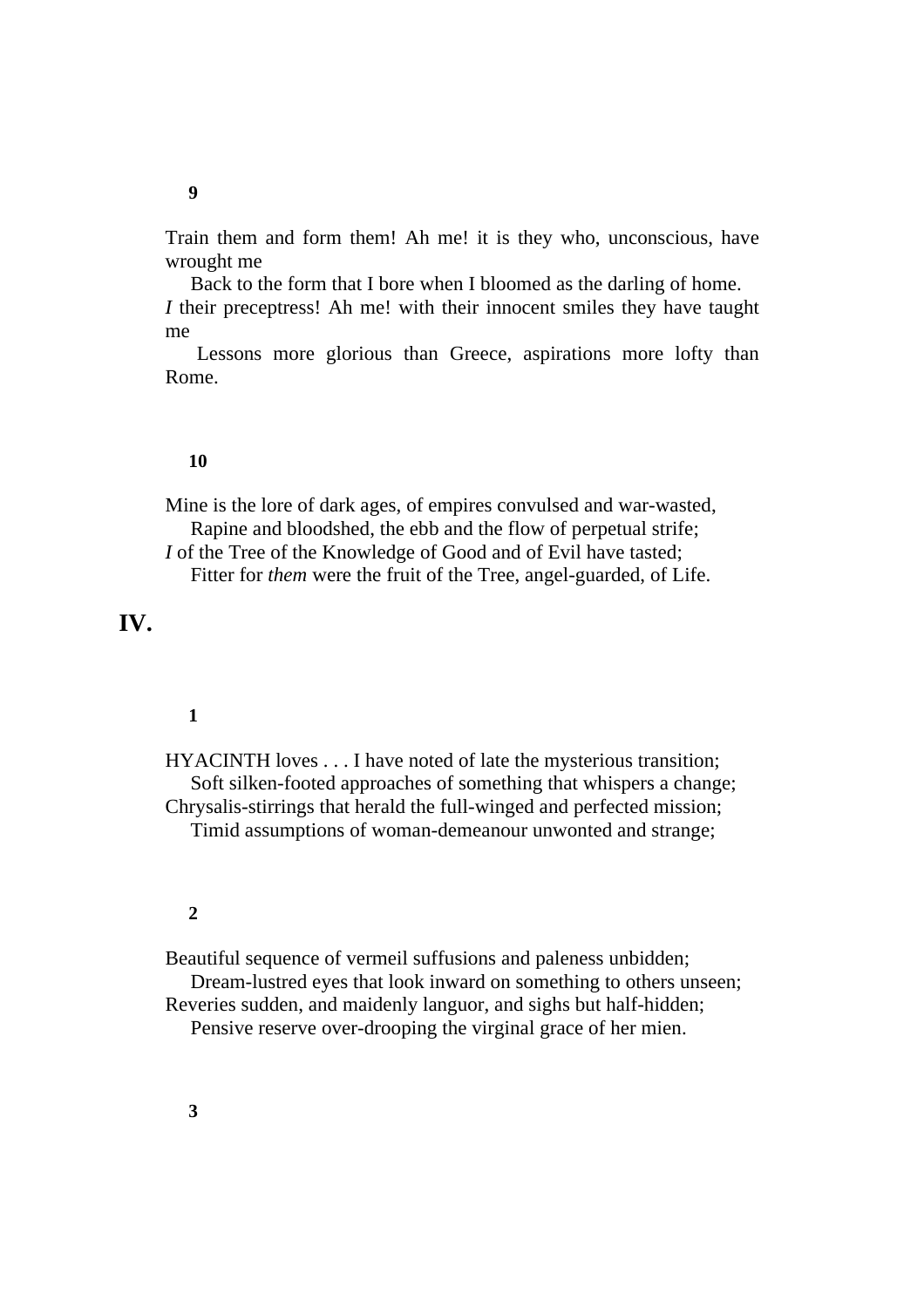**9**

Train them and form them! Ah me! it is they who, unconscious, have wrought me
  Back to the form that I bore when I bloomed as the darling of home.
*I* their preceptress! Ah me! with their innocent smiles they have taught me
  Lessons more glorious than Greece, aspirations more lofty than Rome.

**10**

Mine is the lore of dark ages, of empires convulsed and war-wasted,
  Rapine and bloodshed, the ebb and the flow of perpetual strife;
*I* of the Tree of the Knowledge of Good and of Evil have tasted;
  Fitter for *them* were the fruit of the Tree, angel-guarded, of Life.

## IV.

**1**

HYACINTH loves . . . I have noted of late the mysterious transition;
  Soft silken-footed approaches of something that whispers a change;
Chrysalis-stirrings that herald the full-winged and perfected mission;
  Timid assumptions of woman-demeanour unwonted and strange;

**2**

Beautiful sequence of vermeil suffusions and paleness unbidden;
  Dream-lustred eyes that look inward on something to others unseen;
Reveries sudden, and maidenly languor, and sighs but half-hidden;
  Pensive reserve over-drooping the virginal grace of her mien.

**3**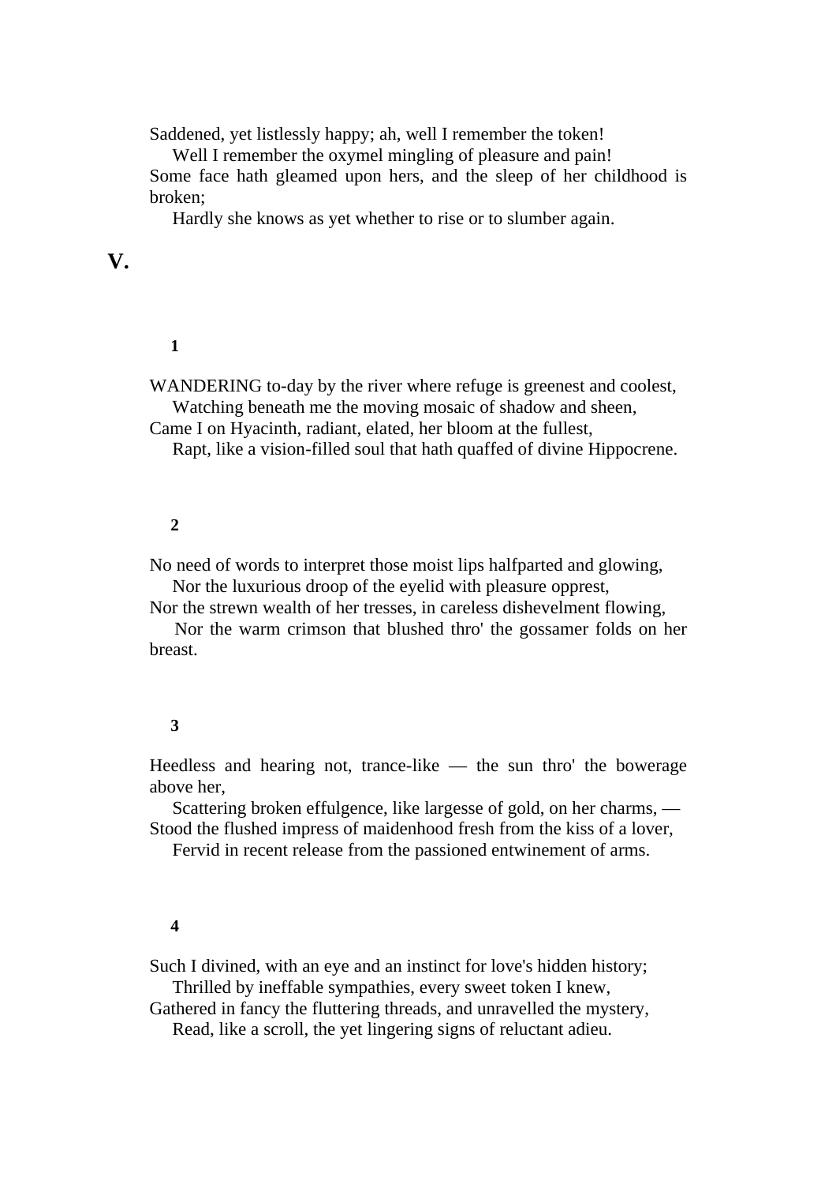Saddened, yet listlessly happy; ah, well I remember the token!
    Well I remember the oxymel mingling of pleasure and pain!
Some face hath gleamed upon hers, and the sleep of her childhood is broken;
    Hardly she knows as yet whether to rise or to slumber again.

## V.

**1**

WANDERING to-day by the river where refuge is greenest and coolest,
    Watching beneath me the moving mosaic of shadow and sheen,
Came I on Hyacinth, radiant, elated, her bloom at the fullest,
    Rapt, like a vision-filled soul that hath quaffed of divine Hippocrene.

**2**

No need of words to interpret those moist lips halfparted and glowing,
    Nor the luxurious droop of the eyelid with pleasure opprest,
Nor the strewn wealth of her tresses, in careless dishevelment flowing,
    Nor the warm crimson that blushed thro' the gossamer folds on her breast.

**3**

Heedless and hearing not, trance-like — the sun thro' the bowerage above her,
    Scattering broken effulgence, like largesse of gold, on her charms, —
Stood the flushed impress of maidenhood fresh from the kiss of a lover,
    Fervid in recent release from the passioned entwinement of arms.

**4**

Such I divined, with an eye and an instinct for love's hidden history;
    Thrilled by ineffable sympathies, every sweet token I knew,
Gathered in fancy the fluttering threads, and unravelled the mystery,
    Read, like a scroll, the yet lingering signs of reluctant adieu.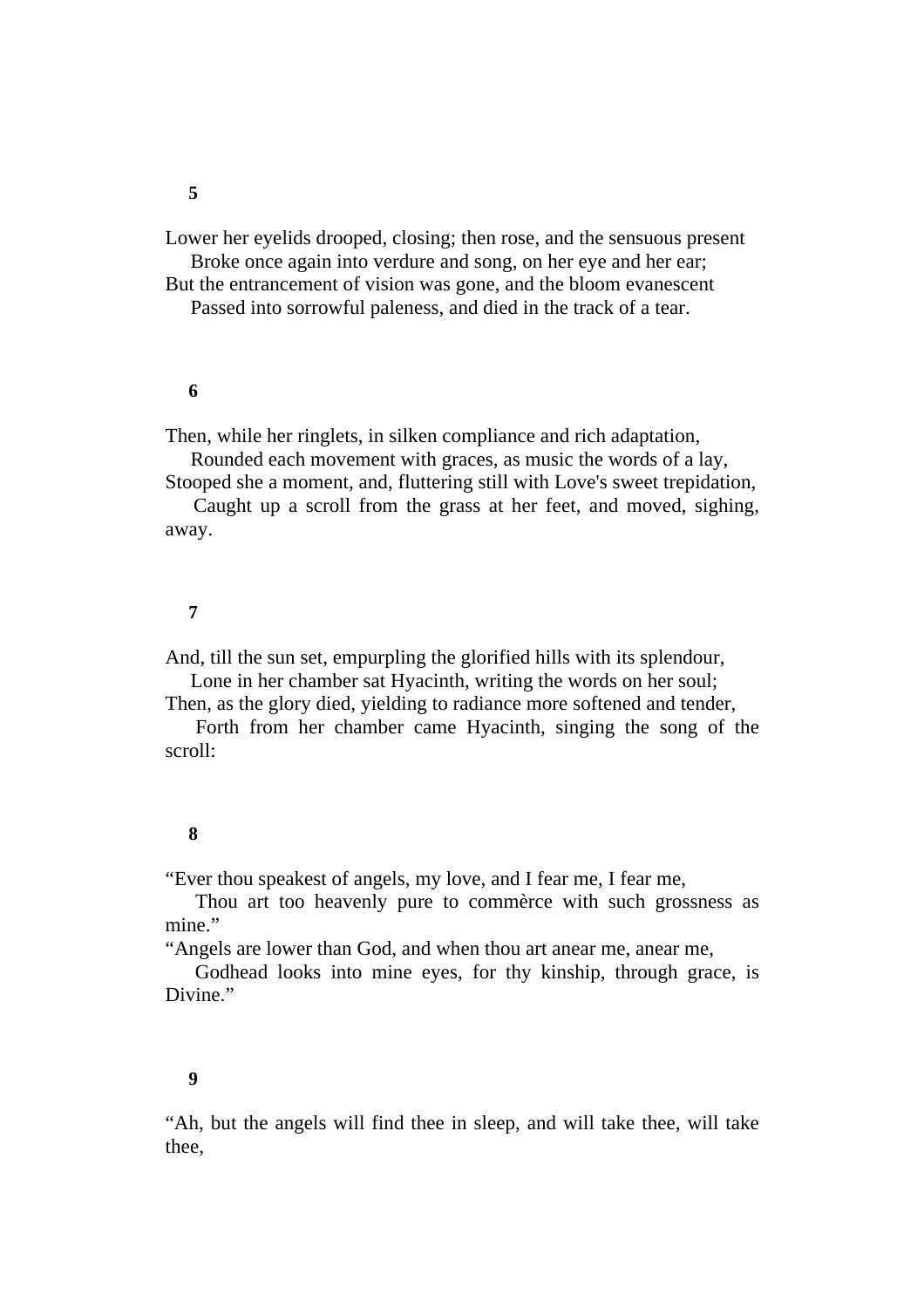**5**

Lower her eyelids drooped, closing; then rose, and the sensuous present  
Broke once again into verdure and song, on her eye and her ear;  
But the entrancement of vision was gone, and the bloom evanescent  
Passed into sorrowful paleness, and died in the track of a tear.

**6**

Then, while her ringlets, in silken compliance and rich adaptation,  
Rounded each movement with graces, as music the words of a lay,  
Stooped she a moment, and, fluttering still with Love's sweet trepidation,  
Caught up a scroll from the grass at her feet, and moved, sighing, away.

**7**

And, till the sun set, empurpling the glorified hills with its splendour,  
Lone in her chamber sat Hyacinth, writing the words on her soul;  
Then, as the glory died, yielding to radiance more softened and tender,  
Forth from her chamber came Hyacinth, singing the song of the scroll:

**8**

“Ever thou speakest of angels, my love, and I fear me, I fear me,  
Thou art too heavenly pure to commèrce with such grossness as mine.”  
“Angels are lower than God, and when thou art anear me, anear me,  
Godhead looks into mine eyes, for thy kinship, through grace, is Divine.”

**9**

“Ah, but the angels will find thee in sleep, and will take thee, will take thee,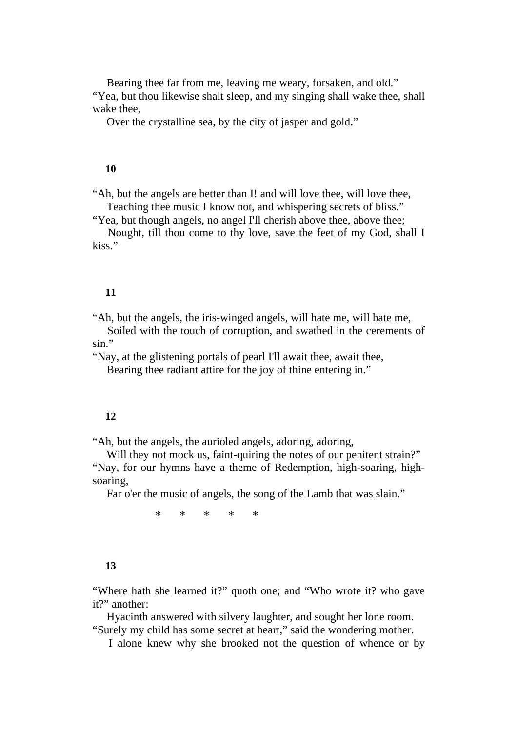Bearing thee far from me, leaving me weary, forsaken, and old."
"Yea, but thou likewise shalt sleep, and my singing shall wake thee, shall wake thee,
Over the crystalline sea, by the city of jasper and gold."

**10**

"Ah, but the angels are better than I! and will love thee, will love thee,
Teaching thee music I know not, and whispering secrets of bliss."
"Yea, but though angels, no angel I'll cherish above thee, above thee;
Nought, till thou come to thy love, save the feet of my God, shall I kiss."

**11**

"Ah, but the angels, the iris-winged angels, will hate me, will hate me,
Soiled with the touch of corruption, and swathed in the cerements of sin."
"Nay, at the glistening portals of pearl I'll await thee, await thee,
Bearing thee radiant attire for the joy of thine entering in."

**12**

"Ah, but the angels, the aurioled angels, adoring, adoring,
Will they not mock us, faint-quiring the notes of our penitent strain?"
"Nay, for our hymns have a theme of Redemption, high-soaring, high-soaring,
Far o'er the music of angels, the song of the Lamb that was slain."

\* \* \* \* \*

**13**

"Where hath she learned it?" quoth one; and "Who wrote it? who gave it?" another:
Hyacinth answered with silvery laughter, and sought her lone room.
"Surely my child has some secret at heart," said the wondering mother.
I alone knew why she brooked not the question of whence or by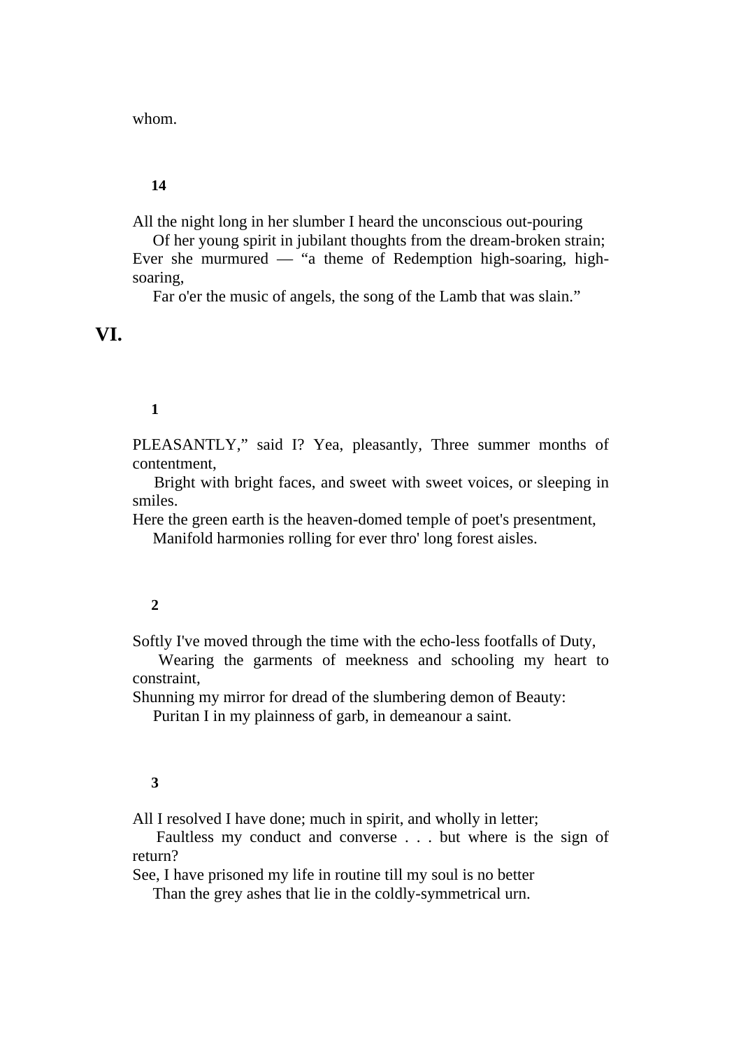whom.

**14**

All the night long in her slumber I heard the unconscious out-pouring
Of her young spirit in jubilant thoughts from the dream-broken strain;
Ever she murmured — “a theme of Redemption high-soaring, high-soaring,
Far o'er the music of angels, the song of the Lamb that was slain.”

# VI.

**1**

PLEASANTLY,” said I? Yea, pleasantly, Three summer months of contentment,
Bright with bright faces, and sweet with sweet voices, or sleeping in smiles.
Here the green earth is the heaven-domed temple of poet's presentment,
Manifold harmonies rolling for ever thro' long forest aisles.

**2**

Softly I've moved through the time with the echo-less footfalls of Duty,
Wearing the garments of meekness and schooling my heart to constraint,
Shunning my mirror for dread of the slumbering demon of Beauty:
Puritan I in my plainness of garb, in demeanour a saint.

**3**

All I resolved I have done; much in spirit, and wholly in letter;
Faultless my conduct and converse . . . but where is the sign of return?
See, I have prisoned my life in routine till my soul is no better
Than the grey ashes that lie in the coldly-symmetrical urn.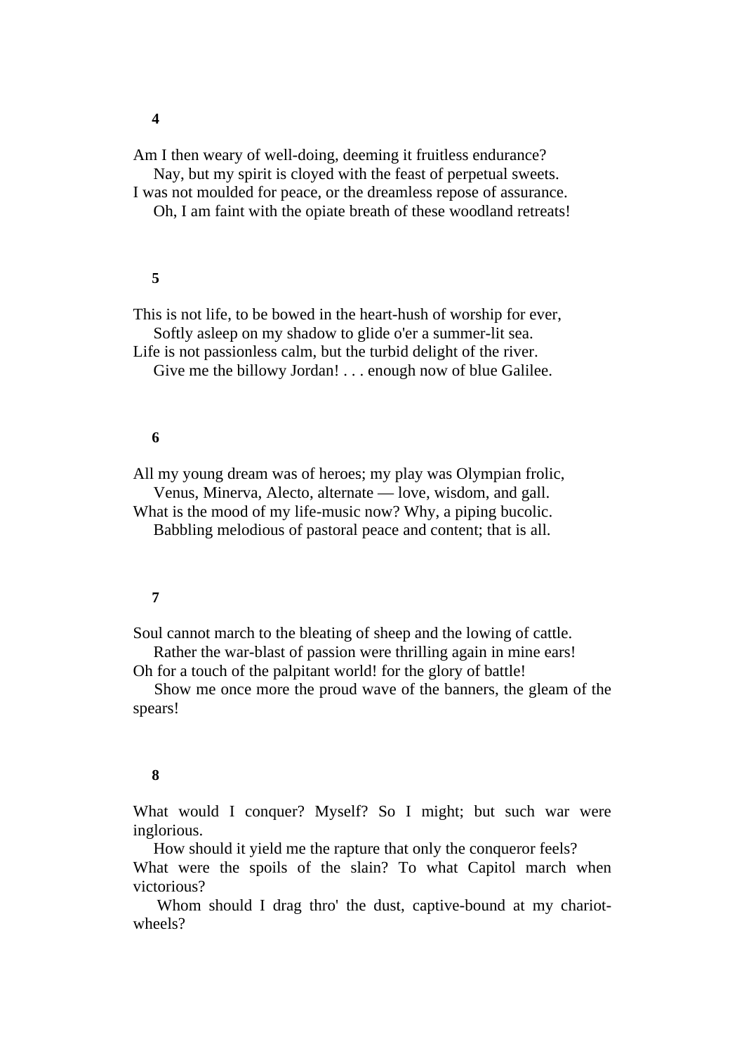**4**

Am I then weary of well-doing, deeming it fruitless endurance?
  Nay, but my spirit is cloyed with the feast of perpetual sweets.
I was not moulded for peace, or the dreamless repose of assurance.
  Oh, I am faint with the opiate breath of these woodland retreats!

**5**

This is not life, to be bowed in the heart-hush of worship for ever,
  Softly asleep on my shadow to glide o'er a summer-lit sea.
Life is not passionless calm, but the turbid delight of the river.
  Give me the billowy Jordan! . . . enough now of blue Galilee.

**6**

All my young dream was of heroes; my play was Olympian frolic,
  Venus, Minerva, Alecto, alternate — love, wisdom, and gall.
What is the mood of my life-music now? Why, a piping bucolic.
  Babbling melodious of pastoral peace and content; that is all.

**7**

Soul cannot march to the bleating of sheep and the lowing of cattle.
  Rather the war-blast of passion were thrilling again in mine ears!
Oh for a touch of the palpitant world! for the glory of battle!
  Show me once more the proud wave of the banners, the gleam of the spears!

**8**

What would I conquer? Myself? So I might; but such war were inglorious.
  How should it yield me the rapture that only the conqueror feels?
What were the spoils of the slain? To what Capitol march when victorious?
  Whom should I drag thro' the dust, captive-bound at my chariot-wheels?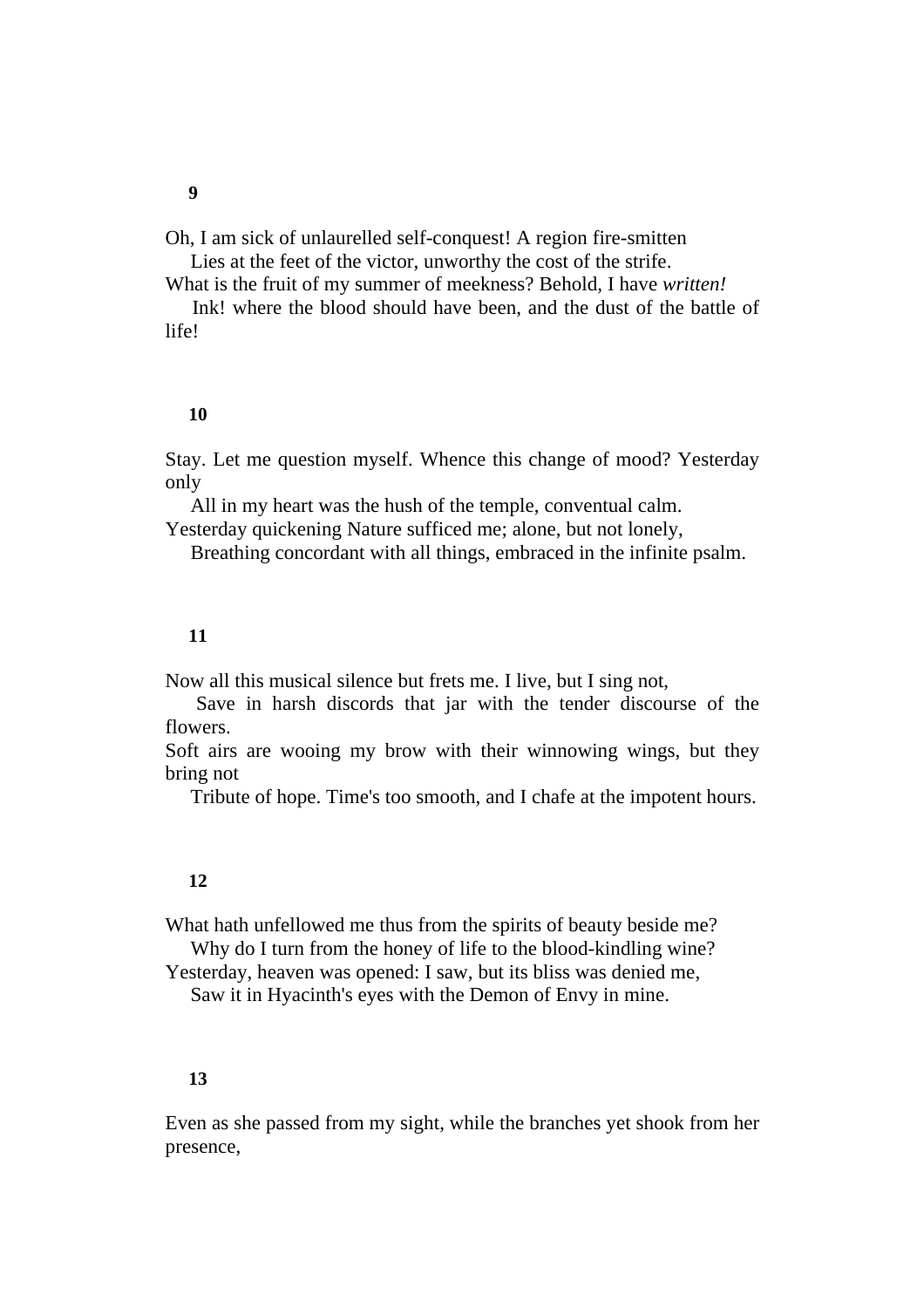**9**

Oh, I am sick of unlaurelled self-conquest! A region fire-smitten
    Lies at the feet of the victor, unworthy the cost of the strife.
What is the fruit of my summer of meekness? Behold, I have *written!*
    Ink! where the blood should have been, and the dust of the battle of life!

**10**

Stay. Let me question myself. Whence this change of mood? Yesterday only
    All in my heart was the hush of the temple, conventual calm.
Yesterday quickening Nature sufficed me; alone, but not lonely,
    Breathing concordant with all things, embraced in the infinite psalm.

**11**

Now all this musical silence but frets me. I live, but I sing not,
    Save in harsh discords that jar with the tender discourse of the flowers.
Soft airs are wooing my brow with their winnowing wings, but they bring not
    Tribute of hope. Time's too smooth, and I chafe at the impotent hours.

**12**

What hath unfellowed me thus from the spirits of beauty beside me?
    Why do I turn from the honey of life to the blood-kindling wine?
Yesterday, heaven was opened: I saw, but its bliss was denied me,
    Saw it in Hyacinth's eyes with the Demon of Envy in mine.

**13**

Even as she passed from my sight, while the branches yet shook from her presence,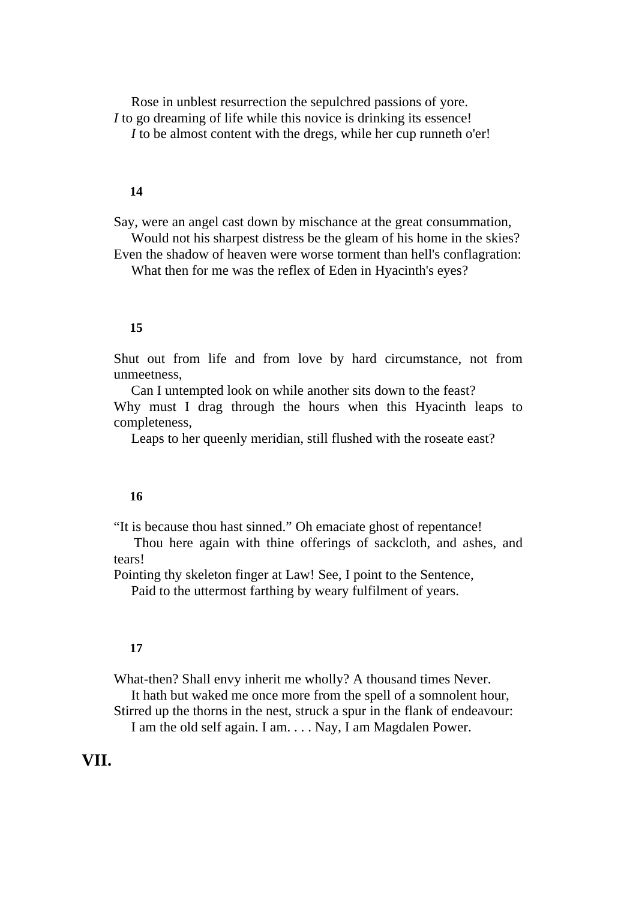Rose in unblest resurrection the sepulchred passions of yore.  
*I* to go dreaming of life while this novice is drinking its essence!  
*I* to be almost content with the dregs, while her cup runneth o'er!

**14**

Say, were an angel cast down by mischance at the great consummation,  
Would not his sharpest distress be the gleam of his home in the skies?  
Even the shadow of heaven were worse torment than hell's conflagration:  
What then for me was the reflex of Eden in Hyacinth's eyes?

**15**

Shut out from life and from love by hard circumstance, not from unmeetness,  
Can I untempted look on while another sits down to the feast?  
Why must I drag through the hours when this Hyacinth leaps to completeness,  
Leaps to her queenly meridian, still flushed with the roseate east?

**16**

“It is because thou hast sinned.” Oh emaciate ghost of repentance!  
Thou here again with thine offerings of sackcloth, and ashes, and tears!  
Pointing thy skeleton finger at Law! See, I point to the Sentence,  
Paid to the uttermost farthing by weary fulfilment of years.

**17**

What-then? Shall envy inherit me wholly? A thousand times Never.  
It hath but waked me once more from the spell of a somnolent hour,  
Stirred up the thorns in the nest, struck a spur in the flank of endeavour:  
I am the old self again. I am. . . . Nay, I am Magdalen Power.

## VII.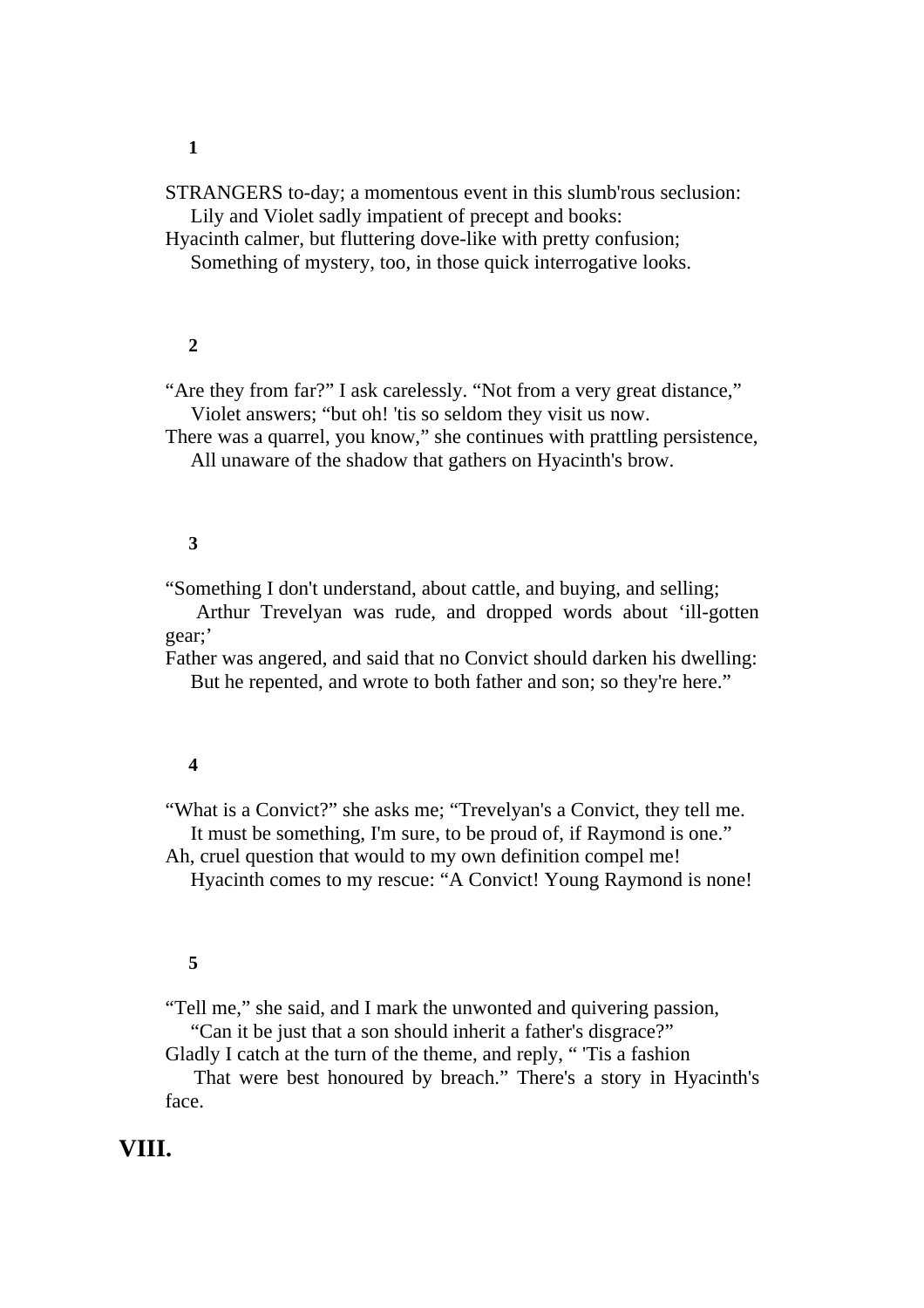**1**

STRANGERS to-day; a momentous event in this slumb'rous seclusion:
  Lily and Violet sadly impatient of precept and books:
Hyacinth calmer, but fluttering dove-like with pretty confusion;
  Something of mystery, too, in those quick interrogative looks.

**2**

“Are they from far?” I ask carelessly. “Not from a very great distance,”
  Violet answers; “but oh! 'tis so seldom they visit us now.
There was a quarrel, you know,” she continues with prattling persistence,
  All unaware of the shadow that gathers on Hyacinth's brow.

**3**

“Something I don't understand, about cattle, and buying, and selling;
  Arthur Trevelyan was rude, and dropped words about ‘ill-gotten gear;’
Father was angered, and said that no Convict should darken his dwelling:
  But he repented, and wrote to both father and son; so they're here.”

**4**

“What is a Convict?” she asks me; “Trevelyan's a Convict, they tell me.
  It must be something, I'm sure, to be proud of, if Raymond is one.”
Ah, cruel question that would to my own definition compel me!
  Hyacinth comes to my rescue: “A Convict! Young Raymond is none!

**5**

“Tell me,” she said, and I mark the unwonted and quivering passion,
  “Can it be just that a son should inherit a father's disgrace?”
Gladly I catch at the turn of the theme, and reply, “ 'Tis a fashion
  That were best honoured by breach.” There's a story in Hyacinth's face.

## VIII.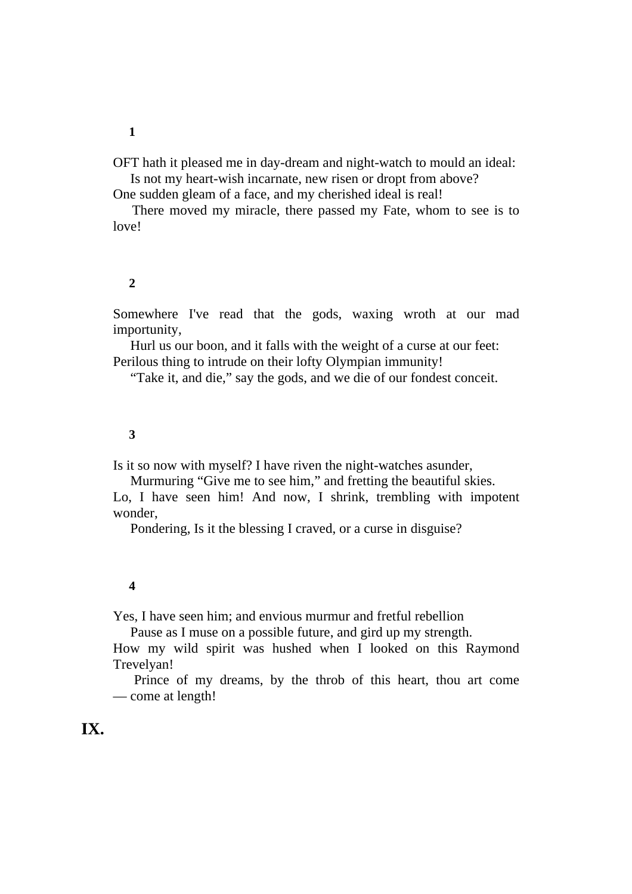**1**

OFT hath it pleased me in day-dream and night-watch to mould an ideal:
Is not my heart-wish incarnate, new risen or dropt from above?
One sudden gleam of a face, and my cherished ideal is real!
There moved my miracle, there passed my Fate, whom to see is to love!

**2**

Somewhere I've read that the gods, waxing wroth at our mad importunity,
Hurl us our boon, and it falls with the weight of a curse at our feet:
Perilous thing to intrude on their lofty Olympian immunity!
"Take it, and die," say the gods, and we die of our fondest conceit.

**3**

Is it so now with myself? I have riven the night-watches asunder,
Murmuring "Give me to see him," and fretting the beautiful skies.
Lo, I have seen him! And now, I shrink, trembling with impotent wonder,
Pondering, Is it the blessing I craved, or a curse in disguise?

**4**

Yes, I have seen him; and envious murmur and fretful rebellion
Pause as I muse on a possible future, and gird up my strength.
How my wild spirit was hushed when I looked on this Raymond Trevelyan!
Prince of my dreams, by the throb of this heart, thou art come — come at length!

# IX.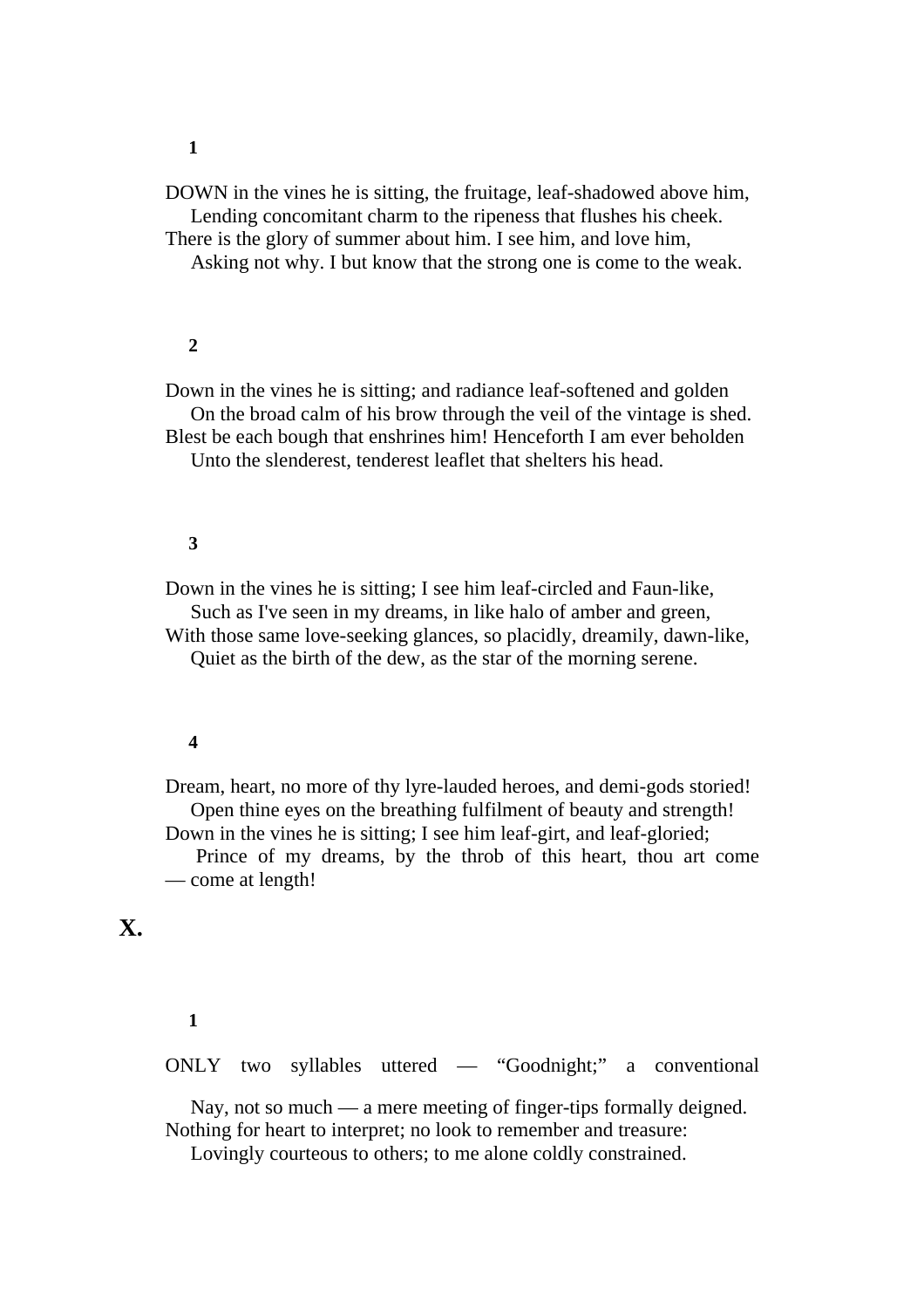**1**

DOWN in the vines he is sitting, the fruitage, leaf-shadowed above him,
Lending concomitant charm to the ripeness that flushes his cheek.
There is the glory of summer about him. I see him, and love him,
Asking not why. I but know that the strong one is come to the weak.

**2**

Down in the vines he is sitting; and radiance leaf-softened and golden
On the broad calm of his brow through the veil of the vintage is shed.
Blest be each bough that enshrines him! Henceforth I am ever beholden
Unto the slenderest, tenderest leaflet that shelters his head.

**3**

Down in the vines he is sitting; I see him leaf-circled and Faun-like,
Such as I've seen in my dreams, in like halo of amber and green,
With those same love-seeking glances, so placidly, dreamily, dawn-like,
Quiet as the birth of the dew, as the star of the morning serene.

**4**

Dream, heart, no more of thy lyre-lauded heroes, and demi-gods storied!
Open thine eyes on the breathing fulfilment of beauty and strength!
Down in the vines he is sitting; I see him leaf-girt, and leaf-gloried;
Prince of my dreams, by the throb of this heart, thou art come — come at length!

## X.

**1**

ONLY two syllables uttered — “Goodnight;” a conventional

Nay, not so much — a mere meeting of finger-tips formally deigned.
Nothing for heart to interpret; no look to remember and treasure:
Lovingly courteous to others; to me alone coldly constrained.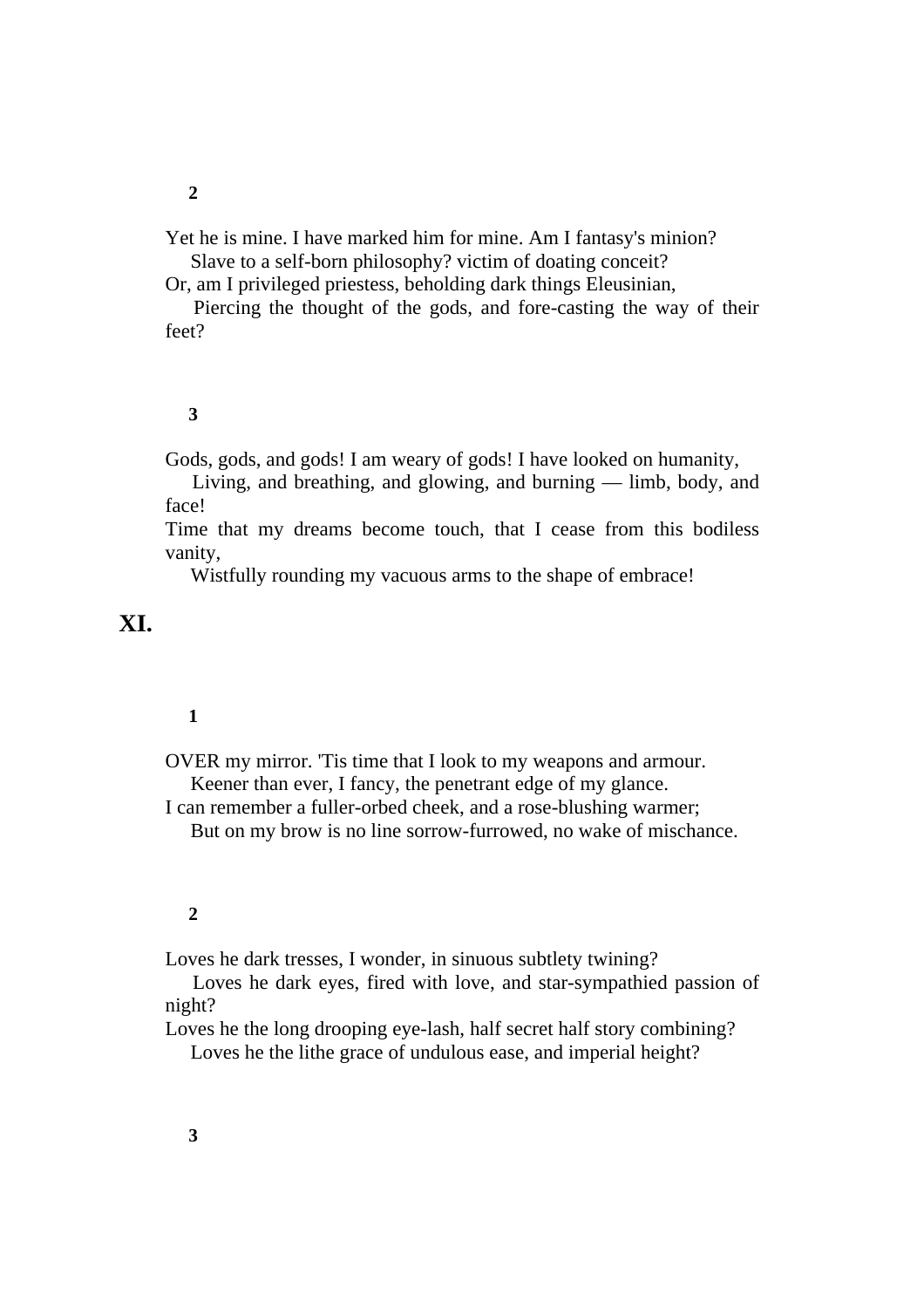**2**

Yet he is mine. I have marked him for mine. Am I fantasy's minion?
Slave to a self-born philosophy? victim of doating conceit?
Or, am I privileged priestess, beholding dark things Eleusinian,
Piercing the thought of the gods, and fore-casting the way of their feet?

**3**

Gods, gods, and gods! I am weary of gods! I have looked on humanity,
Living, and breathing, and glowing, and burning — limb, body, and face!
Time that my dreams become touch, that I cease from this bodiless vanity,
Wistfully rounding my vacuous arms to the shape of embrace!

## XI.

**1**

OVER my mirror. 'Tis time that I look to my weapons and armour.
Keener than ever, I fancy, the penetrant edge of my glance.
I can remember a fuller-orbed cheek, and a rose-blushing warmer;
But on my brow is no line sorrow-furrowed, no wake of mischance.

**2**

Loves he dark tresses, I wonder, in sinuous subtlety twining?
Loves he dark eyes, fired with love, and star-sympathied passion of night?
Loves he the long drooping eye-lash, half secret half story combining?
Loves he the lithe grace of undulous ease, and imperial height?

**3**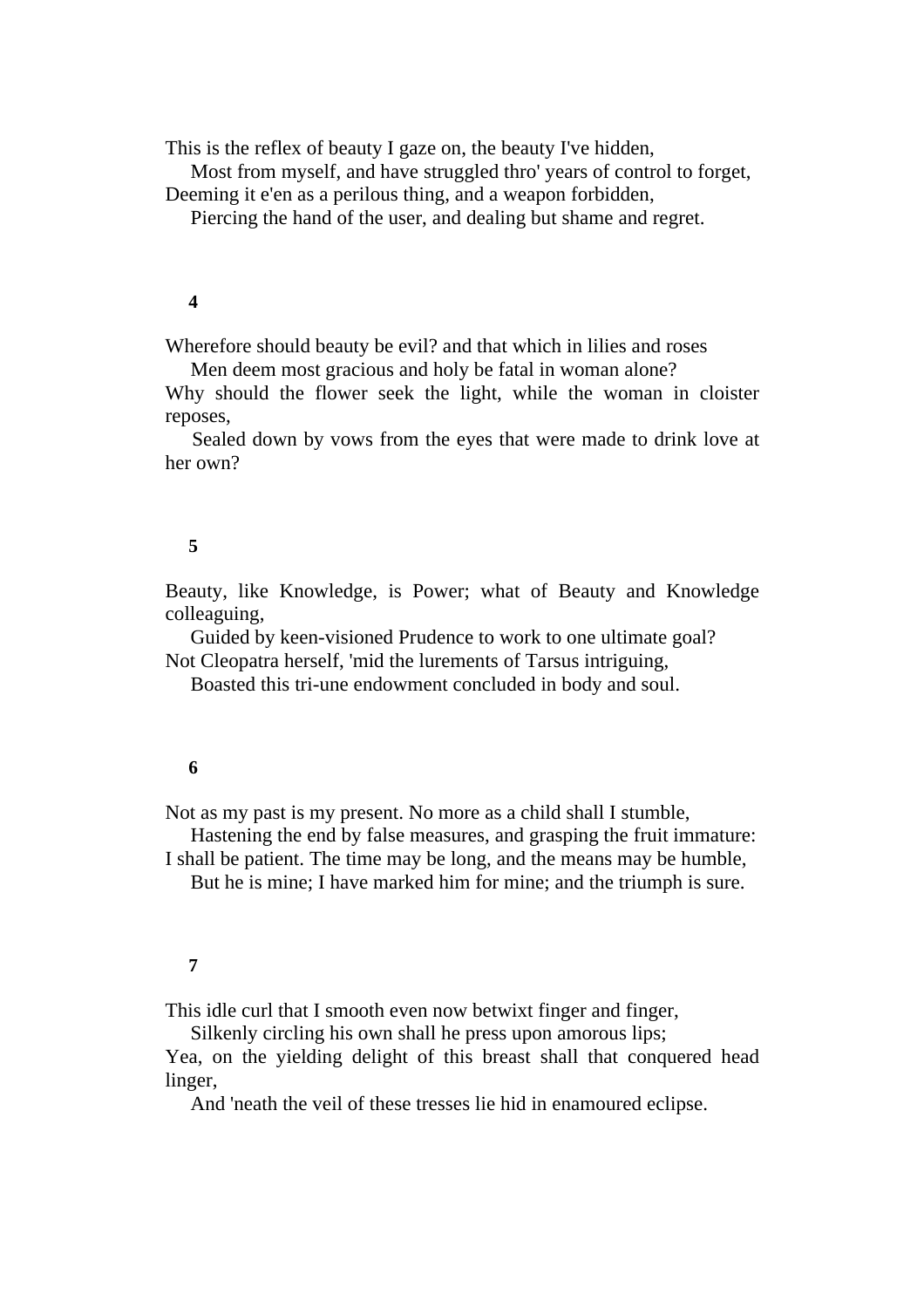This is the reflex of beauty I gaze on, the beauty I've hidden,
    Most from myself, and have struggled thro' years of control to forget,
Deeming it e'en as a perilous thing, and a weapon forbidden,
    Piercing the hand of the user, and dealing but shame and regret.

**4**

Wherefore should beauty be evil? and that which in lilies and roses
    Men deem most gracious and holy be fatal in woman alone?
Why should the flower seek the light, while the woman in cloister reposes,
    Sealed down by vows from the eyes that were made to drink love at her own?

**5**

Beauty, like Knowledge, is Power; what of Beauty and Knowledge colleaguing,
    Guided by keen-visioned Prudence to work to one ultimate goal?
Not Cleopatra herself, 'mid the lurements of Tarsus intriguing,
    Boasted this tri-une endowment concluded in body and soul.

**6**

Not as my past is my present. No more as a child shall I stumble,
    Hastening the end by false measures, and grasping the fruit immature:
I shall be patient. The time may be long, and the means may be humble,
    But he is mine; I have marked him for mine; and the triumph is sure.

**7**

This idle curl that I smooth even now betwixt finger and finger,
    Silkenly circling his own shall he press upon amorous lips;
Yea, on the yielding delight of this breast shall that conquered head linger,
    And 'neath the veil of these tresses lie hid in enamoured eclipse.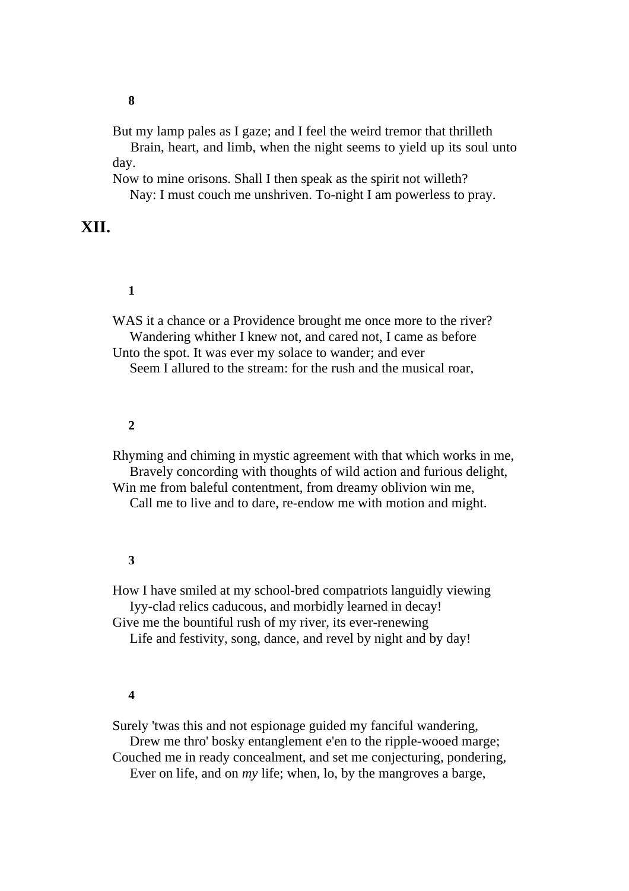**8**

But my lamp pales as I gaze; and I feel the weird tremor that thrilleth
    Brain, heart, and limb, when the night seems to yield up its soul unto day.
Now to mine orisons. Shall I then speak as the spirit not willeth?
    Nay: I must couch me unshriven. To-night I am powerless to pray.

## XII.

**1**

WAS it a chance or a Providence brought me once more to the river?
    Wandering whither I knew not, and cared not, I came as before
Unto the spot. It was ever my solace to wander; and ever
    Seem I allured to the stream: for the rush and the musical roar,

**2**

Rhyming and chiming in mystic agreement with that which works in me,
    Bravely concording with thoughts of wild action and furious delight,
Win me from baleful contentment, from dreamy oblivion win me,
    Call me to live and to dare, re-endow me with motion and might.

**3**

How I have smiled at my school-bred compatriots languidly viewing
    Iyy-clad relics caducous, and morbidly learned in decay!
Give me the bountiful rush of my river, its ever-renewing
    Life and festivity, song, dance, and revel by night and by day!

**4**

Surely 'twas this and not espionage guided my fanciful wandering,
    Drew me thro' bosky entanglement e'en to the ripple-wooed marge;
Couched me in ready concealment, and set me conjecturing, pondering,
    Ever on life, and on *my* life; when, lo, by the mangroves a barge,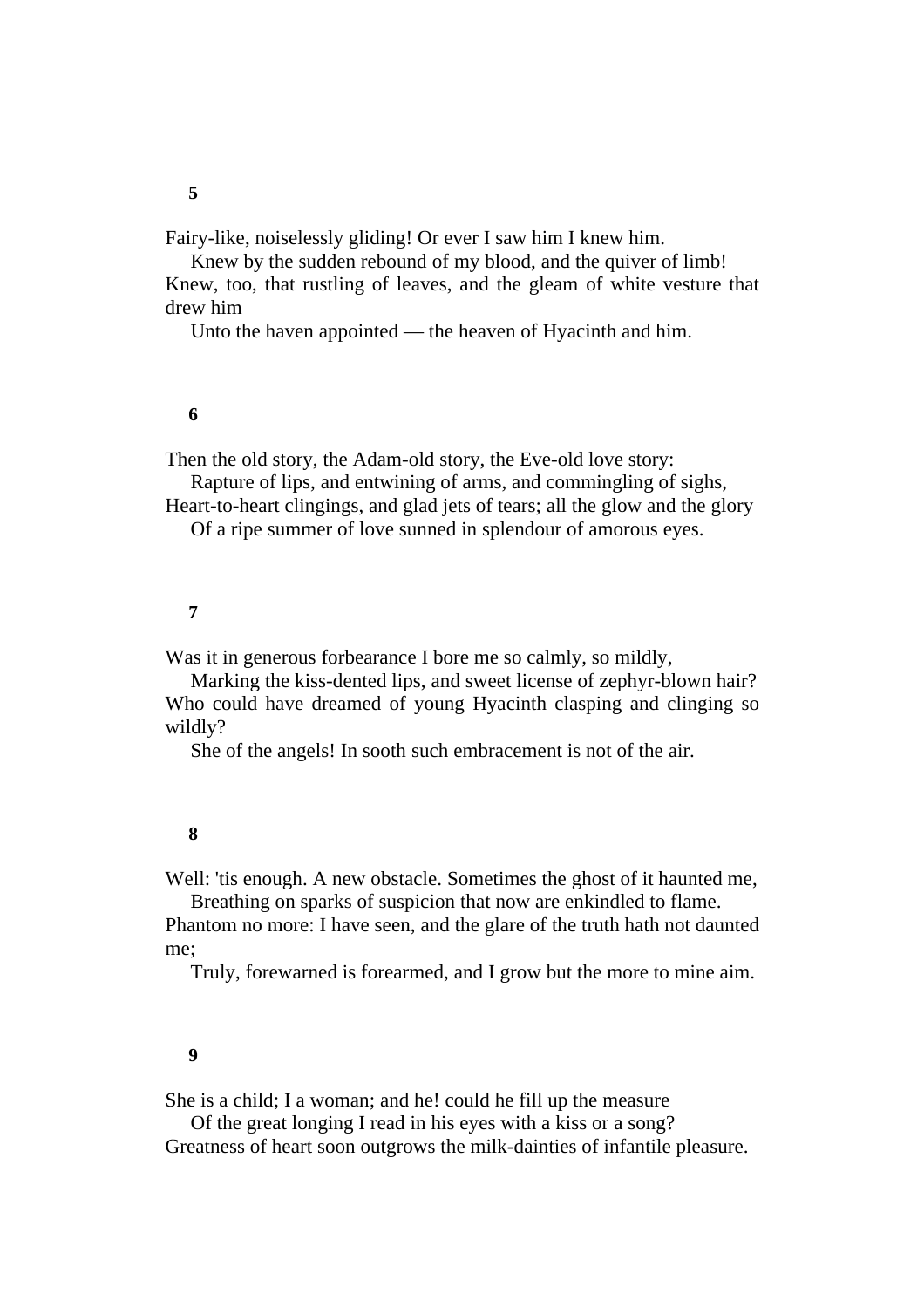**5**

Fairy-like, noiselessly gliding! Or ever I saw him I knew him.
    Knew by the sudden rebound of my blood, and the quiver of limb!
Knew, too, that rustling of leaves, and the gleam of white vesture that drew him
    Unto the haven appointed — the heaven of Hyacinth and him.

**6**

Then the old story, the Adam-old story, the Eve-old love story:
    Rapture of lips, and entwining of arms, and commingling of sighs,
Heart-to-heart clingings, and glad jets of tears; all the glow and the glory
    Of a ripe summer of love sunned in splendour of amorous eyes.

**7**

Was it in generous forbearance I bore me so calmly, so mildly,
    Marking the kiss-dented lips, and sweet license of zephyr-blown hair?
Who could have dreamed of young Hyacinth clasping and clinging so wildly?
    She of the angels! In sooth such embracement is not of the air.

**8**

Well: 'tis enough. A new obstacle. Sometimes the ghost of it haunted me,
    Breathing on sparks of suspicion that now are enkindled to flame.
Phantom no more: I have seen, and the glare of the truth hath not daunted me;
    Truly, forewarned is forearmed, and I grow but the more to mine aim.

**9**

She is a child; I a woman; and he! could he fill up the measure
    Of the great longing I read in his eyes with a kiss or a song?
Greatness of heart soon outgrows the milk-dainties of infantile pleasure.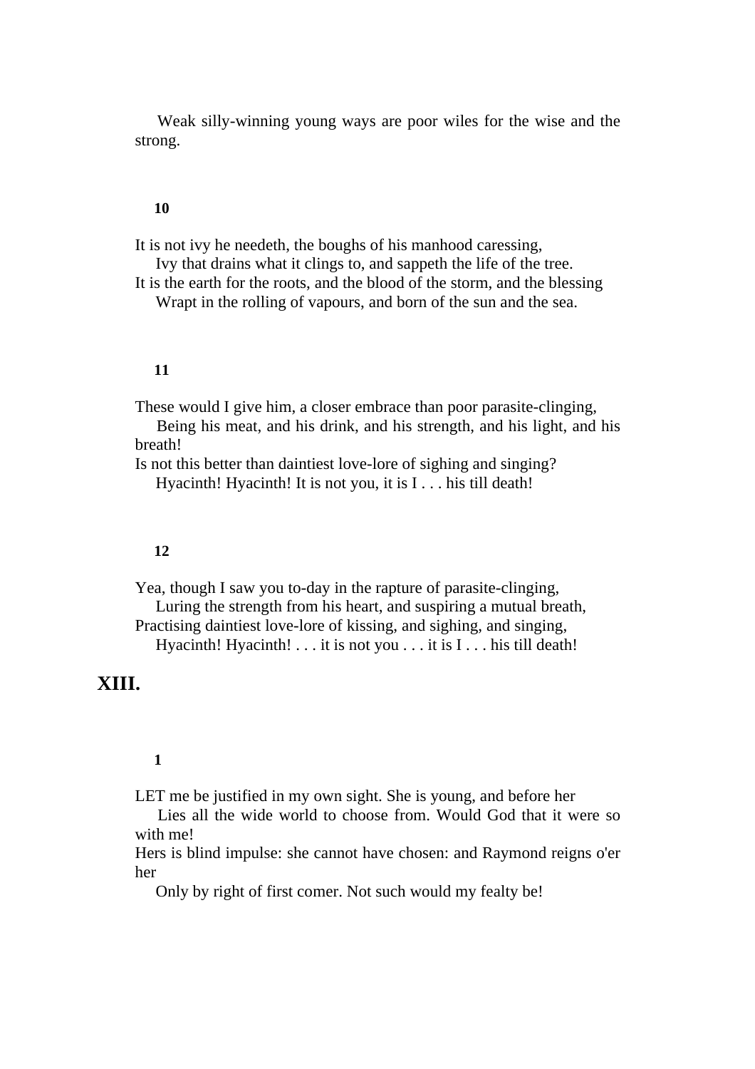Weak silly-winning young ways are poor wiles for the wise and the strong.

**10**

It is not ivy he needeth, the boughs of his manhood caressing,  
Ivy that drains what it clings to, and sappeth the life of the tree.  
It is the earth for the roots, and the blood of the storm, and the blessing  
Wrapt in the rolling of vapours, and born of the sun and the sea.

**11**

These would I give him, a closer embrace than poor parasite-clinging,  
Being his meat, and his drink, and his strength, and his light, and his breath!  
Is not this better than daintiest love-lore of sighing and singing?  
Hyacinth! Hyacinth! It is not you, it is I . . . his till death!

**12**

Yea, though I saw you to-day in the rapture of parasite-clinging,  
Luring the strength from his heart, and suspiring a mutual breath,  
Practising daintiest love-lore of kissing, and sighing, and singing,  
Hyacinth! Hyacinth! . . . it is not you . . . it is I . . . his till death!

## XIII.

**1**

LET me be justified in my own sight. She is young, and before her  
Lies all the wide world to choose from. Would God that it were so with me!  
Hers is blind impulse: she cannot have chosen: and Raymond reigns o'er her  
Only by right of first comer. Not such would my fealty be!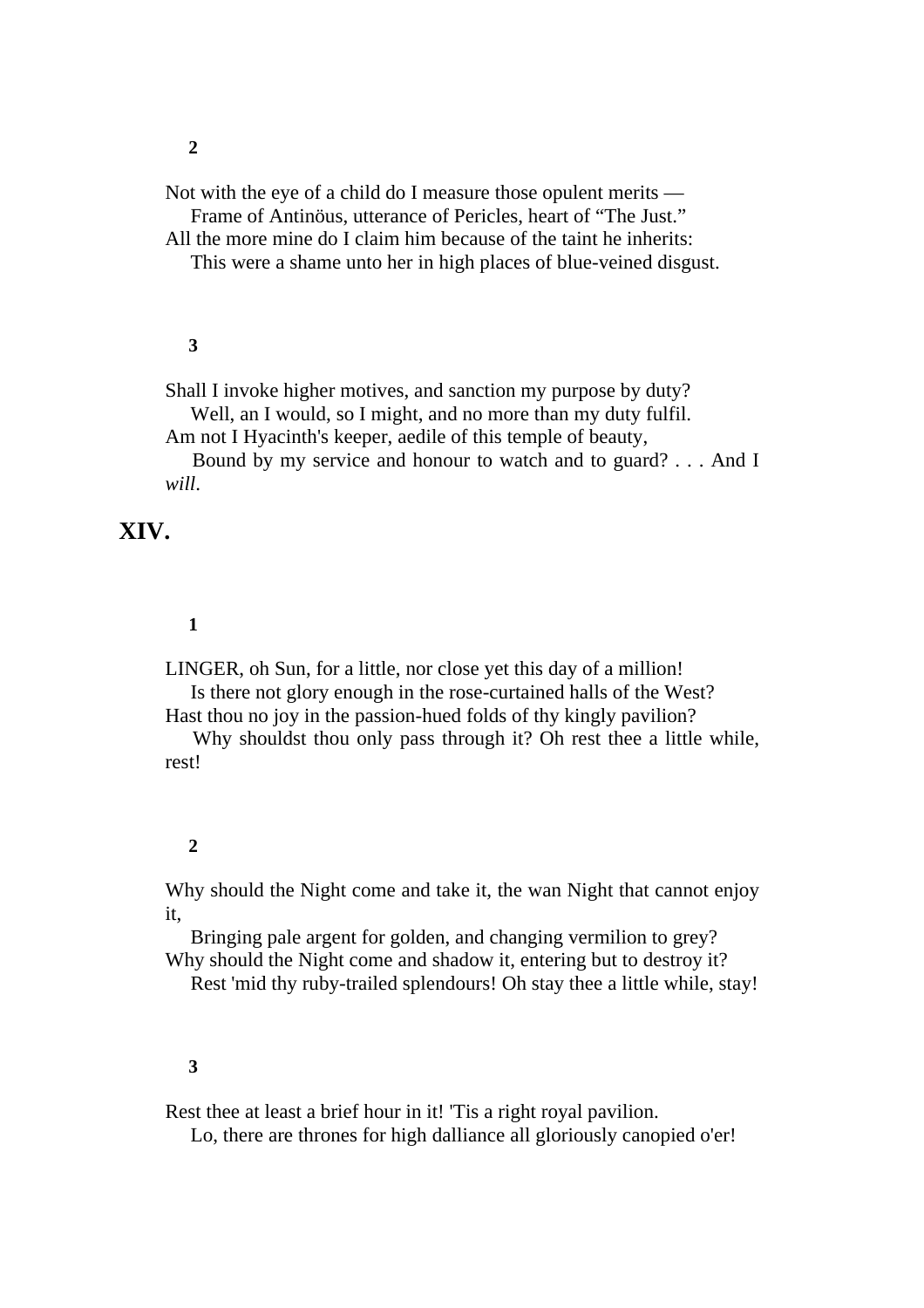**2**

Not with the eye of a child do I measure those opulent merits —
    Frame of Antinöus, utterance of Pericles, heart of "The Just."
All the more mine do I claim him because of the taint he inherits:
    This were a shame unto her in high places of blue-veined disgust.

**3**

Shall I invoke higher motives, and sanction my purpose by duty?
    Well, an I would, so I might, and no more than my duty fulfil.
Am not I Hyacinth's keeper, aedile of this temple of beauty,
    Bound by my service and honour to watch and to guard? . . . And I *will*.

## XIV.

**1**

LINGER, oh Sun, for a little, nor close yet this day of a million!
    Is there not glory enough in the rose-curtained halls of the West?
Hast thou no joy in the passion-hued folds of thy kingly pavilion?
    Why shouldst thou only pass through it? Oh rest thee a little while, rest!

**2**

Why should the Night come and take it, the wan Night that cannot enjoy it,
    Bringing pale argent for golden, and changing vermilion to grey?
Why should the Night come and shadow it, entering but to destroy it?
    Rest 'mid thy ruby-trailed splendours! Oh stay thee a little while, stay!

**3**

Rest thee at least a brief hour in it! 'Tis a right royal pavilion.
    Lo, there are thrones for high dalliance all gloriously canopied o'er!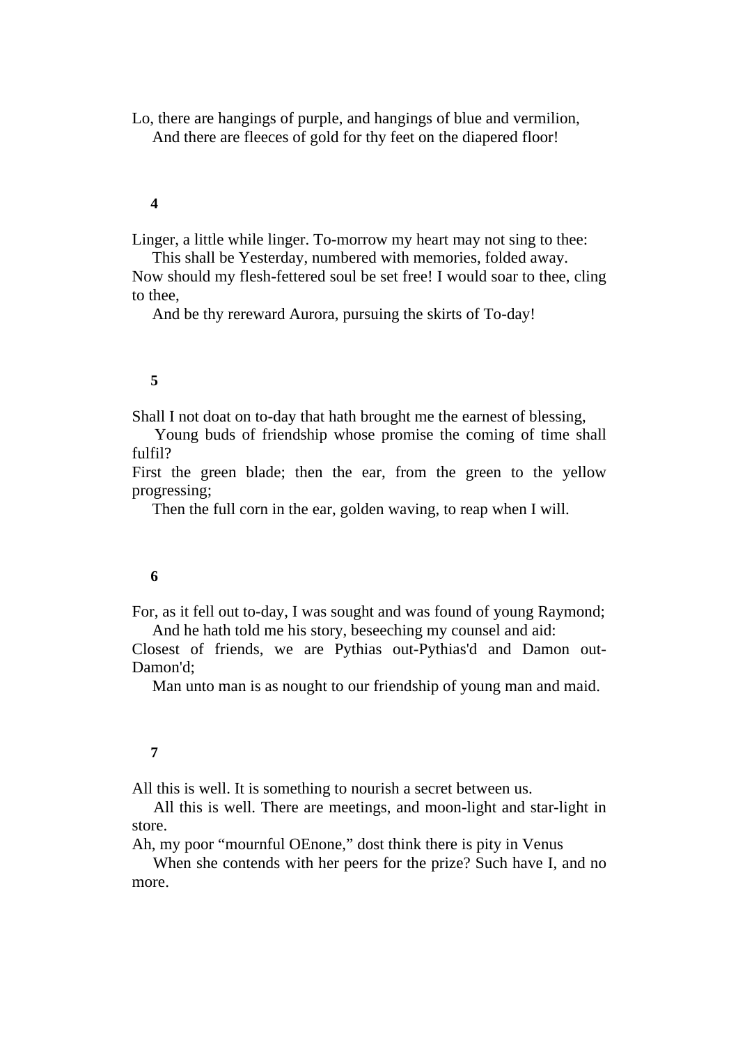Lo, there are hangings of purple, and hangings of blue and vermilion,
    And there are fleeces of gold for thy feet on the diapered floor!

**4**

Linger, a little while linger. To-morrow my heart may not sing to thee:
    This shall be Yesterday, numbered with memories, folded away.
Now should my flesh-fettered soul be set free! I would soar to thee, cling to thee,
    And be thy rereward Aurora, pursuing the skirts of To-day!

**5**

Shall I not doat on to-day that hath brought me the earnest of blessing,
    Young buds of friendship whose promise the coming of time shall fulfil?
First the green blade; then the ear, from the green to the yellow progressing;
    Then the full corn in the ear, golden waving, to reap when I will.

**6**

For, as it fell out to-day, I was sought and was found of young Raymond;
    And he hath told me his story, beseeching my counsel and aid:
Closest of friends, we are Pythias out-Pythias'd and Damon out-Damon'd;
    Man unto man is as nought to our friendship of young man and maid.

**7**

All this is well. It is something to nourish a secret between us.
    All this is well. There are meetings, and moon-light and star-light in store.
Ah, my poor "mournful OEnone," dost think there is pity in Venus
    When she contends with her peers for the prize? Such have I, and no more.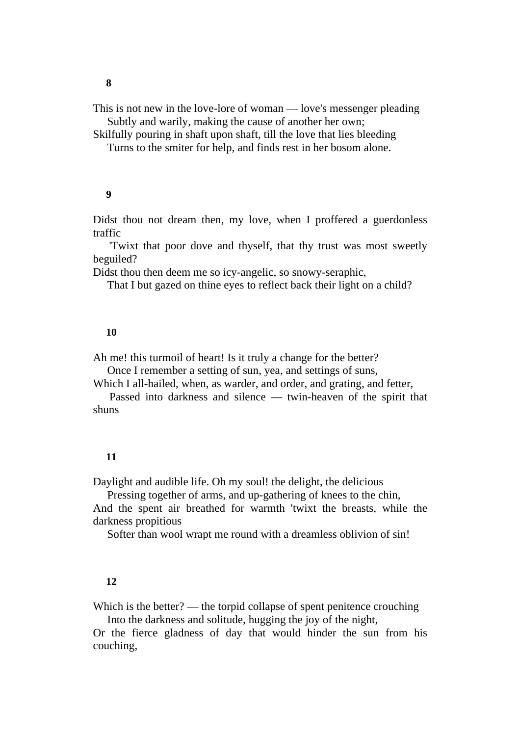**8**

This is not new in the love-lore of woman — love's messenger pleading
Subtly and warily, making the cause of another her own;
Skilfully pouring in shaft upon shaft, till the love that lies bleeding
Turns to the smiter for help, and finds rest in her bosom alone.

**9**

Didst thou not dream then, my love, when I proffered a guerdonless traffic
'Twixt that poor dove and thyself, that thy trust was most sweetly beguiled?
Didst thou then deem me so icy-angelic, so snowy-seraphic,
That I but gazed on thine eyes to reflect back their light on a child?

**10**

Ah me! this turmoil of heart! Is it truly a change for the better?
Once I remember a setting of sun, yea, and settings of suns,
Which I all-hailed, when, as warder, and order, and grating, and fetter,
Passed into darkness and silence — twin-heaven of the spirit that shuns

**11**

Daylight and audible life. Oh my soul! the delight, the delicious
Pressing together of arms, and up-gathering of knees to the chin,
And the spent air breathed for warmth 'twixt the breasts, while the darkness propitious
Softer than wool wrapt me round with a dreamless oblivion of sin!

**12**

Which is the better? — the torpid collapse of spent penitence crouching
Into the darkness and solitude, hugging the joy of the night,
Or the fierce gladness of day that would hinder the sun from his couching,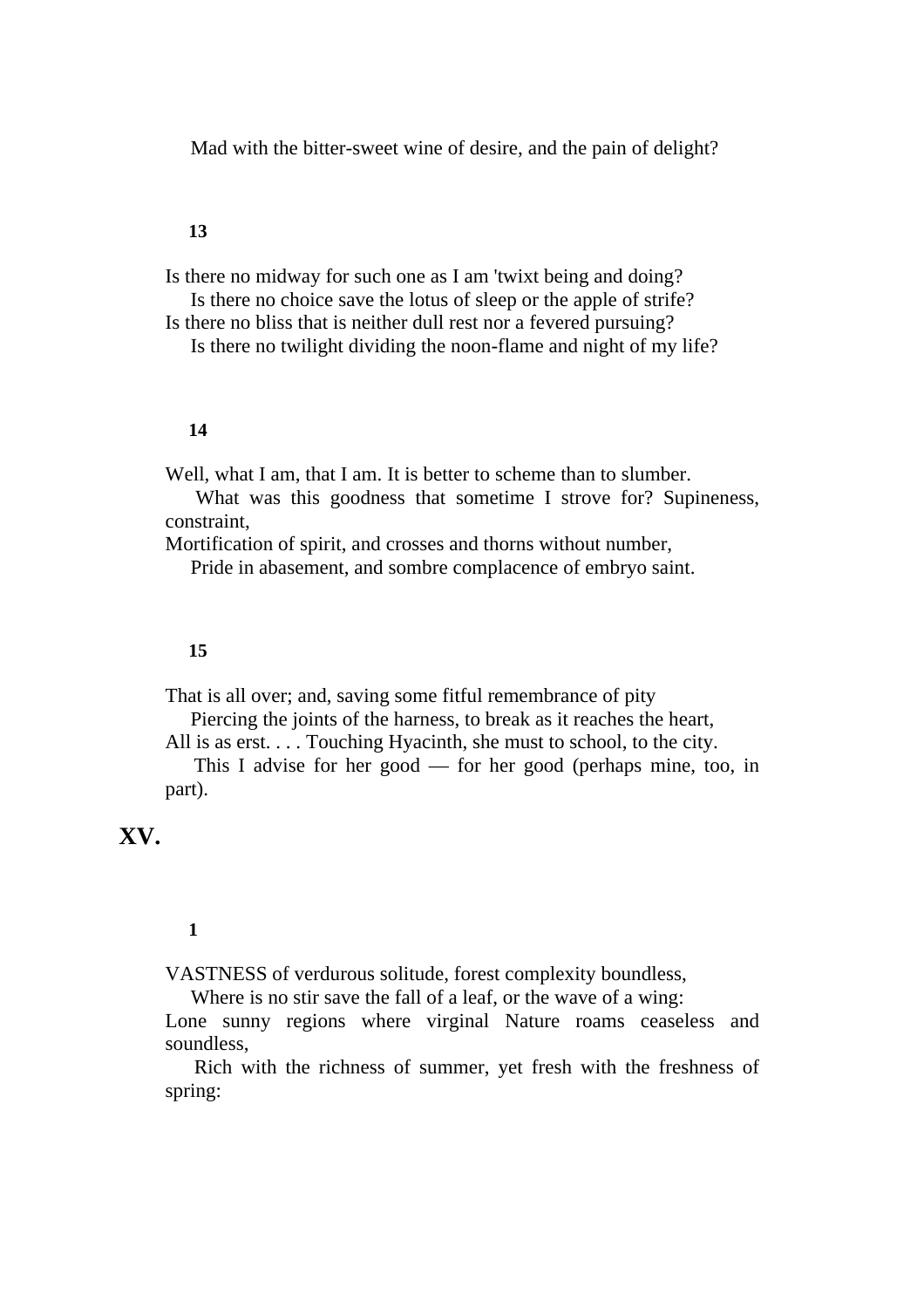Mad with the bitter-sweet wine of desire, and the pain of delight?

**13**

Is there no midway for such one as I am 'twixt being and doing?
Is there no choice save the lotus of sleep or the apple of strife?
Is there no bliss that is neither dull rest nor a fevered pursuing?
Is there no twilight dividing the noon-flame and night of my life?

**14**

Well, what I am, that I am. It is better to scheme than to slumber.
What was this goodness that sometime I strove for? Supineness, constraint,
Mortification of spirit, and crosses and thorns without number,
Pride in abasement, and sombre complacence of embryo saint.

**15**

That is all over; and, saving some fitful remembrance of pity
Piercing the joints of the harness, to break as it reaches the heart,
All is as erst. . . . Touching Hyacinth, she must to school, to the city.
This I advise for her good — for her good (perhaps mine, too, in part).

## XV.

**1**

VASTNESS of verdurous solitude, forest complexity boundless,
Where is no stir save the fall of a leaf, or the wave of a wing:
Lone sunny regions where virginal Nature roams ceaseless and soundless,
Rich with the richness of summer, yet fresh with the freshness of spring: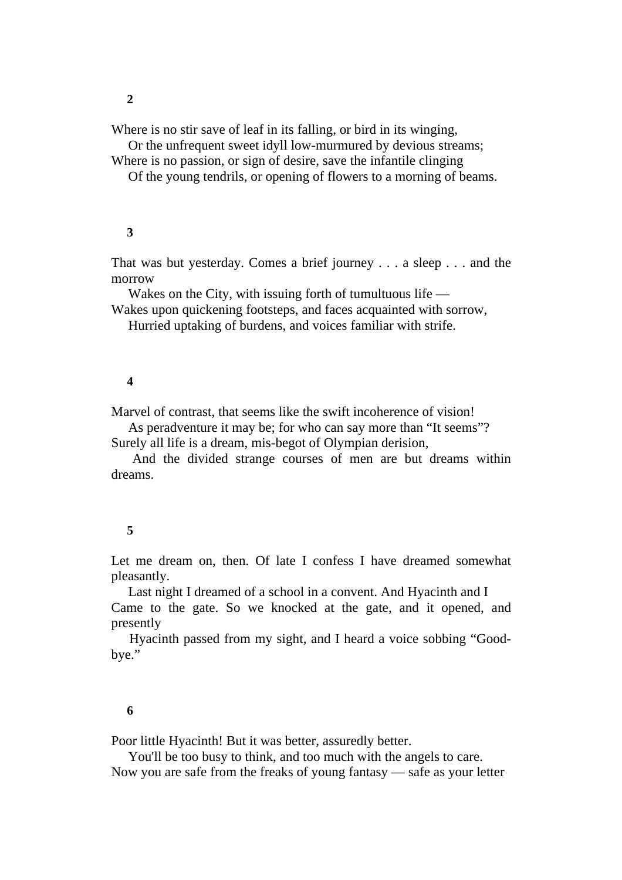**2**

Where is no stir save of leaf in its falling, or bird in its winging,
    Or the unfrequent sweet idyll low-murmured by devious streams;
Where is no passion, or sign of desire, save the infantile clinging
    Of the young tendrils, or opening of flowers to a morning of beams.

**3**

That was but yesterday. Comes a brief journey . . . a sleep . . . and the morrow
    Wakes on the City, with issuing forth of tumultuous life —
Wakes upon quickening footsteps, and faces acquainted with sorrow,
    Hurried uptaking of burdens, and voices familiar with strife.

**4**

Marvel of contrast, that seems like the swift incoherence of vision!
    As peradventure it may be; for who can say more than "It seems"?
Surely all life is a dream, mis-begot of Olympian derision,
    And the divided strange courses of men are but dreams within dreams.

**5**

Let me dream on, then. Of late I confess I have dreamed somewhat pleasantly.
    Last night I dreamed of a school in a convent. And Hyacinth and I
Came to the gate. So we knocked at the gate, and it opened, and presently
    Hyacinth passed from my sight, and I heard a voice sobbing "Good-bye."

**6**

Poor little Hyacinth! But it was better, assuredly better.
    You'll be too busy to think, and too much with the angels to care.
Now you are safe from the freaks of young fantasy — safe as your letter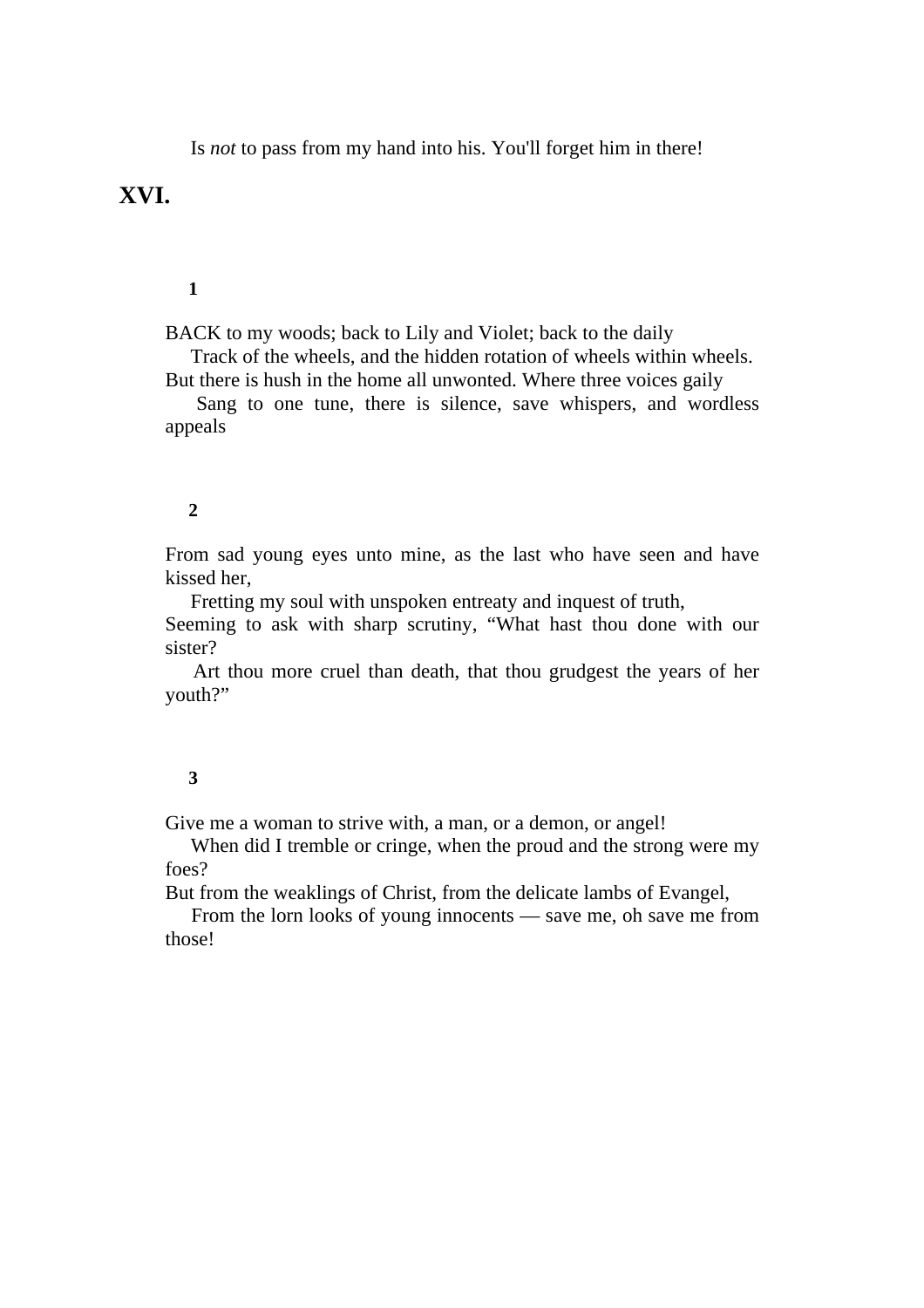Is *not* to pass from my hand into his. You'll forget him in there!

## XVI.

**1**

BACK to my woods; back to Lily and Violet; back to the daily
Track of the wheels, and the hidden rotation of wheels within wheels.
But there is hush in the home all unwonted. Where three voices gaily
Sang to one tune, there is silence, save whispers, and wordless appeals

**2**

From sad young eyes unto mine, as the last who have seen and have kissed her,
Fretting my soul with unspoken entreaty and inquest of truth,
Seeming to ask with sharp scrutiny, “What hast thou done with our sister?
Art thou more cruel than death, that thou grudgest the years of her youth?”

**3**

Give me a woman to strive with, a man, or a demon, or angel!
When did I tremble or cringe, when the proud and the strong were my foes?
But from the weaklings of Christ, from the delicate lambs of Evangel,
From the lorn looks of young innocents — save me, oh save me from those!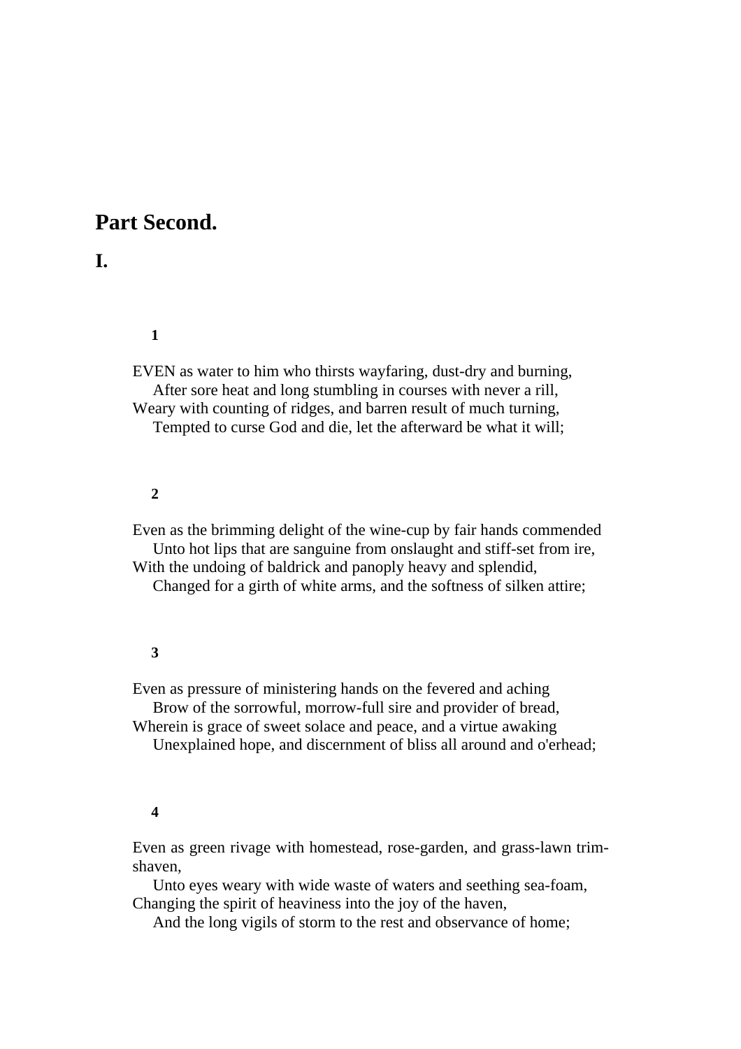## Part Second.

## I.

**1**

EVEN as water to him who thirsts wayfaring, dust-dry and burning,
　After sore heat and long stumbling in courses with never a rill,
Weary with counting of ridges, and barren result of much turning,
　Tempted to curse God and die, let the afterward be what it will;

**2**

Even as the brimming delight of the wine-cup by fair hands commended
　Unto hot lips that are sanguine from onslaught and stiff-set from ire,
With the undoing of baldrick and panoply heavy and splendid,
　Changed for a girth of white arms, and the softness of silken attire;

**3**

Even as pressure of ministering hands on the fevered and aching
　Brow of the sorrowful, morrow-full sire and provider of bread,
Wherein is grace of sweet solace and peace, and a virtue awaking
　Unexplained hope, and discernment of bliss all around and o'erhead;

**4**

Even as green rivage with homestead, rose-garden, and grass-lawn trim-shaven,
　Unto eyes weary with wide waste of waters and seething sea-foam,
Changing the spirit of heaviness into the joy of the haven,
　And the long vigils of storm to the rest and observance of home;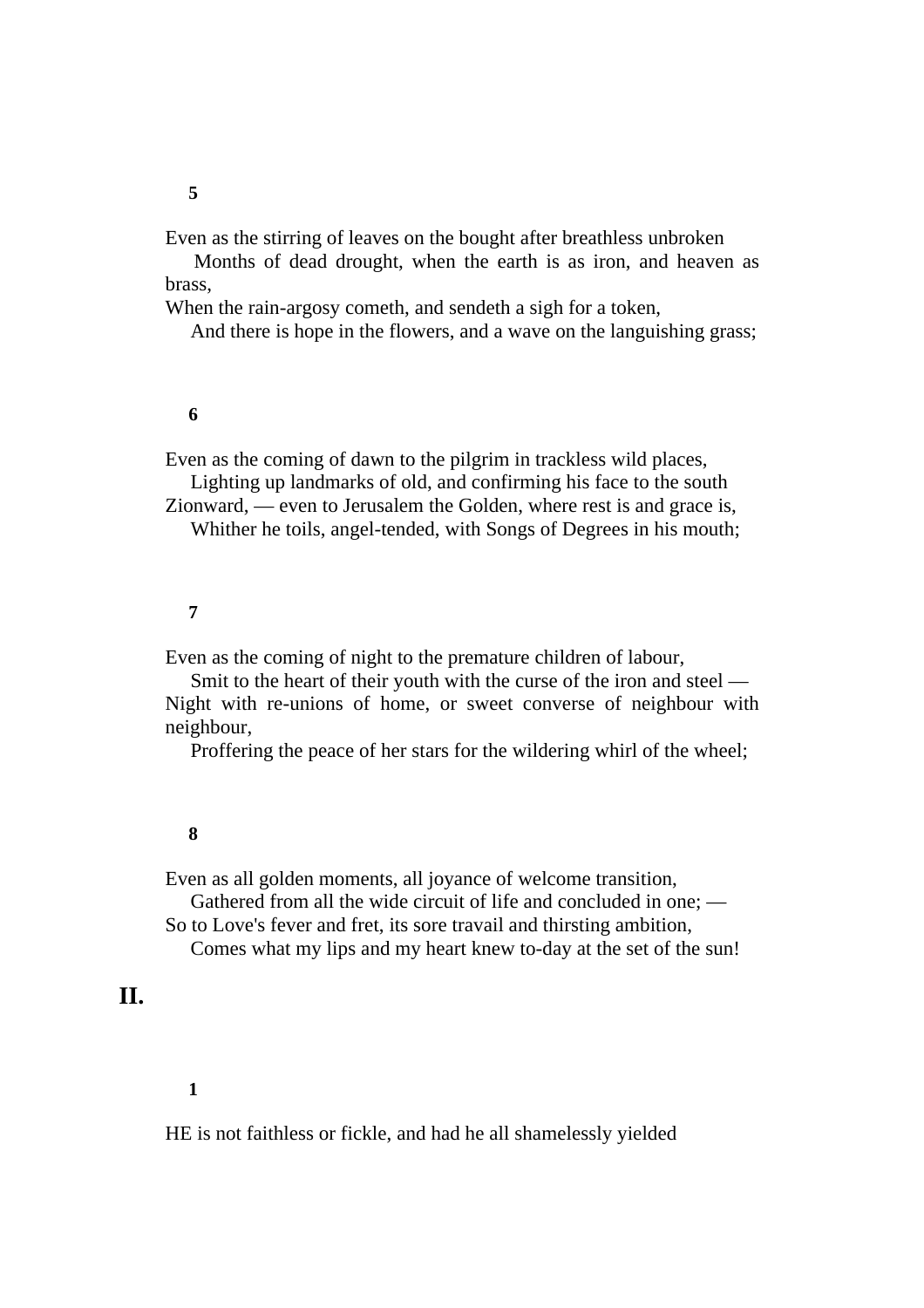**5**

Even as the stirring of leaves on the bought after breathless unbroken
 Months of dead drought, when the earth is as iron, and heaven as brass,
When the rain-argosy cometh, and sendeth a sigh for a token,
 And there is hope in the flowers, and a wave on the languishing grass;

**6**

Even as the coming of dawn to the pilgrim in trackless wild places,
 Lighting up landmarks of old, and confirming his face to the south
Zionward, — even to Jerusalem the Golden, where rest is and grace is,
 Whither he toils, angel-tended, with Songs of Degrees in his mouth;

**7**

Even as the coming of night to the premature children of labour,
 Smit to the heart of their youth with the curse of the iron and steel —
Night with re-unions of home, or sweet converse of neighbour with neighbour,
 Proffering the peace of her stars for the wildering whirl of the wheel;

**8**

Even as all golden moments, all joyance of welcome transition,
 Gathered from all the wide circuit of life and concluded in one; —
So to Love's fever and fret, its sore travail and thirsting ambition,
 Comes what my lips and my heart knew to-day at the set of the sun!

## II.

**1**

HE is not faithless or fickle, and had he all shamelessly yielded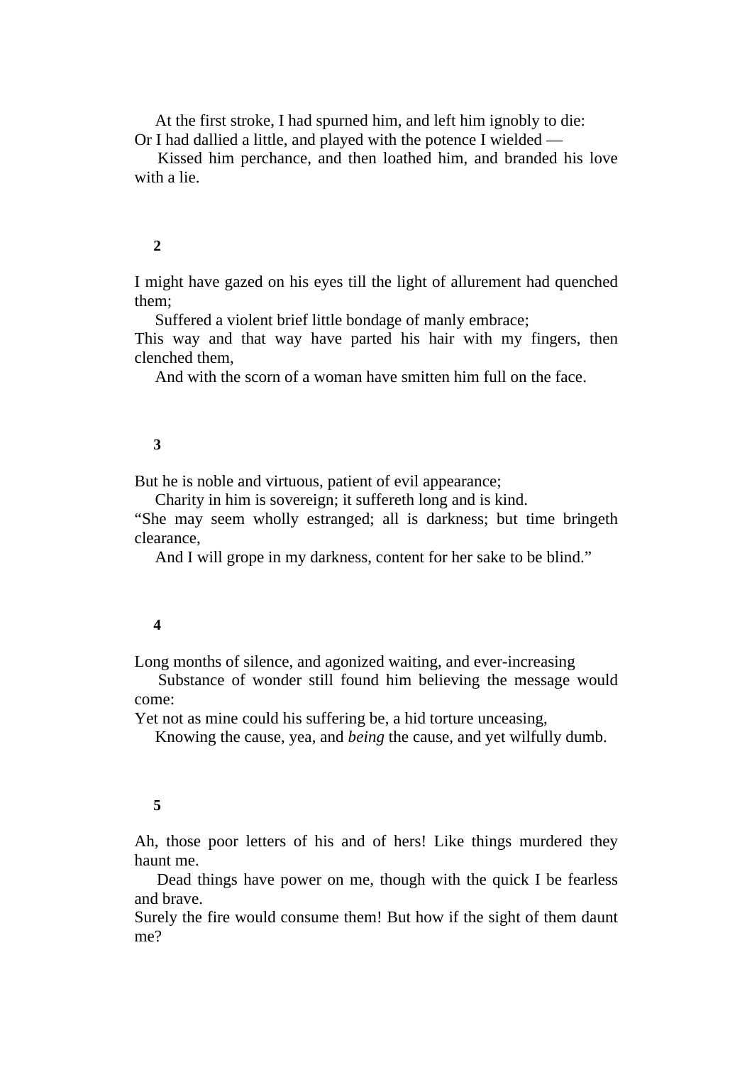At the first stroke, I had spurned him, and left him ignobly to die:  
Or I had dallied a little, and played with the potence I wielded —  
Kissed him perchance, and then loathed him, and branded his love with a lie.

**2**

I might have gazed on his eyes till the light of allurement had quenched them;  
Suffered a violent brief little bondage of manly embrace;  
This way and that way have parted his hair with my fingers, then clenched them,  
And with the scorn of a woman have smitten him full on the face.

**3**

But he is noble and virtuous, patient of evil appearance;  
Charity in him is sovereign; it suffereth long and is kind.  
"She may seem wholly estranged; all is darkness; but time bringeth clearance,  
And I will grope in my darkness, content for her sake to be blind."

**4**

Long months of silence, and agonized waiting, and ever-increasing  
Substance of wonder still found him believing the message would come:  
Yet not as mine could his suffering be, a hid torture unceasing,  
Knowing the cause, yea, and *being* the cause, and yet wilfully dumb.

**5**

Ah, those poor letters of his and of hers! Like things murdered they haunt me.  
Dead things have power on me, though with the quick I be fearless and brave.  
Surely the fire would consume them! But how if the sight of them daunt me?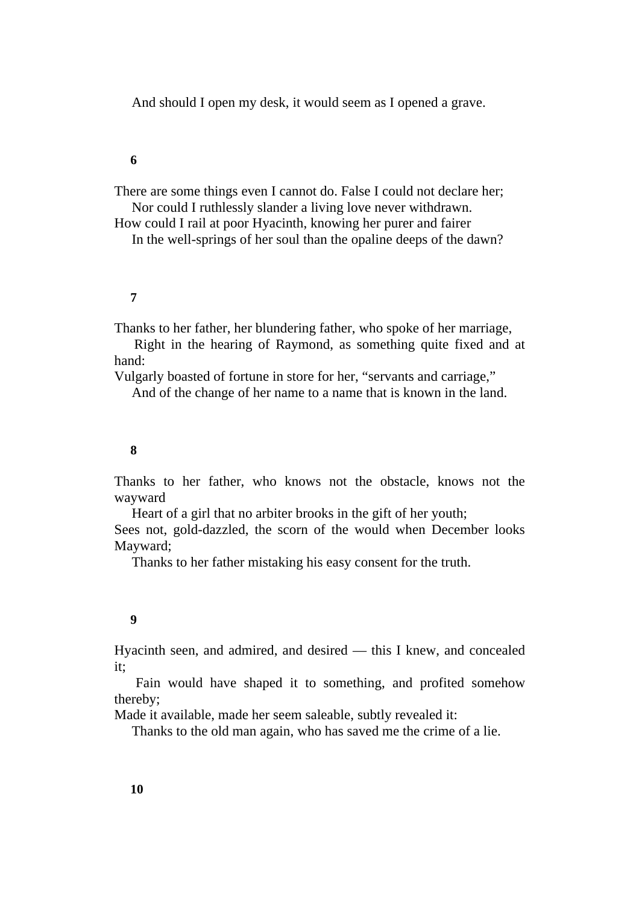And should I open my desk, it would seem as I opened a grave.

**6**

There are some things even I cannot do. False I could not declare her;
Nor could I ruthlessly slander a living love never withdrawn.
How could I rail at poor Hyacinth, knowing her purer and fairer
In the well-springs of her soul than the opaline deeps of the dawn?

**7**

Thanks to her father, her blundering father, who spoke of her marriage,
Right in the hearing of Raymond, as something quite fixed and at hand:
Vulgarly boasted of fortune in store for her, "servants and carriage,"
And of the change of her name to a name that is known in the land.

**8**

Thanks to her father, who knows not the obstacle, knows not the wayward
Heart of a girl that no arbiter brooks in the gift of her youth;
Sees not, gold-dazzled, the scorn of the would when December looks Mayward;
Thanks to her father mistaking his easy consent for the truth.

**9**

Hyacinth seen, and admired, and desired — this I knew, and concealed it;
Fain would have shaped it to something, and profited somehow thereby;
Made it available, made her seem saleable, subtly revealed it:
Thanks to the old man again, who has saved me the crime of a lie.

**10**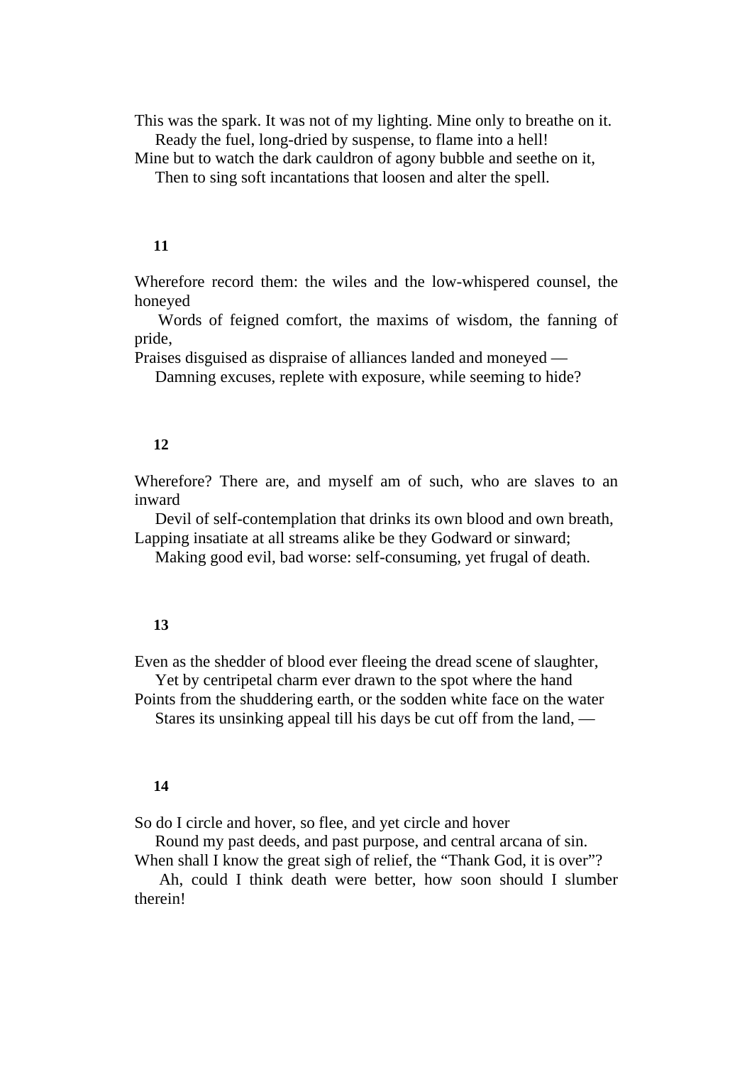This was the spark. It was not of my lighting. Mine only to breathe on it.
    Ready the fuel, long-dried by suspense, to flame into a hell!
Mine but to watch the dark cauldron of agony bubble and seethe on it,
    Then to sing soft incantations that loosen and alter the spell.

**11**

Wherefore record them: the wiles and the low-whispered counsel, the honeyed
    Words of feigned comfort, the maxims of wisdom, the fanning of pride,
Praises disguised as dispraise of alliances landed and moneyed —
    Damning excuses, replete with exposure, while seeming to hide?

**12**

Wherefore? There are, and myself am of such, who are slaves to an inward
    Devil of self-contemplation that drinks its own blood and own breath,
Lapping insatiate at all streams alike be they Godward or sinward;
    Making good evil, bad worse: self-consuming, yet frugal of death.

**13**

Even as the shedder of blood ever fleeing the dread scene of slaughter,
    Yet by centripetal charm ever drawn to the spot where the hand
Points from the shuddering earth, or the sodden white face on the water
    Stares its unsinking appeal till his days be cut off from the land, —

**14**

So do I circle and hover, so flee, and yet circle and hover
    Round my past deeds, and past purpose, and central arcana of sin.
When shall I know the great sigh of relief, the "Thank God, it is over"?
    Ah, could I think death were better, how soon should I slumber therein!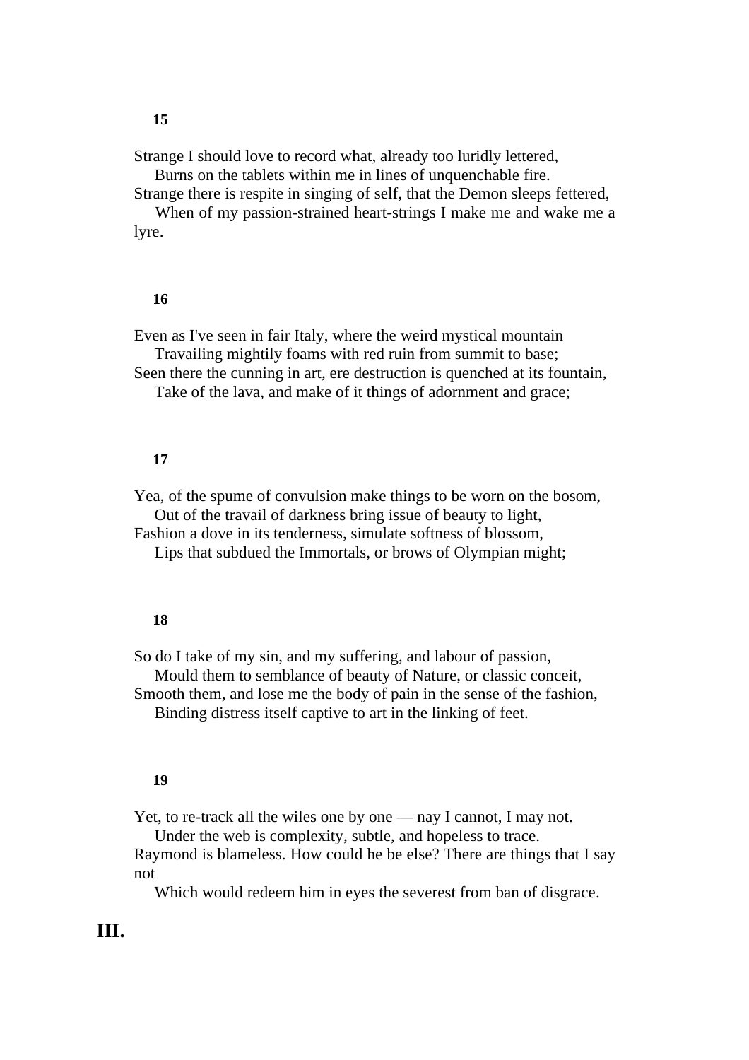**15**

Strange I should love to record what, already too luridly lettered,
Burns on the tablets within me in lines of unquenchable fire.
Strange there is respite in singing of self, that the Demon sleeps fettered,
When of my passion-strained heart-strings I make me and wake me a lyre.

**16**

Even as I've seen in fair Italy, where the weird mystical mountain
Travailing mightily foams with red ruin from summit to base;
Seen there the cunning in art, ere destruction is quenched at its fountain,
Take of the lava, and make of it things of adornment and grace;

**17**

Yea, of the spume of convulsion make things to be worn on the bosom,
Out of the travail of darkness bring issue of beauty to light,
Fashion a dove in its tenderness, simulate softness of blossom,
Lips that subdued the Immortals, or brows of Olympian might;

**18**

So do I take of my sin, and my suffering, and labour of passion,
Mould them to semblance of beauty of Nature, or classic conceit,
Smooth them, and lose me the body of pain in the sense of the fashion,
Binding distress itself captive to art in the linking of feet.

**19**

Yet, to re-track all the wiles one by one — nay I cannot, I may not.
Under the web is complexity, subtle, and hopeless to trace.
Raymond is blameless. How could he be else? There are things that I say not
Which would redeem him in eyes the severest from ban of disgrace.

# III.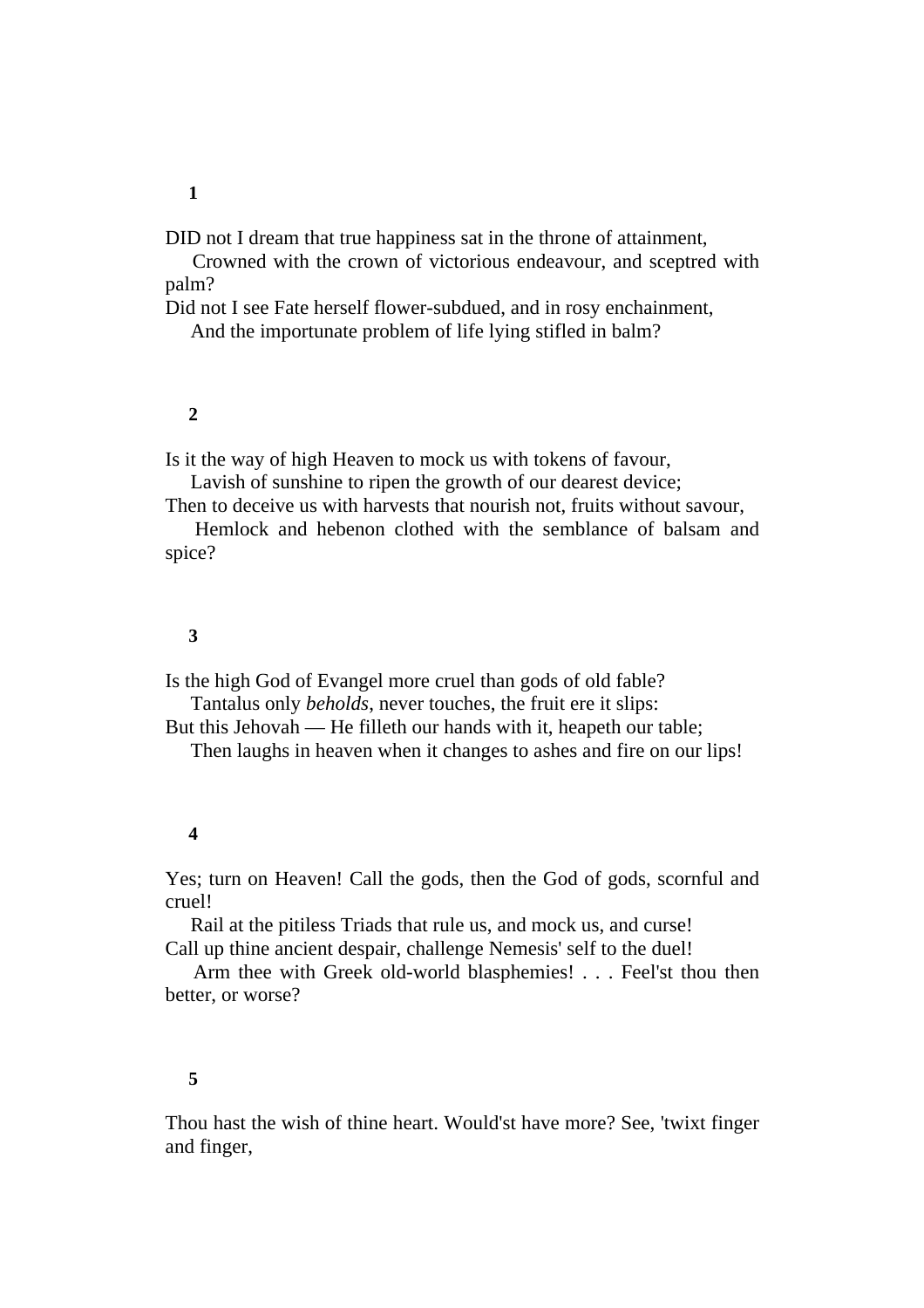**1**

DID not I dream that true happiness sat in the throne of attainment,
Crowned with the crown of victorious endeavour, and sceptred with palm?
Did not I see Fate herself flower-subdued, and in rosy enchainment,
And the importunate problem of life lying stifled in balm?

**2**

Is it the way of high Heaven to mock us with tokens of favour,
Lavish of sunshine to ripen the growth of our dearest device;
Then to deceive us with harvests that nourish not, fruits without savour,
Hemlock and hebenon clothed with the semblance of balsam and spice?

**3**

Is the high God of Evangel more cruel than gods of old fable?
Tantalus only *beholds*, never touches, the fruit ere it slips:
But this Jehovah — He filleth our hands with it, heapeth our table;
Then laughs in heaven when it changes to ashes and fire on our lips!

**4**

Yes; turn on Heaven! Call the gods, then the God of gods, scornful and cruel!
Rail at the pitiless Triads that rule us, and mock us, and curse!
Call up thine ancient despair, challenge Nemesis' self to the duel!
Arm thee with Greek old-world blasphemies! . . . Feel'st thou then better, or worse?

**5**

Thou hast the wish of thine heart. Would'st have more? See, 'twixt finger and finger,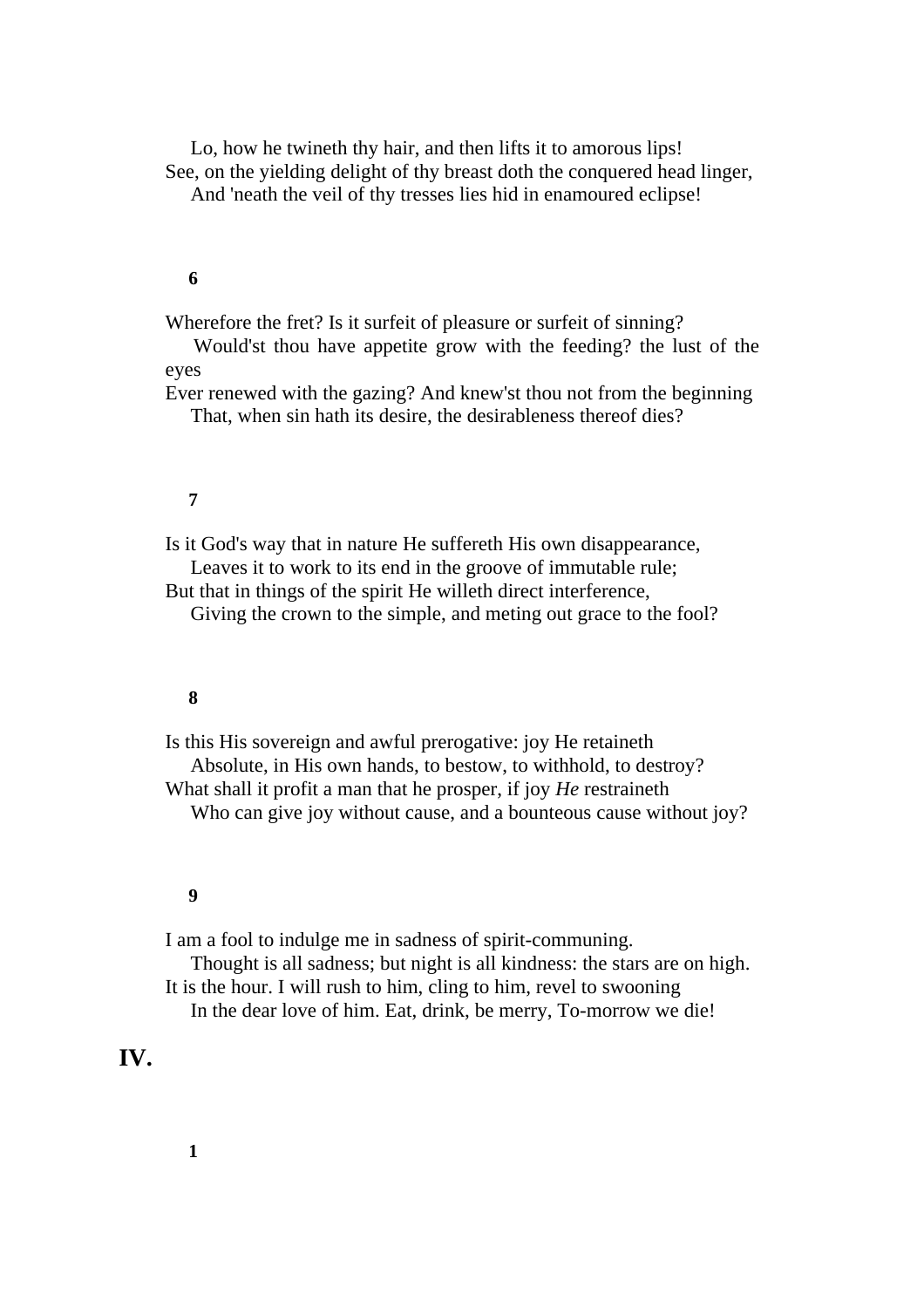Lo, how he twineth thy hair, and then lifts it to amorous lips!
See, on the yielding delight of thy breast doth the conquered head linger,
And 'neath the veil of thy tresses lies hid in enamoured eclipse!

**6**

Wherefore the fret? Is it surfeit of pleasure or surfeit of sinning?
Would'st thou have appetite grow with the feeding? the lust of the eyes
Ever renewed with the gazing? And knew'st thou not from the beginning
That, when sin hath its desire, the desirableness thereof dies?

**7**

Is it God's way that in nature He suffereth His own disappearance,
Leaves it to work to its end in the groove of immutable rule;
But that in things of the spirit He willeth direct interference,
Giving the crown to the simple, and meting out grace to the fool?

**8**

Is this His sovereign and awful prerogative: joy He retaineth
Absolute, in His own hands, to bestow, to withhold, to destroy?
What shall it profit a man that he prosper, if joy *He* restraineth
Who can give joy without cause, and a bounteous cause without joy?

**9**

I am a fool to indulge me in sadness of spirit-communing.
Thought is all sadness; but night is all kindness: the stars are on high.
It is the hour. I will rush to him, cling to him, revel to swooning
In the dear love of him. Eat, drink, be merry, To-morrow we die!

## IV.

**1**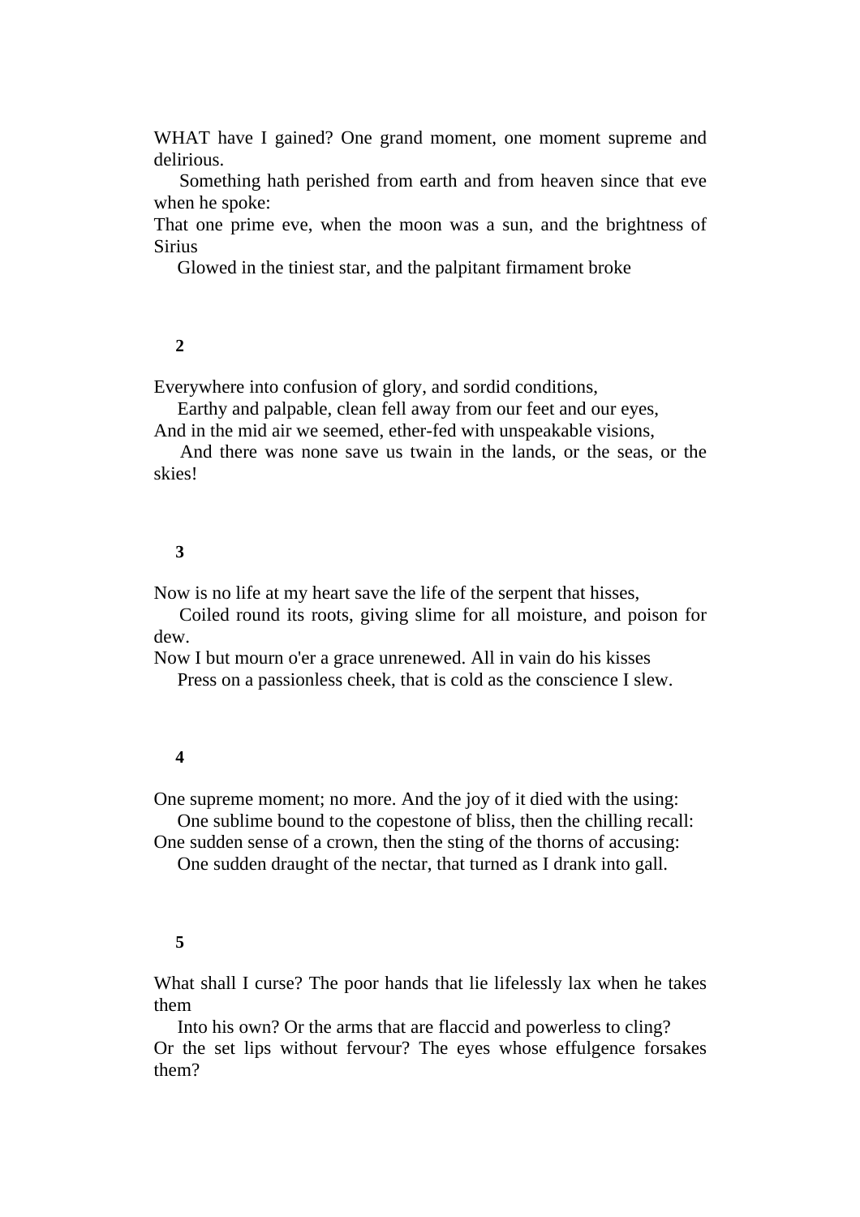WHAT have I gained? One grand moment, one moment supreme and delirious.
Something hath perished from earth and from heaven since that eve when he spoke:
That one prime eve, when the moon was a sun, and the brightness of Sirius
Glowed in the tiniest star, and the palpitant firmament broke

**2**

Everywhere into confusion of glory, and sordid conditions,
Earthy and palpable, clean fell away from our feet and our eyes,
And in the mid air we seemed, ether-fed with unspeakable visions,
And there was none save us twain in the lands, or the seas, or the skies!

**3**

Now is no life at my heart save the life of the serpent that hisses,
Coiled round its roots, giving slime for all moisture, and poison for dew.
Now I but mourn o'er a grace unrenewed. All in vain do his kisses
Press on a passionless cheek, that is cold as the conscience I slew.

**4**

One supreme moment; no more. And the joy of it died with the using:
One sublime bound to the copestone of bliss, then the chilling recall:
One sudden sense of a crown, then the sting of the thorns of accusing:
One sudden draught of the nectar, that turned as I drank into gall.

**5**

What shall I curse? The poor hands that lie lifelessly lax when he takes them
Into his own? Or the arms that are flaccid and powerless to cling?
Or the set lips without fervour? The eyes whose effulgence forsakes them?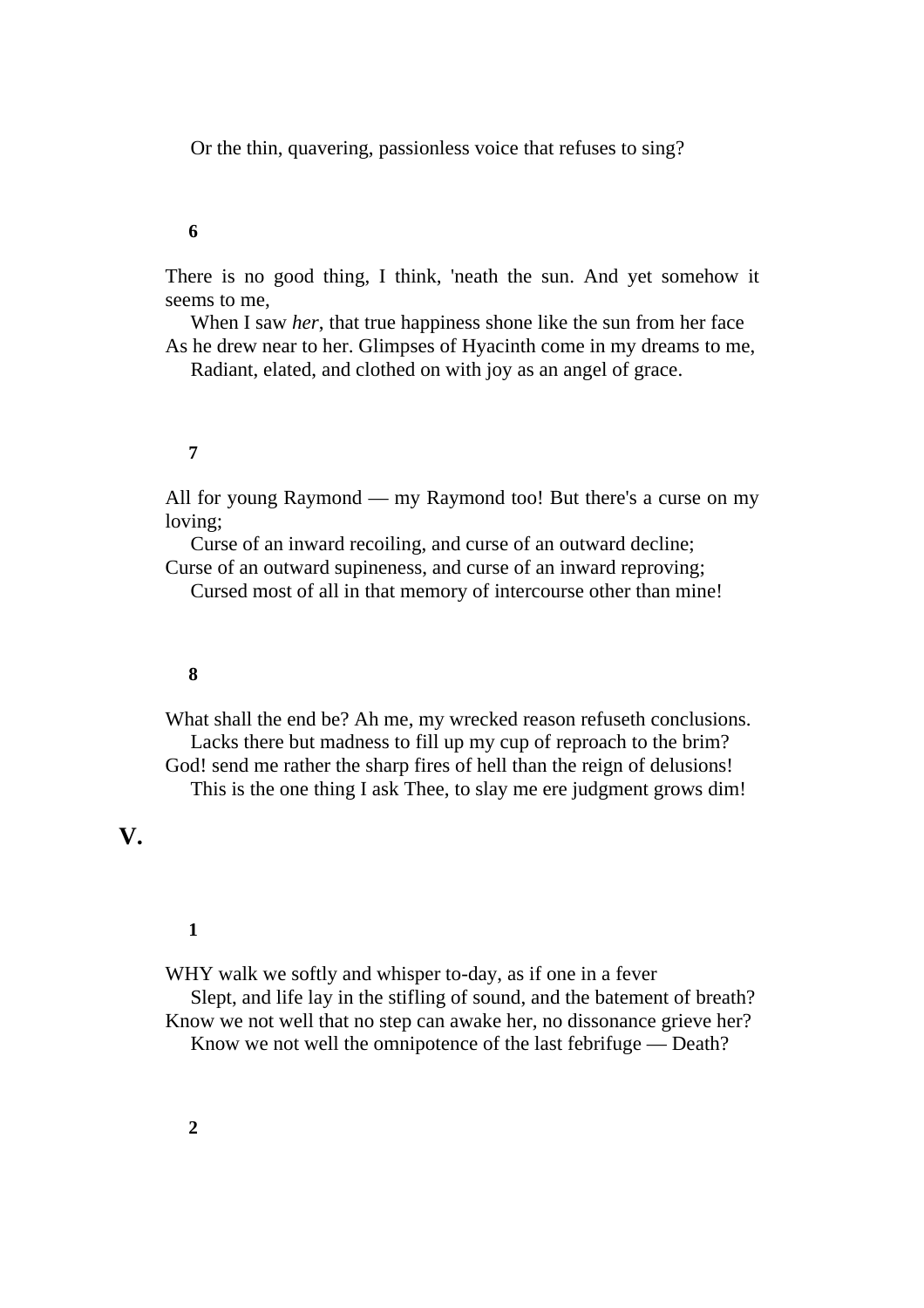Or the thin, quavering, passionless voice that refuses to sing?

**6**

There is no good thing, I think, 'neath the sun. And yet somehow it seems to me,
When I saw *her*, that true happiness shone like the sun from her face
As he drew near to her. Glimpses of Hyacinth come in my dreams to me,
Radiant, elated, and clothed on with joy as an angel of grace.

**7**

All for young Raymond — my Raymond too! But there's a curse on my loving;
Curse of an inward recoiling, and curse of an outward decline;
Curse of an outward supineness, and curse of an inward reproving;
Cursed most of all in that memory of intercourse other than mine!

**8**

What shall the end be? Ah me, my wrecked reason refuseth conclusions.
Lacks there but madness to fill up my cup of reproach to the brim?
God! send me rather the sharp fires of hell than the reign of delusions!
This is the one thing I ask Thee, to slay me ere judgment grows dim!

## V.

**1**

WHY walk we softly and whisper to-day, as if one in a fever
Slept, and life lay in the stifling of sound, and the batement of breath?
Know we not well that no step can awake her, no dissonance grieve her?
Know we not well the omnipotence of the last febrifuge — Death?

**2**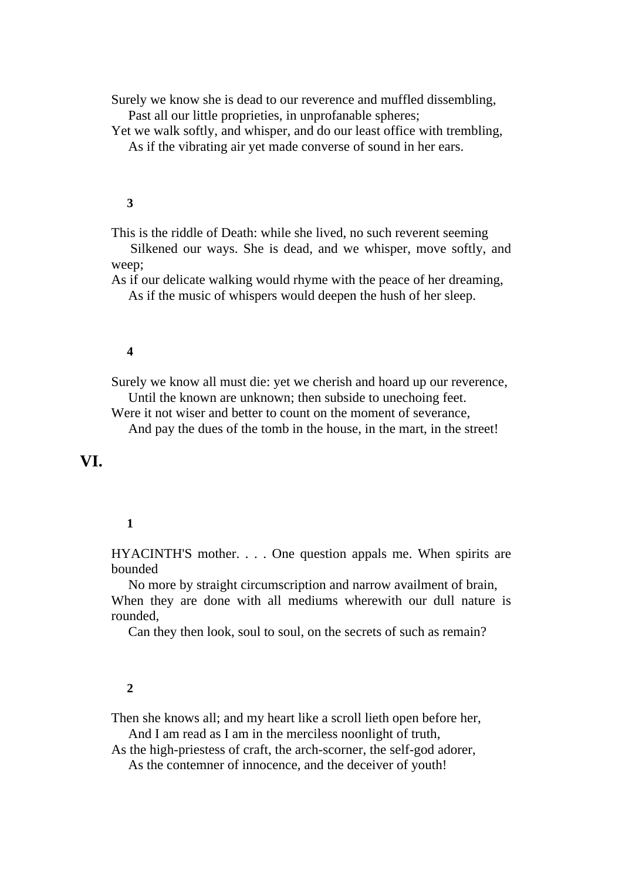Surely we know she is dead to our reverence and muffled dissembling,
Past all our little proprieties, in unprofanable spheres;
Yet we walk softly, and whisper, and do our least office with trembling,
As if the vibrating air yet made converse of sound in her ears.

**3**

This is the riddle of Death: while she lived, no such reverent seeming
Silkened our ways. She is dead, and we whisper, move softly, and weep;
As if our delicate walking would rhyme with the peace of her dreaming,
As if the music of whispers would deepen the hush of her sleep.

**4**

Surely we know all must die: yet we cherish and hoard up our reverence,
Until the known are unknown; then subside to unechoing feet.
Were it not wiser and better to count on the moment of severance,
And pay the dues of the tomb in the house, in the mart, in the street!

## VI.

**1**

HYACINTH'S mother. . . . One question appals me. When spirits are bounded
No more by straight circumscription and narrow availment of brain,
When they are done with all mediums wherewith our dull nature is rounded,
Can they then look, soul to soul, on the secrets of such as remain?

**2**

Then she knows all; and my heart like a scroll lieth open before her,
And I am read as I am in the merciless noonlight of truth,
As the high-priestess of craft, the arch-scorner, the self-god adorer,
As the contemner of innocence, and the deceiver of youth!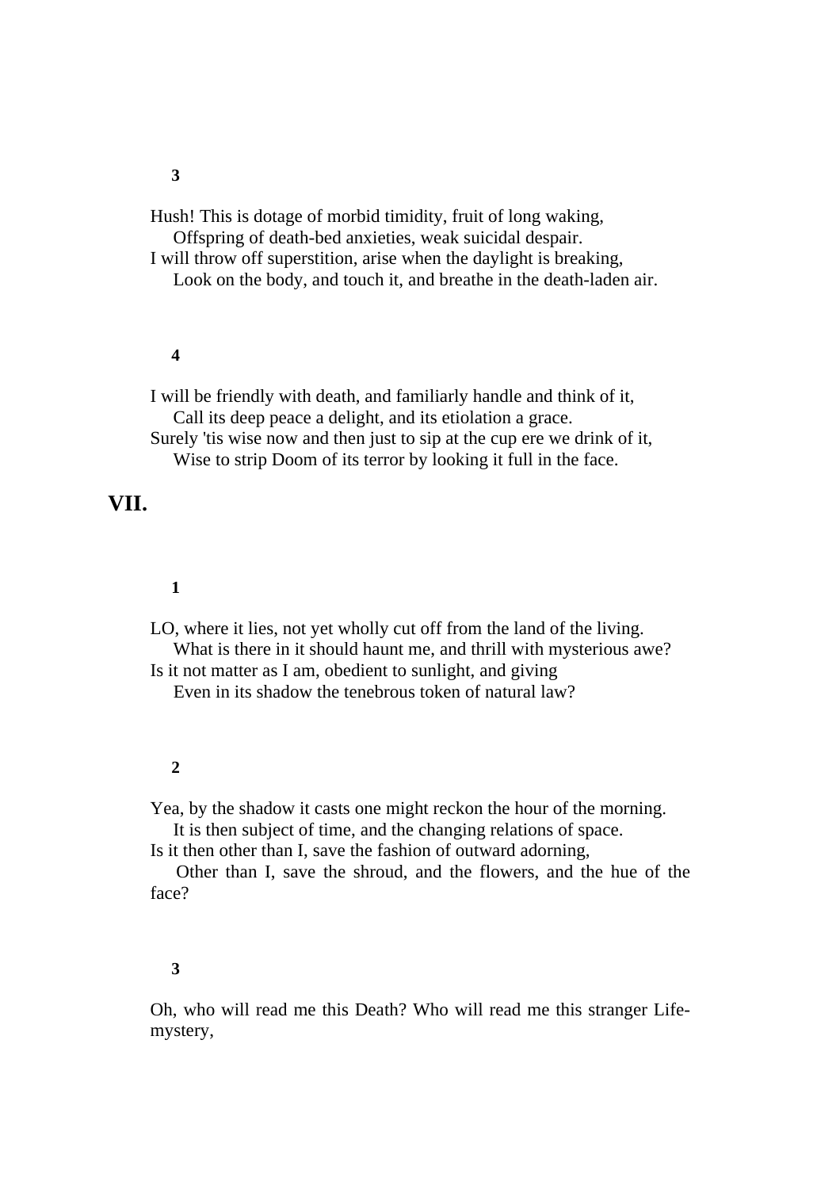**3**

Hush! This is dotage of morbid timidity, fruit of long waking,
    Offspring of death-bed anxieties, weak suicidal despair.
I will throw off superstition, arise when the daylight is breaking,
    Look on the body, and touch it, and breathe in the death-laden air.

**4**

I will be friendly with death, and familiarly handle and think of it,
    Call its deep peace a delight, and its etiolation a grace.
Surely 'tis wise now and then just to sip at the cup ere we drink of it,
    Wise to strip Doom of its terror by looking it full in the face.

## VII.

**1**

LO, where it lies, not yet wholly cut off from the land of the living.
    What is there in it should haunt me, and thrill with mysterious awe?
Is it not matter as I am, obedient to sunlight, and giving
    Even in its shadow the tenebrous token of natural law?

**2**

Yea, by the shadow it casts one might reckon the hour of the morning.
    It is then subject of time, and the changing relations of space.
Is it then other than I, save the fashion of outward adorning,
    Other than I, save the shroud, and the flowers, and the hue of the face?

**3**

Oh, who will read me this Death? Who will read me this stranger Life-mystery,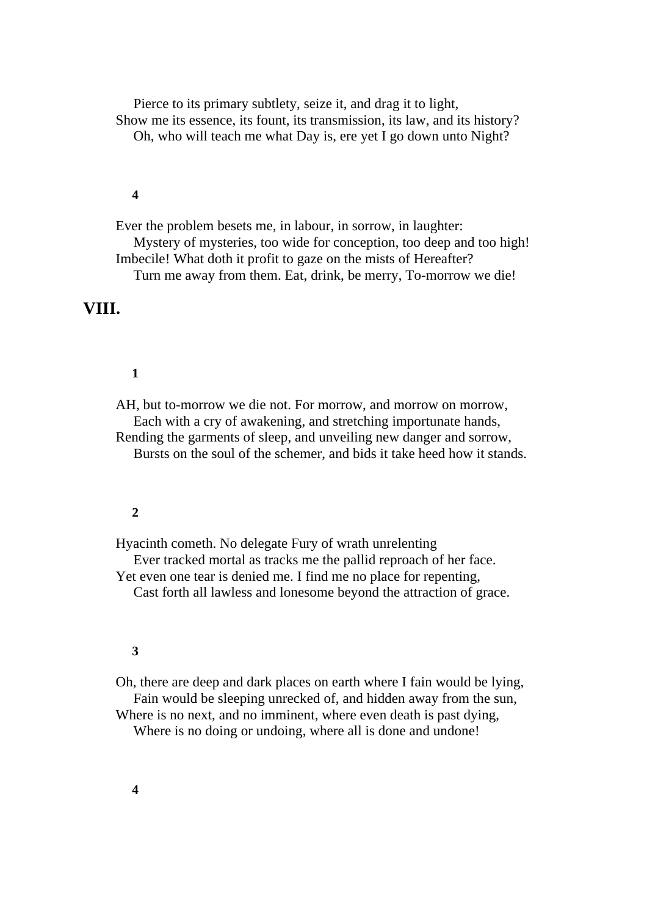Pierce to its primary subtlety, seize it, and drag it to light,  
Show me its essence, its fount, its transmission, its law, and its history?  
Oh, who will teach me what Day is, ere yet I go down unto Night?

**4**

Ever the problem besets me, in labour, in sorrow, in laughter:  
Mystery of mysteries, too wide for conception, too deep and too high!  
Imbecile! What doth it profit to gaze on the mists of Hereafter?  
Turn me away from them. Eat, drink, be merry, To-morrow we die!

## VIII.

**1**

AH, but to-morrow we die not. For morrow, and morrow on morrow,  
Each with a cry of awakening, and stretching importunate hands,  
Rending the garments of sleep, and unveiling new danger and sorrow,  
Bursts on the soul of the schemer, and bids it take heed how it stands.

**2**

Hyacinth cometh. No delegate Fury of wrath unrelenting  
Ever tracked mortal as tracks me the pallid reproach of her face.  
Yet even one tear is denied me. I find me no place for repenting,  
Cast forth all lawless and lonesome beyond the attraction of grace.

**3**

Oh, there are deep and dark places on earth where I fain would be lying,  
Fain would be sleeping unrecked of, and hidden away from the sun,  
Where is no next, and no imminent, where even death is past dying,  
Where is no doing or undoing, where all is done and undone!

**4**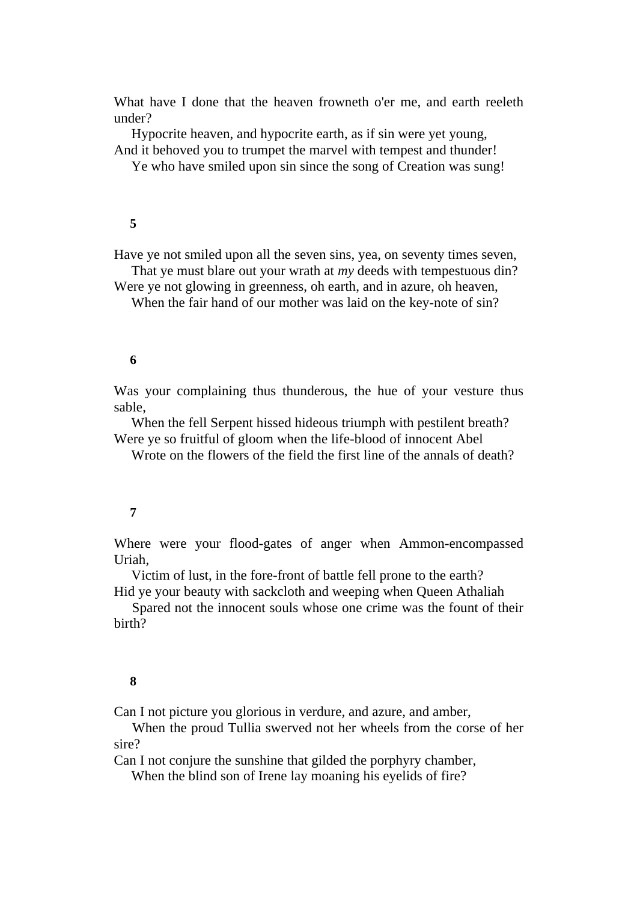What have I done that the heaven frowneth o'er me, and earth reeleth under?
  Hypocrite heaven, and hypocrite earth, as if sin were yet young,
And it behoved you to trumpet the marvel with tempest and thunder!
  Ye who have smiled upon sin since the song of Creation was sung!

**5**

Have ye not smiled upon all the seven sins, yea, on seventy times seven,
  That ye must blare out your wrath at *my* deeds with tempestuous din?
Were ye not glowing in greenness, oh earth, and in azure, oh heaven,
  When the fair hand of our mother was laid on the key-note of sin?

**6**

Was your complaining thus thunderous, the hue of your vesture thus sable,
  When the fell Serpent hissed hideous triumph with pestilent breath?
Were ye so fruitful of gloom when the life-blood of innocent Abel
  Wrote on the flowers of the field the first line of the annals of death?

**7**

Where were your flood-gates of anger when Ammon-encompassed Uriah,
  Victim of lust, in the fore-front of battle fell prone to the earth?
Hid ye your beauty with sackcloth and weeping when Queen Athaliah
  Spared not the innocent souls whose one crime was the fount of their birth?

**8**

Can I not picture you glorious in verdure, and azure, and amber,
  When the proud Tullia swerved not her wheels from the corse of her sire?
Can I not conjure the sunshine that gilded the porphyry chamber,
  When the blind son of Irene lay moaning his eyelids of fire?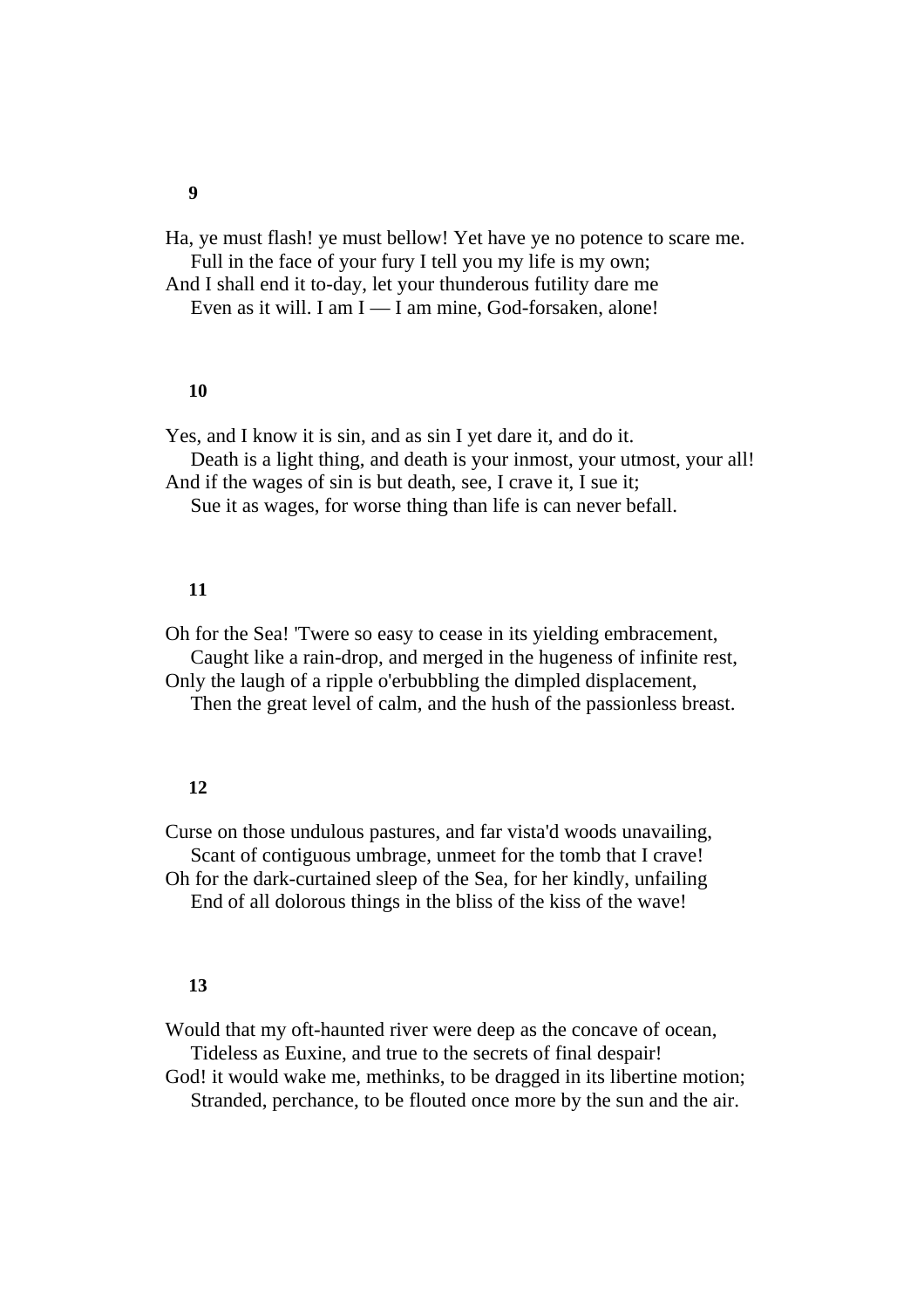**9**

Ha, ye must flash! ye must bellow! Yet have ye no potence to scare me.
Full in the face of your fury I tell you my life is my own;
And I shall end it to-day, let your thunderous futility dare me
Even as it will. I am I — I am mine, God-forsaken, alone!

**10**

Yes, and I know it is sin, and as sin I yet dare it, and do it.
Death is a light thing, and death is your inmost, your utmost, your all!
And if the wages of sin is but death, see, I crave it, I sue it;
Sue it as wages, for worse thing than life is can never befall.

**11**

Oh for the Sea! 'Twere so easy to cease in its yielding embracement,
Caught like a rain-drop, and merged in the hugeness of infinite rest,
Only the laugh of a ripple o'erbubbling the dimpled displacement,
Then the great level of calm, and the hush of the passionless breast.

**12**

Curse on those undulous pastures, and far vista'd woods unavailing,
Scant of contiguous umbrage, unmeet for the tomb that I crave!
Oh for the dark-curtained sleep of the Sea, for her kindly, unfailing
End of all dolorous things in the bliss of the kiss of the wave!

**13**

Would that my oft-haunted river were deep as the concave of ocean,
Tideless as Euxine, and true to the secrets of final despair!
God! it would wake me, methinks, to be dragged in its libertine motion;
Stranded, perchance, to be flouted once more by the sun and the air.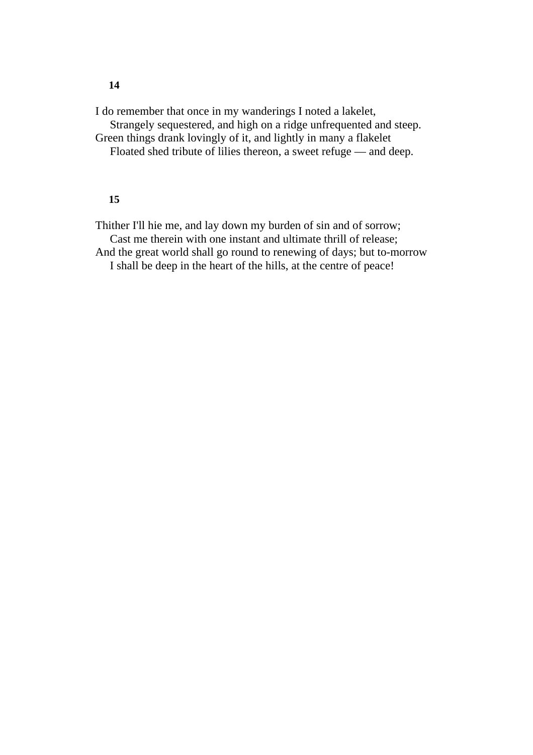**14**

I do remember that once in my wanderings I noted a lakelet,
    Strangely sequestered, and high on a ridge unfrequented and steep.
Green things drank lovingly of it, and lightly in many a flakelet
    Floated shed tribute of lilies thereon, a sweet refuge — and deep.

**15**

Thither I'll hie me, and lay down my burden of sin and of sorrow;
    Cast me therein with one instant and ultimate thrill of release;
And the great world shall go round to renewing of days; but to-morrow
    I shall be deep in the heart of the hills, at the centre of peace!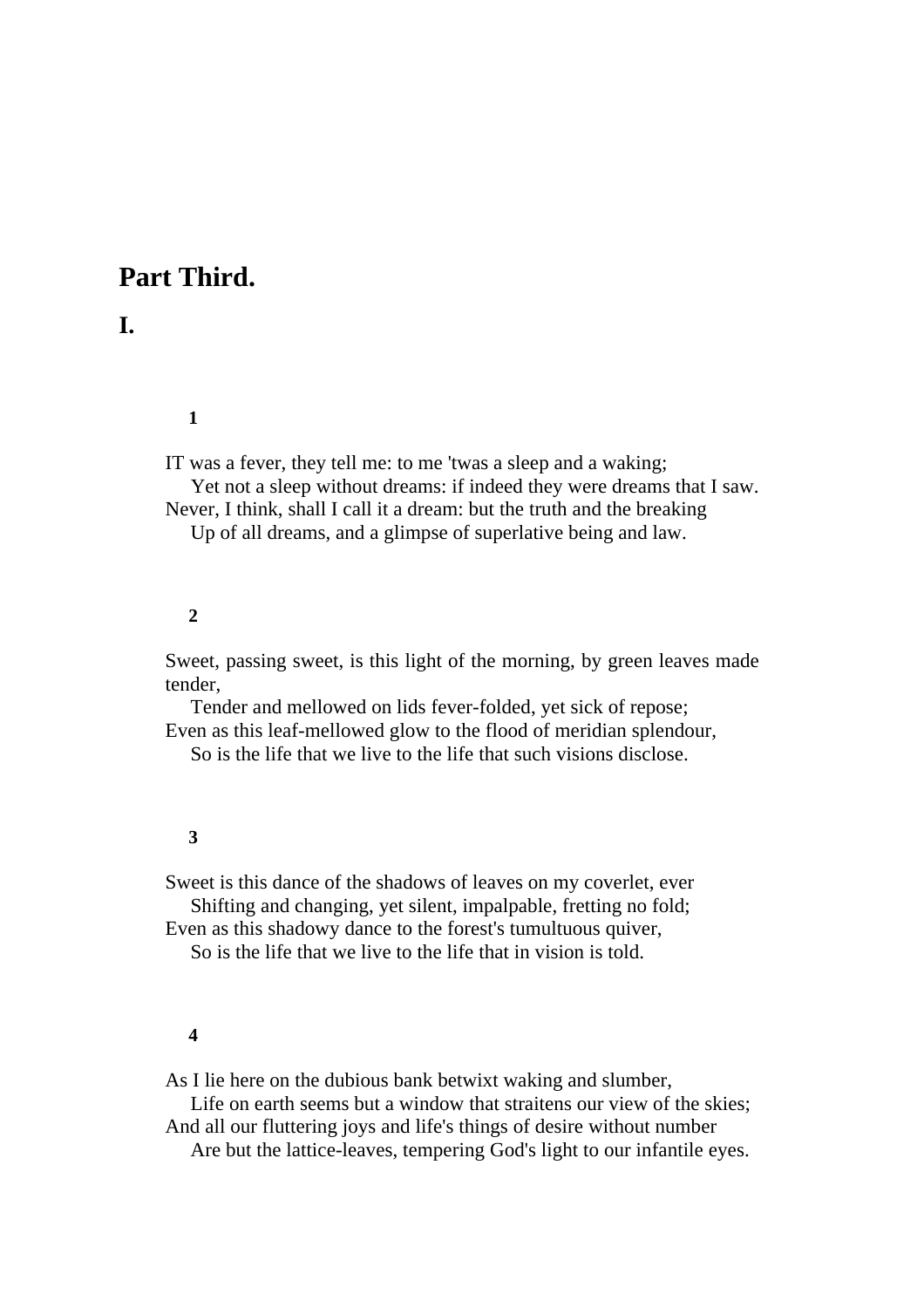## Part Third.

## I.

**1**

IT was a fever, they tell me: to me 'twas a sleep and a waking;  
    Yet not a sleep without dreams: if indeed they were dreams that I saw.  
Never, I think, shall I call it a dream: but the truth and the breaking  
    Up of all dreams, and a glimpse of superlative being and law.

**2**

Sweet, passing sweet, is this light of the morning, by green leaves made tender,  
    Tender and mellowed on lids fever-folded, yet sick of repose;  
Even as this leaf-mellowed glow to the flood of meridian splendour,  
    So is the life that we live to the life that such visions disclose.

**3**

Sweet is this dance of the shadows of leaves on my coverlet, ever  
    Shifting and changing, yet silent, impalpable, fretting no fold;  
Even as this shadowy dance to the forest's tumultuous quiver,  
    So is the life that we live to the life that in vision is told.

**4**

As I lie here on the dubious bank betwixt waking and slumber,  
    Life on earth seems but a window that straitens our view of the skies;  
And all our fluttering joys and life's things of desire without number  
    Are but the lattice-leaves, tempering God's light to our infantile eyes.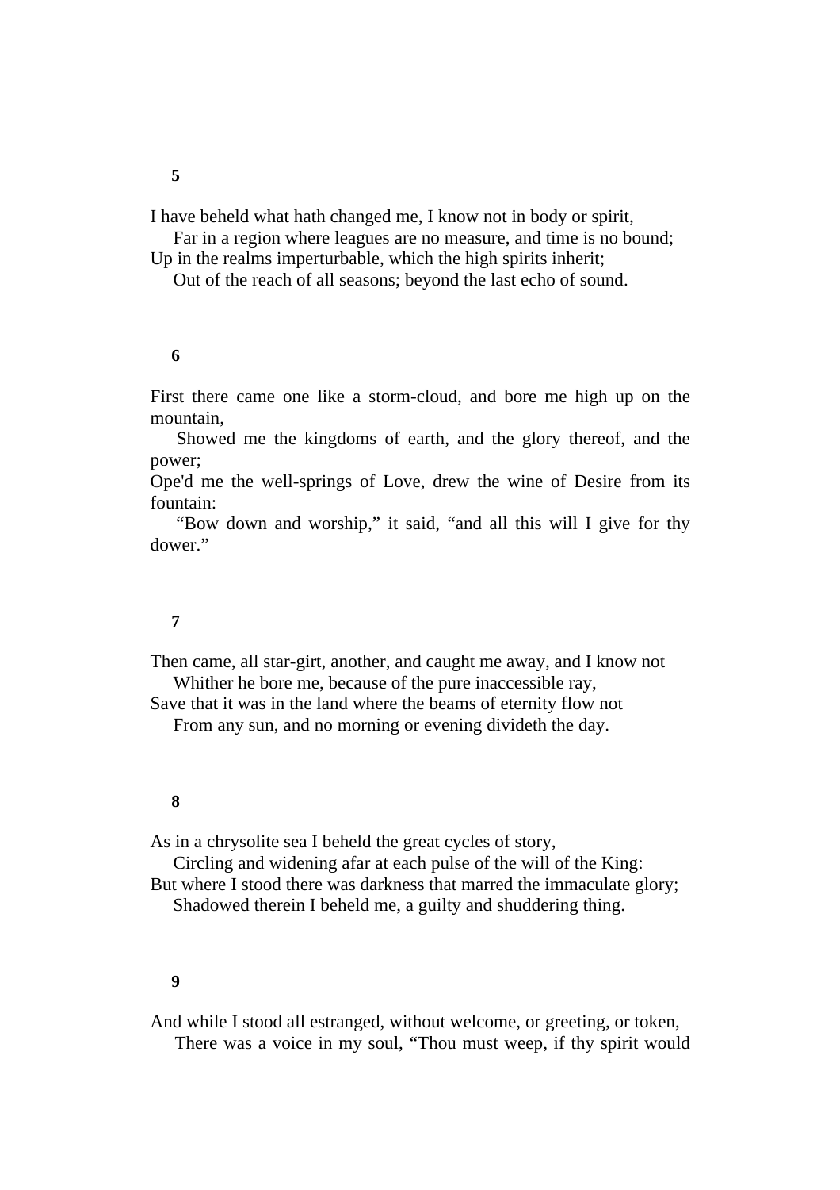**5**

I have beheld what hath changed me, I know not in body or spirit,
Far in a region where leagues are no measure, and time is no bound;
Up in the realms imperturbable, which the high spirits inherit;
Out of the reach of all seasons; beyond the last echo of sound.

**6**

First there came one like a storm-cloud, and bore me high up on the mountain,
Showed me the kingdoms of earth, and the glory thereof, and the power;
Ope'd me the well-springs of Love, drew the wine of Desire from its fountain:
"Bow down and worship," it said, "and all this will I give for thy dower."

**7**

Then came, all star-girt, another, and caught me away, and I know not
Whither he bore me, because of the pure inaccessible ray,
Save that it was in the land where the beams of eternity flow not
From any sun, and no morning or evening divideth the day.

**8**

As in a chrysolite sea I beheld the great cycles of story,
Circling and widening afar at each pulse of the will of the King:
But where I stood there was darkness that marred the immaculate glory;
Shadowed therein I beheld me, a guilty and shuddering thing.

**9**

And while I stood all estranged, without welcome, or greeting, or token,
There was a voice in my soul, "Thou must weep, if thy spirit would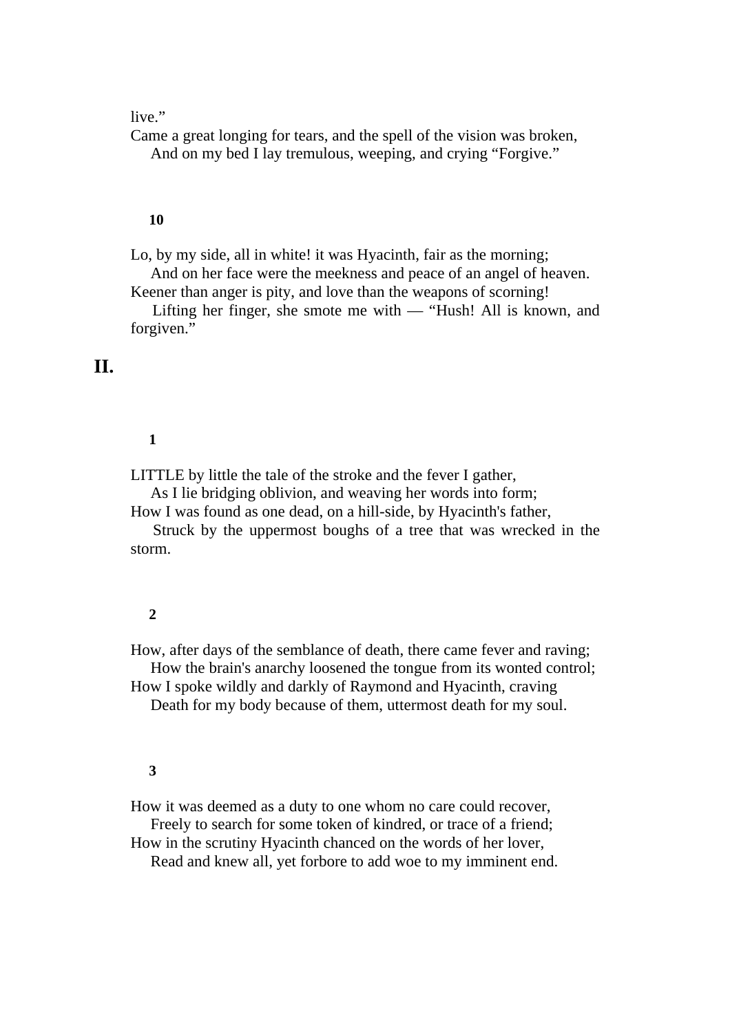live."
Came a great longing for tears, and the spell of the vision was broken,
  And on my bed I lay tremulous, weeping, and crying "Forgive."

**10**

Lo, by my side, all in white! it was Hyacinth, fair as the morning;
  And on her face were the meekness and peace of an angel of heaven.
Keener than anger is pity, and love than the weapons of scorning!
  Lifting her finger, she smote me with — "Hush! All is known, and forgiven."

## II.

**1**

LITTLE by little the tale of the stroke and the fever I gather,
  As I lie bridging oblivion, and weaving her words into form;
How I was found as one dead, on a hill-side, by Hyacinth's father,
  Struck by the uppermost boughs of a tree that was wrecked in the storm.

**2**

How, after days of the semblance of death, there came fever and raving;
  How the brain's anarchy loosened the tongue from its wonted control;
How I spoke wildly and darkly of Raymond and Hyacinth, craving
  Death for my body because of them, uttermost death for my soul.

**3**

How it was deemed as a duty to one whom no care could recover,
  Freely to search for some token of kindred, or trace of a friend;
How in the scrutiny Hyacinth chanced on the words of her lover,
  Read and knew all, yet forbore to add woe to my imminent end.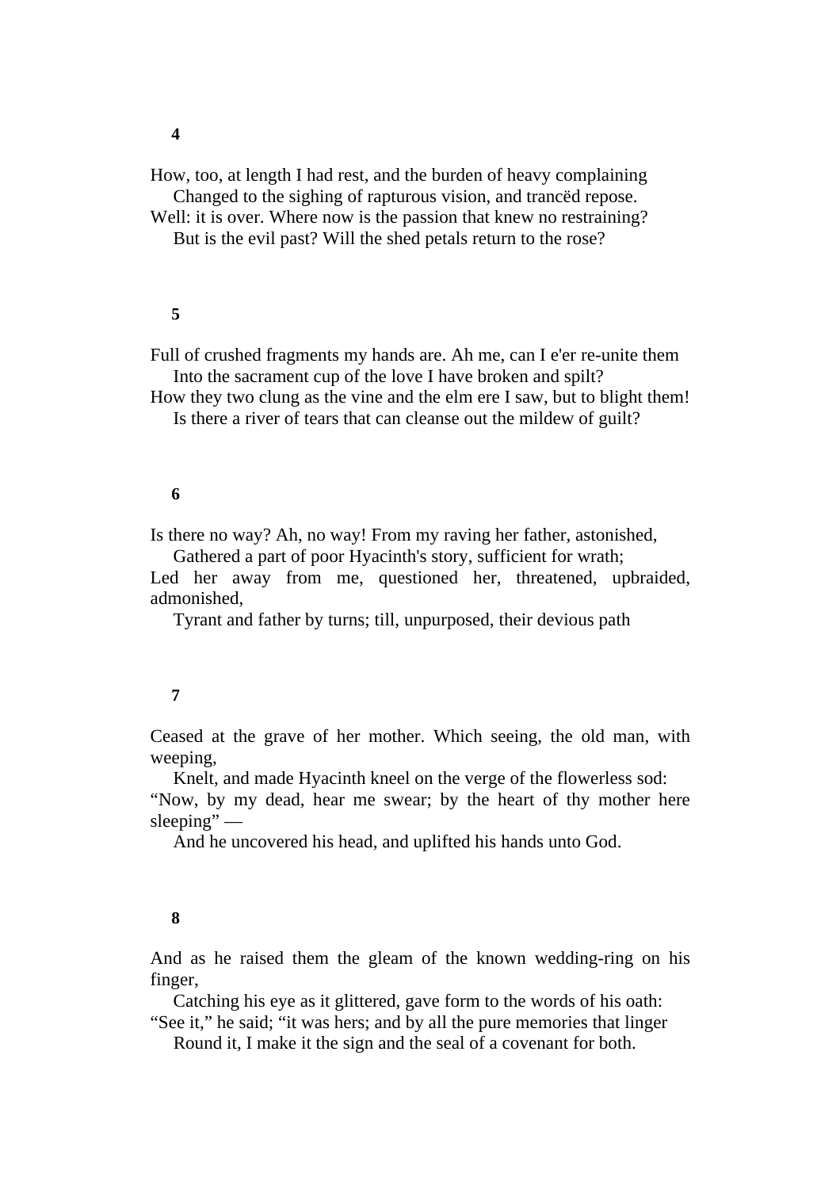**4**

How, too, at length I had rest, and the burden of heavy complaining
  Changed to the sighing of rapturous vision, and trancëd repose.
Well: it is over. Where now is the passion that knew no restraining?
  But is the evil past? Will the shed petals return to the rose?

**5**

Full of crushed fragments my hands are. Ah me, can I e'er re-unite them
  Into the sacrament cup of the love I have broken and spilt?
How they two clung as the vine and the elm ere I saw, but to blight them!
  Is there a river of tears that can cleanse out the mildew of guilt?

**6**

Is there no way? Ah, no way! From my raving her father, astonished,
  Gathered a part of poor Hyacinth's story, sufficient for wrath;
Led her away from me, questioned her, threatened, upbraided, admonished,
  Tyrant and father by turns; till, unpurposed, their devious path

**7**

Ceased at the grave of her mother. Which seeing, the old man, with weeping,
  Knelt, and made Hyacinth kneel on the verge of the flowerless sod:
"Now, by my dead, hear me swear; by the heart of thy mother here sleeping" —
  And he uncovered his head, and uplifted his hands unto God.

**8**

And as he raised them the gleam of the known wedding-ring on his finger,
  Catching his eye as it glittered, gave form to the words of his oath:
"See it," he said; "it was hers; and by all the pure memories that linger
  Round it, I make it the sign and the seal of a covenant for both.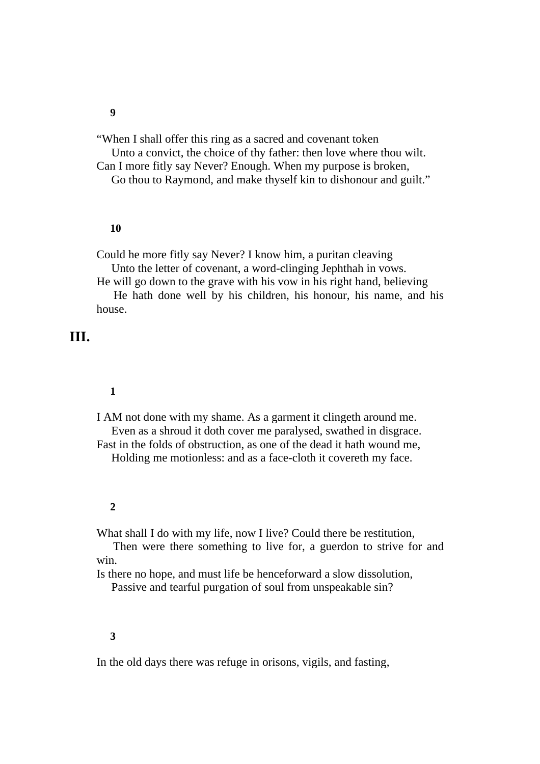**9**

“When I shall offer this ring as a sacred and covenant token
    Unto a convict, the choice of thy father: then love where thou wilt.
Can I more fitly say Never? Enough. When my purpose is broken,
    Go thou to Raymond, and make thyself kin to dishonour and guilt.”

**10**

Could he more fitly say Never? I know him, a puritan cleaving
    Unto the letter of covenant, a word-clinging Jephthah in vows.
He will go down to the grave with his vow in his right hand, believing
    He hath done well by his children, his honour, his name, and his house.

## III.

**1**

I AM not done with my shame. As a garment it clingeth around me.
    Even as a shroud it doth cover me paralysed, swathed in disgrace.
Fast in the folds of obstruction, as one of the dead it hath wound me,
    Holding me motionless: and as a face-cloth it covereth my face.

**2**

What shall I do with my life, now I live? Could there be restitution,
    Then were there something to live for, a guerdon to strive for and win.
Is there no hope, and must life be henceforward a slow dissolution,
    Passive and tearful purgation of soul from unspeakable sin?

**3**

In the old days there was refuge in orisons, vigils, and fasting,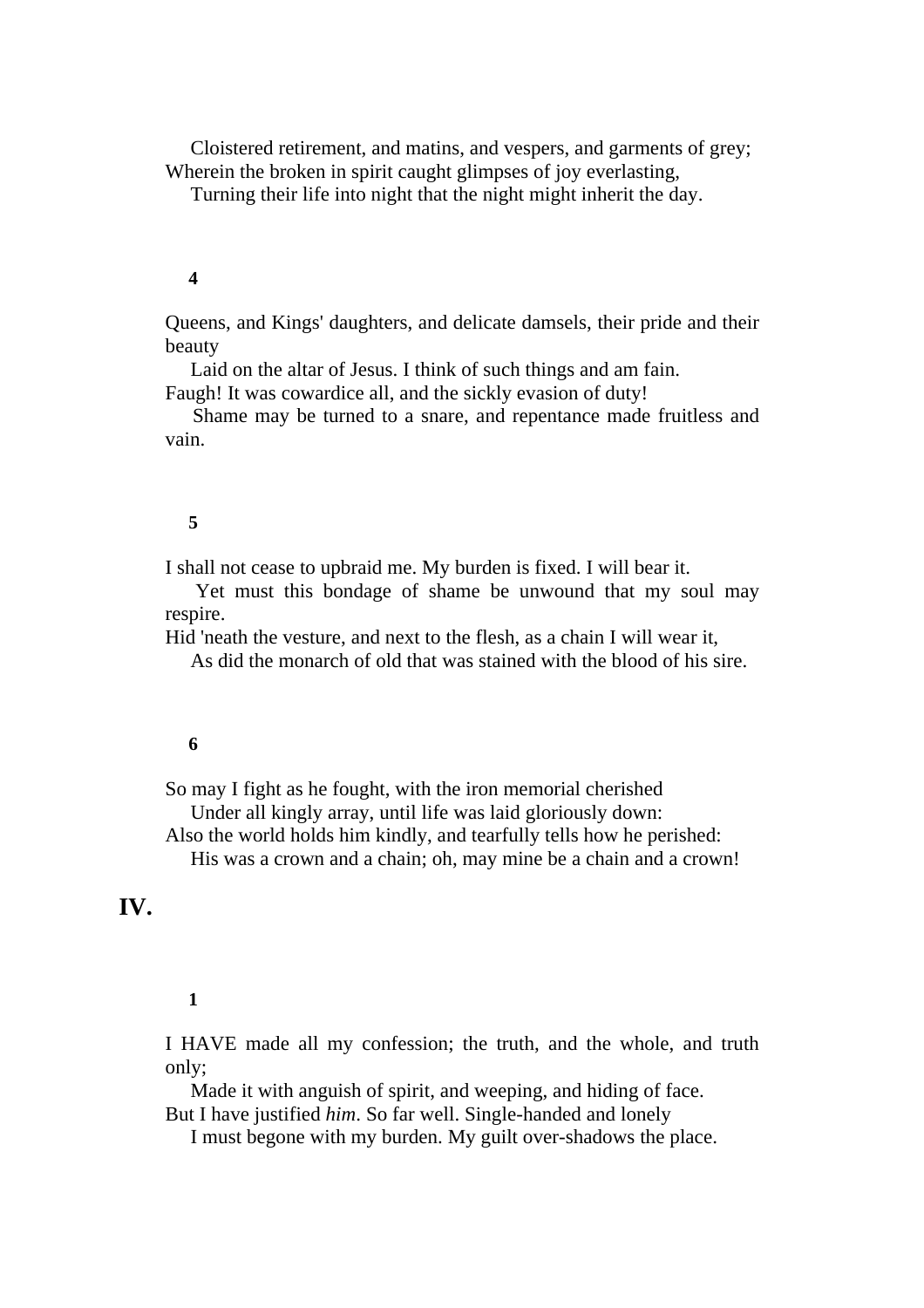Cloistered retirement, and matins, and vespers, and garments of grey;
Wherein the broken in spirit caught glimpses of joy everlasting,
Turning their life into night that the night might inherit the day.

**4**

Queens, and Kings' daughters, and delicate damsels, their pride and their beauty
Laid on the altar of Jesus. I think of such things and am fain.
Faugh! It was cowardice all, and the sickly evasion of duty!
Shame may be turned to a snare, and repentance made fruitless and vain.

**5**

I shall not cease to upbraid me. My burden is fixed. I will bear it.
Yet must this bondage of shame be unwound that my soul may respire.
Hid 'neath the vesture, and next to the flesh, as a chain I will wear it,
As did the monarch of old that was stained with the blood of his sire.

**6**

So may I fight as he fought, with the iron memorial cherished
Under all kingly array, until life was laid gloriously down:
Also the world holds him kindly, and tearfully tells how he perished:
His was a crown and a chain; oh, may mine be a chain and a crown!

## IV.

**1**

I HAVE made all my confession; the truth, and the whole, and truth only;
Made it with anguish of spirit, and weeping, and hiding of face.
But I have justified *him*. So far well. Single-handed and lonely
I must begone with my burden. My guilt over-shadows the place.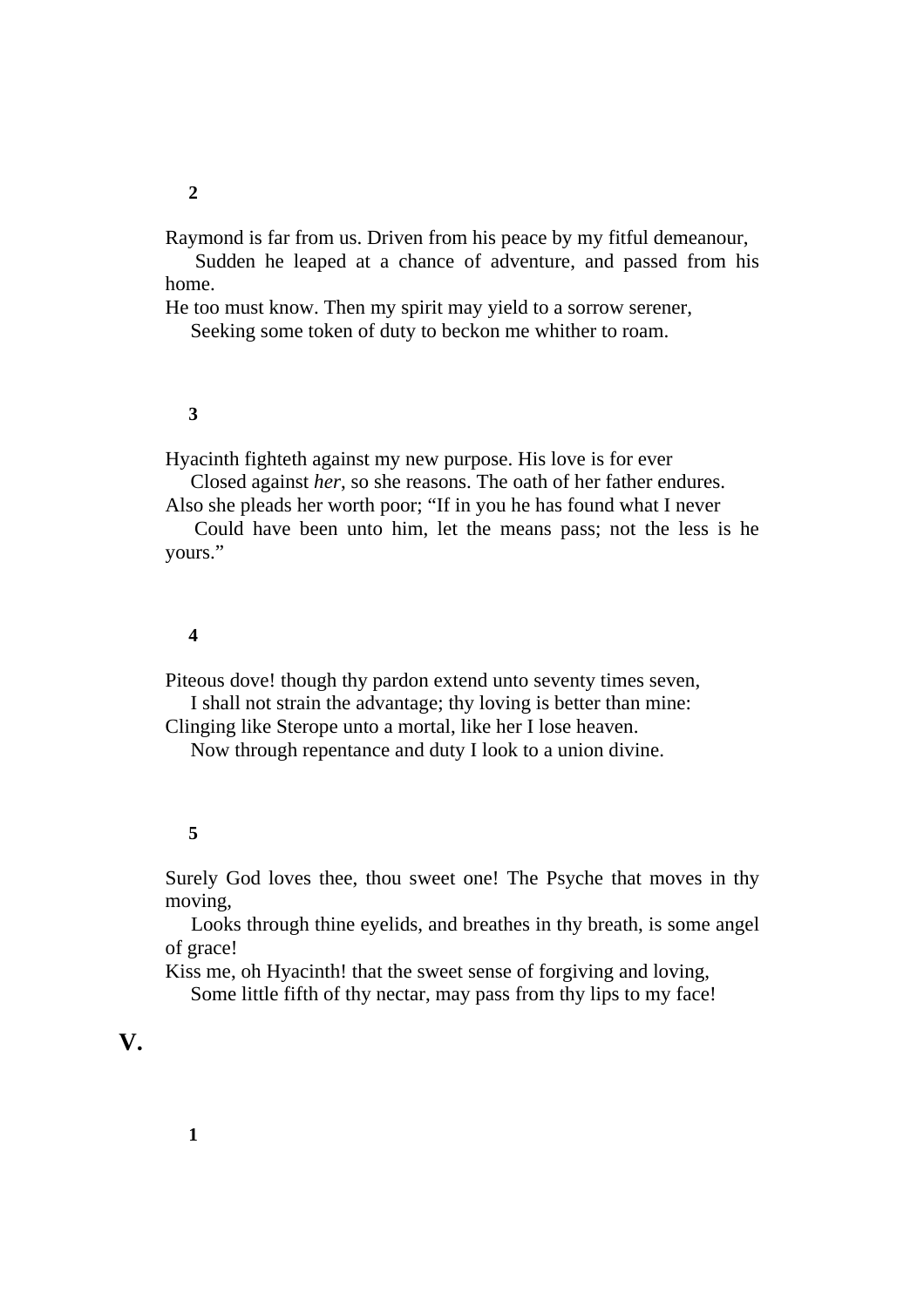**2**

Raymond is far from us. Driven from his peace by my fitful demeanour,
   Sudden he leaped at a chance of adventure, and passed from his home.
He too must know. Then my spirit may yield to a sorrow serener,
   Seeking some token of duty to beckon me whither to roam.

**3**

Hyacinth fighteth against my new purpose. His love is for ever
   Closed against *her*, so she reasons. The oath of her father endures.
Also she pleads her worth poor; "If in you he has found what I never
   Could have been unto him, let the means pass; not the less is he yours."

**4**

Piteous dove! though thy pardon extend unto seventy times seven,
   I shall not strain the advantage; thy loving is better than mine:
Clinging like Sterope unto a mortal, like her I lose heaven.
   Now through repentance and duty I look to a union divine.

**5**

Surely God loves thee, thou sweet one! The Psyche that moves in thy moving,
   Looks through thine eyelids, and breathes in thy breath, is some angel of grace!
Kiss me, oh Hyacinth! that the sweet sense of forgiving and loving,
   Some little fifth of thy nectar, may pass from thy lips to my face!

## V.

**1**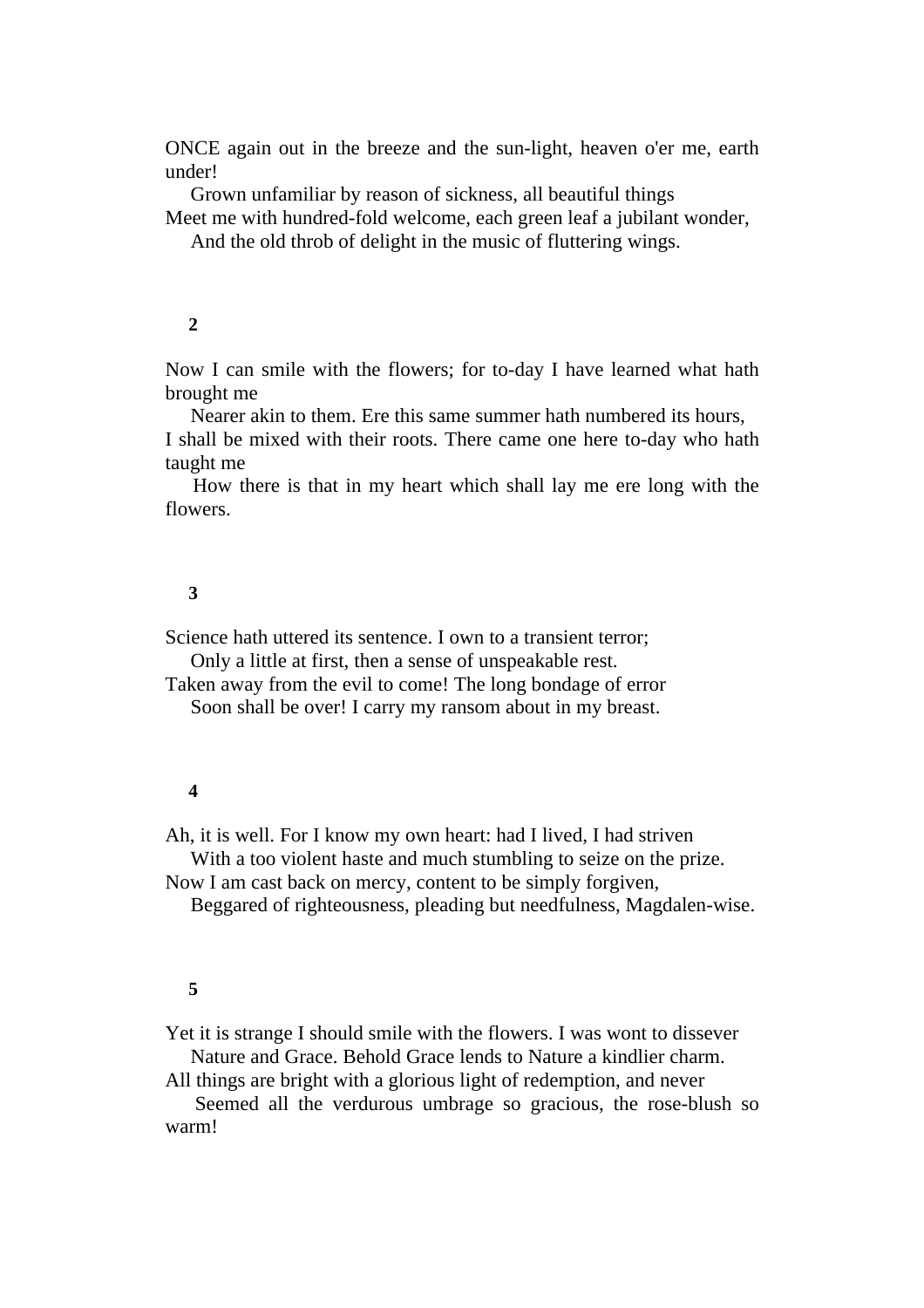ONCE again out in the breeze and the sun-light, heaven o'er me, earth under!
    Grown unfamiliar by reason of sickness, all beautiful things
Meet me with hundred-fold welcome, each green leaf a jubilant wonder,
    And the old throb of delight in the music of fluttering wings.

**2**

Now I can smile with the flowers; for to-day I have learned what hath brought me
    Nearer akin to them. Ere this same summer hath numbered its hours,
I shall be mixed with their roots. There came one here to-day who hath taught me
    How there is that in my heart which shall lay me ere long with the flowers.

**3**

Science hath uttered its sentence. I own to a transient terror;
    Only a little at first, then a sense of unspeakable rest.
Taken away from the evil to come! The long bondage of error
    Soon shall be over! I carry my ransom about in my breast.

**4**

Ah, it is well. For I know my own heart: had I lived, I had striven
    With a too violent haste and much stumbling to seize on the prize.
Now I am cast back on mercy, content to be simply forgiven,
    Beggared of righteousness, pleading but needfulness, Magdalen-wise.

**5**

Yet it is strange I should smile with the flowers. I was wont to dissever
    Nature and Grace. Behold Grace lends to Nature a kindlier charm.
All things are bright with a glorious light of redemption, and never
    Seemed all the verdurous umbrage so gracious, the rose-blush so warm!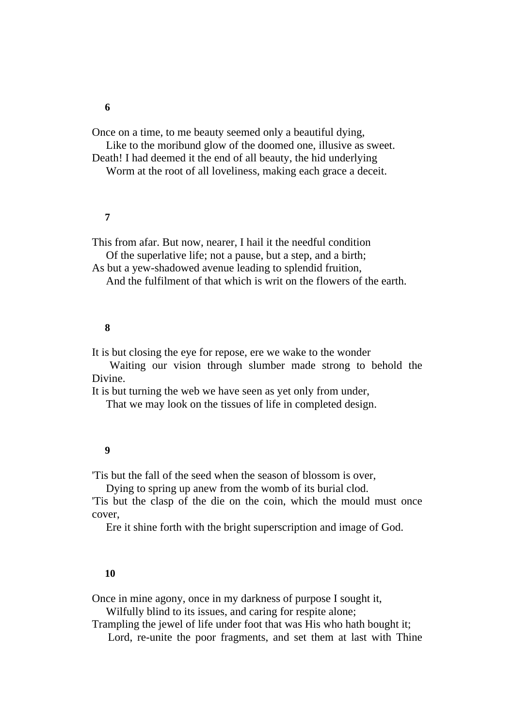**6**

Once on a time, to me beauty seemed only a beautiful dying,
    Like to the moribund glow of the doomed one, illusive as sweet.
Death! I had deemed it the end of all beauty, the hid underlying
    Worm at the root of all loveliness, making each grace a deceit.

**7**

This from afar. But now, nearer, I hail it the needful condition
    Of the superlative life; not a pause, but a step, and a birth;
As but a yew-shadowed avenue leading to splendid fruition,
    And the fulfilment of that which is writ on the flowers of the earth.

**8**

It is but closing the eye for repose, ere we wake to the wonder
    Waiting our vision through slumber made strong to behold the Divine.
It is but turning the web we have seen as yet only from under,
    That we may look on the tissues of life in completed design.

**9**

'Tis but the fall of the seed when the season of blossom is over,
    Dying to spring up anew from the womb of its burial clod.
'Tis but the clasp of the die on the coin, which the mould must once cover,
    Ere it shine forth with the bright superscription and image of God.

**10**

Once in mine agony, once in my darkness of purpose I sought it,
    Wilfully blind to its issues, and caring for respite alone;
Trampling the jewel of life under foot that was His who hath bought it;
    Lord, re-unite the poor fragments, and set them at last with Thine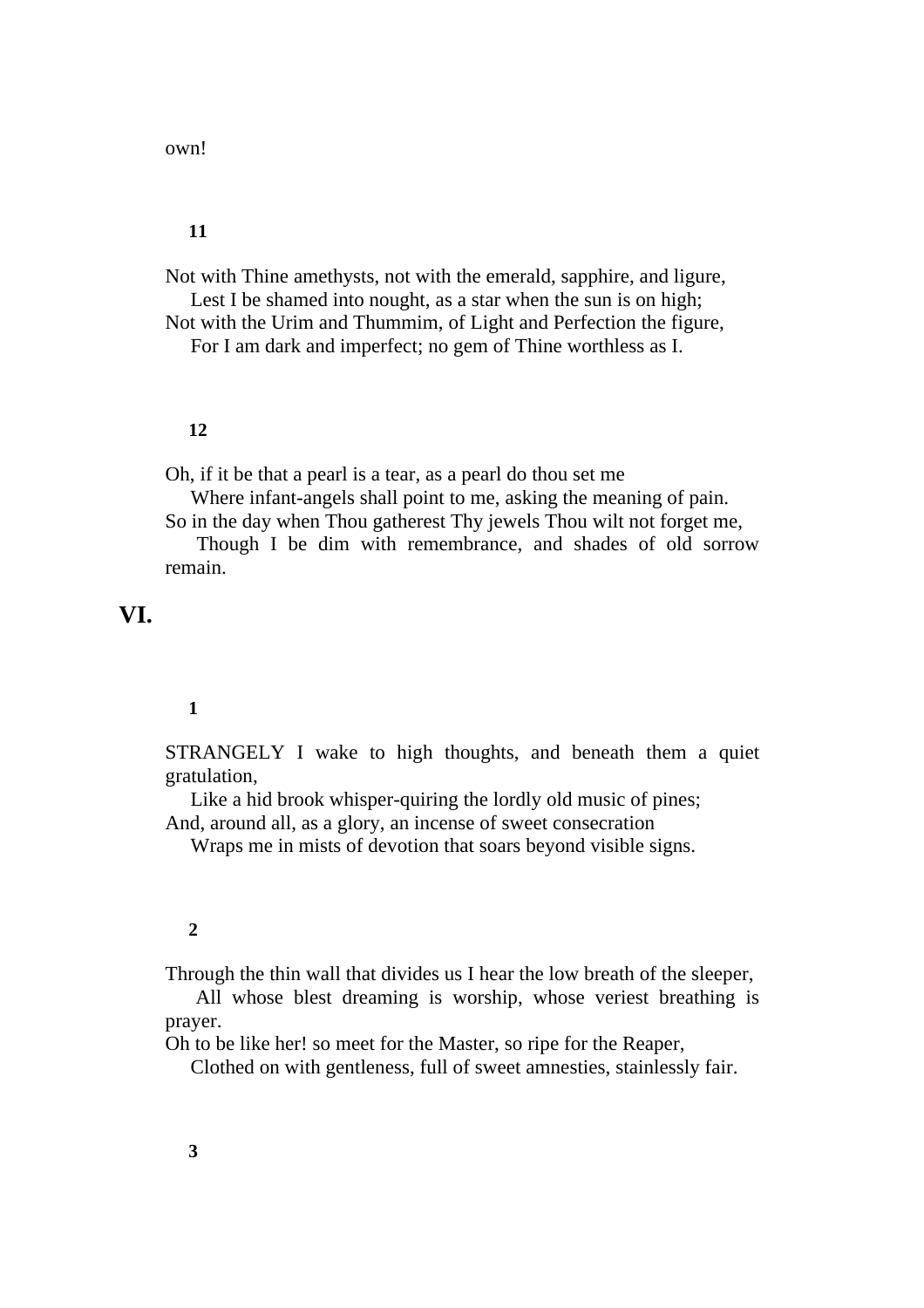own!

**11**

Not with Thine amethysts, not with the emerald, sapphire, and ligure,
Lest I be shamed into nought, as a star when the sun is on high;
Not with the Urim and Thummim, of Light and Perfection the figure,
For I am dark and imperfect; no gem of Thine worthless as I.

**12**

Oh, if it be that a pearl is a tear, as a pearl do thou set me
Where infant-angels shall point to me, asking the meaning of pain.
So in the day when Thou gatherest Thy jewels Thou wilt not forget me,
Though I be dim with remembrance, and shades of old sorrow remain.

## VI.

**1**

STRANGELY I wake to high thoughts, and beneath them a quiet gratulation,
Like a hid brook whisper-quiring the lordly old music of pines;
And, around all, as a glory, an incense of sweet consecration
Wraps me in mists of devotion that soars beyond visible signs.

**2**

Through the thin wall that divides us I hear the low breath of the sleeper,
All whose blest dreaming is worship, whose veriest breathing is prayer.
Oh to be like her! so meet for the Master, so ripe for the Reaper,
Clothed on with gentleness, full of sweet amnesties, stainlessly fair.

**3**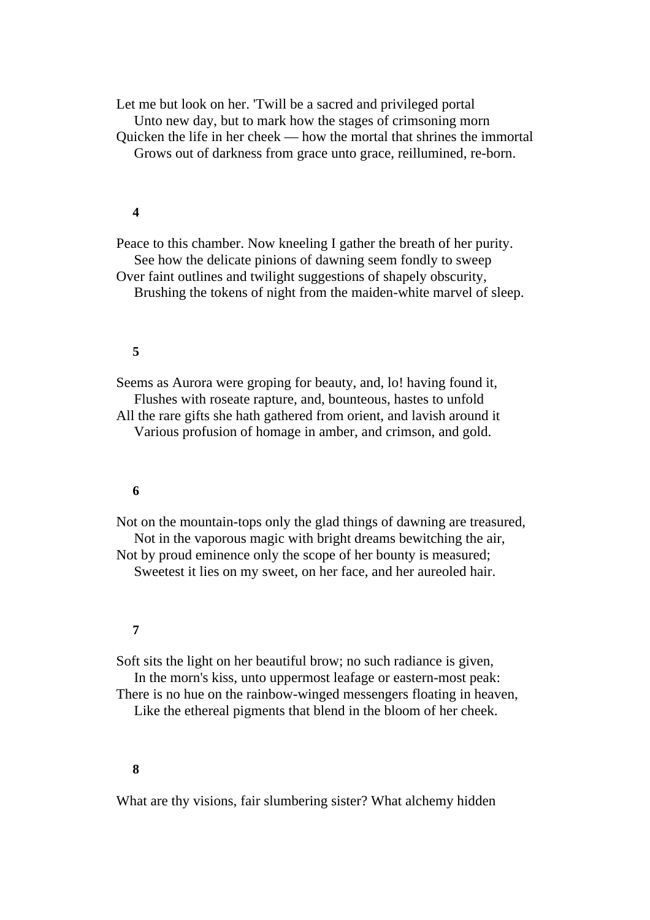Let me but look on her. 'Twill be a sacred and privileged portal
  Unto new day, but to mark how the stages of crimsoning morn
Quicken the life in her cheek — how the mortal that shrines the immortal
  Grows out of darkness from grace unto grace, reillumined, re-born.

**4**

Peace to this chamber. Now kneeling I gather the breath of her purity.
  See how the delicate pinions of dawning seem fondly to sweep
Over faint outlines and twilight suggestions of shapely obscurity,
  Brushing the tokens of night from the maiden-white marvel of sleep.

**5**

Seems as Aurora were groping for beauty, and, lo! having found it,
  Flushes with roseate rapture, and, bounteous, hastes to unfold
All the rare gifts she hath gathered from orient, and lavish around it
  Various profusion of homage in amber, and crimson, and gold.

**6**

Not on the mountain-tops only the glad things of dawning are treasured,
  Not in the vaporous magic with bright dreams bewitching the air,
Not by proud eminence only the scope of her bounty is measured;
  Sweetest it lies on my sweet, on her face, and her aureoled hair.

**7**

Soft sits the light on her beautiful brow; no such radiance is given,
  In the morn's kiss, unto uppermost leafage or eastern-most peak:
There is no hue on the rainbow-winged messengers floating in heaven,
  Like the ethereal pigments that blend in the bloom of her cheek.

**8**

What are thy visions, fair slumbering sister? What alchemy hidden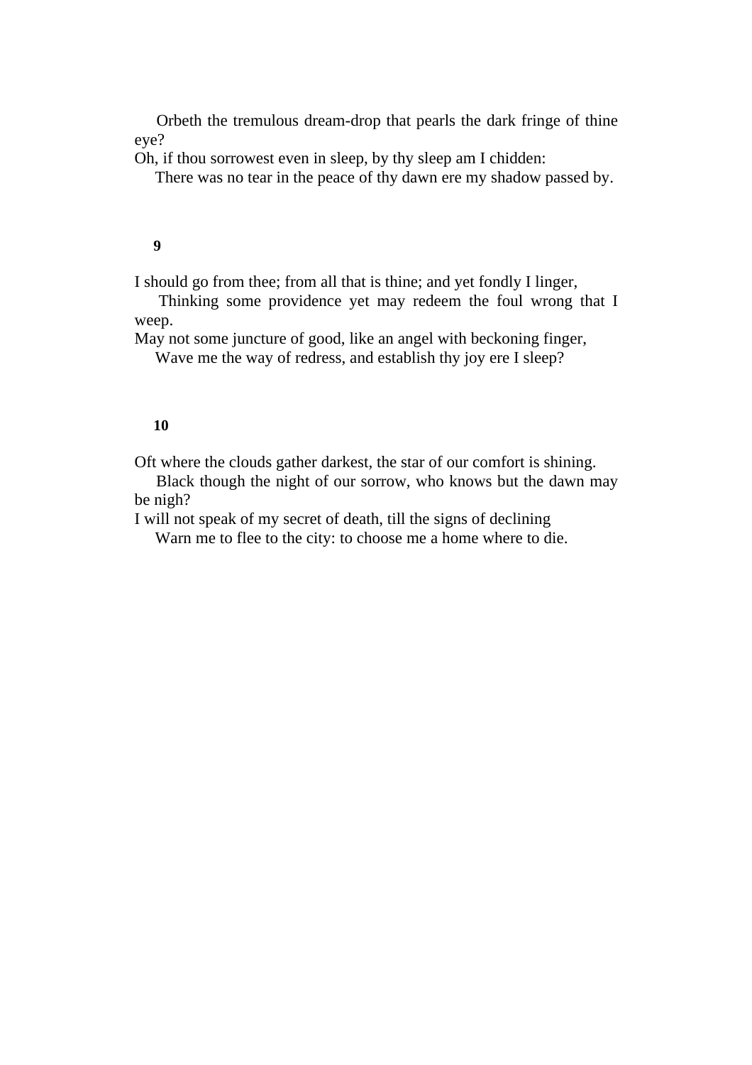Orbeth the tremulous dream-drop that pearls the dark fringe of thine eye?  
Oh, if thou sorrowest even in sleep, by thy sleep am I chidden:  
There was no tear in the peace of thy dawn ere my shadow passed by.

**9**

I should go from thee; from all that is thine; and yet fondly I linger,  
Thinking some providence yet may redeem the foul wrong that I weep.  
May not some juncture of good, like an angel with beckoning finger,  
Wave me the way of redress, and establish thy joy ere I sleep?

**10**

Oft where the clouds gather darkest, the star of our comfort is shining.  
Black though the night of our sorrow, who knows but the dawn may be nigh?  
I will not speak of my secret of death, till the signs of declining  
Warn me to flee to the city: to choose me a home where to die.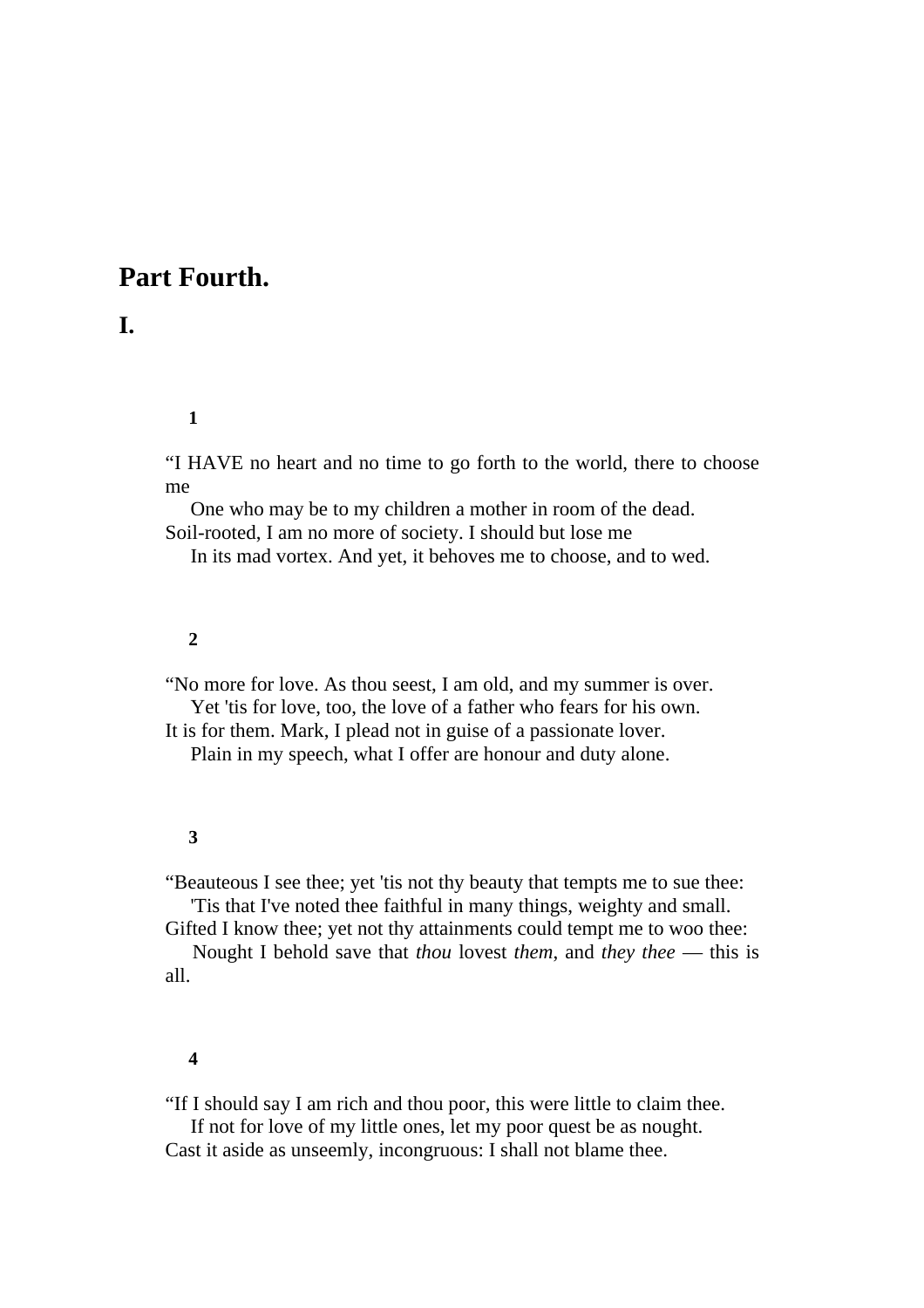## Part Fourth.

### I.

**1**

"I HAVE no heart and no time to go forth to the world, there to choose me
    One who may be to my children a mother in room of the dead.
Soil-rooted, I am no more of society. I should but lose me
    In its mad vortex. And yet, it behoves me to choose, and to wed.

**2**

"No more for love. As thou seest, I am old, and my summer is over.
    Yet 'tis for love, too, the love of a father who fears for his own.
It is for them. Mark, I plead not in guise of a passionate lover.
    Plain in my speech, what I offer are honour and duty alone.

**3**

"Beauteous I see thee; yet 'tis not thy beauty that tempts me to sue thee:
    'Tis that I've noted thee faithful in many things, weighty and small.
Gifted I know thee; yet not thy attainments could tempt me to woo thee:
    Nought I behold save that *thou* lovest *them*, and *they thee* — this is all.

**4**

"If I should say I am rich and thou poor, this were little to claim thee.
    If not for love of my little ones, let my poor quest be as nought.
Cast it aside as unseemly, incongruous: I shall not blame thee.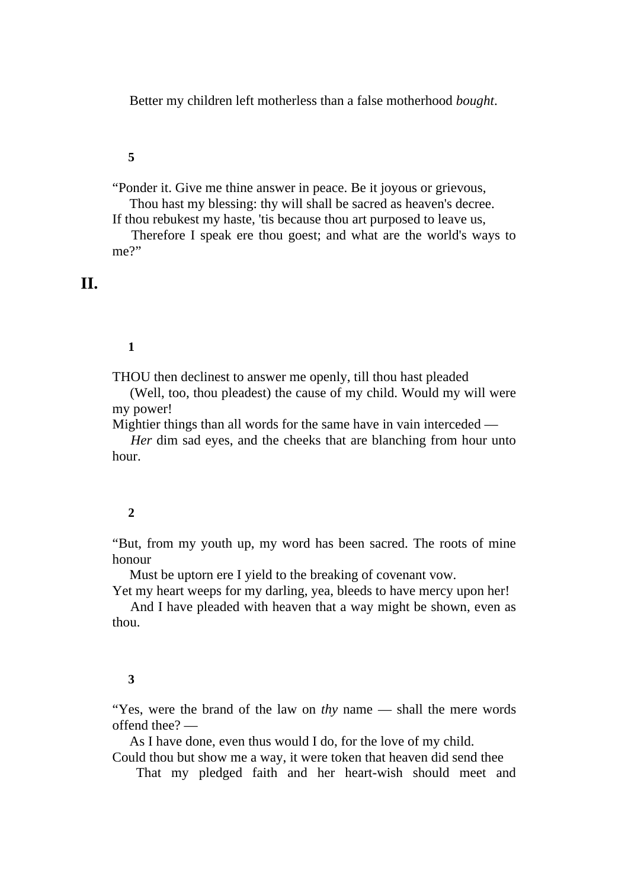Better my children left motherless than a false motherhood *bought*.

**5**

"Ponder it. Give me thine answer in peace. Be it joyous or grievous,
Thou hast my blessing: thy will shall be sacred as heaven's decree.
If thou rebukest my haste, 'tis because thou art purposed to leave us,
Therefore I speak ere thou goest; and what are the world's ways to me?"

## II.

**1**

THOU then declinest to answer me openly, till thou hast pleaded
(Well, too, thou pleadest) the cause of my child. Would my will were my power!
Mightier things than all words for the same have in vain interceded —
*Her* dim sad eyes, and the cheeks that are blanching from hour unto hour.

**2**

"But, from my youth up, my word has been sacred. The roots of mine honour
Must be uptorn ere I yield to the breaking of covenant vow.
Yet my heart weeps for my darling, yea, bleeds to have mercy upon her!
And I have pleaded with heaven that a way might be shown, even as thou.

**3**

"Yes, were the brand of the law on *thy* name — shall the mere words offend thee? —
As I have done, even thus would I do, for the love of my child.
Could thou but show me a way, it were token that heaven did send thee
That my pledged faith and her heart-wish should meet and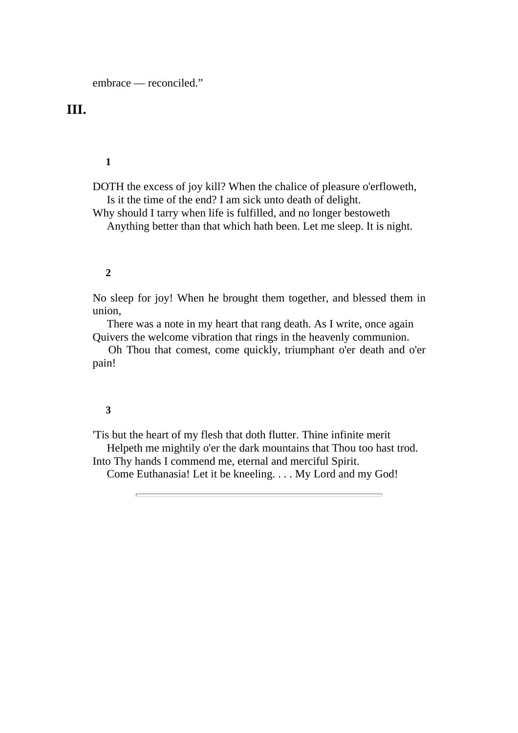embrace — reconciled."

## III.

**1**

DOTH the excess of joy kill? When the chalice of pleasure o'erfloweth,
 Is it the time of the end? I am sick unto death of delight.
Why should I tarry when life is fulfilled, and no longer bestoweth
 Anything better than that which hath been. Let me sleep. It is night.

**2**

No sleep for joy! When he brought them together, and blessed them in union,
 There was a note in my heart that rang death. As I write, once again
Quivers the welcome vibration that rings in the heavenly communion.
 Oh Thou that comest, come quickly, triumphant o'er death and o'er pain!

**3**

'Tis but the heart of my flesh that doth flutter. Thine infinite merit
 Helpeth me mightily o'er the dark mountains that Thou too hast trod.
Into Thy hands I commend me, eternal and merciful Spirit.
 Come Euthanasia! Let it be kneeling. . . . My Lord and my God!

---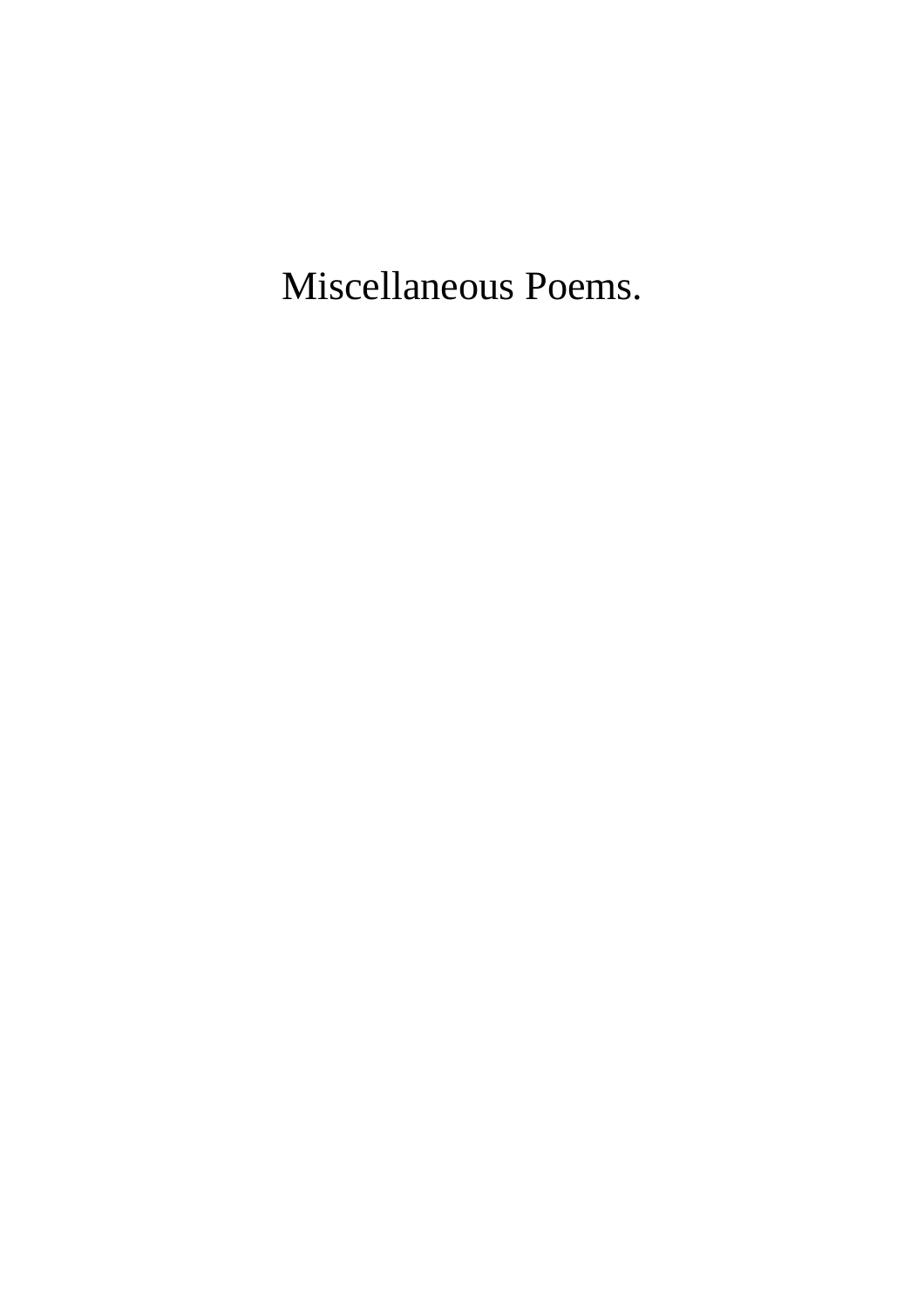# Miscellaneous Poems.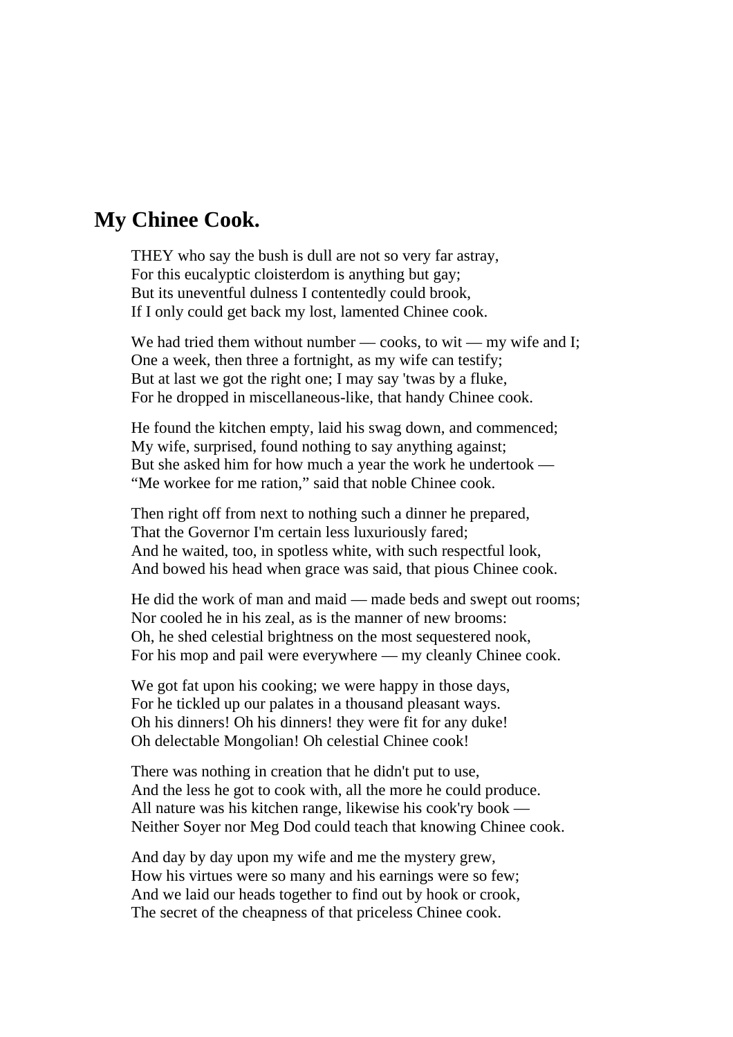## My Chinee Cook.

THEY who say the bush is dull are not so very far astray,
For this eucalyptic cloisterdom is anything but gay;
But its uneventful dulness I contentedly could brook,
If I only could get back my lost, lamented Chinee cook.

We had tried them without number — cooks, to wit — my wife and I;
One a week, then three a fortnight, as my wife can testify;
But at last we got the right one; I may say 'twas by a fluke,
For he dropped in miscellaneous-like, that handy Chinee cook.

He found the kitchen empty, laid his swag down, and commenced;
My wife, surprised, found nothing to say anything against;
But she asked him for how much a year the work he undertook —
“Me workee for me ration,” said that noble Chinee cook.

Then right off from next to nothing such a dinner he prepared,
That the Governor I'm certain less luxuriously fared;
And he waited, too, in spotless white, with such respectful look,
And bowed his head when grace was said, that pious Chinee cook.

He did the work of man and maid — made beds and swept out rooms;
Nor cooled he in his zeal, as is the manner of new brooms:
Oh, he shed celestial brightness on the most sequestered nook,
For his mop and pail were everywhere — my cleanly Chinee cook.

We got fat upon his cooking; we were happy in those days,
For he tickled up our palates in a thousand pleasant ways.
Oh his dinners! Oh his dinners! they were fit for any duke!
Oh delectable Mongolian! Oh celestial Chinee cook!

There was nothing in creation that he didn't put to use,
And the less he got to cook with, all the more he could produce.
All nature was his kitchen range, likewise his cook'ry book —
Neither Soyer nor Meg Dod could teach that knowing Chinee cook.

And day by day upon my wife and me the mystery grew,
How his virtues were so many and his earnings were so few;
And we laid our heads together to find out by hook or crook,
The secret of the cheapness of that priceless Chinee cook.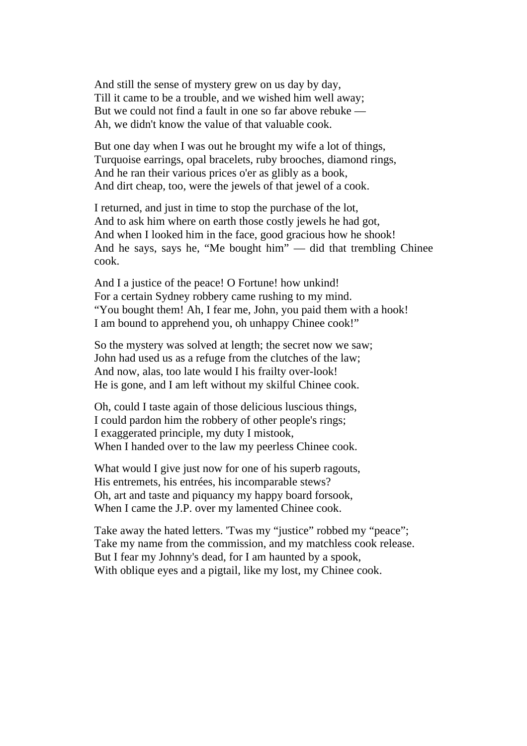And still the sense of mystery grew on us day by day,
Till it came to be a trouble, and we wished him well away;
But we could not find a fault in one so far above rebuke —
Ah, we didn't know the value of that valuable cook.

But one day when I was out he brought my wife a lot of things,
Turquoise earrings, opal bracelets, ruby brooches, diamond rings,
And he ran their various prices o'er as glibly as a book,
And dirt cheap, too, were the jewels of that jewel of a cook.

I returned, and just in time to stop the purchase of the lot,
And to ask him where on earth those costly jewels he had got,
And when I looked him in the face, good gracious how he shook!
And he says, says he, “Me bought him” — did that trembling Chinee cook.

And I a justice of the peace! O Fortune! how unkind!
For a certain Sydney robbery came rushing to my mind.
“You bought them! Ah, I fear me, John, you paid them with a hook!
I am bound to apprehend you, oh unhappy Chinee cook!”

So the mystery was solved at length; the secret now we saw;
John had used us as a refuge from the clutches of the law;
And now, alas, too late would I his frailty over-look!
He is gone, and I am left without my skilful Chinee cook.

Oh, could I taste again of those delicious luscious things,
I could pardon him the robbery of other people's rings;
I exaggerated principle, my duty I mistook,
When I handed over to the law my peerless Chinee cook.

What would I give just now for one of his superb ragouts,
His entremets, his entrées, his incomparable stews?
Oh, art and taste and piquancy my happy board forsook,
When I came the J.P. over my lamented Chinee cook.

Take away the hated letters. 'Twas my “justice” robbed my “peace”;
Take my name from the commission, and my matchless cook release.
But I fear my Johnny's dead, for I am haunted by a spook,
With oblique eyes and a pigtail, like my lost, my Chinee cook.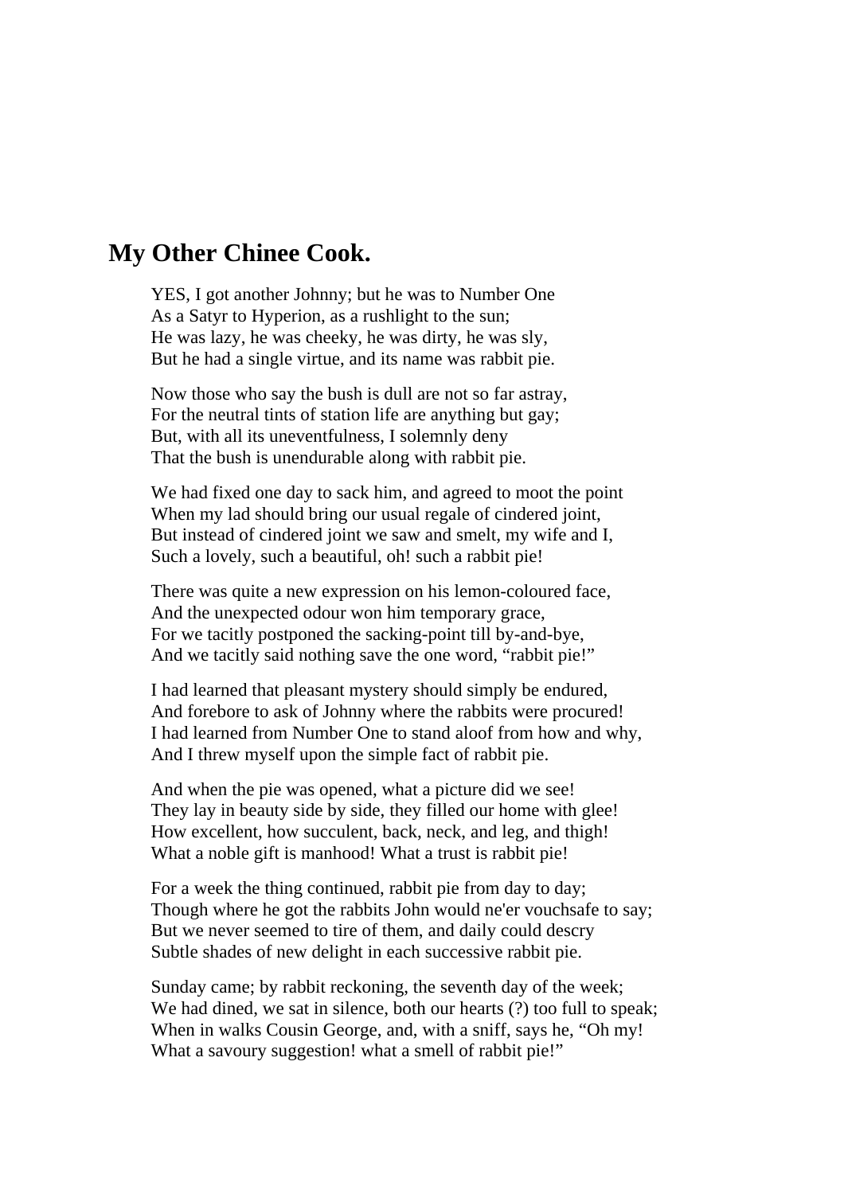## My Other Chinee Cook.

YES, I got another Johnny; but he was to Number One  
As a Satyr to Hyperion, as a rushlight to the sun;  
He was lazy, he was cheeky, he was dirty, he was sly,  
But he had a single virtue, and its name was rabbit pie.

Now those who say the bush is dull are not so far astray,  
For the neutral tints of station life are anything but gay;  
But, with all its uneventfulness, I solemnly deny  
That the bush is unendurable along with rabbit pie.

We had fixed one day to sack him, and agreed to moot the point  
When my lad should bring our usual regale of cindered joint,  
But instead of cindered joint we saw and smelt, my wife and I,  
Such a lovely, such a beautiful, oh! such a rabbit pie!

There was quite a new expression on his lemon-coloured face,  
And the unexpected odour won him temporary grace,  
For we tacitly postponed the sacking-point till by-and-bye,  
And we tacitly said nothing save the one word, "rabbit pie!"

I had learned that pleasant mystery should simply be endured,  
And forebore to ask of Johnny where the rabbits were procured!  
I had learned from Number One to stand aloof from how and why,  
And I threw myself upon the simple fact of rabbit pie.

And when the pie was opened, what a picture did we see!  
They lay in beauty side by side, they filled our home with glee!  
How excellent, how succulent, back, neck, and leg, and thigh!  
What a noble gift is manhood! What a trust is rabbit pie!

For a week the thing continued, rabbit pie from day to day;  
Though where he got the rabbits John would ne'er vouchsafe to say;  
But we never seemed to tire of them, and daily could descry  
Subtle shades of new delight in each successive rabbit pie.

Sunday came; by rabbit reckoning, the seventh day of the week;  
We had dined, we sat in silence, both our hearts (?) too full to speak;  
When in walks Cousin George, and, with a sniff, says he, "Oh my!  
What a savoury suggestion! what a smell of rabbit pie!"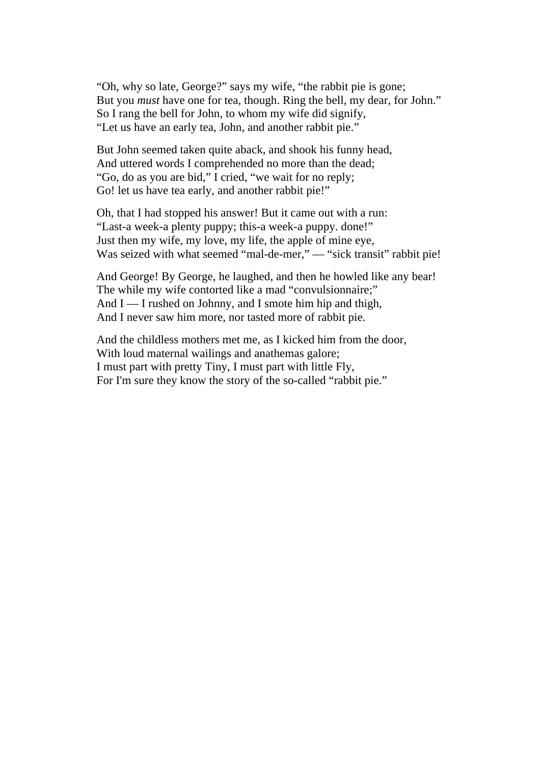“Oh, why so late, George?” says my wife, “the rabbit pie is gone;  
But you *must* have one for tea, though. Ring the bell, my dear, for John.”  
So I rang the bell for John, to whom my wife did signify,  
“Let us have an early tea, John, and another rabbit pie.”

But John seemed taken quite aback, and shook his funny head,  
And uttered words I comprehended no more than the dead;  
“Go, do as you are bid,” I cried, “we wait for no reply;  
Go! let us have tea early, and another rabbit pie!”

Oh, that I had stopped his answer! But it came out with a run:  
“Last-a week-a plenty puppy; this-a week-a puppy. done!”  
Just then my wife, my love, my life, the apple of mine eye,  
Was seized with what seemed “mal-de-mer,” — “sick transit” rabbit pie!

And George! By George, he laughed, and then he howled like any bear!  
The while my wife contorted like a mad “convulsionnaire;”  
And I — I rushed on Johnny, and I smote him hip and thigh,  
And I never saw him more, nor tasted more of rabbit pie.

And the childless mothers met me, as I kicked him from the door,  
With loud maternal wailings and anathemas galore;  
I must part with pretty Tiny, I must part with little Fly,  
For I'm sure they know the story of the so-called “rabbit pie.”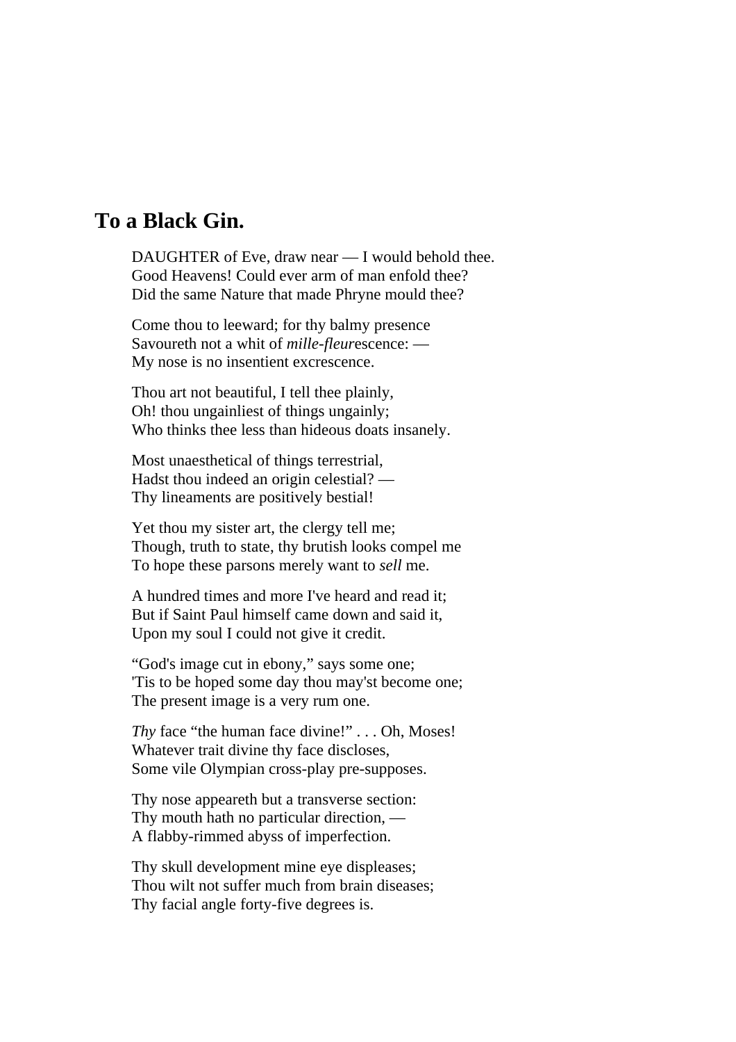## To a Black Gin.

DAUGHTER of Eve, draw near — I would behold thee.
Good Heavens! Could ever arm of man enfold thee?
Did the same Nature that made Phryne mould thee?

Come thou to leeward; for thy balmy presence
Savoureth not a whit of *mille-fleur*escence: —
My nose is no insentient excrescence.

Thou art not beautiful, I tell thee plainly,
Oh! thou ungainliest of things ungainly;
Who thinks thee less than hideous doats insanely.

Most unaesthetical of things terrestrial,
Hadst thou indeed an origin celestial? —
Thy lineaments are positively bestial!

Yet thou my sister art, the clergy tell me;
Though, truth to state, thy brutish looks compel me
To hope these parsons merely want to *sell* me.

A hundred times and more I've heard and read it;
But if Saint Paul himself came down and said it,
Upon my soul I could not give it credit.

“God's image cut in ebony,” says some one;
'Tis to be hoped some day thou may'st become one;
The present image is a very rum one.

*Thy* face “the human face divine!” . . . Oh, Moses!
Whatever trait divine thy face discloses,
Some vile Olympian cross-play pre-supposes.

Thy nose appeareth but a transverse section:
Thy mouth hath no particular direction, —
A flabby-rimmed abyss of imperfection.

Thy skull development mine eye displeases;
Thou wilt not suffer much from brain diseases;
Thy facial angle forty-five degrees is.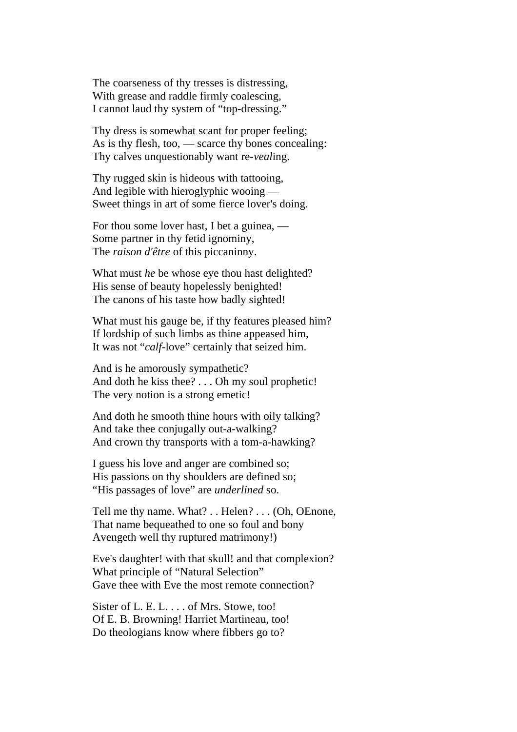The coarseness of thy tresses is distressing,  
With grease and raddle firmly coalescing,  
I cannot laud thy system of “top-dressing.”

Thy dress is somewhat scant for proper feeling;  
As is thy flesh, too, — scarce thy bones concealing:  
Thy calves unquestionably want re-*veal*ing.

Thy rugged skin is hideous with tattooing,  
And legible with hieroglyphic wooing —  
Sweet things in art of some fierce lover's doing.

For thou some lover hast, I bet a guinea, —  
Some partner in thy fetid ignominy,  
The *raison d'être* of this piccaninny.

What must *he* be whose eye thou hast delighted?  
His sense of beauty hopelessly benighted!  
The canons of his taste how badly sighted!

What must his gauge be, if thy features pleased him?  
If lordship of such limbs as thine appeased him,  
It was not “*calf*-love” certainly that seized him.

And is he amorously sympathetic?  
And doth he kiss thee? . . . Oh my soul prophetic!  
The very notion is a strong emetic!

And doth he smooth thine hours with oily talking?  
And take thee conjugally out-a-walking?  
And crown thy transports with a tom-a-hawking?

I guess his love and anger are combined so;  
His passions on thy shoulders are defined so;  
“His passages of love” are *underlined* so.

Tell me thy name. What? . . Helen? . . . (Oh, OEnone,  
That name bequeathed to one so foul and bony  
Avengeth well thy ruptured matrimony!)

Eve's daughter! with that skull! and that complexion?  
What principle of “Natural Selection”  
Gave thee with Eve the most remote connection?

Sister of L. E. L. . . . of Mrs. Stowe, too!  
Of E. B. Browning! Harriet Martineau, too!  
Do theologians know where fibbers go to?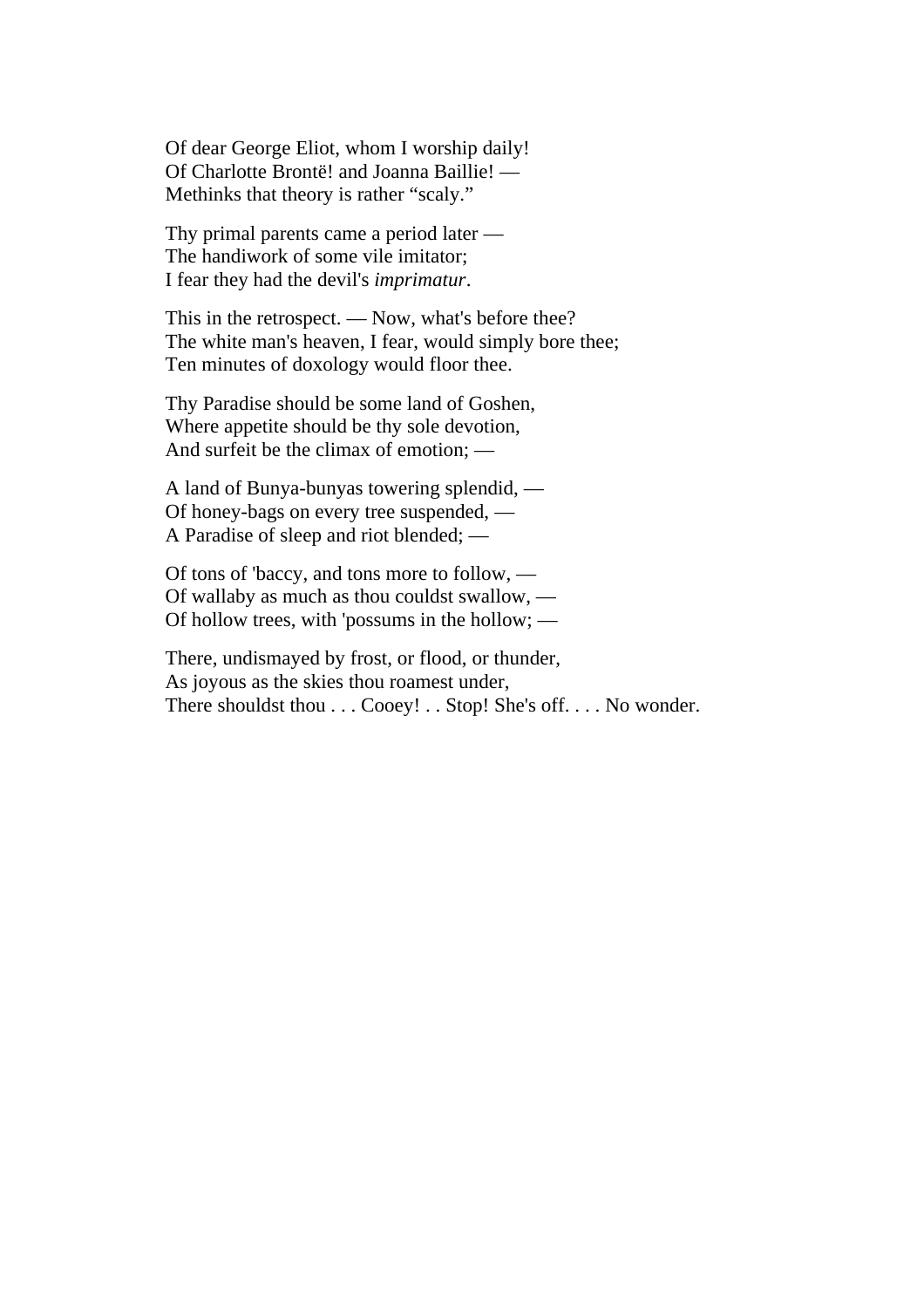Of dear George Eliot, whom I worship daily!
Of Charlotte Brontë! and Joanna Baillie! —
Methinks that theory is rather “scaly.”

Thy primal parents came a period later —
The handiwork of some vile imitator;
I fear they had the devil's *imprimatur*.

This in the retrospect. — Now, what's before thee?
The white man's heaven, I fear, would simply bore thee;
Ten minutes of doxology would floor thee.

Thy Paradise should be some land of Goshen,
Where appetite should be thy sole devotion,
And surfeit be the climax of emotion; —

A land of Bunya-bunyas towering splendid, —
Of honey-bags on every tree suspended, —
A Paradise of sleep and riot blended; —

Of tons of 'baccy, and tons more to follow, —
Of wallaby as much as thou couldst swallow, —
Of hollow trees, with 'possums in the hollow; —

There, undismayed by frost, or flood, or thunder,
As joyous as the skies thou roamest under,
There shouldst thou . . . Cooey! . . Stop! She's off. . . . No wonder.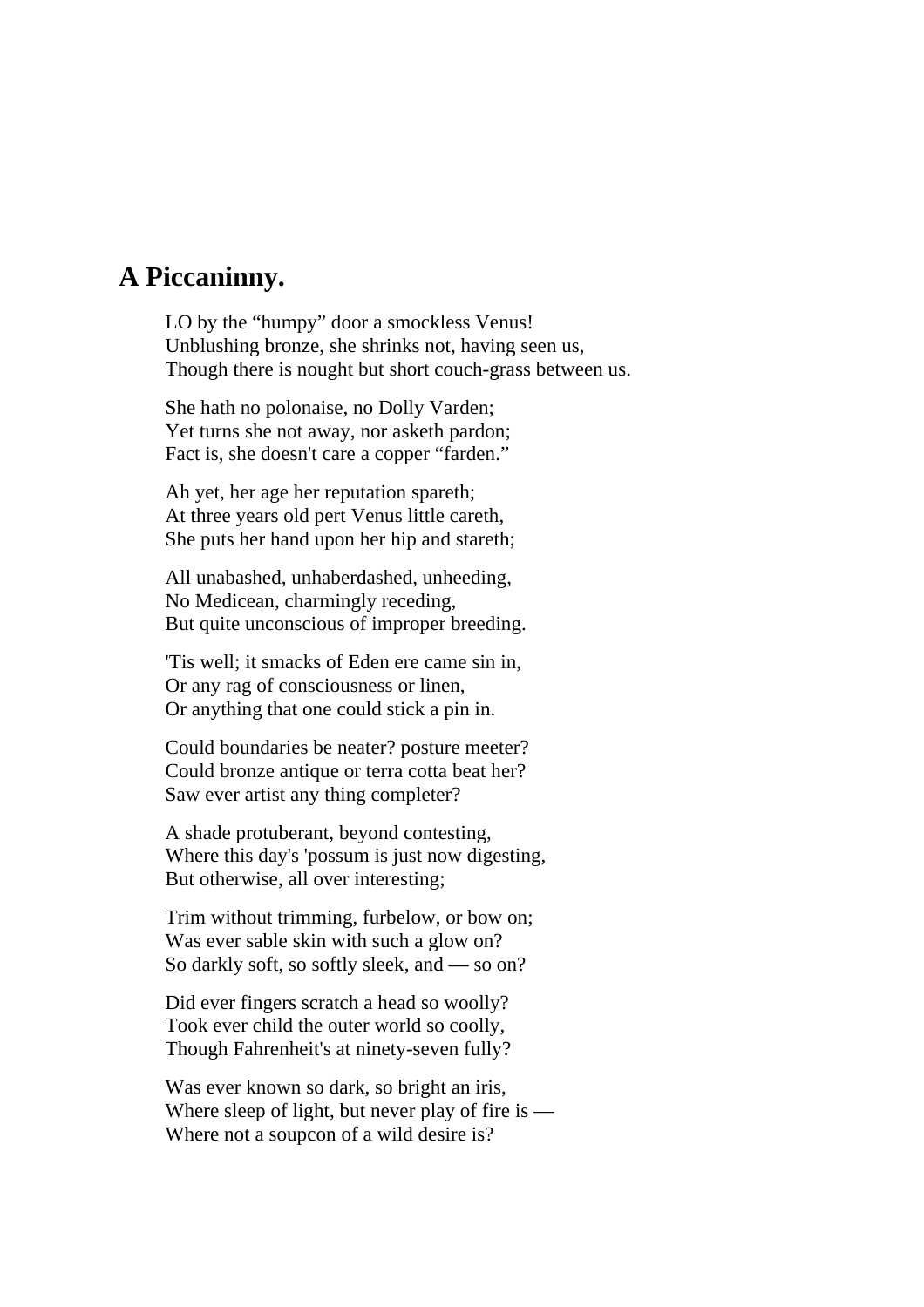## A Piccaninny.

LO by the “humpy” door a smockless Venus!  
Unblushing bronze, she shrinks not, having seen us,  
Though there is nought but short couch-grass between us.

She hath no polonaise, no Dolly Varden;  
Yet turns she not away, nor asketh pardon;  
Fact is, she doesn't care a copper “farden.”

Ah yet, her age her reputation spareth;  
At three years old pert Venus little careth,  
She puts her hand upon her hip and stareth;

All unabashed, unhaberdashed, unheeding,  
No Medicean, charmingly receding,  
But quite unconscious of improper breeding.

'Tis well; it smacks of Eden ere came sin in,  
Or any rag of consciousness or linen,  
Or anything that one could stick a pin in.

Could boundaries be neater? posture meeter?  
Could bronze antique or terra cotta beat her?  
Saw ever artist any thing completer?

A shade protuberant, beyond contesting,  
Where this day's 'possum is just now digesting,  
But otherwise, all over interesting;

Trim without trimming, furbelow, or bow on;  
Was ever sable skin with such a glow on?  
So darkly soft, so softly sleek, and — so on?

Did ever fingers scratch a head so woolly?  
Took ever child the outer world so coolly,  
Though Fahrenheit's at ninety-seven fully?

Was ever known so dark, so bright an iris,  
Where sleep of light, but never play of fire is —  
Where not a soupcon of a wild desire is?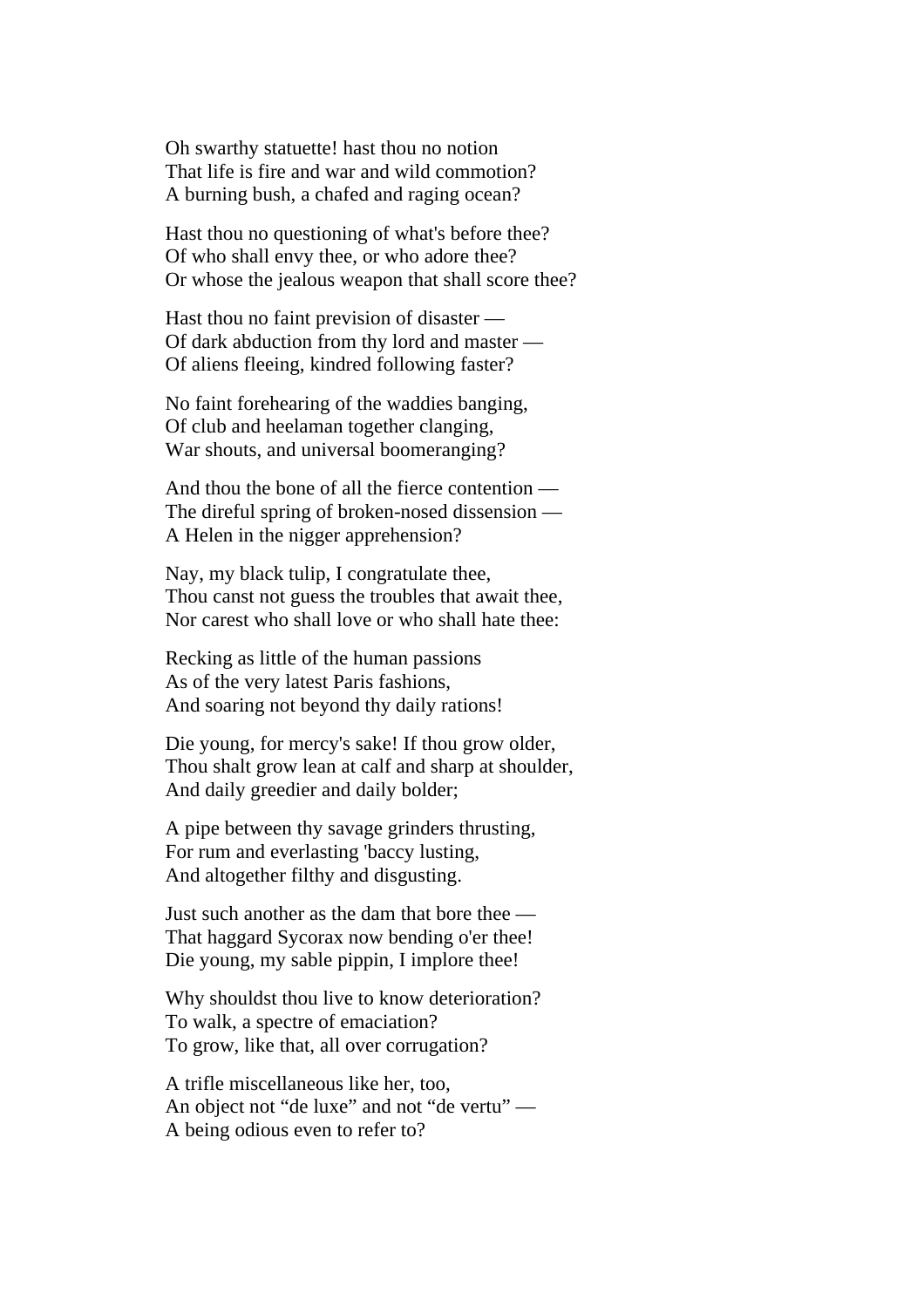Oh swarthy statuette! hast thou no notion
That life is fire and war and wild commotion?
A burning bush, a chafed and raging ocean?

Hast thou no questioning of what's before thee?
Of who shall envy thee, or who adore thee?
Or whose the jealous weapon that shall score thee?

Hast thou no faint prevision of disaster —
Of dark abduction from thy lord and master —
Of aliens fleeing, kindred following faster?

No faint forehearing of the waddies banging,
Of club and heelaman together clanging,
War shouts, and universal boomeranging?

And thou the bone of all the fierce contention —
The direful spring of broken-nosed dissension —
A Helen in the nigger apprehension?

Nay, my black tulip, I congratulate thee,
Thou canst not guess the troubles that await thee,
Nor carest who shall love or who shall hate thee:

Recking as little of the human passions
As of the very latest Paris fashions,
And soaring not beyond thy daily rations!

Die young, for mercy's sake! If thou grow older,
Thou shalt grow lean at calf and sharp at shoulder,
And daily greedier and daily bolder;

A pipe between thy savage grinders thrusting,
For rum and everlasting 'baccy lusting,
And altogether filthy and disgusting.

Just such another as the dam that bore thee —
That haggard Sycorax now bending o'er thee!
Die young, my sable pippin, I implore thee!

Why shouldst thou live to know deterioration?
To walk, a spectre of emaciation?
To grow, like that, all over corrugation?

A trifle miscellaneous like her, too,
An object not “de luxe” and not “de vertu” —
A being odious even to refer to?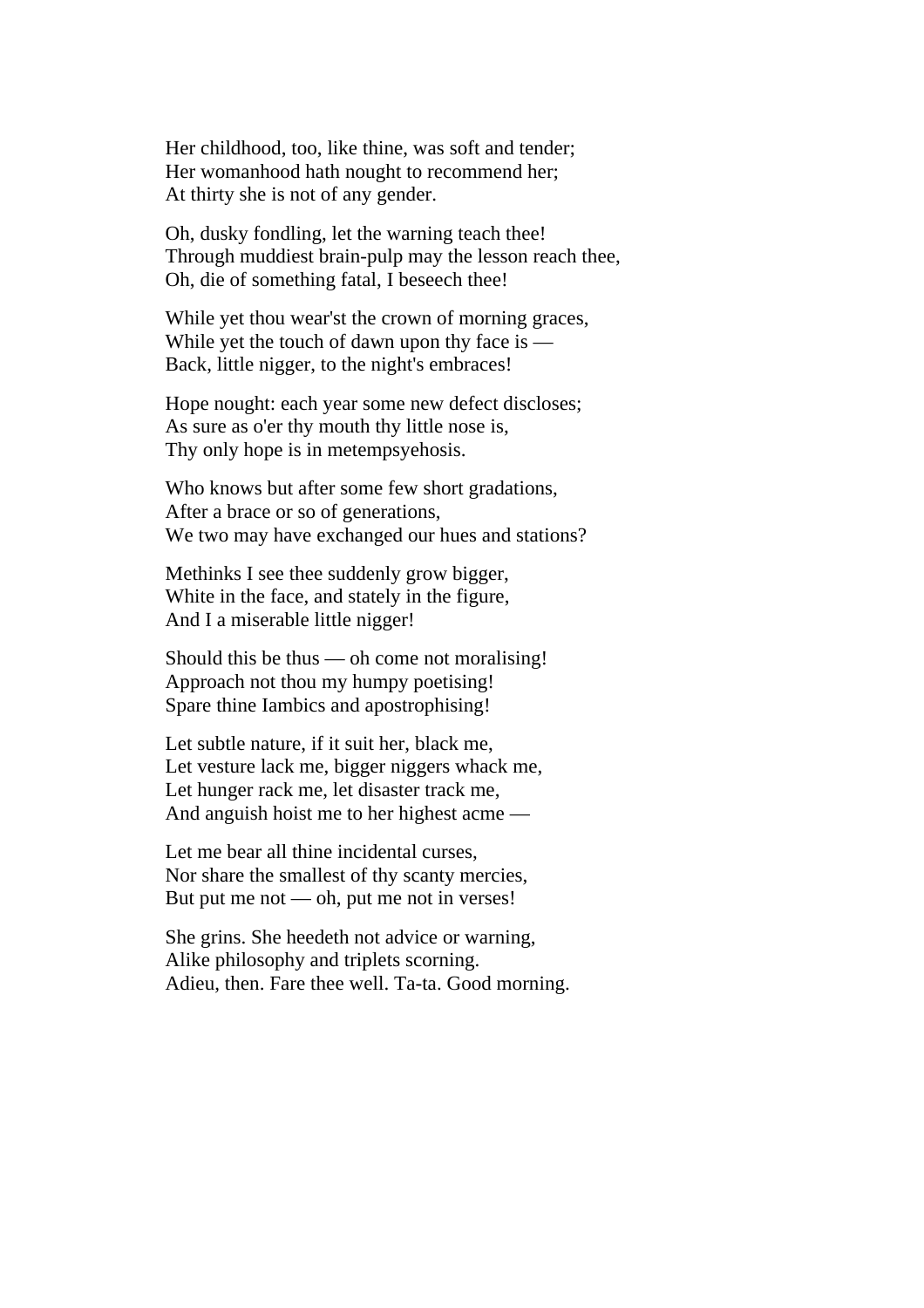Her childhood, too, like thine, was soft and tender;
Her womanhood hath nought to recommend her;
At thirty she is not of any gender.

Oh, dusky fondling, let the warning teach thee!
Through muddiest brain-pulp may the lesson reach thee,
Oh, die of something fatal, I beseech thee!

While yet thou wear'st the crown of morning graces,
While yet the touch of dawn upon thy face is —
Back, little nigger, to the night's embraces!

Hope nought: each year some new defect discloses;
As sure as o'er thy mouth thy little nose is,
Thy only hope is in metempsyehosis.

Who knows but after some few short gradations,
After a brace or so of generations,
We two may have exchanged our hues and stations?

Methinks I see thee suddenly grow bigger,
White in the face, and stately in the figure,
And I a miserable little nigger!

Should this be thus — oh come not moralising!
Approach not thou my humpy poetising!
Spare thine Iambics and apostrophising!

Let subtle nature, if it suit her, black me,
Let vesture lack me, bigger niggers whack me,
Let hunger rack me, let disaster track me,
And anguish hoist me to her highest acme —

Let me bear all thine incidental curses,
Nor share the smallest of thy scanty mercies,
But put me not — oh, put me not in verses!

She grins. She heedeth not advice or warning,
Alike philosophy and triplets scorning.
Adieu, then. Fare thee well. Ta-ta. Good morning.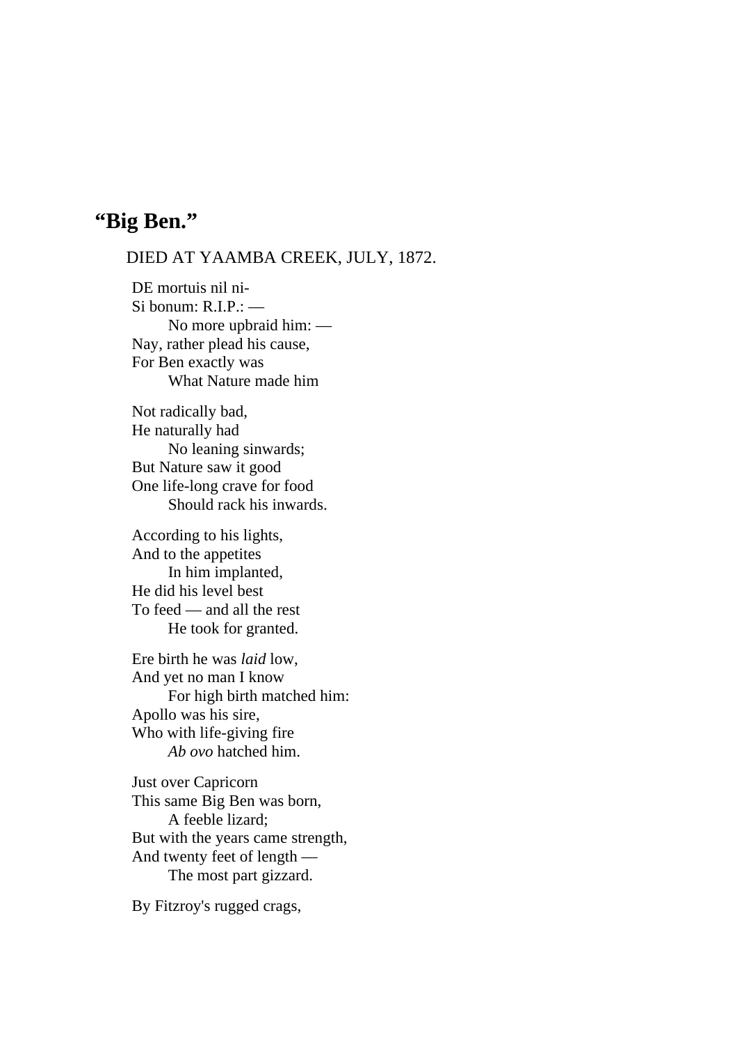## “Big Ben.”

DIED AT YAAMBA CREEK, JULY, 1872.

DE mortuis nil ni-  
Si bonum: R.I.P.: —  
        No more upbraid him: —  
Nay, rather plead his cause,  
For Ben exactly was  
        What Nature made him

Not radically bad,  
He naturally had  
        No leaning sinwards;  
But Nature saw it good  
One life-long crave for food  
        Should rack his inwards.

According to his lights,  
And to the appetites  
        In him implanted,  
He did his level best  
To feed — and all the rest  
        He took for granted.

Ere birth he was *laid* low,  
And yet no man I know  
        For high birth matched him:  
Apollo was his sire,  
Who with life-giving fire  
        *Ab ovo* hatched him.

Just over Capricorn  
This same Big Ben was born,  
        A feeble lizard;  
But with the years came strength,  
And twenty feet of length —  
        The most part gizzard.

By Fitzroy's rugged crags,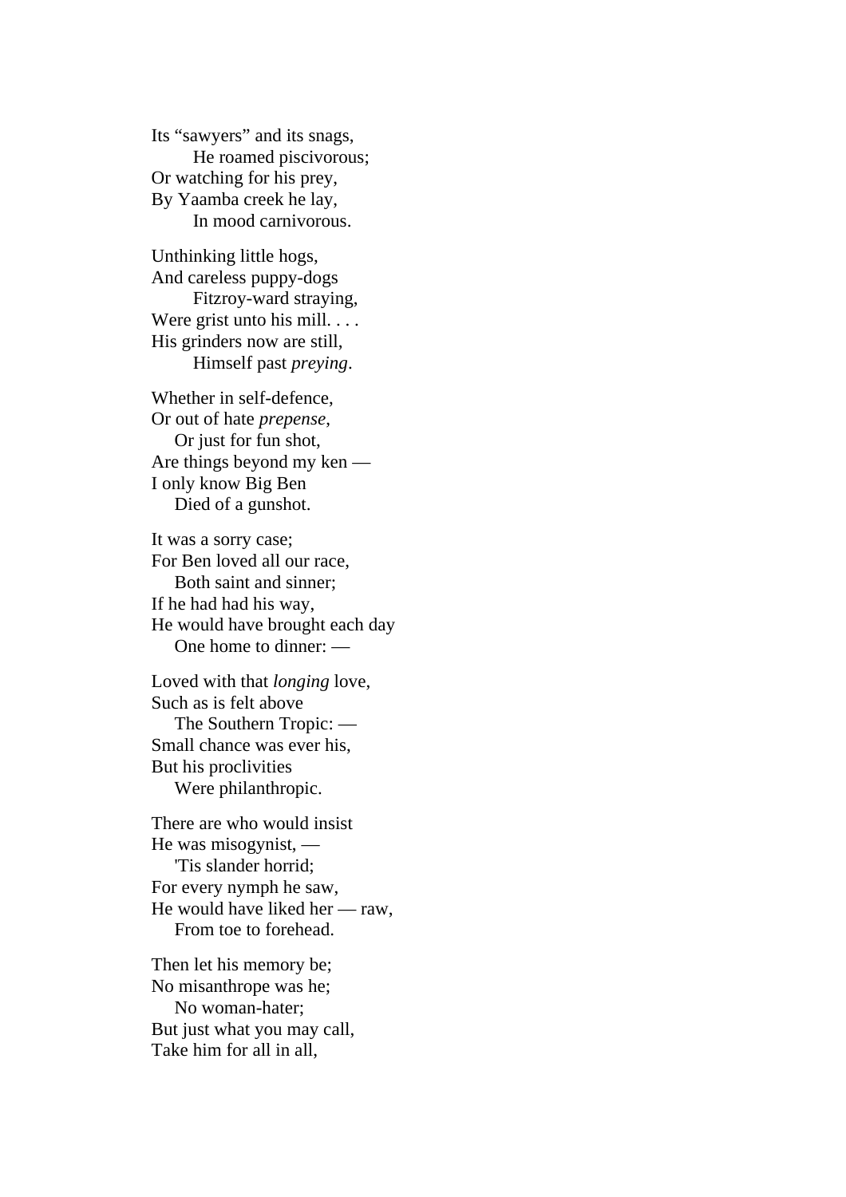Its “sawyers” and its snags,
        He roamed piscivorous;
Or watching for his prey,
By Yaamba creek he lay,
        In mood carnivorous.

Unthinking little hogs,
And careless puppy-dogs
        Fitzroy-ward straying,
Were grist unto his mill. . . .
His grinders now are still,
        Himself past *preying*.

Whether in self-defence,
Or out of hate *prepense*,
    Or just for fun shot,
Are things beyond my ken —
I only know Big Ben
    Died of a gunshot.

It was a sorry case;
For Ben loved all our race,
    Both saint and sinner;
If he had had his way,
He would have brought each day
    One home to dinner: —

Loved with that *longing* love,
Such as is felt above
    The Southern Tropic: —
Small chance was ever his,
But his proclivities
    Were philanthropic.

There are who would insist
He was misogynist, —
    'Tis slander horrid;
For every nymph he saw,
He would have liked her — raw,
    From toe to forehead.

Then let his memory be;
No misanthrope was he;
    No woman-hater;
But just what you may call,
Take him for all in all,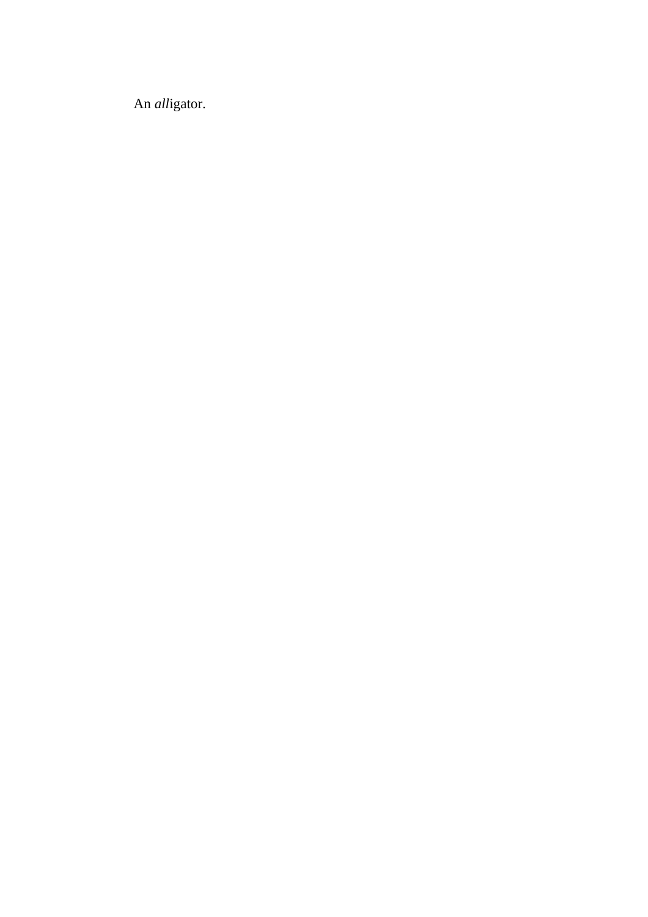An *all*igator.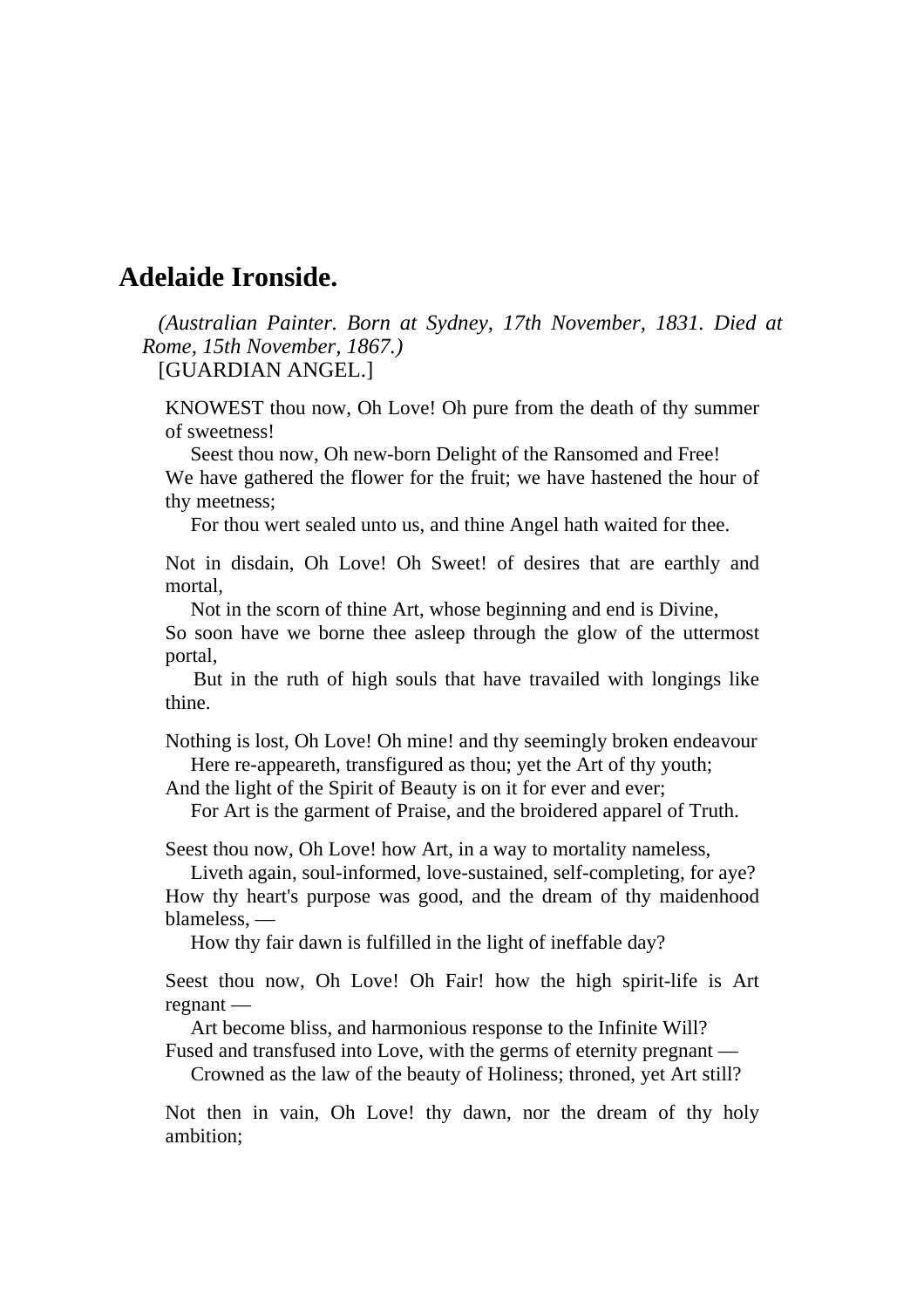## Adelaide Ironside.

*(Australian Painter. Born at Sydney, 17th November, 1831. Died at Rome, 15th November, 1867.)*

[GUARDIAN ANGEL.]

KNOWEST thou now, Oh Love! Oh pure from the death of thy summer of sweetness!
Seest thou now, Oh new-born Delight of the Ransomed and Free!
We have gathered the flower for the fruit; we have hastened the hour of thy meetness;
For thou wert sealed unto us, and thine Angel hath waited for thee.

Not in disdain, Oh Love! Oh Sweet! of desires that are earthly and mortal,
Not in the scorn of thine Art, whose beginning and end is Divine,
So soon have we borne thee asleep through the glow of the uttermost portal,
But in the ruth of high souls that have travailed with longings like thine.

Nothing is lost, Oh Love! Oh mine! and thy seemingly broken endeavour
Here re-appeareth, transfigured as thou; yet the Art of thy youth;
And the light of the Spirit of Beauty is on it for ever and ever;
For Art is the garment of Praise, and the broidered apparel of Truth.

Seest thou now, Oh Love! how Art, in a way to mortality nameless,
Liveth again, soul-informed, love-sustained, self-completing, for aye?
How thy heart's purpose was good, and the dream of thy maidenhood blameless, —
How thy fair dawn is fulfilled in the light of ineffable day?

Seest thou now, Oh Love! Oh Fair! how the high spirit-life is Art regnant —
Art become bliss, and harmonious response to the Infinite Will?
Fused and transfused into Love, with the germs of eternity pregnant —
Crowned as the law of the beauty of Holiness; throned, yet Art still?

Not then in vain, Oh Love! thy dawn, nor the dream of thy holy ambition;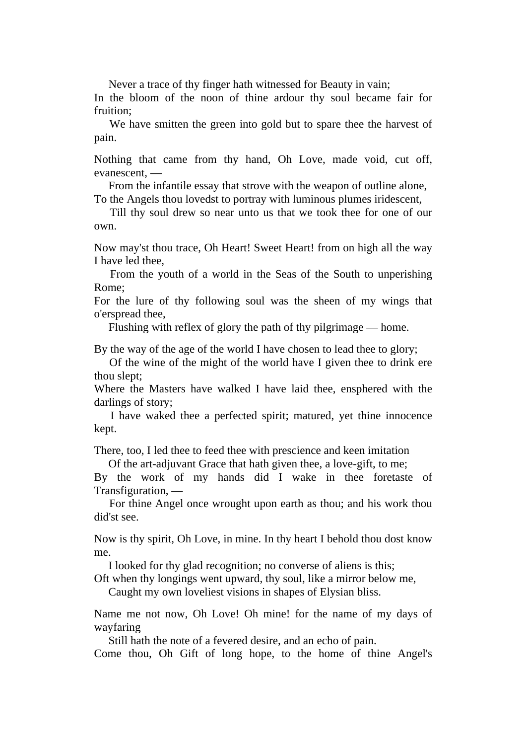Never a trace of thy finger hath witnessed for Beauty in vain;
In the bloom of the noon of thine ardour thy soul became fair for fruition;
We have smitten the green into gold but to spare thee the harvest of pain.

Nothing that came from thy hand, Oh Love, made void, cut off, evanescent, —
From the infantile essay that strove with the weapon of outline alone,
To the Angels thou lovedst to portray with luminous plumes iridescent,
Till thy soul drew so near unto us that we took thee for one of our own.

Now may'st thou trace, Oh Heart! Sweet Heart! from on high all the way I have led thee,
From the youth of a world in the Seas of the South to unperishing Rome;
For the lure of thy following soul was the sheen of my wings that o'erspread thee,
Flushing with reflex of glory the path of thy pilgrimage — home.

By the way of the age of the world I have chosen to lead thee to glory;
Of the wine of the might of the world have I given thee to drink ere thou slept;
Where the Masters have walked I have laid thee, ensphered with the darlings of story;
I have waked thee a perfected spirit; matured, yet thine innocence kept.

There, too, I led thee to feed thee with prescience and keen imitation
Of the art-adjuvant Grace that hath given thee, a love-gift, to me;
By the work of my hands did I wake in thee foretaste of Transfiguration, —
For thine Angel once wrought upon earth as thou; and his work thou did'st see.

Now is thy spirit, Oh Love, in mine. In thy heart I behold thou dost know me.
I looked for thy glad recognition; no converse of aliens is this;
Oft when thy longings went upward, thy soul, like a mirror below me,
Caught my own loveliest visions in shapes of Elysian bliss.

Name me not now, Oh Love! Oh mine! for the name of my days of wayfaring
Still hath the note of a fevered desire, and an echo of pain.
Come thou, Oh Gift of long hope, to the home of thine Angel's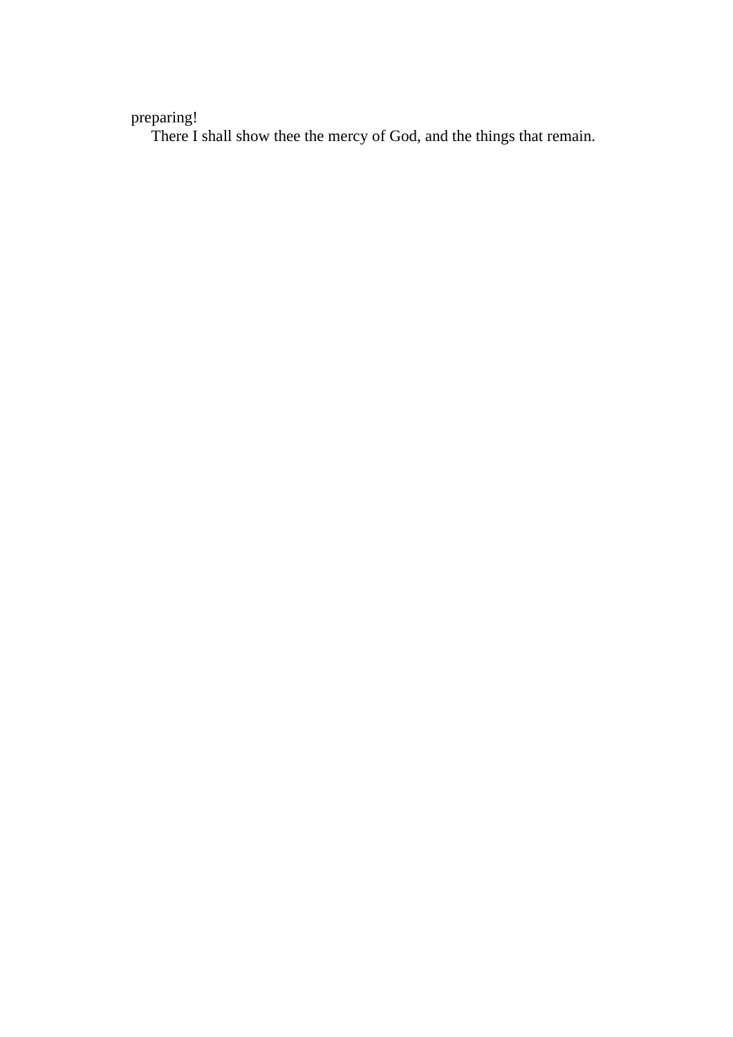preparing!

There I shall show thee the mercy of God, and the things that remain.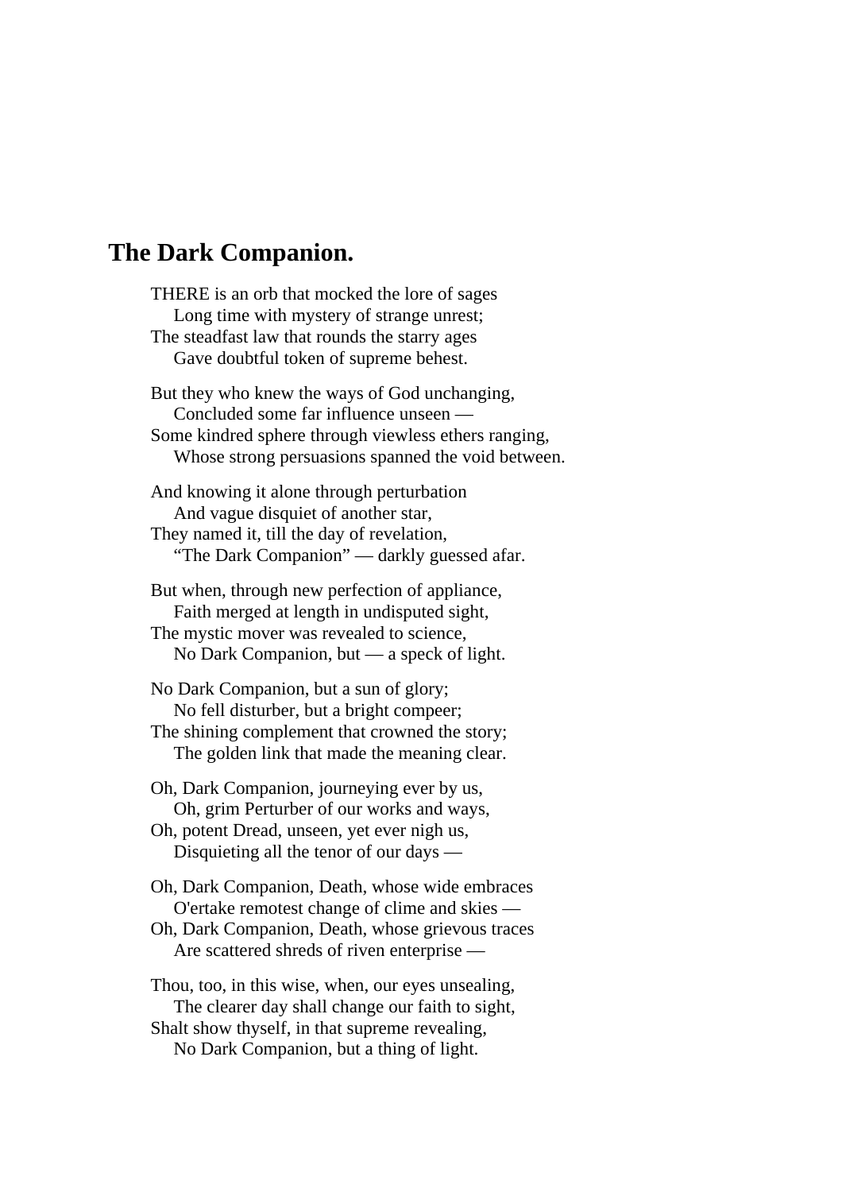## The Dark Companion.

THERE is an orb that mocked the lore of sages  
    Long time with mystery of strange unrest;  
The steadfast law that rounds the starry ages  
    Gave doubtful token of supreme behest.

But they who knew the ways of God unchanging,  
    Concluded some far influence unseen —  
Some kindred sphere through viewless ethers ranging,  
    Whose strong persuasions spanned the void between.

And knowing it alone through perturbation  
    And vague disquiet of another star,  
They named it, till the day of revelation,  
    "The Dark Companion" — darkly guessed afar.

But when, through new perfection of appliance,  
    Faith merged at length in undisputed sight,  
The mystic mover was revealed to science,  
    No Dark Companion, but — a speck of light.

No Dark Companion, but a sun of glory;  
    No fell disturber, but a bright compeer;  
The shining complement that crowned the story;  
    The golden link that made the meaning clear.

Oh, Dark Companion, journeying ever by us,  
    Oh, grim Perturber of our works and ways,  
Oh, potent Dread, unseen, yet ever nigh us,  
    Disquieting all the tenor of our days —

Oh, Dark Companion, Death, whose wide embraces  
    O'ertake remotest change of clime and skies —  
Oh, Dark Companion, Death, whose grievous traces  
    Are scattered shreds of riven enterprise —

Thou, too, in this wise, when, our eyes unsealing,  
    The clearer day shall change our faith to sight,  
Shalt show thyself, in that supreme revealing,  
    No Dark Companion, but a thing of light.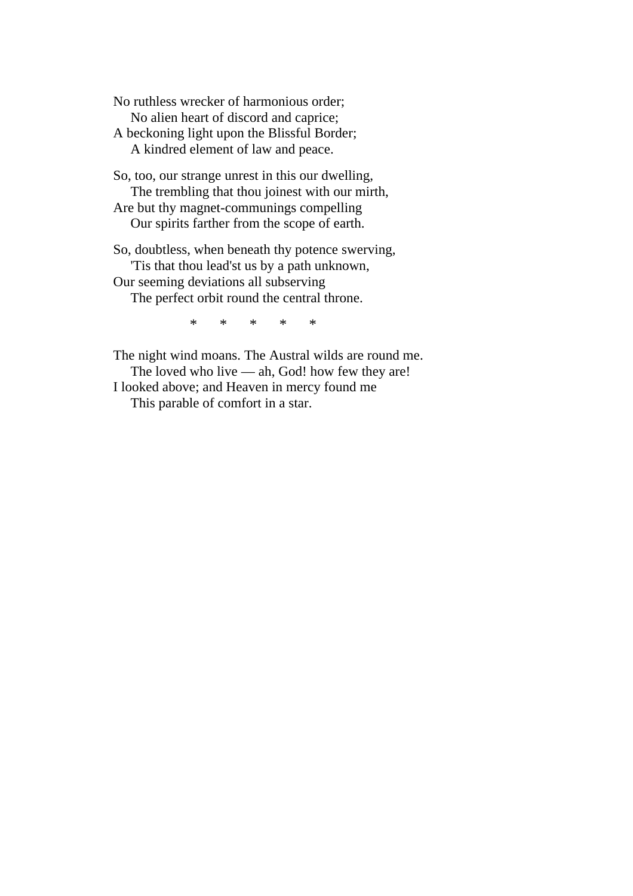No ruthless wrecker of harmonious order;  
    No alien heart of discord and caprice;  
A beckoning light upon the Blissful Border;  
    A kindred element of law and peace.

So, too, our strange unrest in this our dwelling,  
    The trembling that thou joinest with our mirth,  
Are but thy magnet-communings compelling  
    Our spirits farther from the scope of earth.

So, doubtless, when beneath thy potence swerving,  
    'Tis that thou lead'st us by a path unknown,  
Our seeming deviations all subserving  
    The perfect orbit round the central throne.

\*      \*      \*      \*      \*

The night wind moans. The Austral wilds are round me.  
    The loved who live — ah, God! how few they are!  
I looked above; and Heaven in mercy found me  
    This parable of comfort in a star.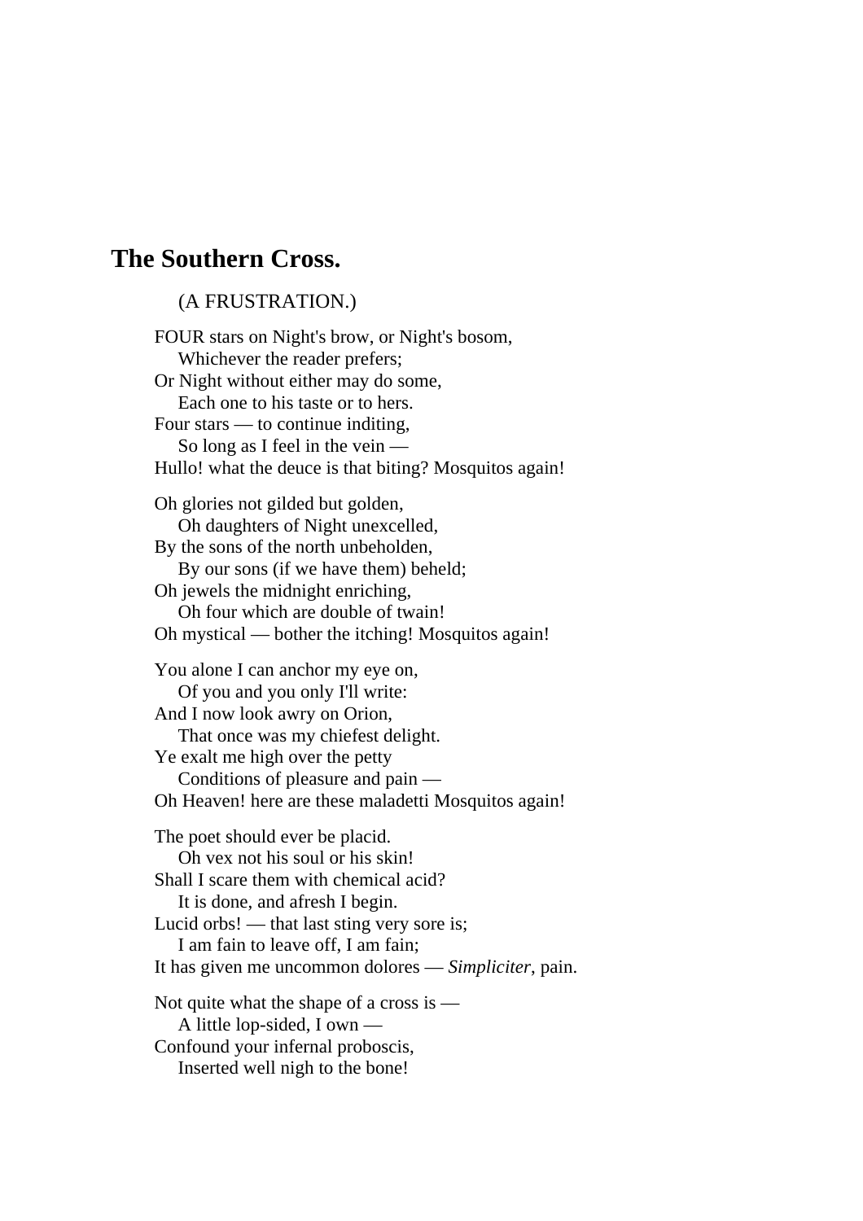## The Southern Cross.

(A FRUSTRATION.)

FOUR stars on Night's brow, or Night's bosom,  
  Whichever the reader prefers;  
Or Night without either may do some,  
  Each one to his taste or to hers.  
Four stars — to continue inditing,  
  So long as I feel in the vein —  
Hullo! what the deuce is that biting? Mosquitos again!

Oh glories not gilded but golden,  
  Oh daughters of Night unexcelled,  
By the sons of the north unbeholden,  
  By our sons (if we have them) beheld;  
Oh jewels the midnight enriching,  
  Oh four which are double of twain!  
Oh mystical — bother the itching! Mosquitos again!

You alone I can anchor my eye on,  
  Of you and you only I'll write:  
And I now look awry on Orion,  
  That once was my chiefest delight.  
Ye exalt me high over the petty  
  Conditions of pleasure and pain —  
Oh Heaven! here are these maladetti Mosquitos again!

The poet should ever be placid.  
  Oh vex not his soul or his skin!  
Shall I scare them with chemical acid?  
  It is done, and afresh I begin.  
Lucid orbs! — that last sting very sore is;  
  I am fain to leave off, I am fain;  
It has given me uncommon dolores — *Simpliciter*, pain.

Not quite what the shape of a cross is —  
  A little lop-sided, I own —  
Confound your infernal proboscis,  
  Inserted well nigh to the bone!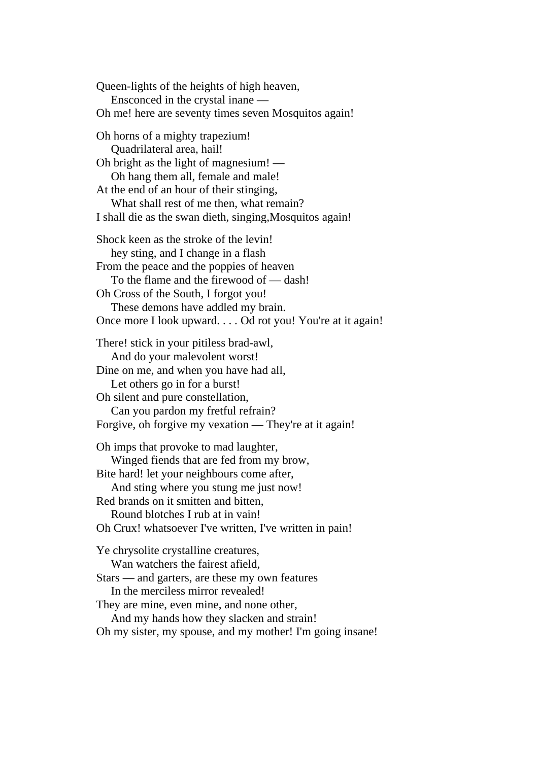Queen-lights of the heights of high heaven,
    Ensconced in the crystal inane —
Oh me! here are seventy times seven Mosquitos again!

Oh horns of a mighty trapezium!
    Quadrilateral area, hail!
Oh bright as the light of magnesium! —
    Oh hang them all, female and male!
At the end of an hour of their stinging,
    What shall rest of me then, what remain?
I shall die as the swan dieth, singing,Mosquitos again!

Shock keen as the stroke of the levin!
    hey sting, and I change in a flash
From the peace and the poppies of heaven
    To the flame and the firewood of — dash!
Oh Cross of the South, I forgot you!
    These demons have addled my brain.
Once more I look upward. . . . Od rot you! You're at it again!

There! stick in your pitiless brad-awl,
    And do your malevolent worst!
Dine on me, and when you have had all,
    Let others go in for a burst!
Oh silent and pure constellation,
    Can you pardon my fretful refrain?
Forgive, oh forgive my vexation — They're at it again!

Oh imps that provoke to mad laughter,
    Winged fiends that are fed from my brow,
Bite hard! let your neighbours come after,
    And sting where you stung me just now!
Red brands on it smitten and bitten,
    Round blotches I rub at in vain!
Oh Crux! whatsoever I've written, I've written in pain!

Ye chrysolite crystalline creatures,
    Wan watchers the fairest afield,
Stars — and garters, are these my own features
    In the merciless mirror revealed!
They are mine, even mine, and none other,
    And my hands how they slacken and strain!
Oh my sister, my spouse, and my mother! I'm going insane!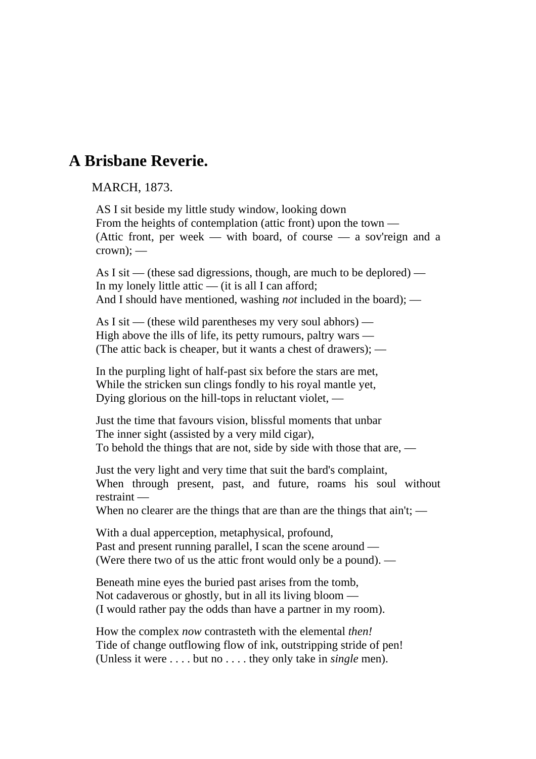## A Brisbane Reverie.

MARCH, 1873.

AS I sit beside my little study window, looking down
From the heights of contemplation (attic front) upon the town —
(Attic front, per week — with board, of course — a sov'reign and a crown); —

As I sit — (these sad digressions, though, are much to be deplored) —
In my lonely little attic — (it is all I can afford;
And I should have mentioned, washing *not* included in the board); —

As I sit — (these wild parentheses my very soul abhors) —
High above the ills of life, its petty rumours, paltry wars —
(The attic back is cheaper, but it wants a chest of drawers); —

In the purpling light of half-past six before the stars are met,
While the stricken sun clings fondly to his royal mantle yet,
Dying glorious on the hill-tops in reluctant violet, —

Just the time that favours vision, blissful moments that unbar
The inner sight (assisted by a very mild cigar),
To behold the things that are not, side by side with those that are, —

Just the very light and very time that suit the bard's complaint,
When through present, past, and future, roams his soul without restraint —
When no clearer are the things that are than are the things that ain't; —

With a dual apperception, metaphysical, profound,
Past and present running parallel, I scan the scene around —
(Were there two of us the attic front would only be a pound). —

Beneath mine eyes the buried past arises from the tomb,
Not cadaverous or ghostly, but in all its living bloom —
(I would rather pay the odds than have a partner in my room).

How the complex *now* contrasteth with the elemental *then!*
Tide of change outflowing flow of ink, outstripping stride of pen!
(Unless it were . . . . but no . . . . they only take in *single* men).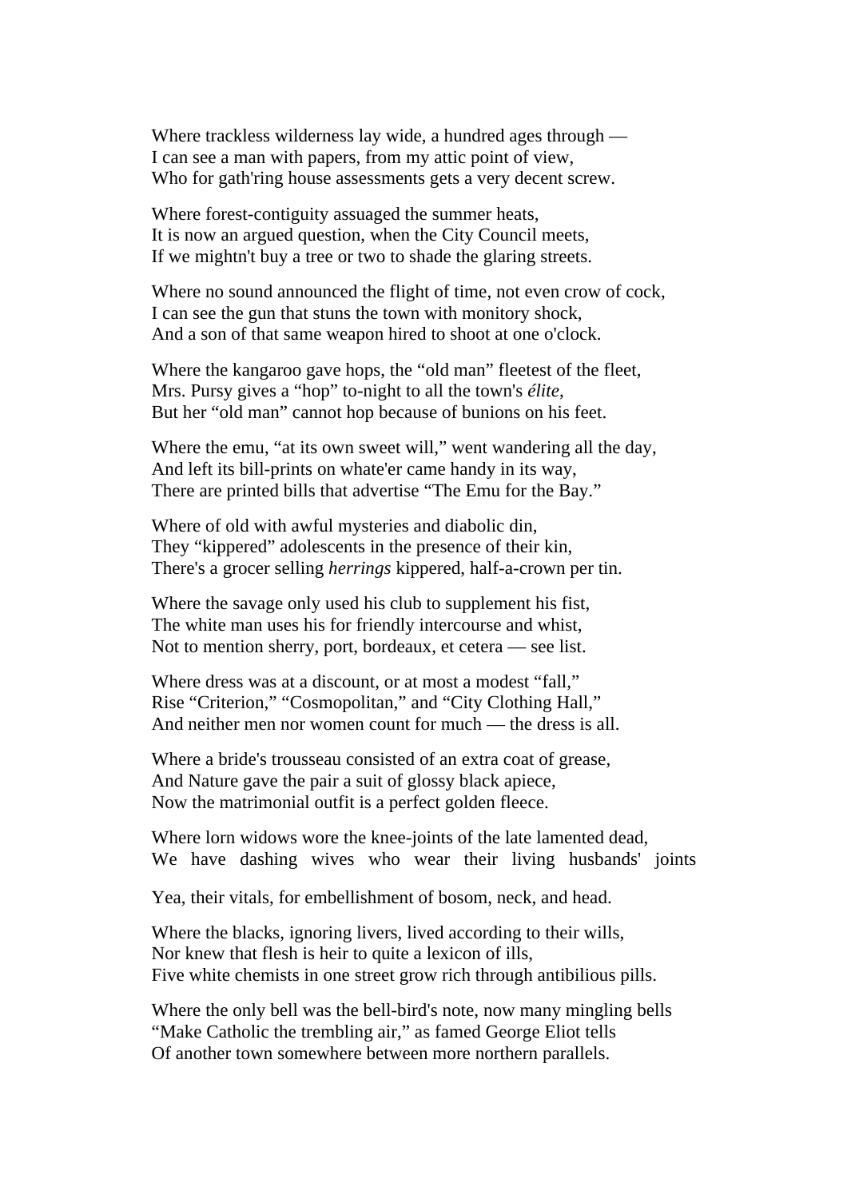Where trackless wilderness lay wide, a hundred ages through —
I can see a man with papers, from my attic point of view,
Who for gath'ring house assessments gets a very decent screw.

Where forest-contiguity assuaged the summer heats,
It is now an argued question, when the City Council meets,
If we mightn't buy a tree or two to shade the glaring streets.

Where no sound announced the flight of time, not even crow of cock,
I can see the gun that stuns the town with monitory shock,
And a son of that same weapon hired to shoot at one o'clock.

Where the kangaroo gave hops, the "old man" fleetest of the fleet,
Mrs. Pursy gives a "hop" to-night to all the town's *élite*,
But her "old man" cannot hop because of bunions on his feet.

Where the emu, "at its own sweet will," went wandering all the day,
And left its bill-prints on whate'er came handy in its way,
There are printed bills that advertise "The Emu for the Bay."

Where of old with awful mysteries and diabolic din,
They "kippered" adolescents in the presence of their kin,
There's a grocer selling *herrings* kippered, half-a-crown per tin.

Where the savage only used his club to supplement his fist,
The white man uses his for friendly intercourse and whist,
Not to mention sherry, port, bordeaux, et cetera — see list.

Where dress was at a discount, or at most a modest "fall,"
Rise "Criterion," "Cosmopolitan," and "City Clothing Hall,"
And neither men nor women count for much — the dress is all.

Where a bride's trousseau consisted of an extra coat of grease,
And Nature gave the pair a suit of glossy black apiece,
Now the matrimonial outfit is a perfect golden fleece.

Where lorn widows wore the knee-joints of the late lamented dead,
We have dashing wives who wear their living husbands' joints
Yea, their vitals, for embellishment of bosom, neck, and head.

Where the blacks, ignoring livers, lived according to their wills,
Nor knew that flesh is heir to quite a lexicon of ills,
Five white chemists in one street grow rich through antibilious pills.

Where the only bell was the bell-bird's note, now many mingling bells
"Make Catholic the trembling air," as famed George Eliot tells
Of another town somewhere between more northern parallels.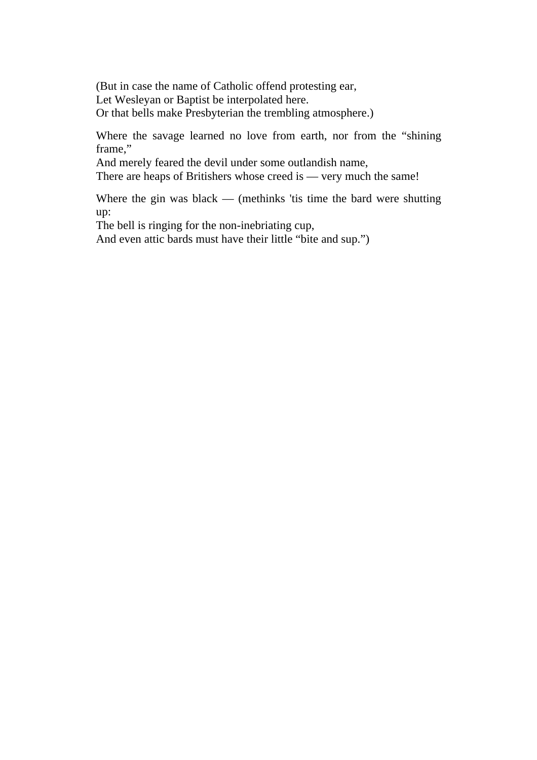(But in case the name of Catholic offend protesting ear,  
Let Wesleyan or Baptist be interpolated here.  
Or that bells make Presbyterian the trembling atmosphere.)

Where the savage learned no love from earth, nor from the “shining frame,”  
And merely feared the devil under some outlandish name,  
There are heaps of Britishers whose creed is — very much the same!

Where the gin was black — (methinks 'tis time the bard were shutting up:  
The bell is ringing for the non-inebriating cup,  
And even attic bards must have their little “bite and sup.”)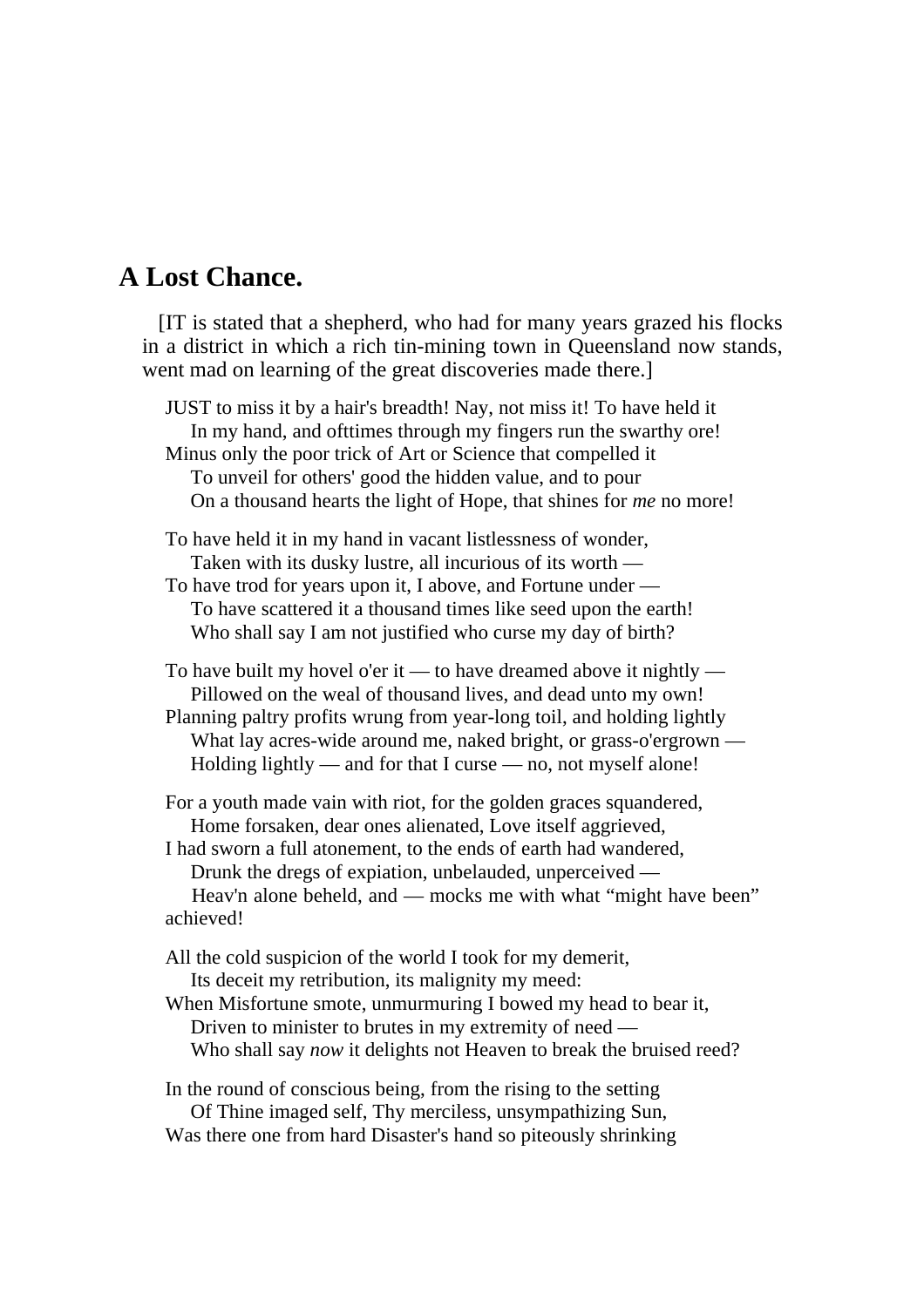## A Lost Chance.

[IT is stated that a shepherd, who had for many years grazed his flocks in a district in which a rich tin-mining town in Queensland now stands, went mad on learning of the great discoveries made there.]

JUST to miss it by a hair's breadth! Nay, not miss it! To have held it
    In my hand, and ofttimes through my fingers run the swarthy ore!
Minus only the poor trick of Art or Science that compelled it
    To unveil for others' good the hidden value, and to pour
    On a thousand hearts the light of Hope, that shines for *me* no more!

To have held it in my hand in vacant listlessness of wonder,
    Taken with its dusky lustre, all incurious of its worth —
To have trod for years upon it, I above, and Fortune under —
    To have scattered it a thousand times like seed upon the earth!
    Who shall say I am not justified who curse my day of birth?

To have built my hovel o'er it — to have dreamed above it nightly —
    Pillowed on the weal of thousand lives, and dead unto my own!
Planning paltry profits wrung from year-long toil, and holding lightly
    What lay acres-wide around me, naked bright, or grass-o'ergrown —
    Holding lightly — and for that I curse — no, not myself alone!

For a youth made vain with riot, for the golden graces squandered,
    Home forsaken, dear ones alienated, Love itself aggrieved,
I had sworn a full atonement, to the ends of earth had wandered,
    Drunk the dregs of expiation, unbelauded, unperceived —
    Heav'n alone beheld, and — mocks me with what "might have been" achieved!

All the cold suspicion of the world I took for my demerit,
    Its deceit my retribution, its malignity my meed:
When Misfortune smote, unmurmuring I bowed my head to bear it,
    Driven to minister to brutes in my extremity of need —
    Who shall say *now* it delights not Heaven to break the bruised reed?

In the round of conscious being, from the rising to the setting
    Of Thine imaged self, Thy merciless, unsympathizing Sun,
Was there one from hard Disaster's hand so piteously shrinking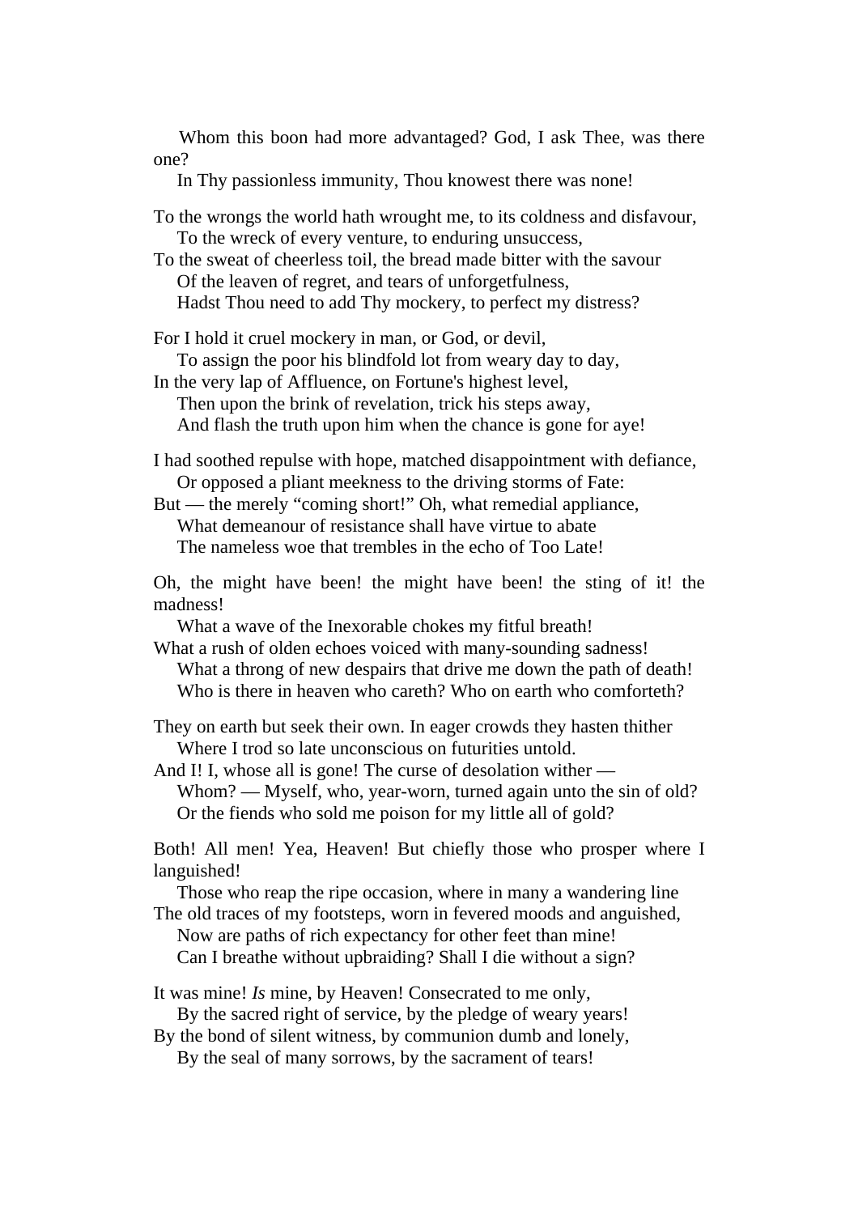Whom this boon had more advantaged? God, I ask Thee, was there one?
    In Thy passionless immunity, Thou knowest there was none!

To the wrongs the world hath wrought me, to its coldness and disfavour,
    To the wreck of every venture, to enduring unsuccess,
To the sweat of cheerless toil, the bread made bitter with the savour
    Of the leaven of regret, and tears of unforgetfulness,
    Hadst Thou need to add Thy mockery, to perfect my distress?

For I hold it cruel mockery in man, or God, or devil,
    To assign the poor his blindfold lot from weary day to day,
In the very lap of Affluence, on Fortune's highest level,
    Then upon the brink of revelation, trick his steps away,
    And flash the truth upon him when the chance is gone for aye!

I had soothed repulse with hope, matched disappointment with defiance,
    Or opposed a pliant meekness to the driving storms of Fate:
But — the merely "coming short!" Oh, what remedial appliance,
    What demeanour of resistance shall have virtue to abate
    The nameless woe that trembles in the echo of Too Late!

Oh, the might have been! the might have been! the sting of it! the madness!
    What a wave of the Inexorable chokes my fitful breath!
What a rush of olden echoes voiced with many-sounding sadness!
    What a throng of new despairs that drive me down the path of death!
    Who is there in heaven who careth? Who on earth who comforteth?

They on earth but seek their own. In eager crowds they hasten thither
    Where I trod so late unconscious on futurities untold.
And I! I, whose all is gone! The curse of desolation wither —
    Whom? — Myself, who, year-worn, turned again unto the sin of old?
    Or the fiends who sold me poison for my little all of gold?

Both! All men! Yea, Heaven! But chiefly those who prosper where I languished!
    Those who reap the ripe occasion, where in many a wandering line
The old traces of my footsteps, worn in fevered moods and anguished,
    Now are paths of rich expectancy for other feet than mine!
    Can I breathe without upbraiding? Shall I die without a sign?

It was mine! *Is* mine, by Heaven! Consecrated to me only,
    By the sacred right of service, by the pledge of weary years!
By the bond of silent witness, by communion dumb and lonely,
    By the seal of many sorrows, by the sacrament of tears!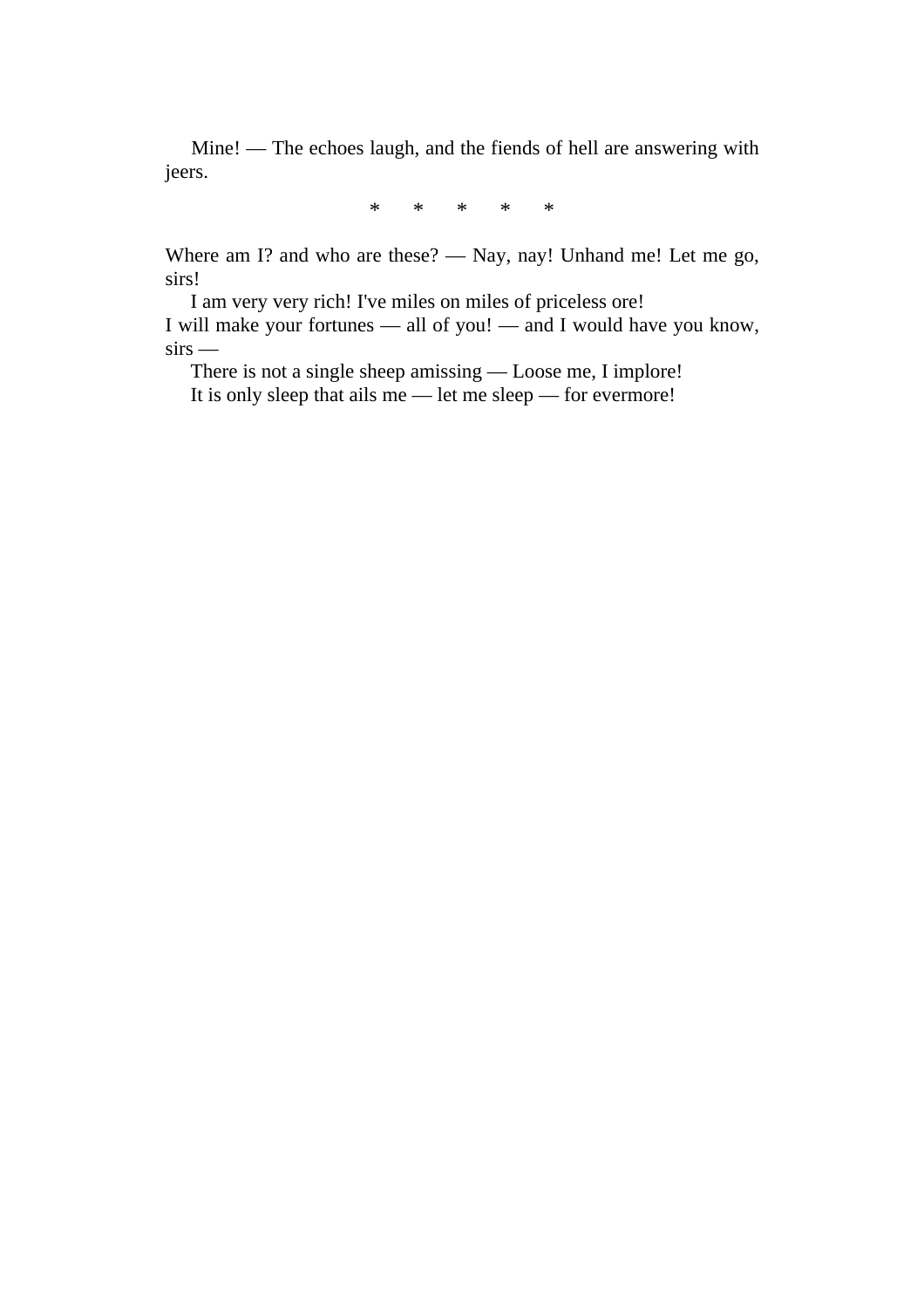Mine! — The echoes laugh, and the fiends of hell are answering with jeers.

\* \* \* \* \*

Where am I? and who are these? — Nay, nay! Unhand me! Let me go, sirs!
I am very very rich! I've miles on miles of priceless ore!
I will make your fortunes — all of you! — and I would have you know, sirs —
There is not a single sheep amissing — Loose me, I implore!
It is only sleep that ails me — let me sleep — for evermore!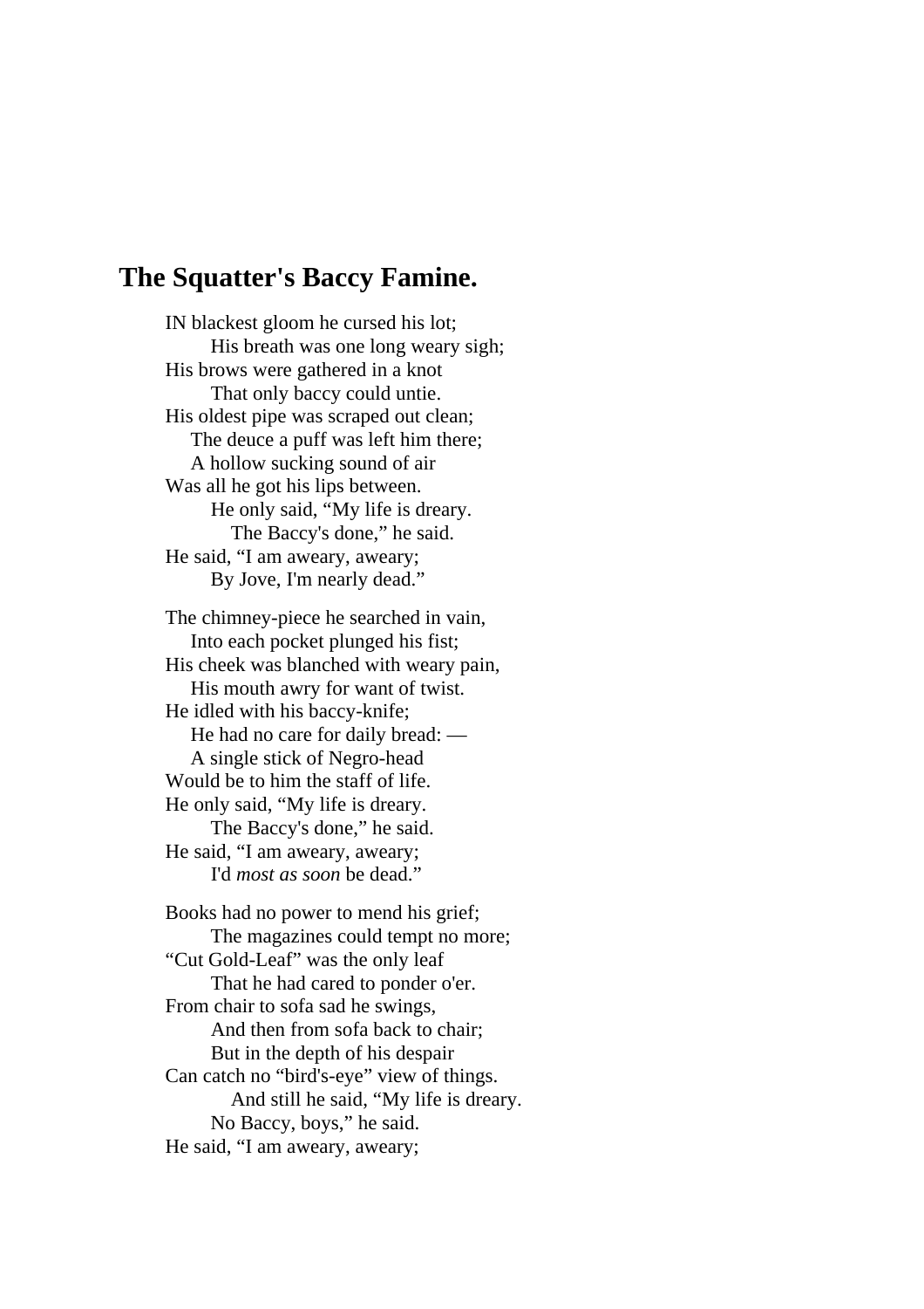## The Squatter's Baccy Famine.

IN blackest gloom he cursed his lot;
His breath was one long weary sigh;
His brows were gathered in a knot
That only baccy could untie.
His oldest pipe was scraped out clean;
The deuce a puff was left him there;
A hollow sucking sound of air
Was all he got his lips between.
He only said, “My life is dreary.
The Baccy's done,” he said.
He said, “I am aweary, aweary;
By Jove, I'm nearly dead.”

The chimney-piece he searched in vain,
Into each pocket plunged his fist;
His cheek was blanched with weary pain,
His mouth awry for want of twist.
He idled with his baccy-knife;
He had no care for daily bread: —
A single stick of Negro-head
Would be to him the staff of life.
He only said, “My life is dreary.
The Baccy's done,” he said.
He said, “I am aweary, aweary;
I'd *most as soon* be dead.”

Books had no power to mend his grief;
The magazines could tempt no more;
“Cut Gold-Leaf” was the only leaf
That he had cared to ponder o'er.
From chair to sofa sad he swings,
And then from sofa back to chair;
But in the depth of his despair
Can catch no “bird's-eye” view of things.
And still he said, “My life is dreary.
No Baccy, boys,” he said.
He said, “I am aweary, aweary;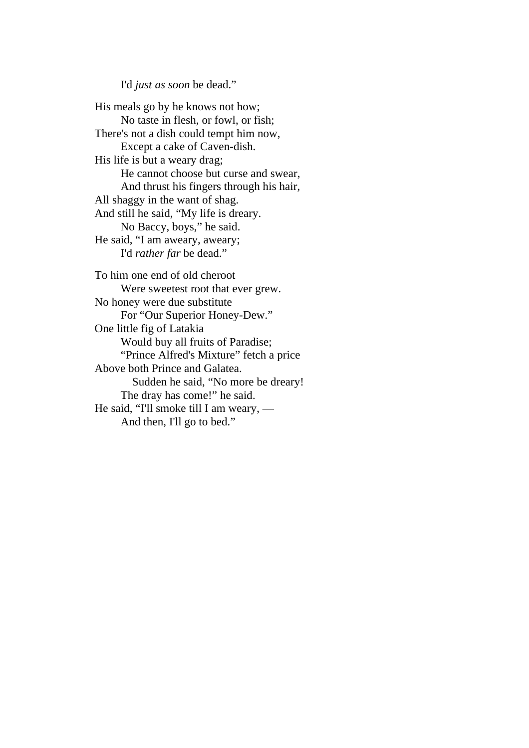I'd *just as soon* be dead."

His meals go by he knows not how;  
No taste in flesh, or fowl, or fish;  
There's not a dish could tempt him now,  
Except a cake of Caven-dish.  
His life is but a weary drag;  
He cannot choose but curse and swear,  
And thrust his fingers through his hair,  
All shaggy in the want of shag.  
And still he said, "My life is dreary.  
No Baccy, boys," he said.  
He said, "I am aweary, aweary;  
I'd *rather far* be dead."

To him one end of old cheroot  
Were sweetest root that ever grew.  
No honey were due substitute  
For "Our Superior Honey-Dew."  
One little fig of Latakia  
Would buy all fruits of Paradise;  
"Prince Alfred's Mixture" fetch a price  
Above both Prince and Galatea.  
Sudden he said, "No more be dreary!  
The dray has come!" he said.  
He said, "I'll smoke till I am weary, —  
And then, I'll go to bed."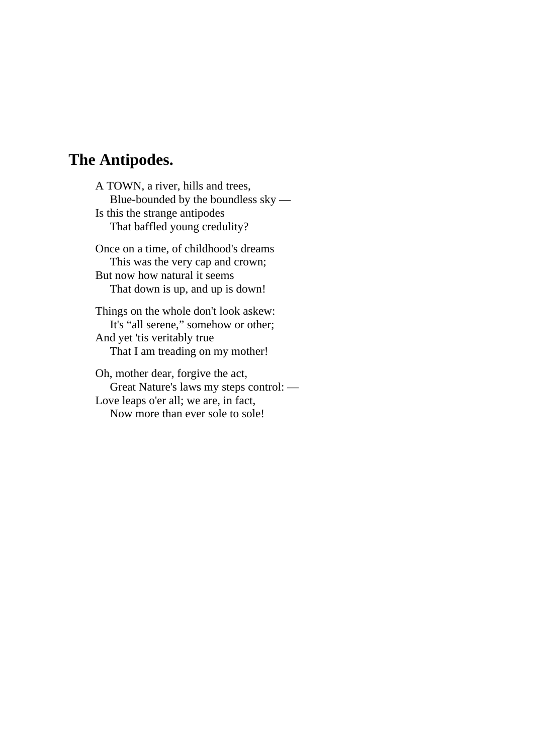## The Antipodes.

A TOWN, a river, hills and trees,
    Blue-bounded by the boundless sky —
Is this the strange antipodes
    That baffled young credulity?

Once on a time, of childhood's dreams
    This was the very cap and crown;
But now how natural it seems
    That down is up, and up is down!

Things on the whole don't look askew:
    It's “all serene,” somehow or other;
And yet 'tis veritably true
    That I am treading on my mother!

Oh, mother dear, forgive the act,
    Great Nature's laws my steps control: —
Love leaps o'er all; we are, in fact,
    Now more than ever sole to sole!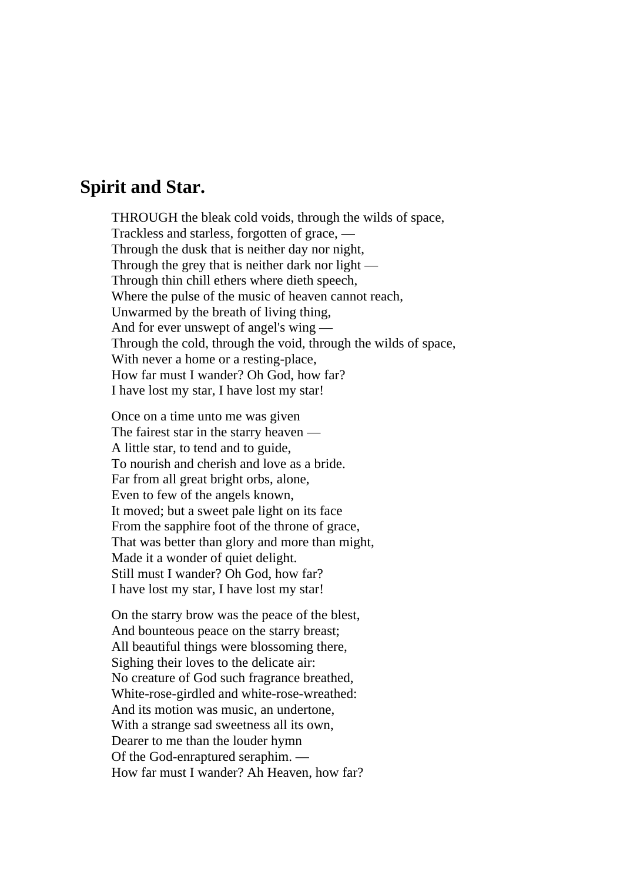## Spirit and Star.

THROUGH the bleak cold voids, through the wilds of space,  
Trackless and starless, forgotten of grace, —  
Through the dusk that is neither day nor night,  
Through the grey that is neither dark nor light —  
Through thin chill ethers where dieth speech,  
Where the pulse of the music of heaven cannot reach,  
Unwarmed by the breath of living thing,  
And for ever unswept of angel's wing —  
Through the cold, through the void, through the wilds of space,  
With never a home or a resting-place,  
How far must I wander? Oh God, how far?  
I have lost my star, I have lost my star!

Once on a time unto me was given  
The fairest star in the starry heaven —  
A little star, to tend and to guide,  
To nourish and cherish and love as a bride.  
Far from all great bright orbs, alone,  
Even to few of the angels known,  
It moved; but a sweet pale light on its face  
From the sapphire foot of the throne of grace,  
That was better than glory and more than might,  
Made it a wonder of quiet delight.  
Still must I wander? Oh God, how far?  
I have lost my star, I have lost my star!

On the starry brow was the peace of the blest,  
And bounteous peace on the starry breast;  
All beautiful things were blossoming there,  
Sighing their loves to the delicate air:  
No creature of God such fragrance breathed,  
White-rose-girdled and white-rose-wreathed:  
And its motion was music, an undertone,  
With a strange sad sweetness all its own,  
Dearer to me than the louder hymn  
Of the God-enraptured seraphim. —  
How far must I wander? Ah Heaven, how far?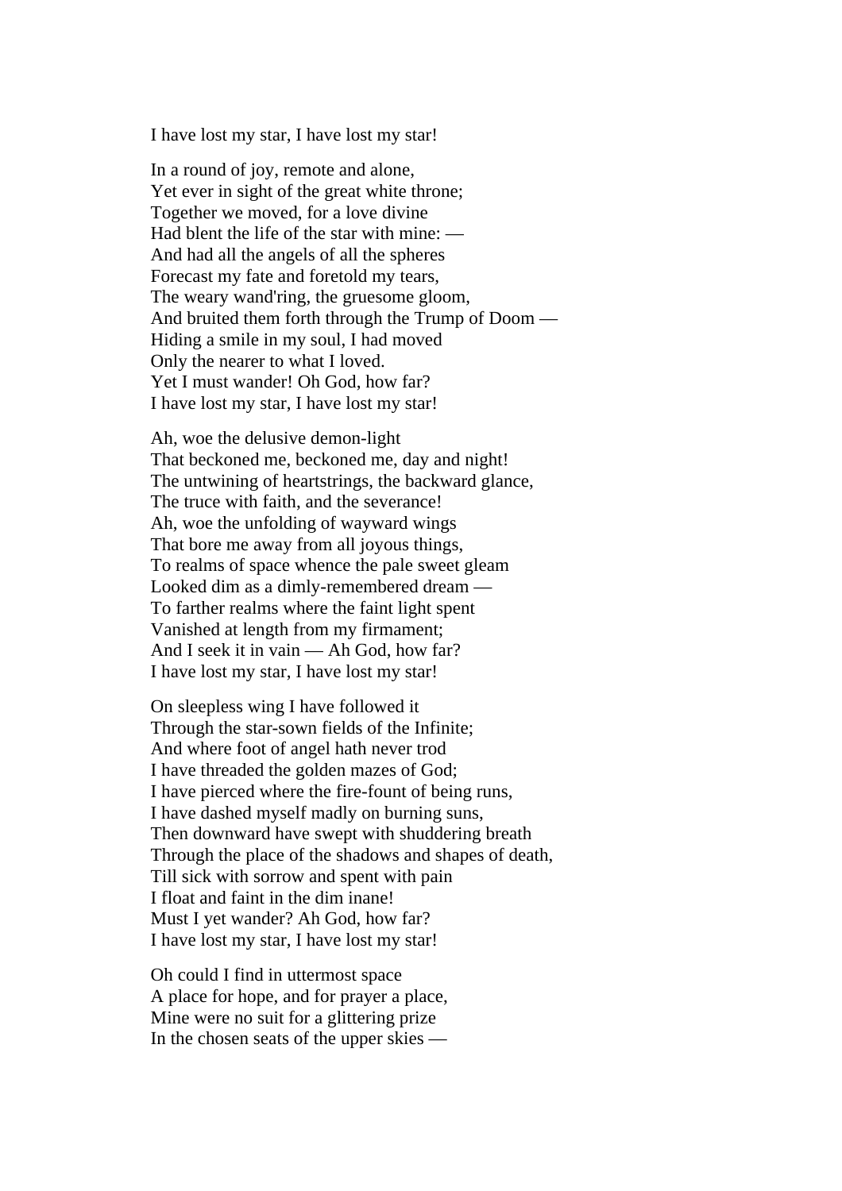I have lost my star, I have lost my star!

In a round of joy, remote and alone,
Yet ever in sight of the great white throne;
Together we moved, for a love divine
Had blent the life of the star with mine: —
And had all the angels of all the spheres
Forecast my fate and foretold my tears,
The weary wand'ring, the gruesome gloom,
And bruited them forth through the Trump of Doom —
Hiding a smile in my soul, I had moved
Only the nearer to what I loved.
Yet I must wander! Oh God, how far?
I have lost my star, I have lost my star!

Ah, woe the delusive demon-light
That beckoned me, beckoned me, day and night!
The untwining of heartstrings, the backward glance,
The truce with faith, and the severance!
Ah, woe the unfolding of wayward wings
That bore me away from all joyous things,
To realms of space whence the pale sweet gleam
Looked dim as a dimly-remembered dream —
To farther realms where the faint light spent
Vanished at length from my firmament;
And I seek it in vain — Ah God, how far?
I have lost my star, I have lost my star!

On sleepless wing I have followed it
Through the star-sown fields of the Infinite;
And where foot of angel hath never trod
I have threaded the golden mazes of God;
I have pierced where the fire-fount of being runs,
I have dashed myself madly on burning suns,
Then downward have swept with shuddering breath
Through the place of the shadows and shapes of death,
Till sick with sorrow and spent with pain
I float and faint in the dim inane!
Must I yet wander? Ah God, how far?
I have lost my star, I have lost my star!

Oh could I find in uttermost space
A place for hope, and for prayer a place,
Mine were no suit for a glittering prize
In the chosen seats of the upper skies —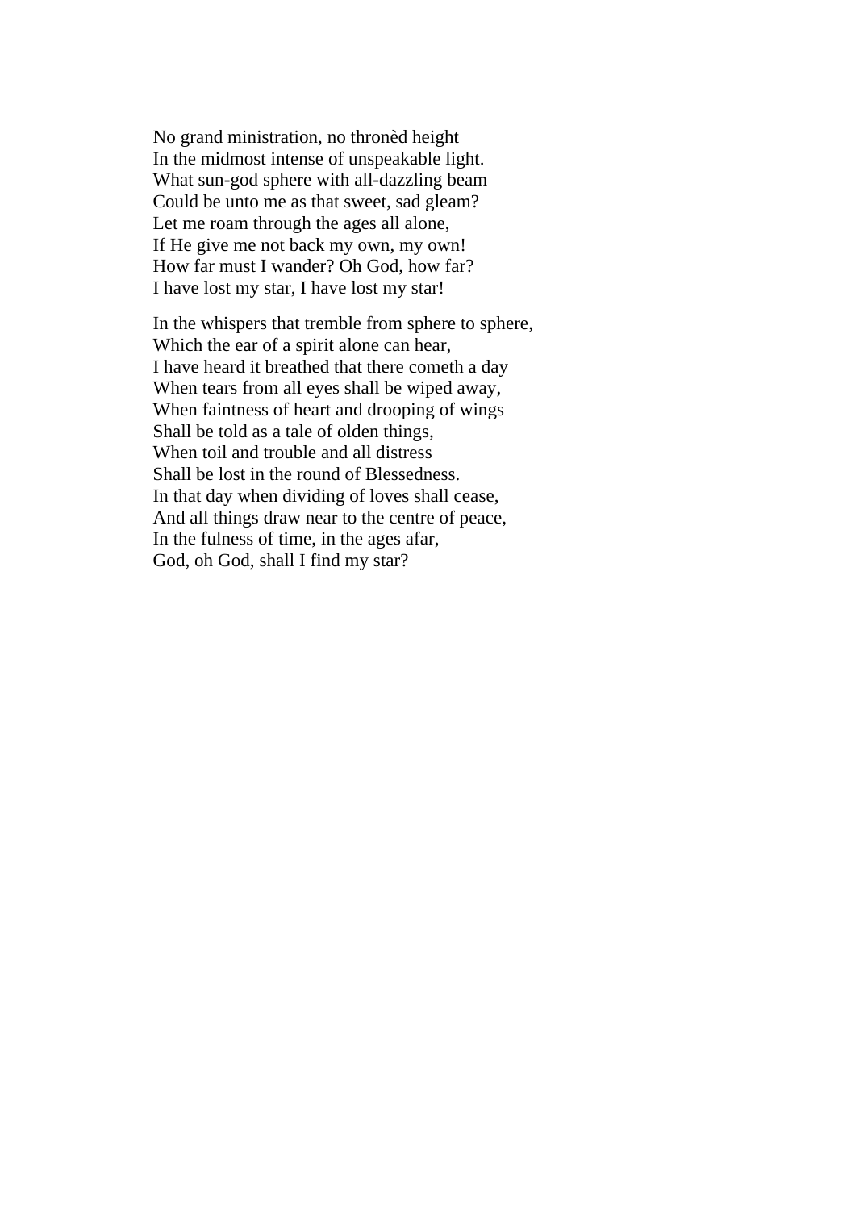No grand ministration, no thronèd height
In the midmost intense of unspeakable light.
What sun-god sphere with all-dazzling beam
Could be unto me as that sweet, sad gleam?
Let me roam through the ages all alone,
If He give me not back my own, my own!
How far must I wander? Oh God, how far?
I have lost my star, I have lost my star!

In the whispers that tremble from sphere to sphere,
Which the ear of a spirit alone can hear,
I have heard it breathed that there cometh a day
When tears from all eyes shall be wiped away,
When faintness of heart and drooping of wings
Shall be told as a tale of olden things,
When toil and trouble and all distress
Shall be lost in the round of Blessedness.
In that day when dividing of loves shall cease,
And all things draw near to the centre of peace,
In the fulness of time, in the ages afar,
God, oh God, shall I find my star?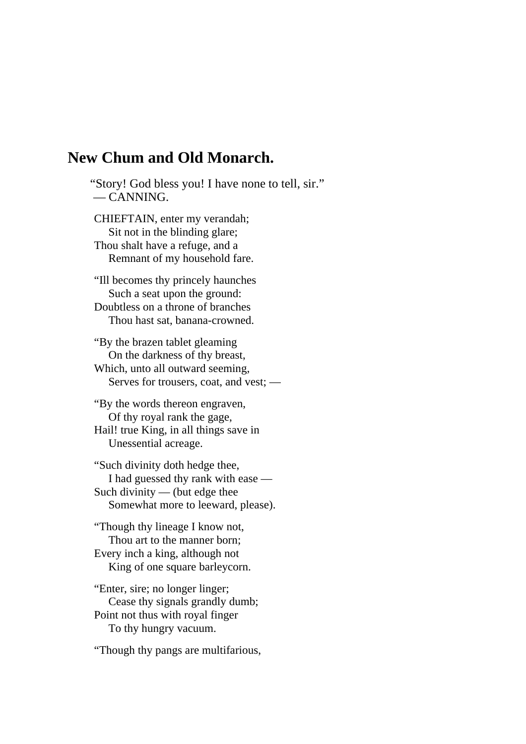## New Chum and Old Monarch.

"Story! God bless you! I have none to tell, sir."
— CANNING.

CHIEFTAIN, enter my verandah;
Sit not in the blinding glare;
Thou shalt have a refuge, and a
Remnant of my household fare.

"Ill becomes thy princely haunches
Such a seat upon the ground:
Doubtless on a throne of branches
Thou hast sat, banana-crowned.

"By the brazen tablet gleaming
On the darkness of thy breast,
Which, unto all outward seeming,
Serves for trousers, coat, and vest; —

"By the words thereon engraven,
Of thy royal rank the gage,
Hail! true King, in all things save in
Unessential acreage.

"Such divinity doth hedge thee,
I had guessed thy rank with ease —
Such divinity — (but edge thee
Somewhat more to leeward, please).

"Though thy lineage I know not,
Thou art to the manner born;
Every inch a king, although not
King of one square barleycorn.

"Enter, sire; no longer linger;
Cease thy signals grandly dumb;
Point not thus with royal finger
To thy hungry vacuum.

"Though thy pangs are multifarious,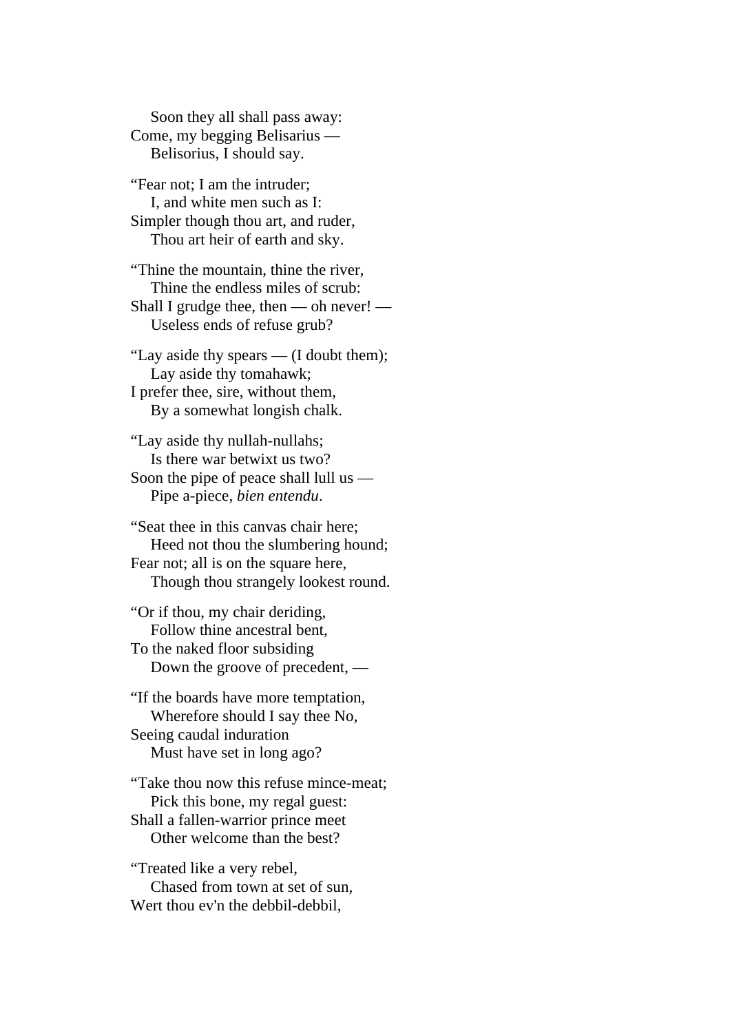Soon they all shall pass away:
Come, my begging Belisarius —
Belisorius, I should say.

"Fear not; I am the intruder;
I, and white men such as I:
Simpler though thou art, and ruder,
Thou art heir of earth and sky.

"Thine the mountain, thine the river,
Thine the endless miles of scrub:
Shall I grudge thee, then — oh never! —
Useless ends of refuse grub?

"Lay aside thy spears — (I doubt them);
Lay aside thy tomahawk;
I prefer thee, sire, without them,
By a somewhat longish chalk.

"Lay aside thy nullah-nullahs;
Is there war betwixt us two?
Soon the pipe of peace shall lull us —
Pipe a-piece, *bien entendu*.

"Seat thee in this canvas chair here;
Heed not thou the slumbering hound;
Fear not; all is on the square here,
Though thou strangely lookest round.

"Or if thou, my chair deriding,
Follow thine ancestral bent,
To the naked floor subsiding
Down the groove of precedent, —

"If the boards have more temptation,
Wherefore should I say thee No,
Seeing caudal induration
Must have set in long ago?

"Take thou now this refuse mince-meat;
Pick this bone, my regal guest:
Shall a fallen-warrior prince meet
Other welcome than the best?

"Treated like a very rebel,
Chased from town at set of sun,
Wert thou ev'n the debbil-debbil,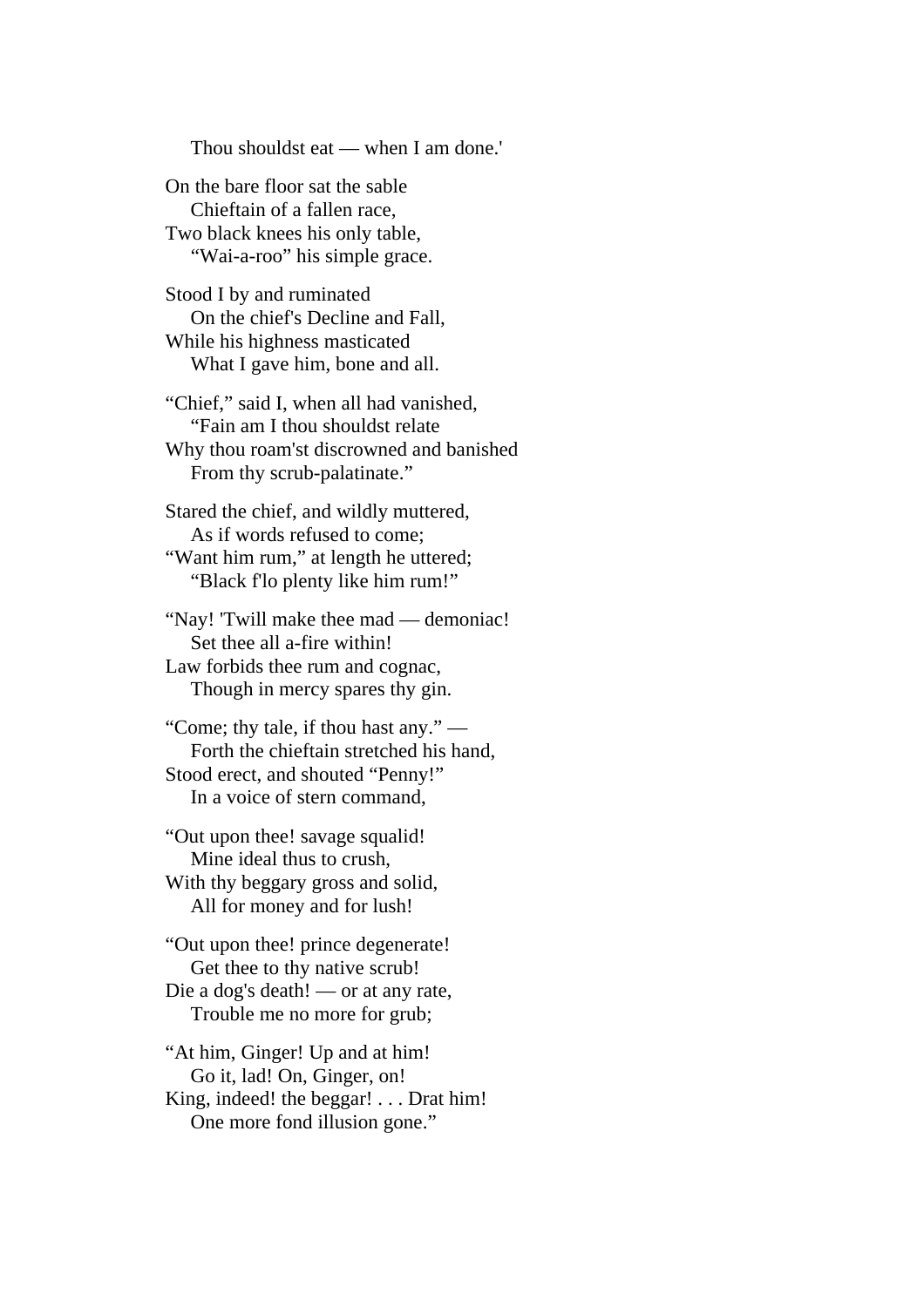Thou shouldst eat — when I am done.'

On the bare floor sat the sable
Chieftain of a fallen race,
Two black knees his only table,
"Wai-a-roo" his simple grace.

Stood I by and ruminated
On the chief's Decline and Fall,
While his highness masticated
What I gave him, bone and all.

"Chief," said I, when all had vanished,
"Fain am I thou shouldst relate
Why thou roam'st discrowned and banished
From thy scrub-palatinate."

Stared the chief, and wildly muttered,
As if words refused to come;
"Want him rum," at length he uttered;
"Black f'lo plenty like him rum!"

"Nay! 'Twill make thee mad — demoniac!
Set thee all a-fire within!
Law forbids thee rum and cognac,
Though in mercy spares thy gin.

"Come; thy tale, if thou hast any." —
Forth the chieftain stretched his hand,
Stood erect, and shouted "Penny!"
In a voice of stern command,

"Out upon thee! savage squalid!
Mine ideal thus to crush,
With thy beggary gross and solid,
All for money and for lush!

"Out upon thee! prince degenerate!
Get thee to thy native scrub!
Die a dog's death! — or at any rate,
Trouble me no more for grub;

"At him, Ginger! Up and at him!
Go it, lad! On, Ginger, on!
King, indeed! the beggar! . . . Drat him!
One more fond illusion gone."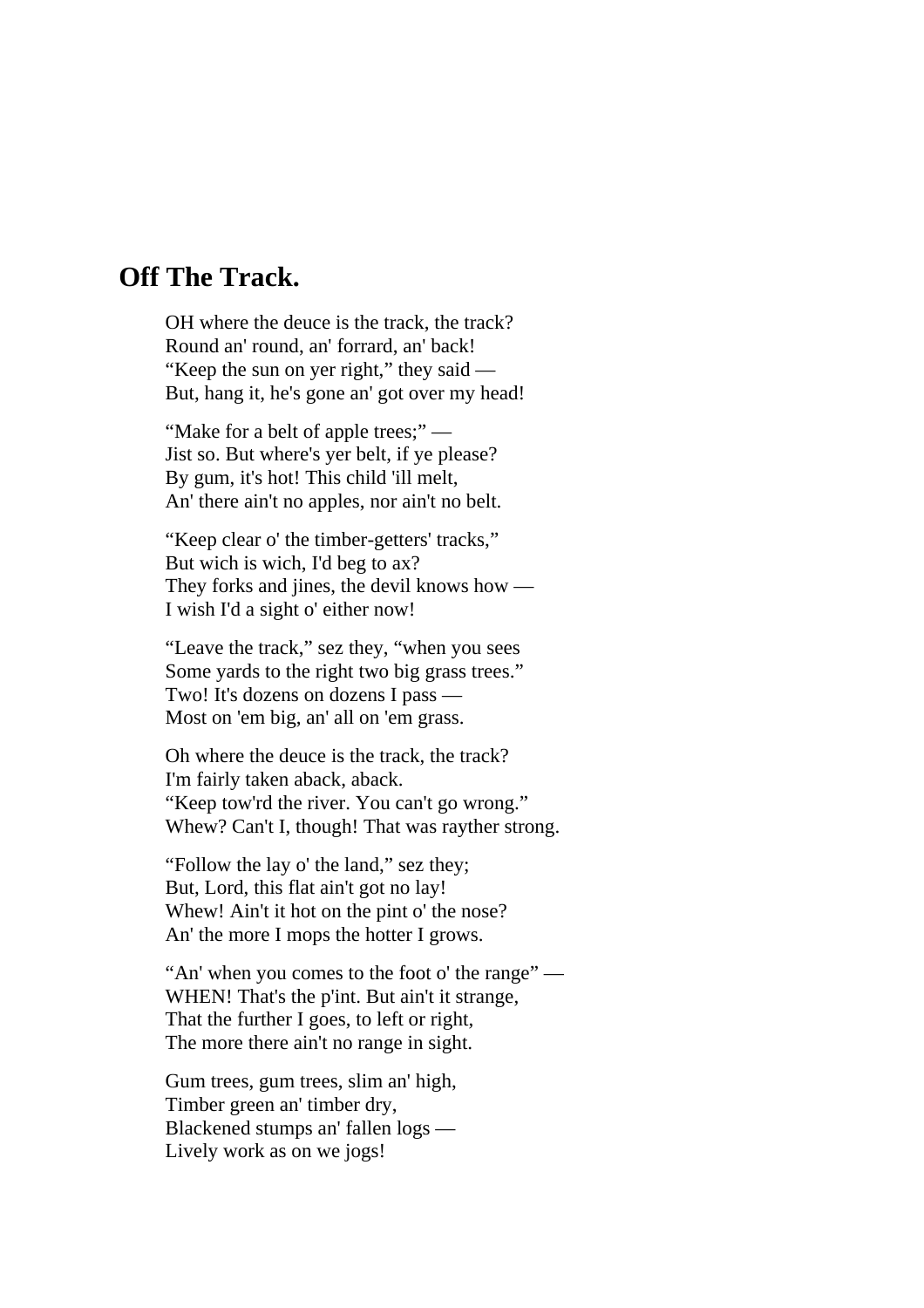## Off The Track.

OH where the deuce is the track, the track?
Round an' round, an' forrard, an' back!
"Keep the sun on yer right," they said —
But, hang it, he's gone an' got over my head!

"Make for a belt of apple trees;" —
Jist so. But where's yer belt, if ye please?
By gum, it's hot! This child 'ill melt,
An' there ain't no apples, nor ain't no belt.

"Keep clear o' the timber-getters' tracks,"
But wich is wich, I'd beg to ax?
They forks and jines, the devil knows how —
I wish I'd a sight o' either now!

"Leave the track," sez they, "when you sees
Some yards to the right two big grass trees."
Two! It's dozens on dozens I pass —
Most on 'em big, an' all on 'em grass.

Oh where the deuce is the track, the track?
I'm fairly taken aback, aback.
"Keep tow'rd the river. You can't go wrong."
Whew? Can't I, though! That was rayther strong.

"Follow the lay o' the land," sez they;
But, Lord, this flat ain't got no lay!
Whew! Ain't it hot on the pint o' the nose?
An' the more I mops the hotter I grows.

"An' when you comes to the foot o' the range" —
WHEN! That's the p'int. But ain't it strange,
That the further I goes, to left or right,
The more there ain't no range in sight.

Gum trees, gum trees, slim an' high,
Timber green an' timber dry,
Blackened stumps an' fallen logs —
Lively work as on we jogs!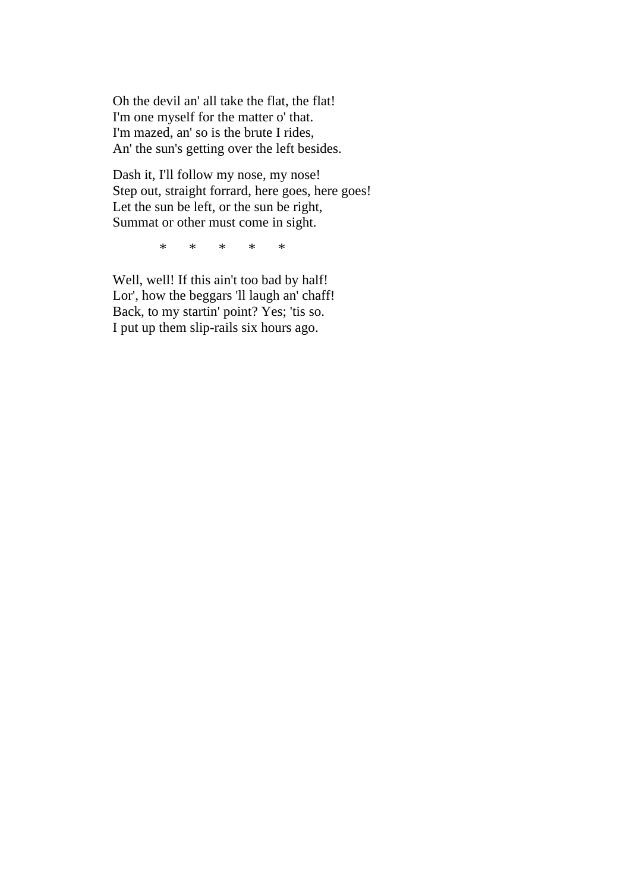Oh the devil an' all take the flat, the flat!
I'm one myself for the matter o' that.
I'm mazed, an' so is the brute I rides,
An' the sun's getting over the left besides.

Dash it, I'll follow my nose, my nose!
Step out, straight forrard, here goes, here goes!
Let the sun be left, or the sun be right,
Summat or other must come in sight.

\*     \*     \*     \*     \*

Well, well! If this ain't too bad by half!
Lor', how the beggars 'll laugh an' chaff!
Back, to my startin' point? Yes; 'tis so.
I put up them slip-rails six hours ago.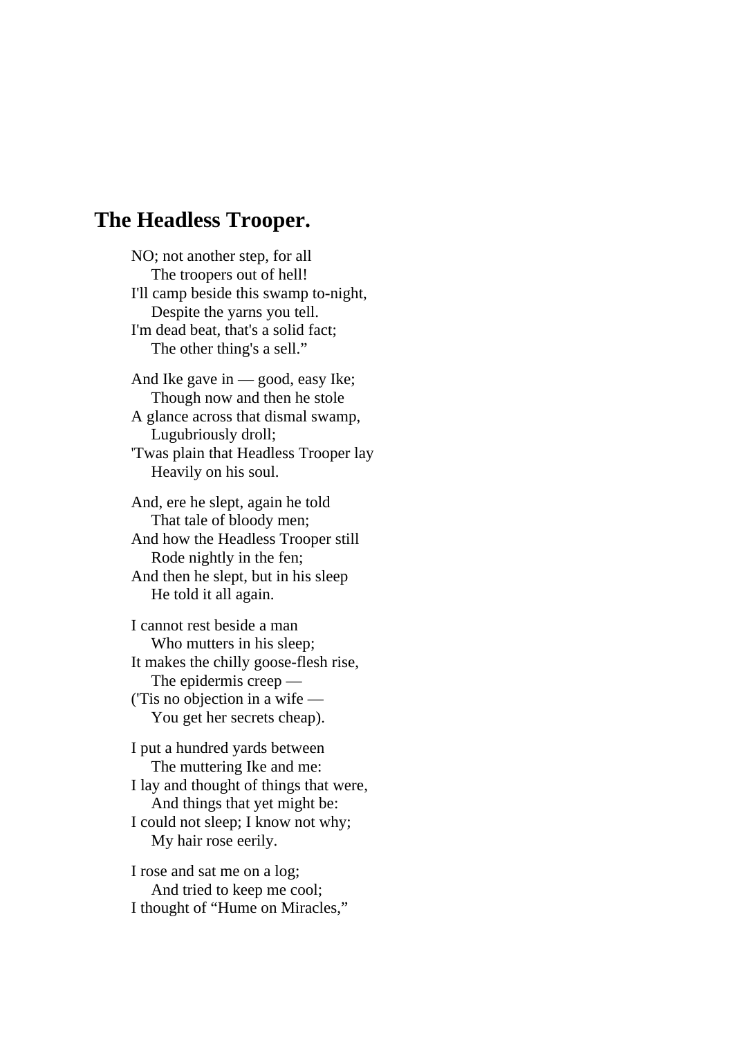## The Headless Trooper.

NO; not another step, for all
    The troopers out of hell!
I'll camp beside this swamp to-night,
    Despite the yarns you tell.
I'm dead beat, that's a solid fact;
    The other thing's a sell.”

And Ike gave in — good, easy Ike;
    Though now and then he stole
A glance across that dismal swamp,
    Lugubriously droll;
'Twas plain that Headless Trooper lay
    Heavily on his soul.

And, ere he slept, again he told
    That tale of bloody men;
And how the Headless Trooper still
    Rode nightly in the fen;
And then he slept, but in his sleep
    He told it all again.

I cannot rest beside a man
    Who mutters in his sleep;
It makes the chilly goose-flesh rise,
    The epidermis creep —
('Tis no objection in a wife —
    You get her secrets cheap).

I put a hundred yards between
    The muttering Ike and me:
I lay and thought of things that were,
    And things that yet might be:
I could not sleep; I know not why;
    My hair rose eerily.

I rose and sat me on a log;
    And tried to keep me cool;
I thought of “Hume on Miracles,”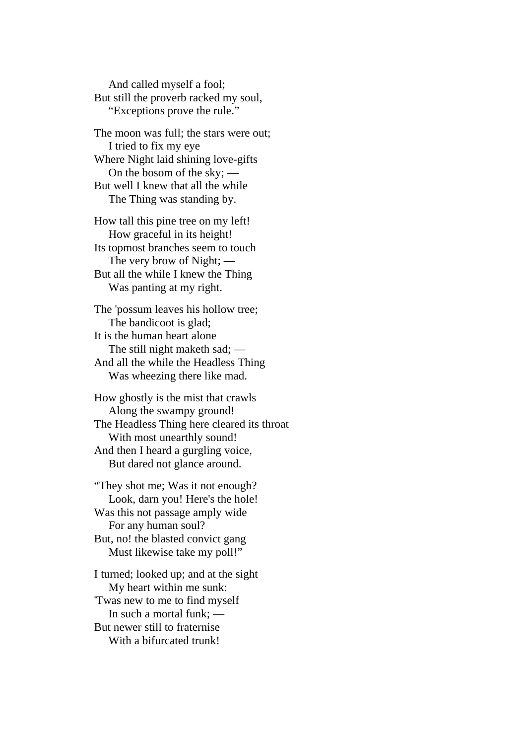And called myself a fool;
But still the proverb racked my soul,
"Exceptions prove the rule."

The moon was full; the stars were out;
I tried to fix my eye
Where Night laid shining love-gifts
On the bosom of the sky; —
But well I knew that all the while
The Thing was standing by.

How tall this pine tree on my left!
How graceful in its height!
Its topmost branches seem to touch
The very brow of Night; —
But all the while I knew the Thing
Was panting at my right.

The 'possum leaves his hollow tree;
The bandicoot is glad;
It is the human heart alone
The still night maketh sad; —
And all the while the Headless Thing
Was wheezing there like mad.

How ghostly is the mist that crawls
Along the swampy ground!
The Headless Thing here cleared its throat
With most unearthly sound!
And then I heard a gurgling voice,
But dared not glance around.

"They shot me; Was it not enough?
Look, darn you! Here's the hole!
Was this not passage amply wide
For any human soul?
But, no! the blasted convict gang
Must likewise take my poll!"

I turned; looked up; and at the sight
My heart within me sunk:
'Twas new to me to find myself
In such a mortal funk; —
But newer still to fraternise
With a bifurcated trunk!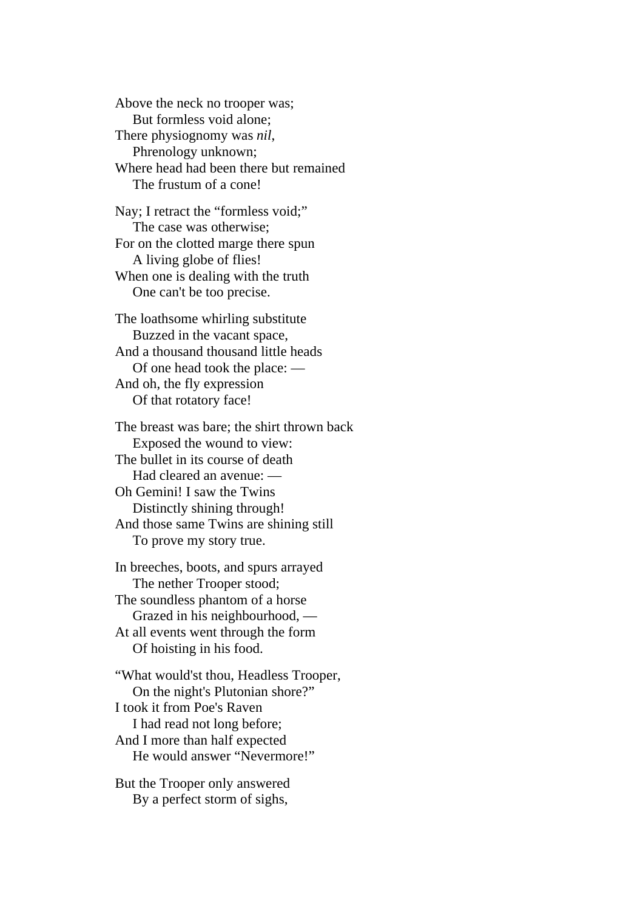Above the neck no trooper was;
    But formless void alone;
There physiognomy was *nil*,
    Phrenology unknown;
Where head had been there but remained
    The frustum of a cone!

Nay; I retract the “formless void;”
    The case was otherwise;
For on the clotted marge there spun
    A living globe of flies!
When one is dealing with the truth
    One can't be too precise.

The loathsome whirling substitute
    Buzzed in the vacant space,
And a thousand thousand little heads
    Of one head took the place: —
And oh, the fly expression
    Of that rotatory face!

The breast was bare; the shirt thrown back
    Exposed the wound to view:
The bullet in its course of death
    Had cleared an avenue: —
Oh Gemini! I saw the Twins
    Distinctly shining through!
And those same Twins are shining still
    To prove my story true.

In breeches, boots, and spurs arrayed
    The nether Trooper stood;
The soundless phantom of a horse
    Grazed in his neighbourhood, —
At all events went through the form
    Of hoisting in his food.

“What would'st thou, Headless Trooper,
    On the night's Plutonian shore?”
I took it from Poe's Raven
    I had read not long before;
And I more than half expected
    He would answer “Nevermore!”

But the Trooper only answered
    By a perfect storm of sighs,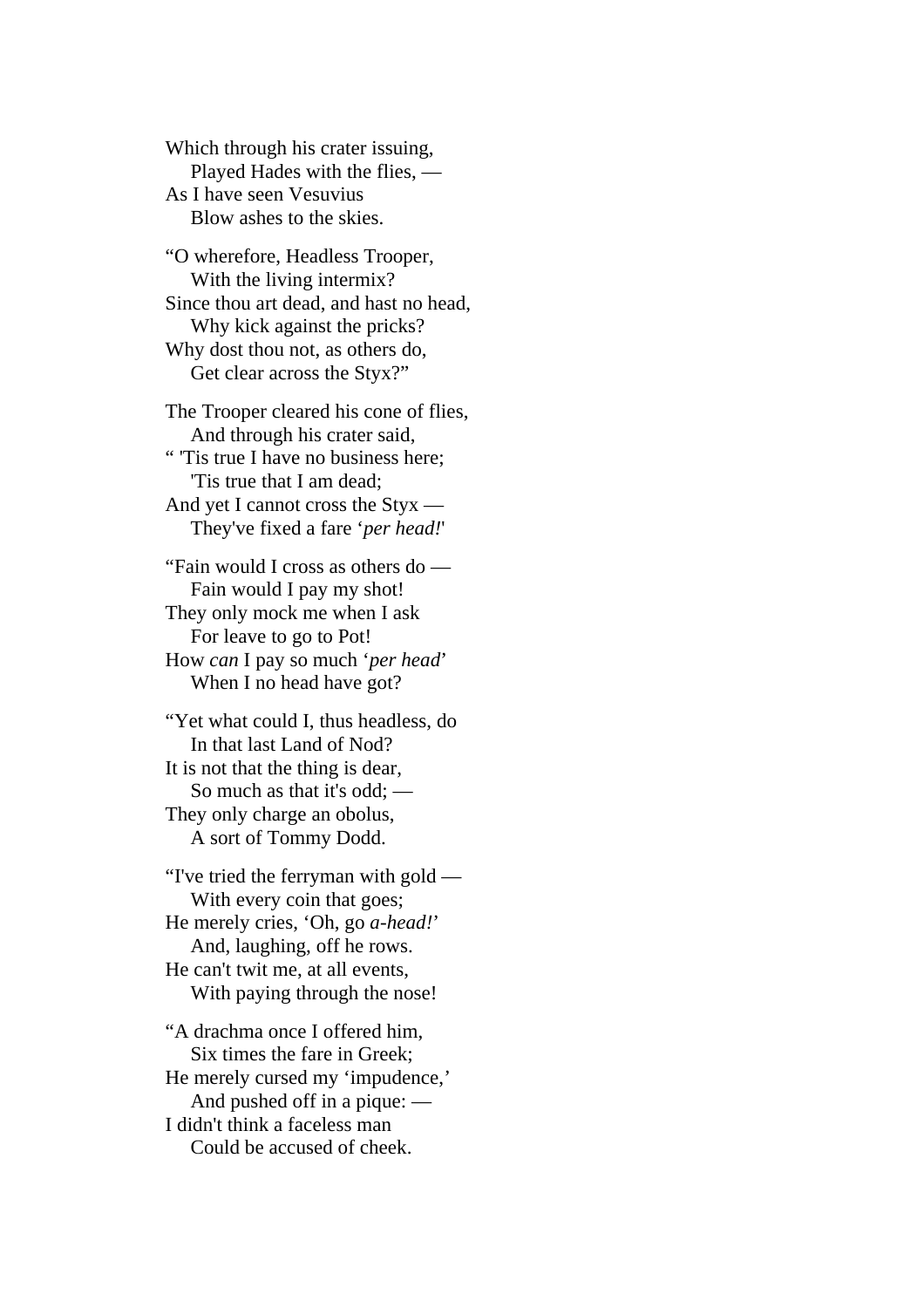Which through his crater issuing,  
    Played Hades with the flies, —  
As I have seen Vesuvius  
    Blow ashes to the skies.

"O wherefore, Headless Trooper,  
    With the living intermix?  
Since thou art dead, and hast no head,  
    Why kick against the pricks?  
Why dost thou not, as others do,  
    Get clear across the Styx?"

The Trooper cleared his cone of flies,  
    And through his crater said,  
" 'Tis true I have no business here;  
    'Tis true that I am dead;  
And yet I cannot cross the Styx —  
    They've fixed a fare '*per head!*'

"Fain would I cross as others do —  
    Fain would I pay my shot!  
They only mock me when I ask  
    For leave to go to Pot!  
How *can* I pay so much '*per head*'  
    When I no head have got?

"Yet what could I, thus headless, do  
    In that last Land of Nod?  
It is not that the thing is dear,  
    So much as that it's odd; —  
They only charge an obolus,  
    A sort of Tommy Dodd.

"I've tried the ferryman with gold —  
    With every coin that goes;  
He merely cries, 'Oh, go *a-head!*'  
    And, laughing, off he rows.  
He can't twit me, at all events,  
    With paying through the nose!

"A drachma once I offered him,  
    Six times the fare in Greek;  
He merely cursed my 'impudence,'  
    And pushed off in a pique: —  
I didn't think a faceless man  
    Could be accused of cheek.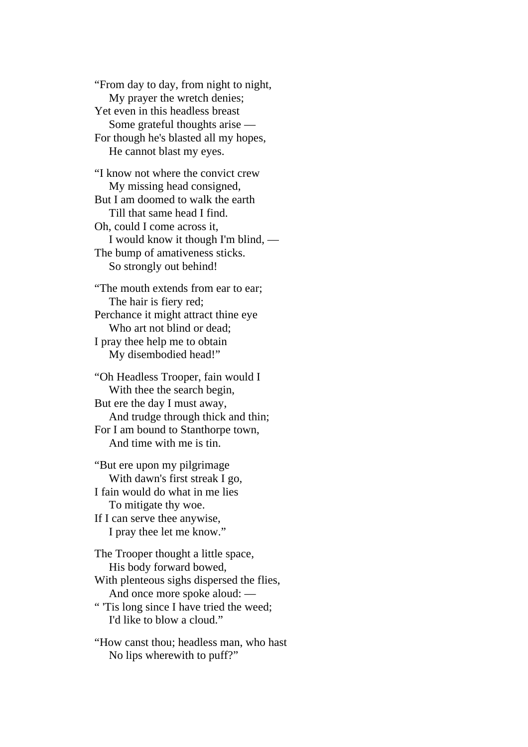"From day to day, from night to night,  
    My prayer the wretch denies;  
Yet even in this headless breast  
    Some grateful thoughts arise —  
For though he's blasted all my hopes,  
    He cannot blast my eyes.

"I know not where the convict crew  
    My missing head consigned,  
But I am doomed to walk the earth  
    Till that same head I find.  
Oh, could I come across it,  
    I would know it though I'm blind, —  
The bump of amativeness sticks.  
    So strongly out behind!

"The mouth extends from ear to ear;  
    The hair is fiery red;  
Perchance it might attract thine eye  
    Who art not blind or dead;  
I pray thee help me to obtain  
    My disembodied head!"

"Oh Headless Trooper, fain would I  
    With thee the search begin,  
But ere the day I must away,  
    And trudge through thick and thin;  
For I am bound to Stanthorpe town,  
    And time with me is tin.

"But ere upon my pilgrimage  
    With dawn's first streak I go,  
I fain would do what in me lies  
    To mitigate thy woe.  
If I can serve thee anywise,  
    I pray thee let me know."

The Trooper thought a little space,  
    His body forward bowed,  
With plenteous sighs dispersed the flies,  
    And once more spoke aloud: —  
" 'Tis long since I have tried the weed;  
    I'd like to blow a cloud."

"How canst thou; headless man, who hast  
    No lips wherewith to puff?"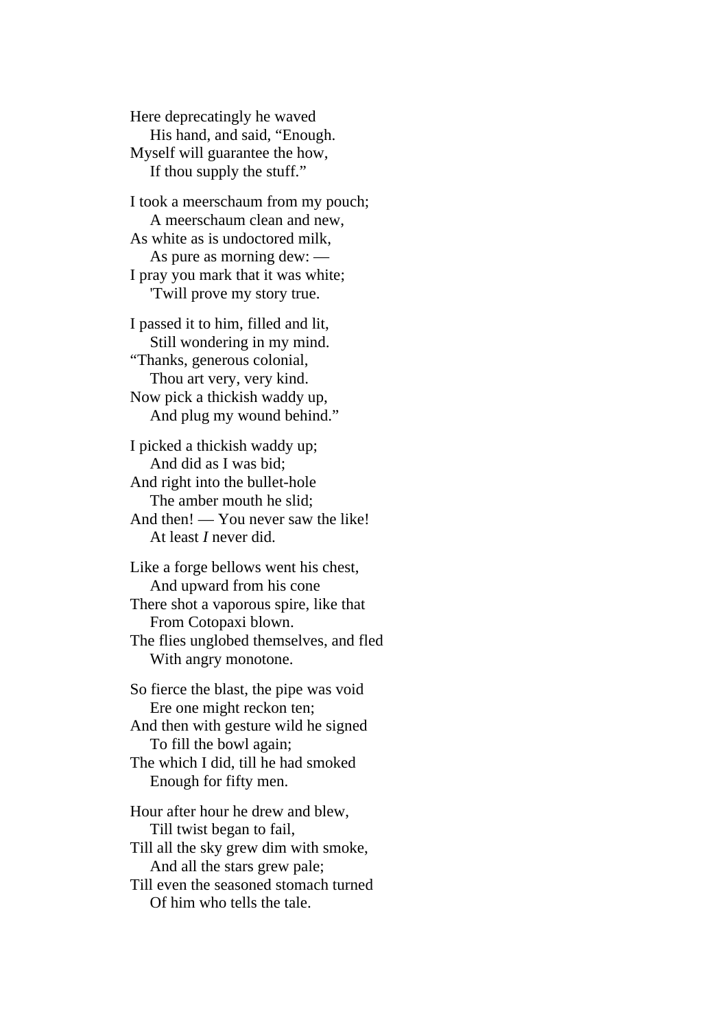Here deprecatingly he waved  
    His hand, and said, “Enough.  
Myself will guarantee the how,  
    If thou supply the stuff.”

I took a meerschaum from my pouch;  
    A meerschaum clean and new,  
As white as is undoctored milk,  
    As pure as morning dew: —  
I pray you mark that it was white;  
    'Twill prove my story true.

I passed it to him, filled and lit,  
    Still wondering in my mind.  
“Thanks, generous colonial,  
    Thou art very, very kind.  
Now pick a thickish waddy up,  
    And plug my wound behind.”

I picked a thickish waddy up;  
    And did as I was bid;  
And right into the bullet-hole  
    The amber mouth he slid;  
And then! — You never saw the like!  
    At least *I* never did.

Like a forge bellows went his chest,  
    And upward from his cone  
There shot a vaporous spire, like that  
    From Cotopaxi blown.  
The flies unglobed themselves, and fled  
    With angry monotone.

So fierce the blast, the pipe was void  
    Ere one might reckon ten;  
And then with gesture wild he signed  
    To fill the bowl again;  
The which I did, till he had smoked  
    Enough for fifty men.

Hour after hour he drew and blew,  
    Till twist began to fail,  
Till all the sky grew dim with smoke,  
    And all the stars grew pale;  
Till even the seasoned stomach turned  
    Of him who tells the tale.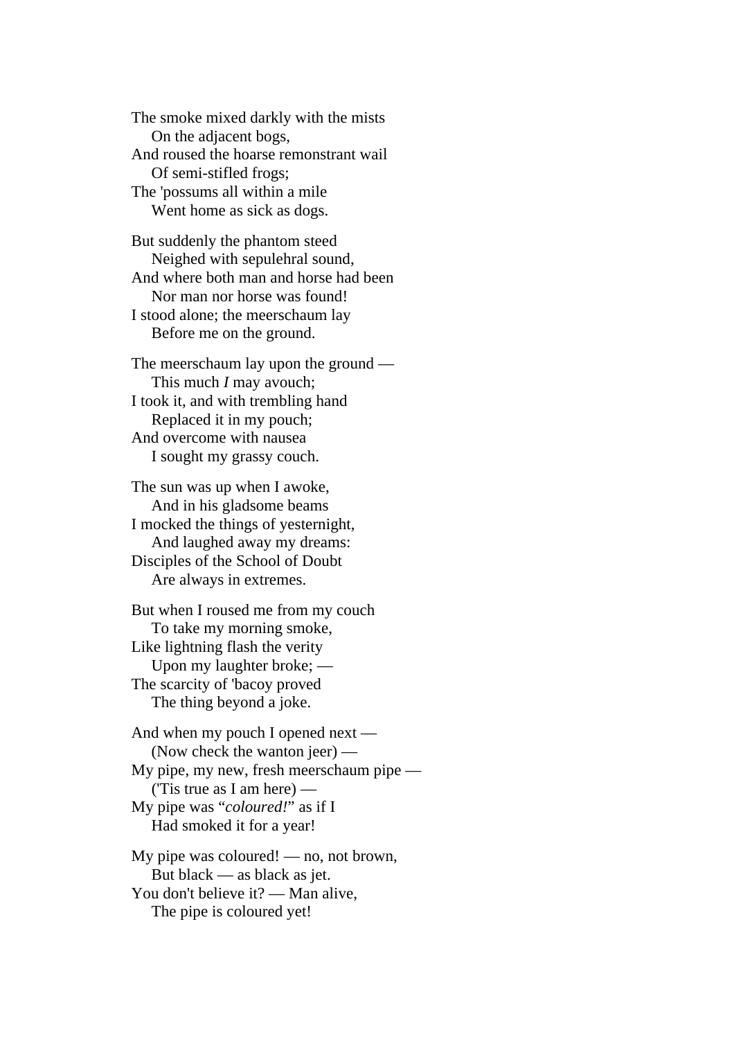The smoke mixed darkly with the mists
    On the adjacent bogs,
And roused the hoarse remonstrant wail
    Of semi-stifled frogs;
The 'possums all within a mile
    Went home as sick as dogs.

But suddenly the phantom steed
    Neighed with sepulehral sound,
And where both man and horse had been
    Nor man nor horse was found!
I stood alone; the meerschaum lay
    Before me on the ground.

The meerschaum lay upon the ground —
    This much *I* may avouch;
I took it, and with trembling hand
    Replaced it in my pouch;
And overcome with nausea
    I sought my grassy couch.

The sun was up when I awoke,
    And in his gladsome beams
I mocked the things of yesternight,
    And laughed away my dreams:
Disciples of the School of Doubt
    Are always in extremes.

But when I roused me from my couch
    To take my morning smoke,
Like lightning flash the verity
    Upon my laughter broke; —
The scarcity of 'bacoy proved
    The thing beyond a joke.

And when my pouch I opened next —
    (Now check the wanton jeer) —
My pipe, my new, fresh meerschaum pipe —
    ('Tis true as I am here) —
My pipe was "*coloured!*" as if I
    Had smoked it for a year!

My pipe was coloured! — no, not brown,
    But black — as black as jet.
You don't believe it? — Man alive,
    The pipe is coloured yet!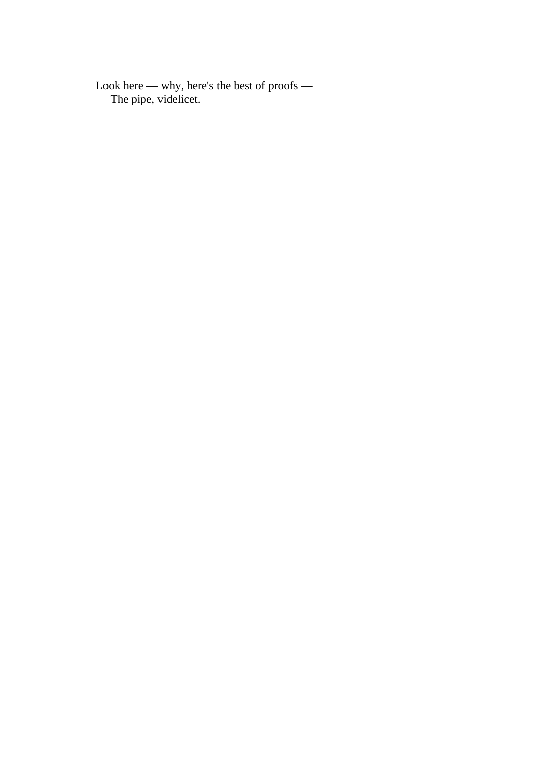Look here — why, here's the best of proofs —  
    The pipe, videlicet.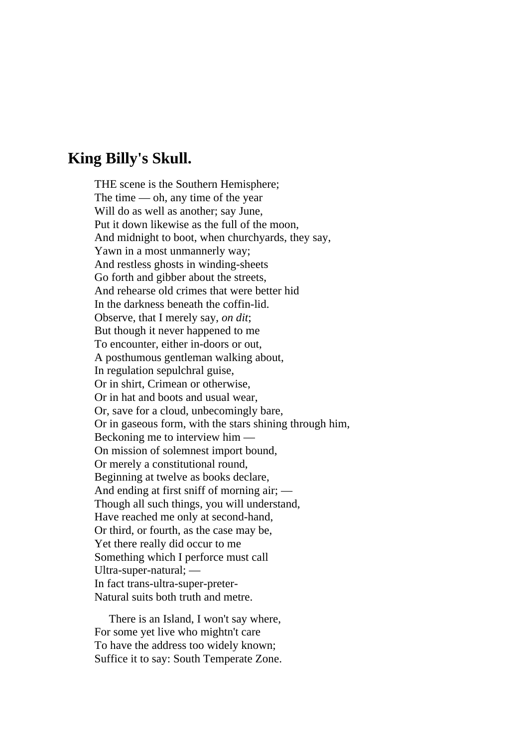## King Billy's Skull.

THE scene is the Southern Hemisphere;  
The time — oh, any time of the year  
Will do as well as another; say June,  
Put it down likewise as the full of the moon,  
And midnight to boot, when churchyards, they say,  
Yawn in a most unmannerly way;  
And restless ghosts in winding-sheets  
Go forth and gibber about the streets,  
And rehearse old crimes that were better hid  
In the darkness beneath the coffin-lid.  
Observe, that I merely say, *on dit*;  
But though it never happened to me  
To encounter, either in-doors or out,  
A posthumous gentleman walking about,  
In regulation sepulchral guise,  
Or in shirt, Crimean or otherwise,  
Or in hat and boots and usual wear,  
Or, save for a cloud, unbecomingly bare,  
Or in gaseous form, with the stars shining through him,  
Beckoning me to interview him —  
On mission of solemnest import bound,  
Or merely a constitutional round,  
Beginning at twelve as books declare,  
And ending at first sniff of morning air; —  
Though all such things, you will understand,  
Have reached me only at second-hand,  
Or third, or fourth, as the case may be,  
Yet there really did occur to me  
Something which I perforce must call  
Ultra-super-natural; —  
In fact trans-ultra-super-preter-  
Natural suits both truth and metre.

There is an Island, I won't say where,  
For some yet live who mightn't care  
To have the address too widely known;  
Suffice it to say: South Temperate Zone.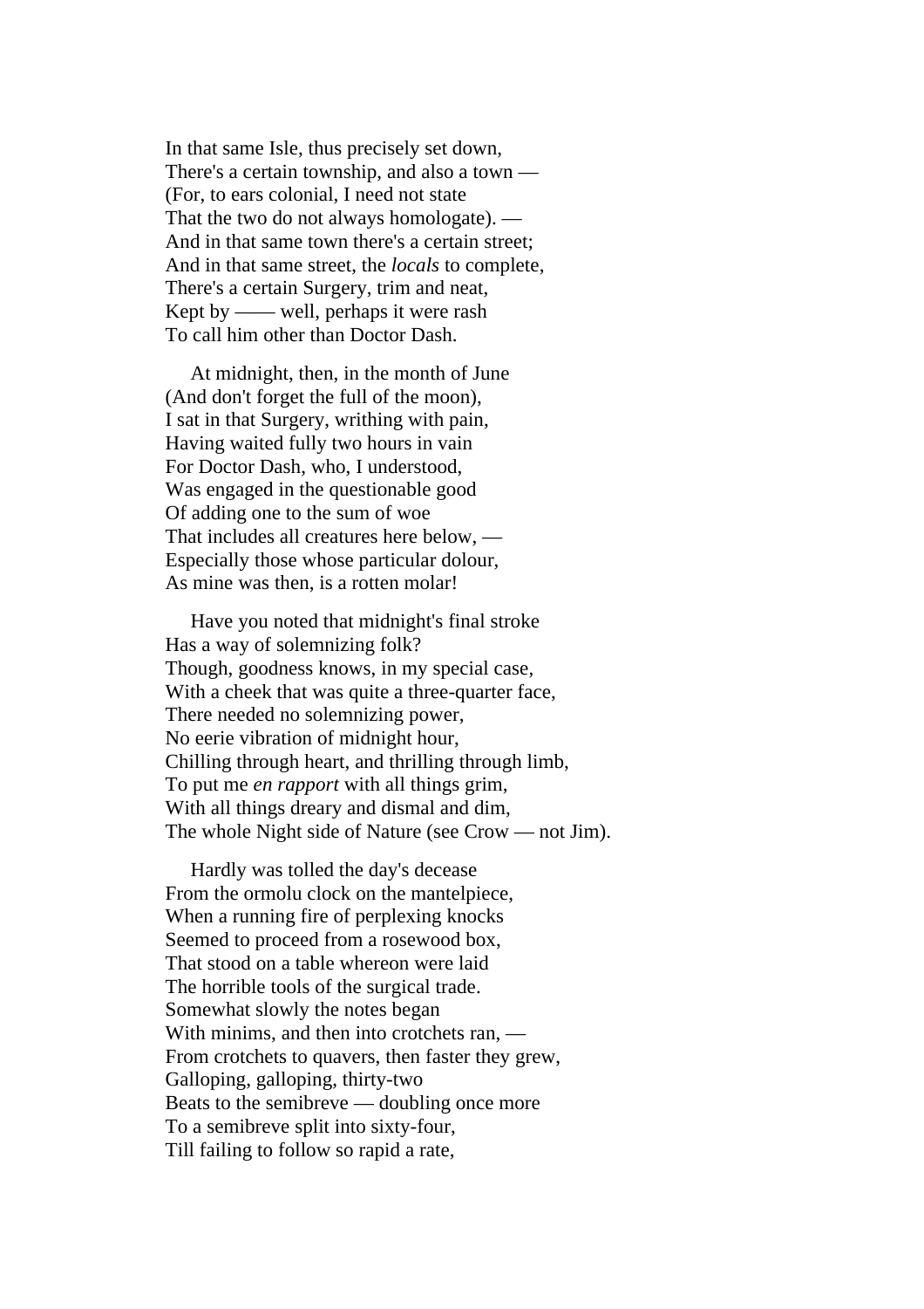In that same Isle, thus precisely set down,  
There's a certain township, and also a town —  
(For, to ears colonial, I need not state  
That the two do not always homologate). —  
And in that same town there's a certain street;  
And in that same street, the *locals* to complete,  
There's a certain Surgery, trim and neat,  
Kept by —— well, perhaps it were rash  
To call him other than Doctor Dash.

At midnight, then, in the month of June  
(And don't forget the full of the moon),  
I sat in that Surgery, writhing with pain,  
Having waited fully two hours in vain  
For Doctor Dash, who, I understood,  
Was engaged in the questionable good  
Of adding one to the sum of woe  
That includes all creatures here below, —  
Especially those whose particular dolour,  
As mine was then, is a rotten molar!

Have you noted that midnight's final stroke  
Has a way of solemnizing folk?  
Though, goodness knows, in my special case,  
With a cheek that was quite a three-quarter face,  
There needed no solemnizing power,  
No eerie vibration of midnight hour,  
Chilling through heart, and thrilling through limb,  
To put me *en rapport* with all things grim,  
With all things dreary and dismal and dim,  
The whole Night side of Nature (see Crow — not Jim).

Hardly was tolled the day's decease  
From the ormolu clock on the mantelpiece,  
When a running fire of perplexing knocks  
Seemed to proceed from a rosewood box,  
That stood on a table whereon were laid  
The horrible tools of the surgical trade.  
Somewhat slowly the notes began  
With minims, and then into crotchets ran, —  
From crotchets to quavers, then faster they grew,  
Galloping, galloping, thirty-two  
Beats to the semibreve — doubling once more  
To a semibreve split into sixty-four,  
Till failing to follow so rapid a rate,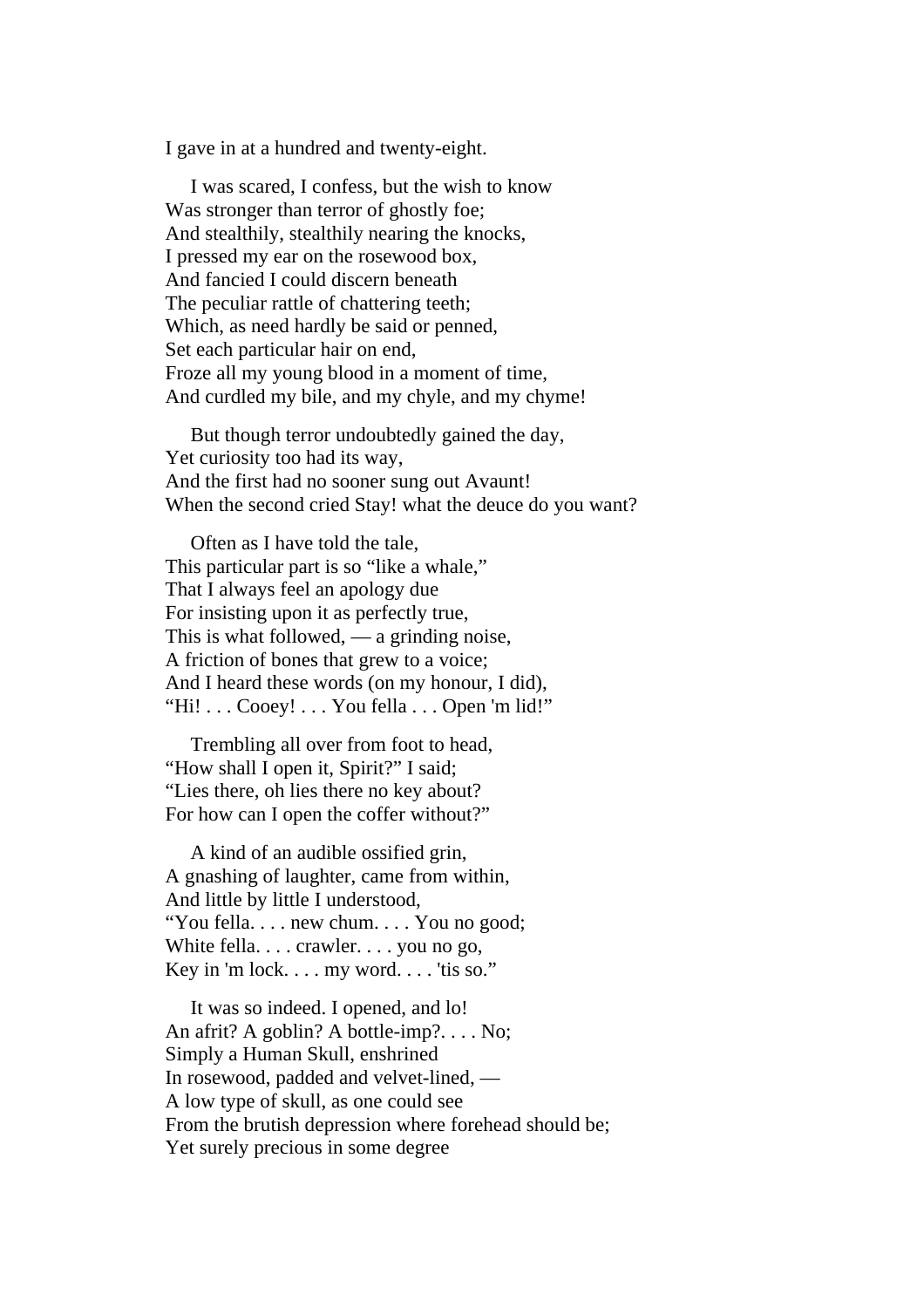I gave in at a hundred and twenty-eight.

I was scared, I confess, but the wish to know  
Was stronger than terror of ghostly foe;  
And stealthily, stealthily nearing the knocks,  
I pressed my ear on the rosewood box,  
And fancied I could discern beneath  
The peculiar rattle of chattering teeth;  
Which, as need hardly be said or penned,  
Set each particular hair on end,  
Froze all my young blood in a moment of time,  
And curdled my bile, and my chyle, and my chyme!

But though terror undoubtedly gained the day,  
Yet curiosity too had its way,  
And the first had no sooner sung out Avaunt!  
When the second cried Stay! what the deuce do you want?

Often as I have told the tale,  
This particular part is so “like a whale,”  
That I always feel an apology due  
For insisting upon it as perfectly true,  
This is what followed, — a grinding noise,  
A friction of bones that grew to a voice;  
And I heard these words (on my honour, I did),  
“Hi! . . . Cooey! . . . You fella . . . Open 'm lid!”

Trembling all over from foot to head,  
“How shall I open it, Spirit?” I said;  
“Lies there, oh lies there no key about?  
For how can I open the coffer without?”

A kind of an audible ossified grin,  
A gnashing of laughter, came from within,  
And little by little I understood,  
“You fella. . . . new chum. . . . You no good;  
White fella. . . . crawler. . . . you no go,  
Key in 'm lock. . . . my word. . . . 'tis so.”

It was so indeed. I opened, and lo!  
An afrit? A goblin? A bottle-imp?. . . . No;  
Simply a Human Skull, enshrined  
In rosewood, padded and velvet-lined, —  
A low type of skull, as one could see  
From the brutish depression where forehead should be;  
Yet surely precious in some degree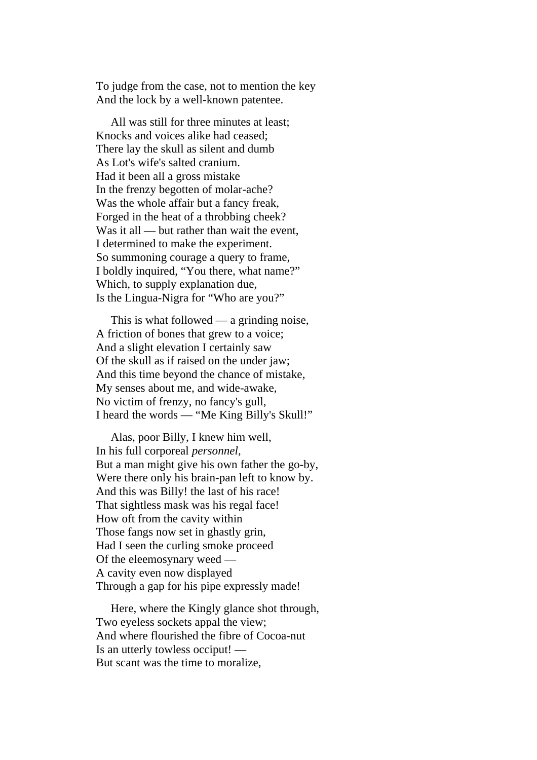To judge from the case, not to mention the key
And the lock by a well-known patentee.

All was still for three minutes at least;
Knocks and voices alike had ceased;
There lay the skull as silent and dumb
As Lot's wife's salted cranium.
Had it been all a gross mistake
In the frenzy begotten of molar-ache?
Was the whole affair but a fancy freak,
Forged in the heat of a throbbing cheek?
Was it all — but rather than wait the event,
I determined to make the experiment.
So summoning courage a query to frame,
I boldly inquired, “You there, what name?”
Which, to supply explanation due,
Is the Lingua-Nigra for “Who are you?”

This is what followed — a grinding noise,
A friction of bones that grew to a voice;
And a slight elevation I certainly saw
Of the skull as if raised on the under jaw;
And this time beyond the chance of mistake,
My senses about me, and wide-awake,
No victim of frenzy, no fancy's gull,
I heard the words — “Me King Billy's Skull!”

Alas, poor Billy, I knew him well,
In his full corporeal *personnel*,
But a man might give his own father the go-by,
Were there only his brain-pan left to know by.
And this was Billy! the last of his race!
That sightless mask was his regal face!
How oft from the cavity within
Those fangs now set in ghastly grin,
Had I seen the curling smoke proceed
Of the eleemosynary weed —
A cavity even now displayed
Through a gap for his pipe expressly made!

Here, where the Kingly glance shot through,
Two eyeless sockets appal the view;
And where flourished the fibre of Cocoa-nut
Is an utterly towless occiput! —
But scant was the time to moralize,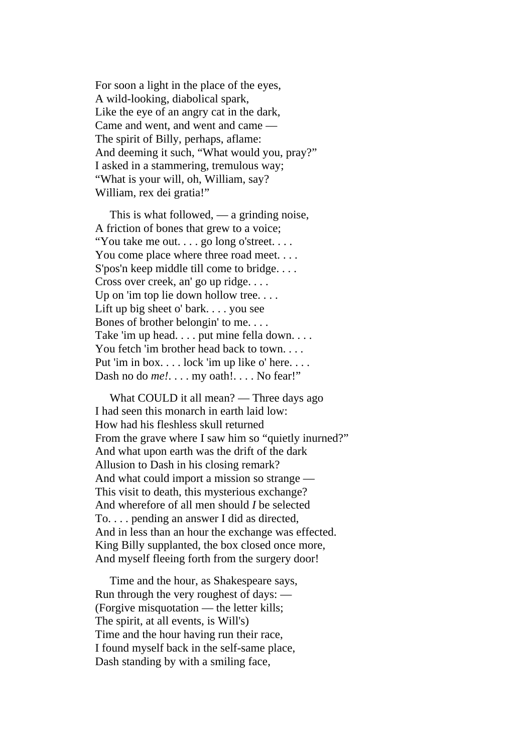For soon a light in the place of the eyes,  
A wild-looking, diabolical spark,  
Like the eye of an angry cat in the dark,  
Came and went, and went and came —  
The spirit of Billy, perhaps, aflame:  
And deeming it such, "What would you, pray?"  
I asked in a stammering, tremulous way;  
"What is your will, oh, William, say?  
William, rex dei gratia!"

This is what followed, — a grinding noise,  
A friction of bones that grew to a voice;  
"You take me out. . . . go long o'street. . . .  
You come place where three road meet. . . .  
S'pos'n keep middle till come to bridge. . . .  
Cross over creek, an' go up ridge. . . .  
Up on 'im top lie down hollow tree. . . .  
Lift up big sheet o' bark. . . . you see  
Bones of brother belongin' to me. . . .  
Take 'im up head. . . . put mine fella down. . . .  
You fetch 'im brother head back to town. . . .  
Put 'im in box. . . . lock 'im up like o' here. . . .  
Dash no do *me!*. . . . my oath!. . . . No fear!"

What COULD it all mean? — Three days ago  
I had seen this monarch in earth laid low:  
How had his fleshless skull returned  
From the grave where I saw him so "quietly inurned?"  
And what upon earth was the drift of the dark  
Allusion to Dash in his closing remark?  
And what could import a mission so strange —  
This visit to death, this mysterious exchange?  
And wherefore of all men should *I* be selected  
To. . . . pending an answer I did as directed,  
And in less than an hour the exchange was effected.  
King Billy supplanted, the box closed once more,  
And myself fleeing forth from the surgery door!

Time and the hour, as Shakespeare says,  
Run through the very roughest of days: —  
(Forgive misquotation — the letter kills;  
The spirit, at all events, is Will's)  
Time and the hour having run their race,  
I found myself back in the self-same place,  
Dash standing by with a smiling face,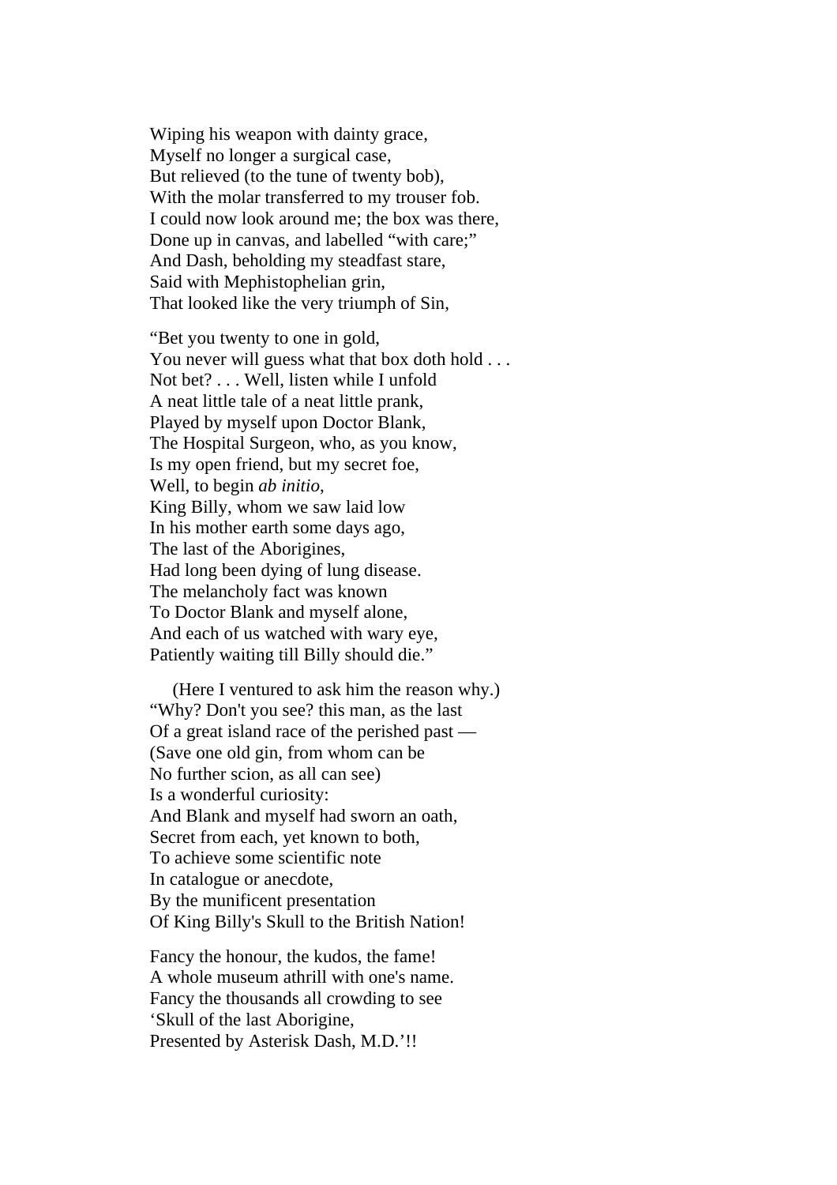Wiping his weapon with dainty grace,  
Myself no longer a surgical case,  
But relieved (to the tune of twenty bob),  
With the molar transferred to my trouser fob.  
I could now look around me; the box was there,  
Done up in canvas, and labelled “with care;”  
And Dash, beholding my steadfast stare,  
Said with Mephistophelian grin,  
That looked like the very triumph of Sin,

“Bet you twenty to one in gold,  
You never will guess what that box doth hold . . .  
Not bet? . . . Well, listen while I unfold  
A neat little tale of a neat little prank,  
Played by myself upon Doctor Blank,  
The Hospital Surgeon, who, as you know,  
Is my open friend, but my secret foe,  
Well, to begin *ab initio*,  
King Billy, whom we saw laid low  
In his mother earth some days ago,  
The last of the Aborigines,  
Had long been dying of lung disease.  
The melancholy fact was known  
To Doctor Blank and myself alone,  
And each of us watched with wary eye,  
Patiently waiting till Billy should die.”

(Here I ventured to ask him the reason why.)  
“Why? Don't you see? this man, as the last  
Of a great island race of the perished past —  
(Save one old gin, from whom can be  
No further scion, as all can see)  
Is a wonderful curiosity:  
And Blank and myself had sworn an oath,  
Secret from each, yet known to both,  
To achieve some scientific note  
In catalogue or anecdote,  
By the munificent presentation  
Of King Billy's Skull to the British Nation!

Fancy the honour, the kudos, the fame!  
A whole museum athrill with one's name.  
Fancy the thousands all crowding to see  
‘Skull of the last Aborigine,  
Presented by Asterisk Dash, M.D.’!!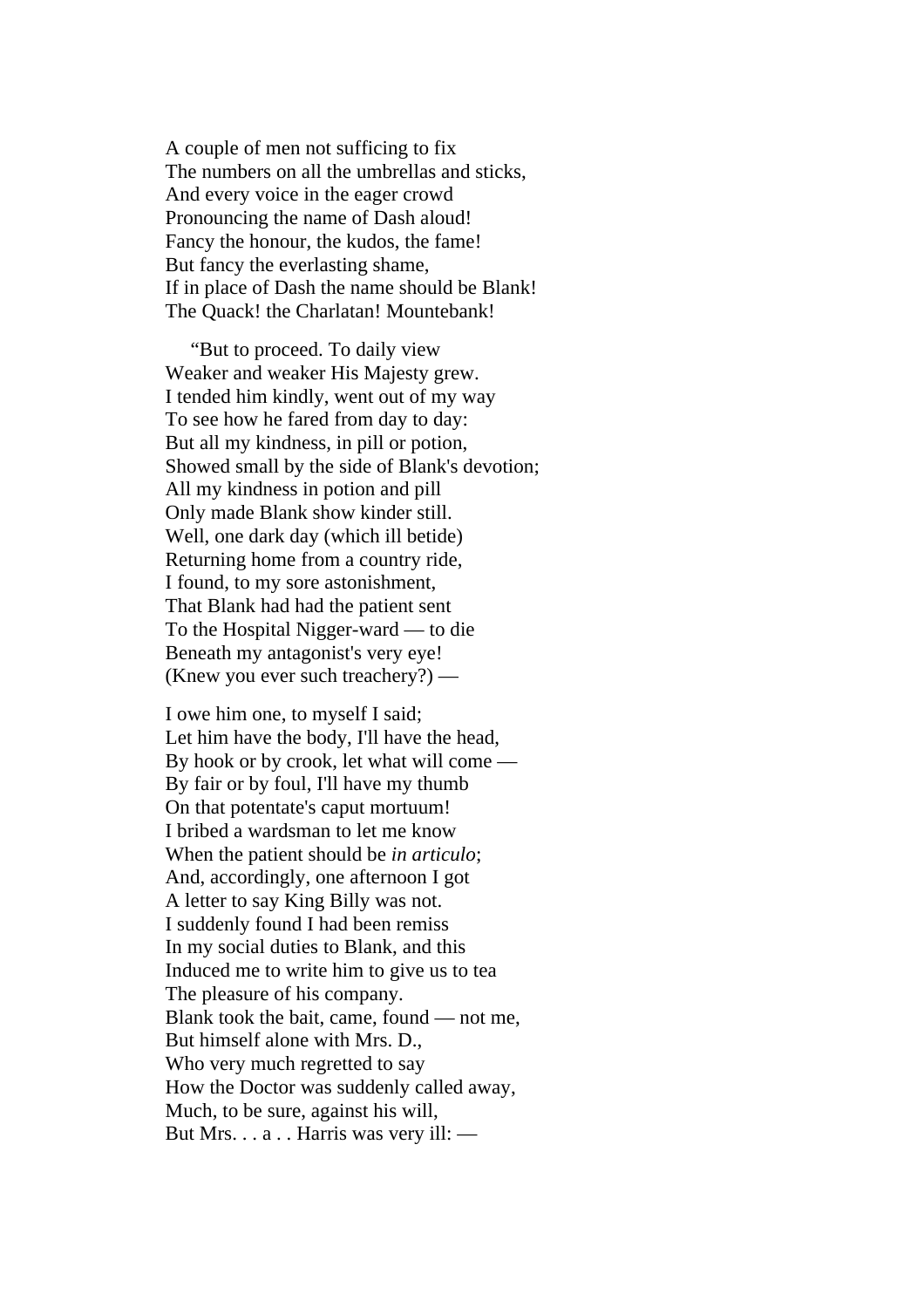A couple of men not sufficing to fix
The numbers on all the umbrellas and sticks,
And every voice in the eager crowd
Pronouncing the name of Dash aloud!
Fancy the honour, the kudos, the fame!
But fancy the everlasting shame,
If in place of Dash the name should be Blank!
The Quack! the Charlatan! Mountebank!

"But to proceed. To daily view
Weaker and weaker His Majesty grew.
I tended him kindly, went out of my way
To see how he fared from day to day:
But all my kindness, in pill or potion,
Showed small by the side of Blank's devotion;
All my kindness in potion and pill
Only made Blank show kinder still.
Well, one dark day (which ill betide)
Returning home from a country ride,
I found, to my sore astonishment,
That Blank had had the patient sent
To the Hospital Nigger-ward — to die
Beneath my antagonist's very eye!
(Knew you ever such treachery?) —

I owe him one, to myself I said;
Let him have the body, I'll have the head,
By hook or by crook, let what will come —
By fair or by foul, I'll have my thumb
On that potentate's caput mortuum!
I bribed a wardsman to let me know
When the patient should be *in articulo*;
And, accordingly, one afternoon I got
A letter to say King Billy was not.
I suddenly found I had been remiss
In my social duties to Blank, and this
Induced me to write him to give us to tea
The pleasure of his company.
Blank took the bait, came, found — not me,
But himself alone with Mrs. D.,
Who very much regretted to say
How the Doctor was suddenly called away,
Much, to be sure, against his will,
But Mrs. . . a . . Harris was very ill: —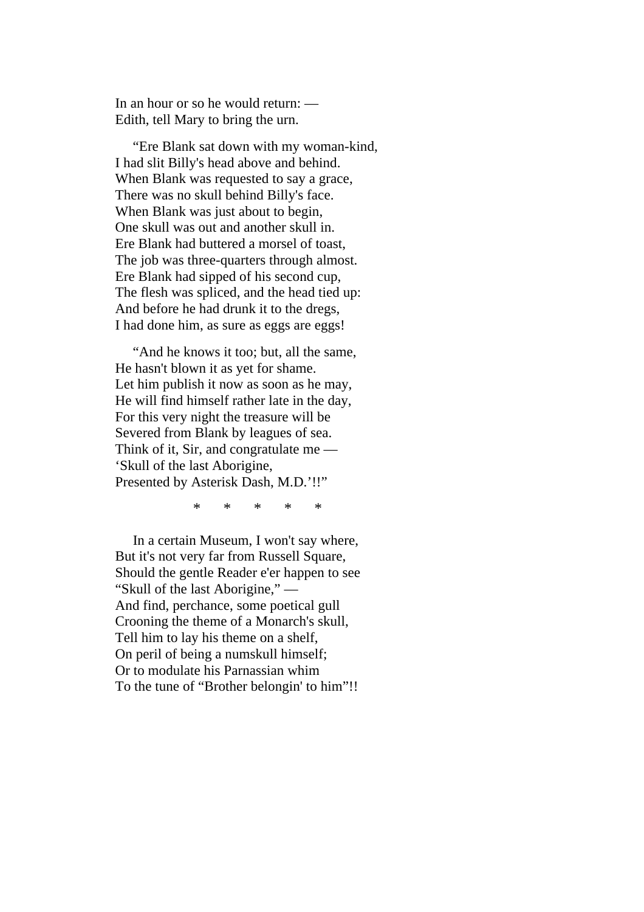In an hour or so he would return: —  
Edith, tell Mary to bring the urn.

“Ere Blank sat down with my woman-kind,  
I had slit Billy's head above and behind.  
When Blank was requested to say a grace,  
There was no skull behind Billy's face.  
When Blank was just about to begin,  
One skull was out and another skull in.  
Ere Blank had buttered a morsel of toast,  
The job was three-quarters through almost.  
Ere Blank had sipped of his second cup,  
The flesh was spliced, and the head tied up:  
And before he had drunk it to the dregs,  
I had done him, as sure as eggs are eggs!

“And he knows it too; but, all the same,  
He hasn't blown it as yet for shame.  
Let him publish it now as soon as he may,  
He will find himself rather late in the day,  
For this very night the treasure will be  
Severed from Blank by leagues of sea.  
Think of it, Sir, and congratulate me —  
‘Skull of the last Aborigine,  
Presented by Asterisk Dash, M.D.’!!”

\*   \*   \*   \*   \*

In a certain Museum, I won't say where,  
But it's not very far from Russell Square,  
Should the gentle Reader e'er happen to see  
“Skull of the last Aborigine,” —  
And find, perchance, some poetical gull  
Crooning the theme of a Monarch's skull,  
Tell him to lay his theme on a shelf,  
On peril of being a numskull himself;  
Or to modulate his Parnassian whim  
To the tune of “Brother belongin' to him”!!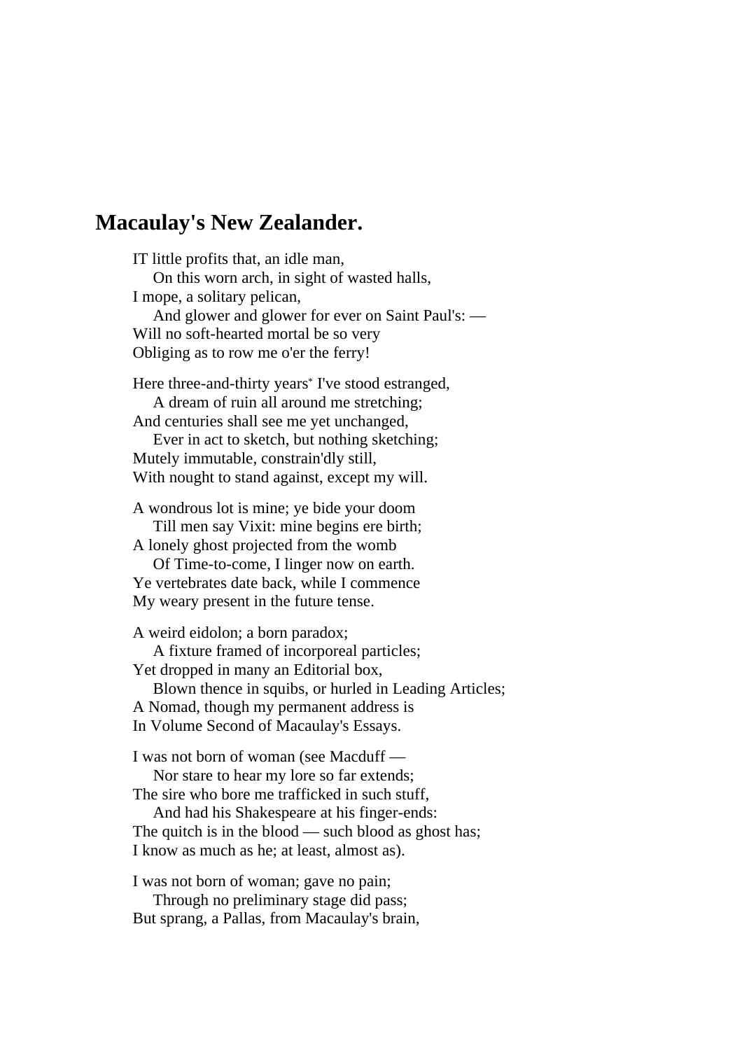## Macaulay's New Zealander.

IT little profits that, an idle man,
    On this worn arch, in sight of wasted halls,
I mope, a solitary pelican,
    And glower and glower for ever on Saint Paul's: —
Will no soft-hearted mortal be so very
Obliging as to row me o'er the ferry!

Here three-and-thirty years* I've stood estranged,
    A dream of ruin all around me stretching;
And centuries shall see me yet unchanged,
    Ever in act to sketch, but nothing sketching;
Mutely immutable, constrain'dly still,
With nought to stand against, except my will.

A wondrous lot is mine; ye bide your doom
    Till men say Vixit: mine begins ere birth;
A lonely ghost projected from the womb
    Of Time-to-come, I linger now on earth.
Ye vertebrates date back, while I commence
My weary present in the future tense.

A weird eidolon; a born paradox;
    A fixture framed of incorporeal particles;
Yet dropped in many an Editorial box,
    Blown thence in squibs, or hurled in Leading Articles;
A Nomad, though my permanent address is
In Volume Second of Macaulay's Essays.

I was not born of woman (see Macduff —
    Nor stare to hear my lore so far extends;
The sire who bore me trafficked in such stuff,
    And had his Shakespeare at his finger-ends:
The quitch is in the blood — such blood as ghost has;
I know as much as he; at least, almost as).

I was not born of woman; gave no pain;
    Through no preliminary stage did pass;
But sprang, a Pallas, from Macaulay's brain,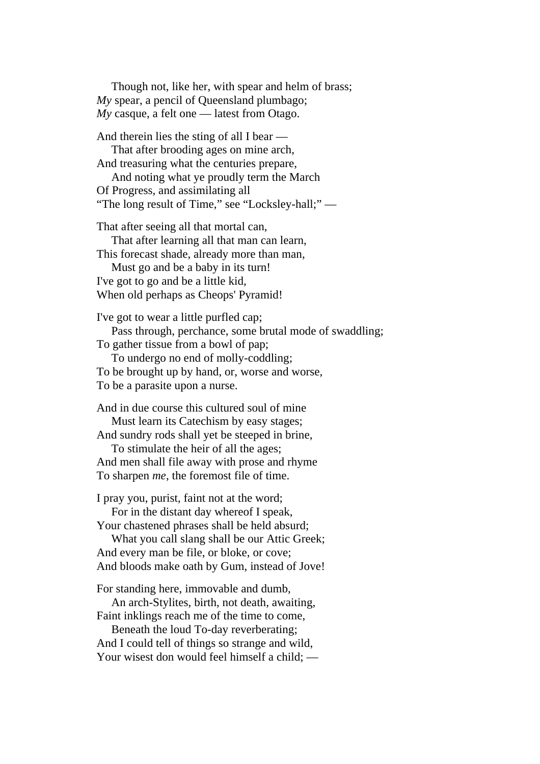Though not, like her, with spear and helm of brass;
*My* spear, a pencil of Queensland plumbago;
*My* casque, a felt one — latest from Otago.

And therein lies the sting of all I bear —
That after brooding ages on mine arch,
And treasuring what the centuries prepare,
And noting what ye proudly term the March
Of Progress, and assimilating all
“The long result of Time,” see “Locksley-hall;” —

That after seeing all that mortal can,
That after learning all that man can learn,
This forecast shade, already more than man,
Must go and be a baby in its turn!
I've got to go and be a little kid,
When old perhaps as Cheops' Pyramid!

I've got to wear a little purfled cap;
Pass through, perchance, some brutal mode of swaddling;
To gather tissue from a bowl of pap;
To undergo no end of molly-coddling;
To be brought up by hand, or, worse and worse,
To be a parasite upon a nurse.

And in due course this cultured soul of mine
Must learn its Catechism by easy stages;
And sundry rods shall yet be steeped in brine,
To stimulate the heir of all the ages;
And men shall file away with prose and rhyme
To sharpen *me*, the foremost file of time.

I pray you, purist, faint not at the word;
For in the distant day whereof I speak,
Your chastened phrases shall be held absurd;
What you call slang shall be our Attic Greek;
And every man be file, or bloke, or cove;
And bloods make oath by Gum, instead of Jove!

For standing here, immovable and dumb,
An arch-Stylites, birth, not death, awaiting,
Faint inklings reach me of the time to come,
Beneath the loud To-day reverberating;
And I could tell of things so strange and wild,
Your wisest don would feel himself a child; —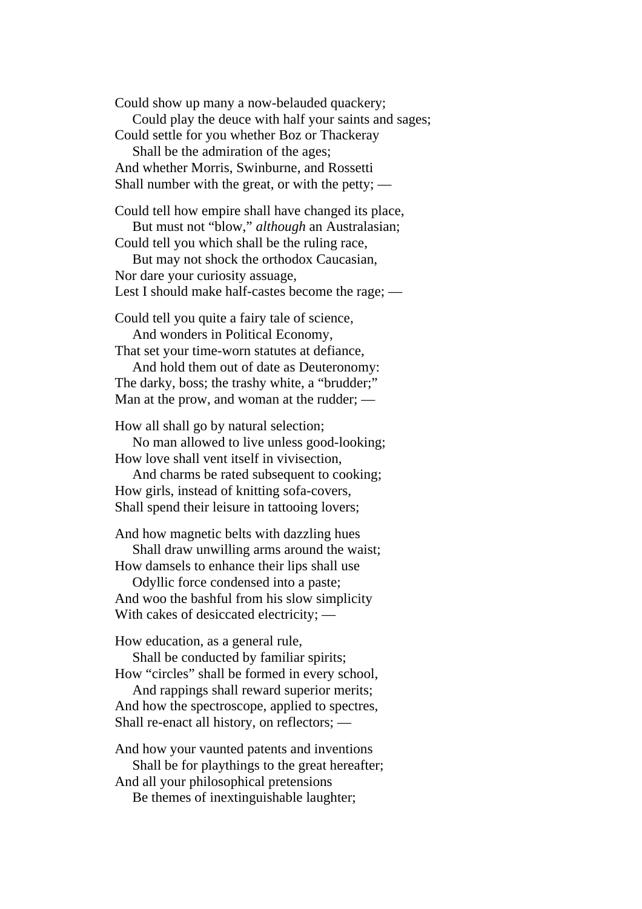Could show up many a now-belauded quackery;
    Could play the deuce with half your saints and sages;
Could settle for you whether Boz or Thackeray
    Shall be the admiration of the ages;
And whether Morris, Swinburne, and Rossetti
Shall number with the great, or with the petty; —

Could tell how empire shall have changed its place,
    But must not "blow," *although* an Australasian;
Could tell you which shall be the ruling race,
    But may not shock the orthodox Caucasian,
Nor dare your curiosity assuage,
Lest I should make half-castes become the rage; —

Could tell you quite a fairy tale of science,
    And wonders in Political Economy,
That set your time-worn statutes at defiance,
    And hold them out of date as Deuteronomy:
The darky, boss; the trashy white, a "brudder;"
Man at the prow, and woman at the rudder; —

How all shall go by natural selection;
    No man allowed to live unless good-looking;
How love shall vent itself in vivisection,
    And charms be rated subsequent to cooking;
How girls, instead of knitting sofa-covers,
Shall spend their leisure in tattooing lovers;

And how magnetic belts with dazzling hues
    Shall draw unwilling arms around the waist;
How damsels to enhance their lips shall use
    Odyllic force condensed into a paste;
And woo the bashful from his slow simplicity
With cakes of desiccated electricity; —

How education, as a general rule,
    Shall be conducted by familiar spirits;
How "circles" shall be formed in every school,
    And rappings shall reward superior merits;
And how the spectroscope, applied to spectres,
Shall re-enact all history, on reflectors; —

And how your vaunted patents and inventions
    Shall be for playthings to the great hereafter;
And all your philosophical pretensions
    Be themes of inextinguishable laughter;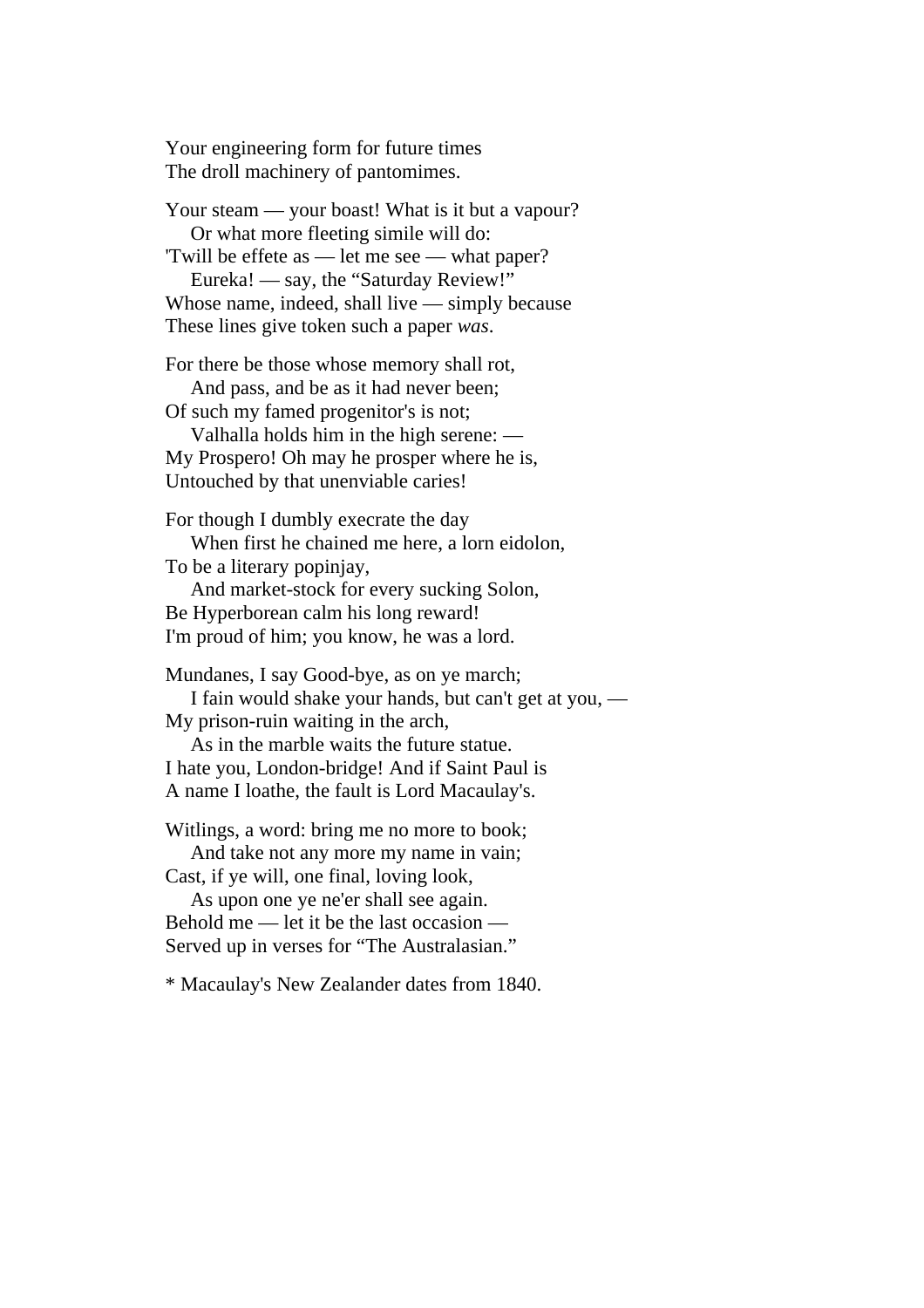Your engineering form for future times
The droll machinery of pantomimes.

Your steam — your boast! What is it but a vapour?
    Or what more fleeting simile will do:
'Twill be effete as — let me see — what paper?
    Eureka! — say, the "Saturday Review!"
Whose name, indeed, shall live — simply because
These lines give token such a paper *was*.

For there be those whose memory shall rot,
    And pass, and be as it had never been;
Of such my famed progenitor's is not;
    Valhalla holds him in the high serene: —
My Prospero! Oh may he prosper where he is,
Untouched by that unenviable caries!

For though I dumbly execrate the day
    When first he chained me here, a lorn eidolon,
To be a literary popinjay,
    And market-stock for every sucking Solon,
Be Hyperborean calm his long reward!
I'm proud of him; you know, he was a lord.

Mundanes, I say Good-bye, as on ye march;
    I fain would shake your hands, but can't get at you, —
My prison-ruin waiting in the arch,
    As in the marble waits the future statue.
I hate you, London-bridge! And if Saint Paul is
A name I loathe, the fault is Lord Macaulay's.

Witlings, a word: bring me no more to book;
    And take not any more my name in vain;
Cast, if ye will, one final, loving look,
    As upon one ye ne'er shall see again.
Behold me — let it be the last occasion —
Served up in verses for "The Australasian."

* Macaulay's New Zealander dates from 1840.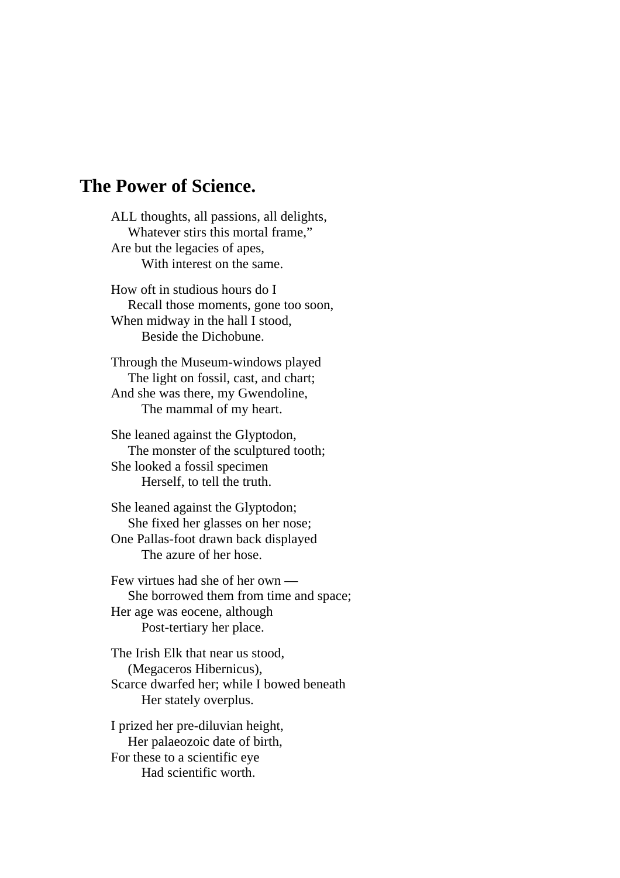## The Power of Science.

ALL thoughts, all passions, all delights,  
Whatever stirs this mortal frame,”  
Are but the legacies of apes,  
With interest on the same.

How oft in studious hours do I  
Recall those moments, gone too soon,  
When midway in the hall I stood,  
Beside the Dichobune.

Through the Museum-windows played  
The light on fossil, cast, and chart;  
And she was there, my Gwendoline,  
The mammal of my heart.

She leaned against the Glyptodon,  
The monster of the sculptured tooth;  
She looked a fossil specimen  
Herself, to tell the truth.

She leaned against the Glyptodon;  
She fixed her glasses on her nose;  
One Pallas-foot drawn back displayed  
The azure of her hose.

Few virtues had she of her own —  
She borrowed them from time and space;  
Her age was eocene, although  
Post-tertiary her place.

The Irish Elk that near us stood,  
(Megaceros Hibernicus),  
Scarce dwarfed her; while I bowed beneath  
Her stately overplus.

I prized her pre-diluvian height,  
Her palaeozoic date of birth,  
For these to a scientific eye  
Had scientific worth.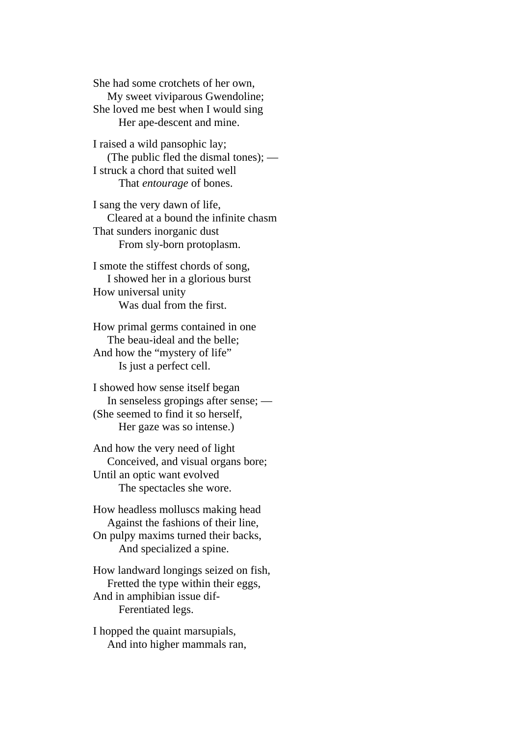She had some crotchets of her own,  
    My sweet viviparous Gwendoline;  
She loved me best when I would sing  
        Her ape-descent and mine.

I raised a wild pansophic lay;  
    (The public fled the dismal tones); —  
I struck a chord that suited well  
        That *entourage* of bones.

I sang the very dawn of life,  
    Cleared at a bound the infinite chasm  
That sunders inorganic dust  
        From sly-born protoplasm.

I smote the stiffest chords of song,  
    I showed her in a glorious burst  
How universal unity  
        Was dual from the first.

How primal germs contained in one  
    The beau-ideal and the belle;  
And how the “mystery of life”  
        Is just a perfect cell.

I showed how sense itself began  
    In senseless gropings after sense; —  
(She seemed to find it so herself,  
        Her gaze was so intense.)

And how the very need of light  
    Conceived, and visual organs bore;  
Until an optic want evolved  
        The spectacles she wore.

How headless molluscs making head  
    Against the fashions of their line,  
On pulpy maxims turned their backs,  
        And specialized a spine.

How landward longings seized on fish,  
    Fretted the type within their eggs,  
And in amphibian issue dif-  
        Ferentiated legs.

I hopped the quaint marsupials,  
    And into higher mammals ran,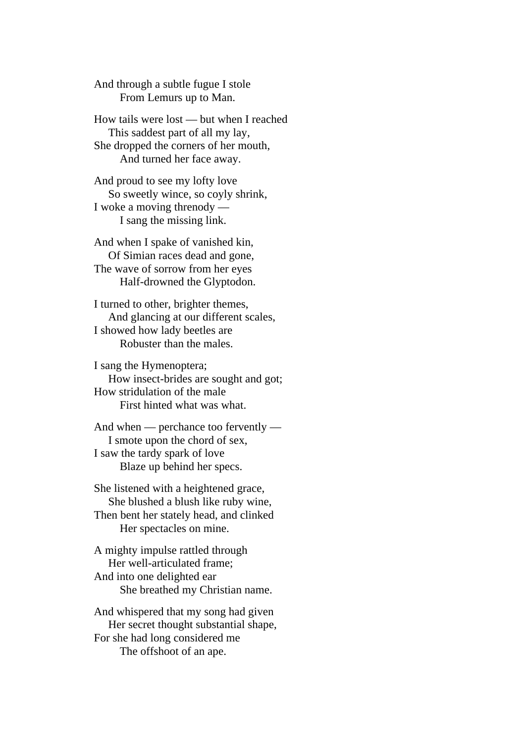And through a subtle fugue I stole
        From Lemurs up to Man.

How tails were lost — but when I reached
    This saddest part of all my lay,
She dropped the corners of her mouth,
        And turned her face away.

And proud to see my lofty love
    So sweetly wince, so coyly shrink,
I woke a moving threnody —
        I sang the missing link.

And when I spake of vanished kin,
    Of Simian races dead and gone,
The wave of sorrow from her eyes
        Half-drowned the Glyptodon.

I turned to other, brighter themes,
    And glancing at our different scales,
I showed how lady beetles are
        Robuster than the males.

I sang the Hymenoptera;
    How insect-brides are sought and got;
How stridulation of the male
        First hinted what was what.

And when — perchance too fervently —
    I smote upon the chord of sex,
I saw the tardy spark of love
        Blaze up behind her specs.

She listened with a heightened grace,
    She blushed a blush like ruby wine,
Then bent her stately head, and clinked
        Her spectacles on mine.

A mighty impulse rattled through
    Her well-articulated frame;
And into one delighted ear
        She breathed my Christian name.

And whispered that my song had given
    Her secret thought substantial shape,
For she had long considered me
        The offshoot of an ape.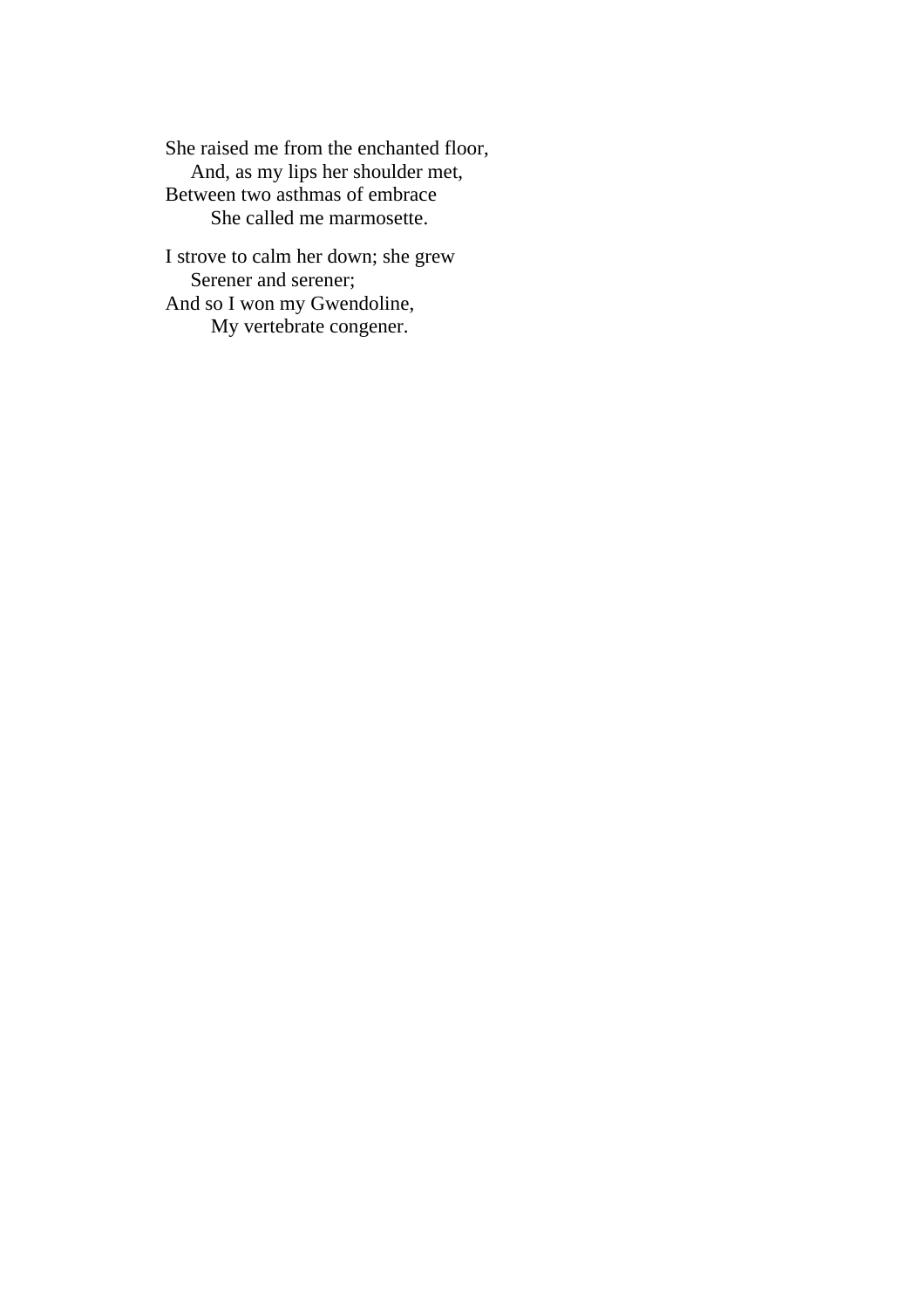She raised me from the enchanted floor,  
    And, as my lips her shoulder met,  
Between two asthmas of embrace  
        She called me marmosette.

I strove to calm her down; she grew  
    Serener and serener;  
And so I won my Gwendoline,  
        My vertebrate congener.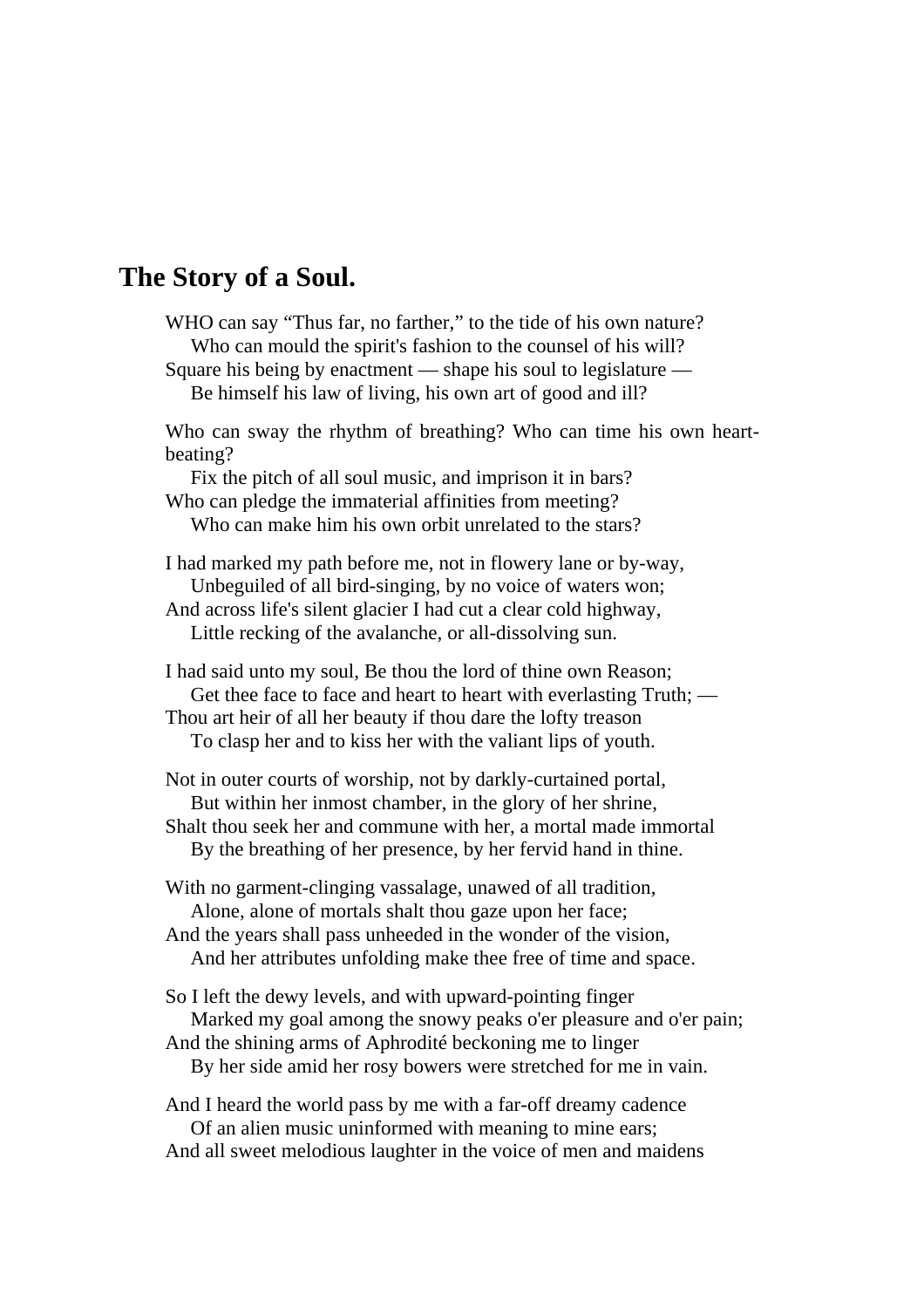## The Story of a Soul.

WHO can say “Thus far, no farther,” to the tide of his own nature?
    Who can mould the spirit's fashion to the counsel of his will?
Square his being by enactment — shape his soul to legislature —
    Be himself his law of living, his own art of good and ill?

Who can sway the rhythm of breathing? Who can time his own heart-beating?
    Fix the pitch of all soul music, and imprison it in bars?
Who can pledge the immaterial affinities from meeting?
    Who can make him his own orbit unrelated to the stars?

I had marked my path before me, not in flowery lane or by-way,
    Unbeguiled of all bird-singing, by no voice of waters won;
And across life's silent glacier I had cut a clear cold highway,
    Little recking of the avalanche, or all-dissolving sun.

I had said unto my soul, Be thou the lord of thine own Reason;
    Get thee face to face and heart to heart with everlasting Truth; —
Thou art heir of all her beauty if thou dare the lofty treason
    To clasp her and to kiss her with the valiant lips of youth.

Not in outer courts of worship, not by darkly-curtained portal,
    But within her inmost chamber, in the glory of her shrine,
Shalt thou seek her and commune with her, a mortal made immortal
    By the breathing of her presence, by her fervid hand in thine.

With no garment-clinging vassalage, unawed of all tradition,
    Alone, alone of mortals shalt thou gaze upon her face;
And the years shall pass unheeded in the wonder of the vision,
    And her attributes unfolding make thee free of time and space.

So I left the dewy levels, and with upward-pointing finger
    Marked my goal among the snowy peaks o'er pleasure and o'er pain;
And the shining arms of Aphrodité beckoning me to linger
    By her side amid her rosy bowers were stretched for me in vain.

And I heard the world pass by me with a far-off dreamy cadence
    Of an alien music uninformed with meaning to mine ears;
And all sweet melodious laughter in the voice of men and maidens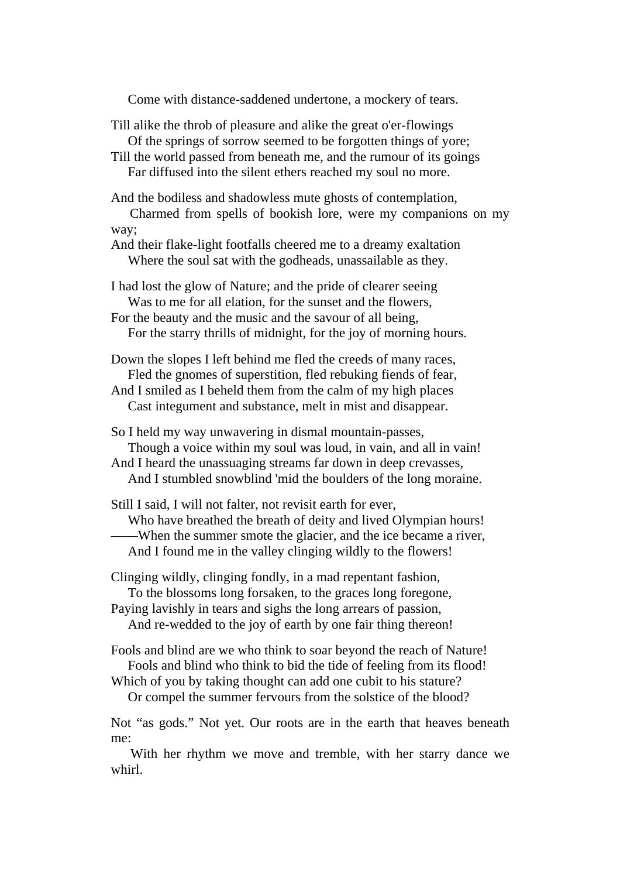Come with distance-saddened undertone, a mockery of tears.

Till alike the throb of pleasure and alike the great o'er-flowings
Of the springs of sorrow seemed to be forgotten things of yore;
Till the world passed from beneath me, and the rumour of its goings
Far diffused into the silent ethers reached my soul no more.

And the bodiless and shadowless mute ghosts of contemplation,
Charmed from spells of bookish lore, were my companions on my way;
And their flake-light footfalls cheered me to a dreamy exaltation
Where the soul sat with the godheads, unassailable as they.

I had lost the glow of Nature; and the pride of clearer seeing
Was to me for all elation, for the sunset and the flowers,
For the beauty and the music and the savour of all being,
For the starry thrills of midnight, for the joy of morning hours.

Down the slopes I left behind me fled the creeds of many races,
Fled the gnomes of superstition, fled rebuking fiends of fear,
And I smiled as I beheld them from the calm of my high places
Cast integument and substance, melt in mist and disappear.

So I held my way unwavering in dismal mountain-passes,
Though a voice within my soul was loud, in vain, and all in vain!
And I heard the unassuaging streams far down in deep crevasses,
And I stumbled snowblind 'mid the boulders of the long moraine.

Still I said, I will not falter, not revisit earth for ever,
Who have breathed the breath of deity and lived Olympian hours!
——When the summer smote the glacier, and the ice became a river,
And I found me in the valley clinging wildly to the flowers!

Clinging wildly, clinging fondly, in a mad repentant fashion,
To the blossoms long forsaken, to the graces long foregone,
Paying lavishly in tears and sighs the long arrears of passion,
And re-wedded to the joy of earth by one fair thing thereon!

Fools and blind are we who think to soar beyond the reach of Nature!
Fools and blind who think to bid the tide of feeling from its flood!
Which of you by taking thought can add one cubit to his stature?
Or compel the summer fervours from the solstice of the blood?

Not "as gods." Not yet. Our roots are in the earth that heaves beneath me:
With her rhythm we move and tremble, with her starry dance we whirl.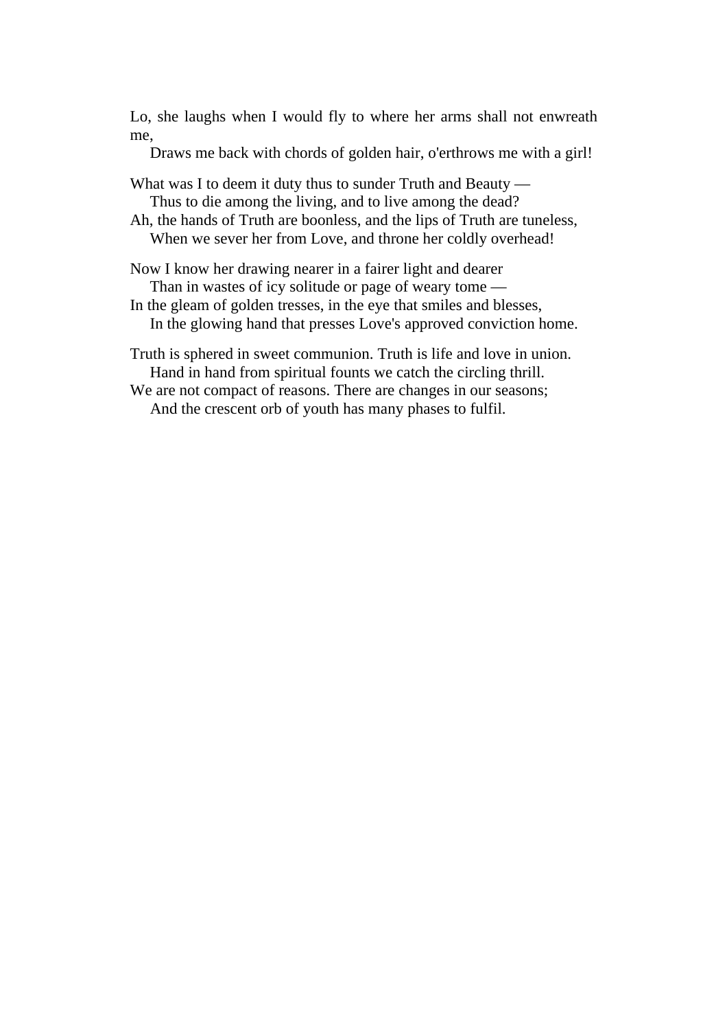Lo, she laughs when I would fly to where her arms shall not enwreath me,
  Draws me back with chords of golden hair, o'erthrows me with a girl!

What was I to deem it duty thus to sunder Truth and Beauty —
  Thus to die among the living, and to live among the dead?
Ah, the hands of Truth are boonless, and the lips of Truth are tuneless,
  When we sever her from Love, and throne her coldly overhead!

Now I know her drawing nearer in a fairer light and dearer
  Than in wastes of icy solitude or page of weary tome —
In the gleam of golden tresses, in the eye that smiles and blesses,
  In the glowing hand that presses Love's approved conviction home.

Truth is sphered in sweet communion. Truth is life and love in union.
  Hand in hand from spiritual founts we catch the circling thrill.
We are not compact of reasons. There are changes in our seasons;
  And the crescent orb of youth has many phases to fulfil.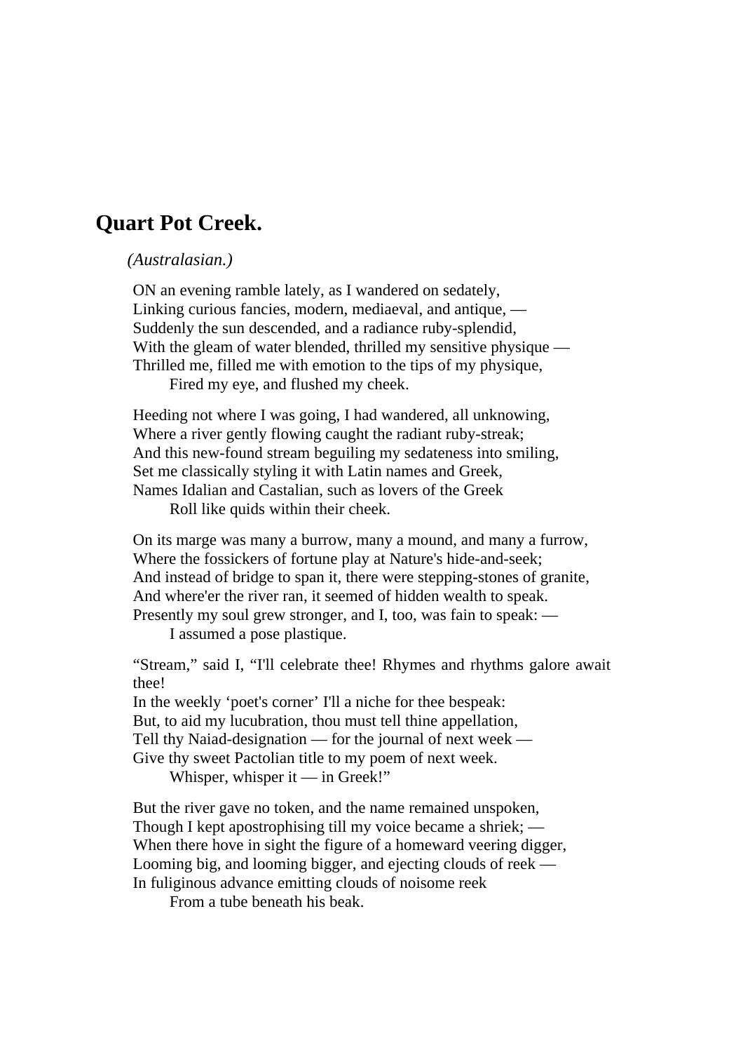## Quart Pot Creek.

*(Australasian.)*

ON an evening ramble lately, as I wandered on sedately,  
Linking curious fancies, modern, mediaeval, and antique, —  
Suddenly the sun descended, and a radiance ruby-splendid,  
With the gleam of water blended, thrilled my sensitive physique —  
Thrilled me, filled me with emotion to the tips of my physique,  
        Fired my eye, and flushed my cheek.

Heeding not where I was going, I had wandered, all unknowing,  
Where a river gently flowing caught the radiant ruby-streak;  
And this new-found stream beguiling my sedateness into smiling,  
Set me classically styling it with Latin names and Greek,  
Names Idalian and Castalian, such as lovers of the Greek  
        Roll like quids within their cheek.

On its marge was many a burrow, many a mound, and many a furrow,  
Where the fossickers of fortune play at Nature's hide-and-seek;  
And instead of bridge to span it, there were stepping-stones of granite,  
And where'er the river ran, it seemed of hidden wealth to speak.  
Presently my soul grew stronger, and I, too, was fain to speak: —  
        I assumed a pose plastique.

"Stream," said I, "I'll celebrate thee! Rhymes and rhythms galore await thee!  
In the weekly 'poet's corner' I'll a niche for thee bespeak:  
But, to aid my lucubration, thou must tell thine appellation,  
Tell thy Naiad-designation — for the journal of next week —  
Give thy sweet Pactolian title to my poem of next week.  
        Whisper, whisper it — in Greek!"

But the river gave no token, and the name remained unspoken,  
Though I kept apostrophising till my voice became a shriek; —  
When there hove in sight the figure of a homeward veering digger,  
Looming big, and looming bigger, and ejecting clouds of reek —  
In fuliginous advance emitting clouds of noisome reek  
        From a tube beneath his beak.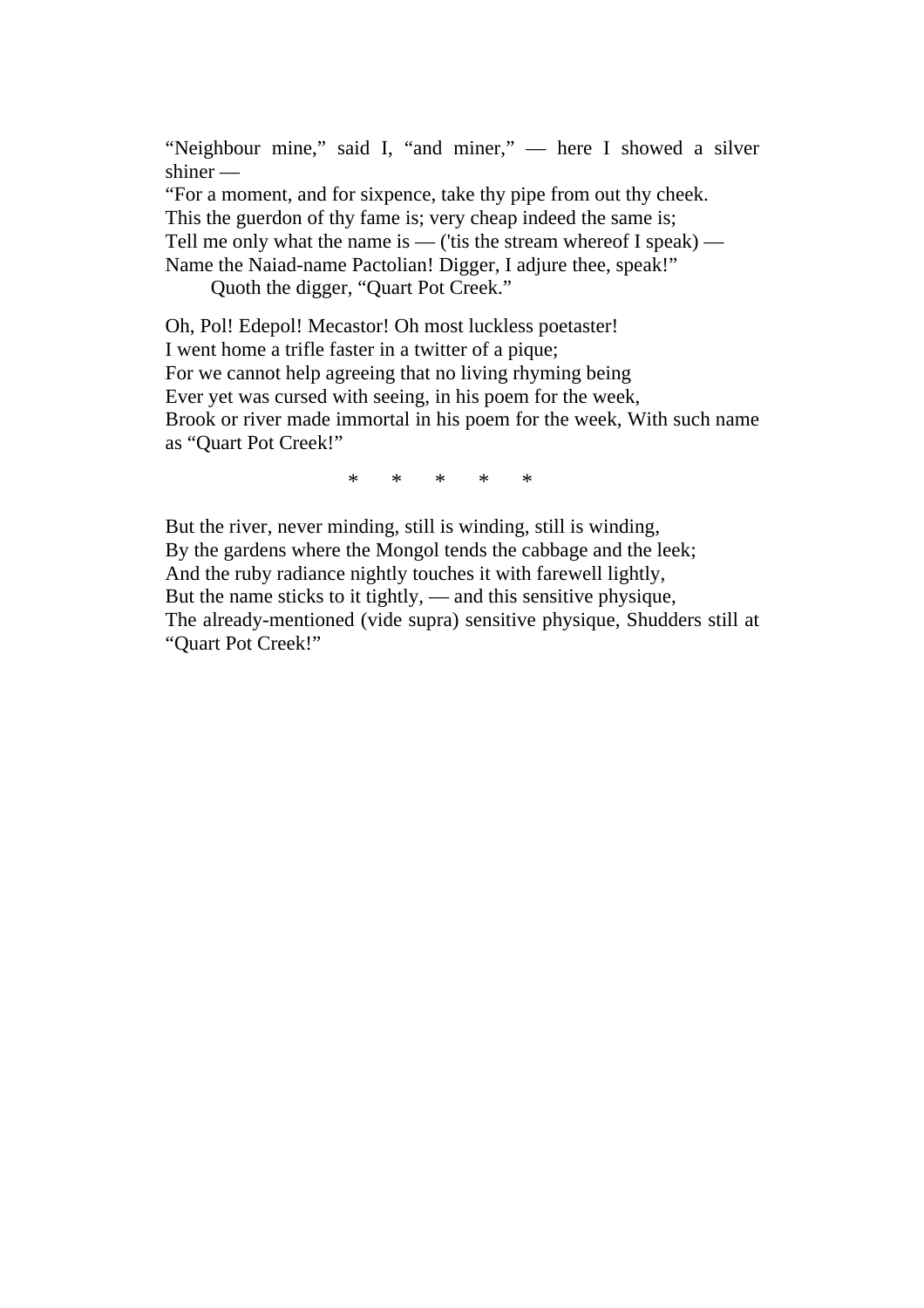“Neighbour mine,” said I, “and miner,” — here I showed a silver shiner —  
“For a moment, and for sixpence, take thy pipe from out thy cheek.  
This the guerdon of thy fame is; very cheap indeed the same is;  
Tell me only what the name is — ('tis the stream whereof I speak) —  
Name the Naiad-name Pactolian! Digger, I adjure thee, speak!”  
    Quoth the digger, “Quart Pot Creek.”

Oh, Pol! Edepol! Mecastor! Oh most luckless poetaster!  
I went home a trifle faster in a twitter of a pique;  
For we cannot help agreeing that no living rhyming being  
Ever yet was cursed with seeing, in his poem for the week,  
Brook or river made immortal in his poem for the week, With such name as “Quart Pot Creek!”

\* \* \* \* \*

But the river, never minding, still is winding, still is winding,  
By the gardens where the Mongol tends the cabbage and the leek;  
And the ruby radiance nightly touches it with farewell lightly,  
But the name sticks to it tightly, — and this sensitive physique,  
The already-mentioned (vide supra) sensitive physique, Shudders still at “Quart Pot Creek!”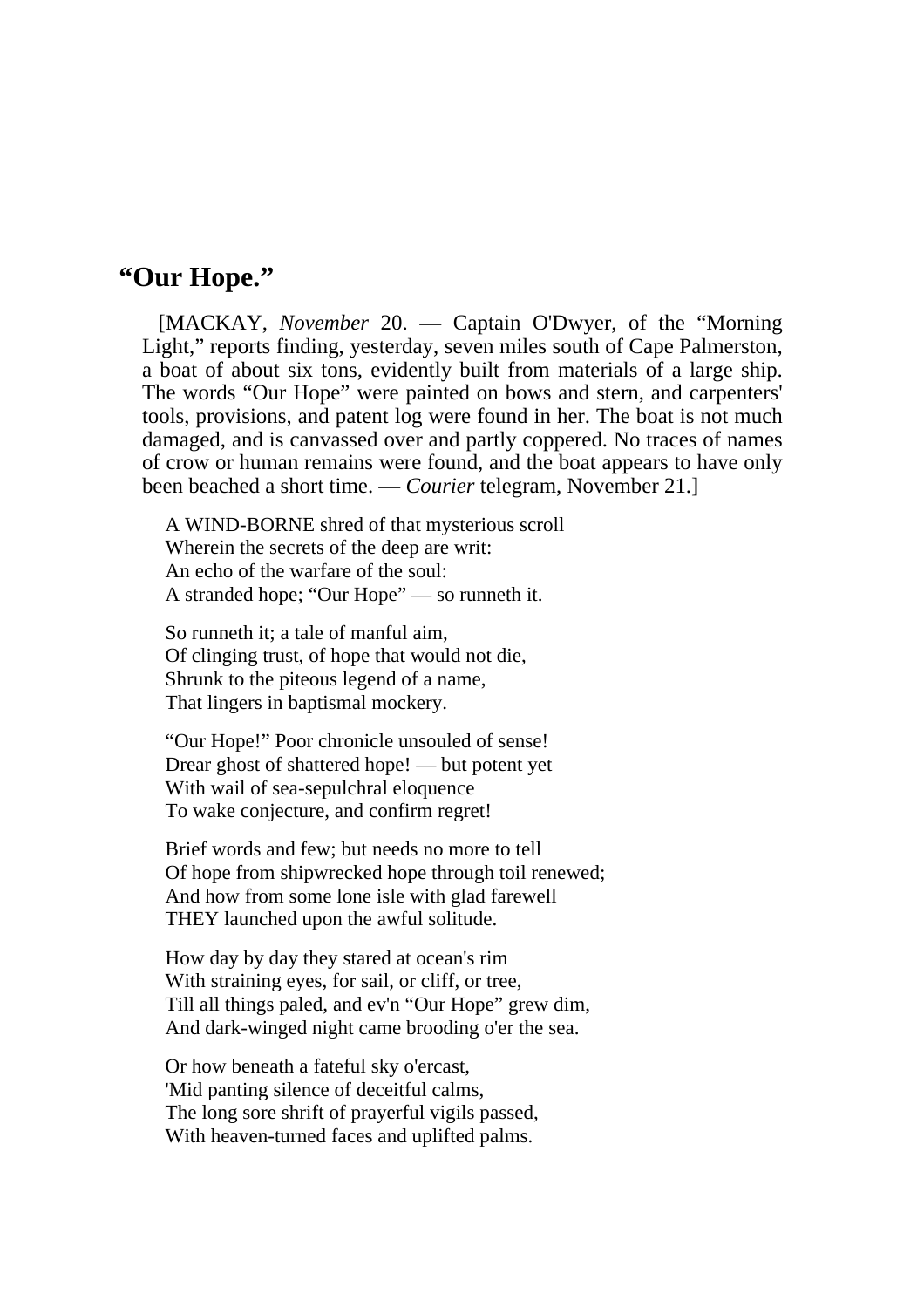## "Our Hope."

[MACKAY, *November* 20. — Captain O'Dwyer, of the "Morning Light," reports finding, yesterday, seven miles south of Cape Palmerston, a boat of about six tons, evidently built from materials of a large ship. The words "Our Hope" were painted on bows and stern, and carpenters' tools, provisions, and patent log were found in her. The boat is not much damaged, and is canvassed over and partly coppered. No traces of names of crow or human remains were found, and the boat appears to have only been beached a short time. — *Courier* telegram, November 21.]

A WIND-BORNE shred of that mysterious scroll  
Wherein the secrets of the deep are writ:  
An echo of the warfare of the soul:  
A stranded hope; "Our Hope" — so runneth it.

So runneth it; a tale of manful aim,  
Of clinging trust, of hope that would not die,  
Shrunk to the piteous legend of a name,  
That lingers in baptismal mockery.

"Our Hope!" Poor chronicle unsouled of sense!  
Drear ghost of shattered hope! — but potent yet  
With wail of sea-sepulchral eloquence  
To wake conjecture, and confirm regret!

Brief words and few; but needs no more to tell  
Of hope from shipwrecked hope through toil renewed;  
And how from some lone isle with glad farewell  
THEY launched upon the awful solitude.

How day by day they stared at ocean's rim  
With straining eyes, for sail, or cliff, or tree,  
Till all things paled, and ev'n "Our Hope" grew dim,  
And dark-winged night came brooding o'er the sea.

Or how beneath a fateful sky o'ercast,  
'Mid panting silence of deceitful calms,  
The long sore shrift of prayerful vigils passed,  
With heaven-turned faces and uplifted palms.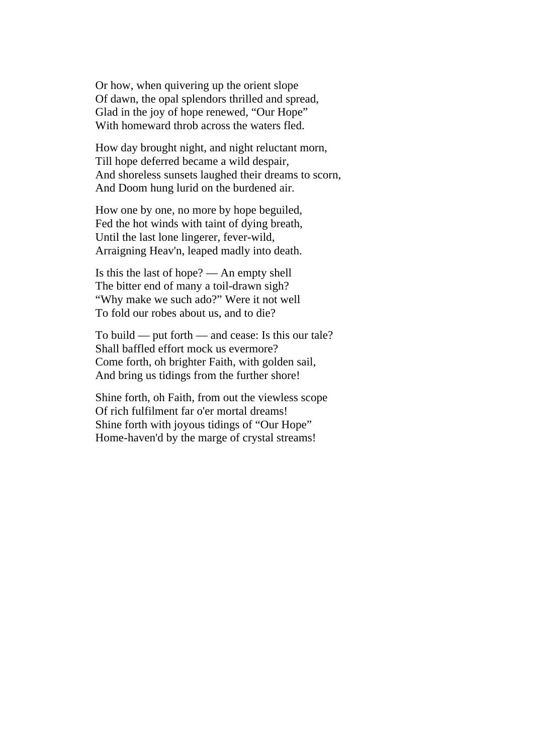Or how, when quivering up the orient slope
Of dawn, the opal splendors thrilled and spread,
Glad in the joy of hope renewed, “Our Hope”
With homeward throb across the waters fled.

How day brought night, and night reluctant morn,
Till hope deferred became a wild despair,
And shoreless sunsets laughed their dreams to scorn,
And Doom hung lurid on the burdened air.

How one by one, no more by hope beguiled,
Fed the hot winds with taint of dying breath,
Until the last lone lingerer, fever-wild,
Arraigning Heav'n, leaped madly into death.

Is this the last of hope? — An empty shell
The bitter end of many a toil-drawn sigh?
“Why make we such ado?” Were it not well
To fold our robes about us, and to die?

To build — put forth — and cease: Is this our tale?
Shall baffled effort mock us evermore?
Come forth, oh brighter Faith, with golden sail,
And bring us tidings from the further shore!

Shine forth, oh Faith, from out the viewless scope
Of rich fulfilment far o'er mortal dreams!
Shine forth with joyous tidings of “Our Hope”
Home-haven'd by the marge of crystal streams!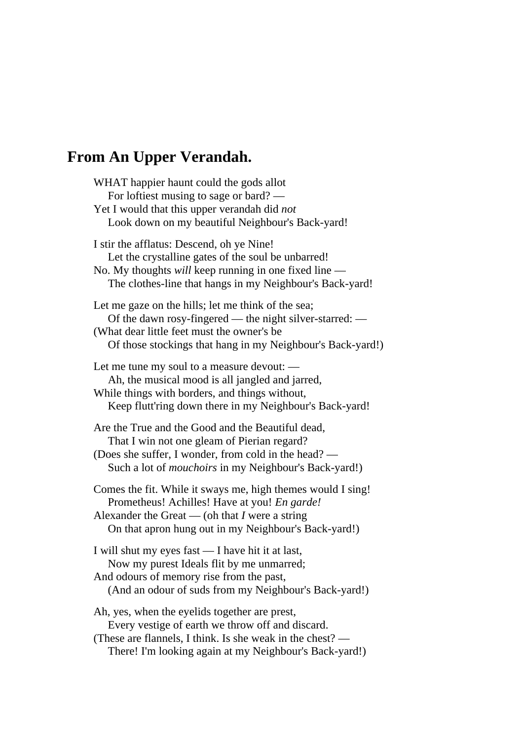## From An Upper Verandah.

WHAT happier haunt could the gods allot  
  For loftiest musing to sage or bard? —  
Yet I would that this upper verandah did *not*  
  Look down on my beautiful Neighbour's Back-yard!

I stir the afflatus: Descend, oh ye Nine!  
  Let the crystalline gates of the soul be unbarred!  
No. My thoughts *will* keep running in one fixed line —  
  The clothes-line that hangs in my Neighbour's Back-yard!

Let me gaze on the hills; let me think of the sea;  
  Of the dawn rosy-fingered — the night silver-starred: —  
(What dear little feet must the owner's be  
  Of those stockings that hang in my Neighbour's Back-yard!)

Let me tune my soul to a measure devout: —  
  Ah, the musical mood is all jangled and jarred,  
While things with borders, and things without,  
  Keep flutt'ring down there in my Neighbour's Back-yard!

Are the True and the Good and the Beautiful dead,  
  That I win not one gleam of Pierian regard?  
(Does she suffer, I wonder, from cold in the head? —  
  Such a lot of *mouchoirs* in my Neighbour's Back-yard!)

Comes the fit. While it sways me, high themes would I sing!  
  Prometheus! Achilles! Have at you! *En garde!*  
Alexander the Great — (oh that *I* were a string  
  On that apron hung out in my Neighbour's Back-yard!)

I will shut my eyes fast — I have hit it at last,  
  Now my purest Ideals flit by me unmarred;  
And odours of memory rise from the past,  
  (And an odour of suds from my Neighbour's Back-yard!)

Ah, yes, when the eyelids together are prest,  
  Every vestige of earth we throw off and discard.  
(These are flannels, I think. Is she weak in the chest? —  
  There! I'm looking again at my Neighbour's Back-yard!)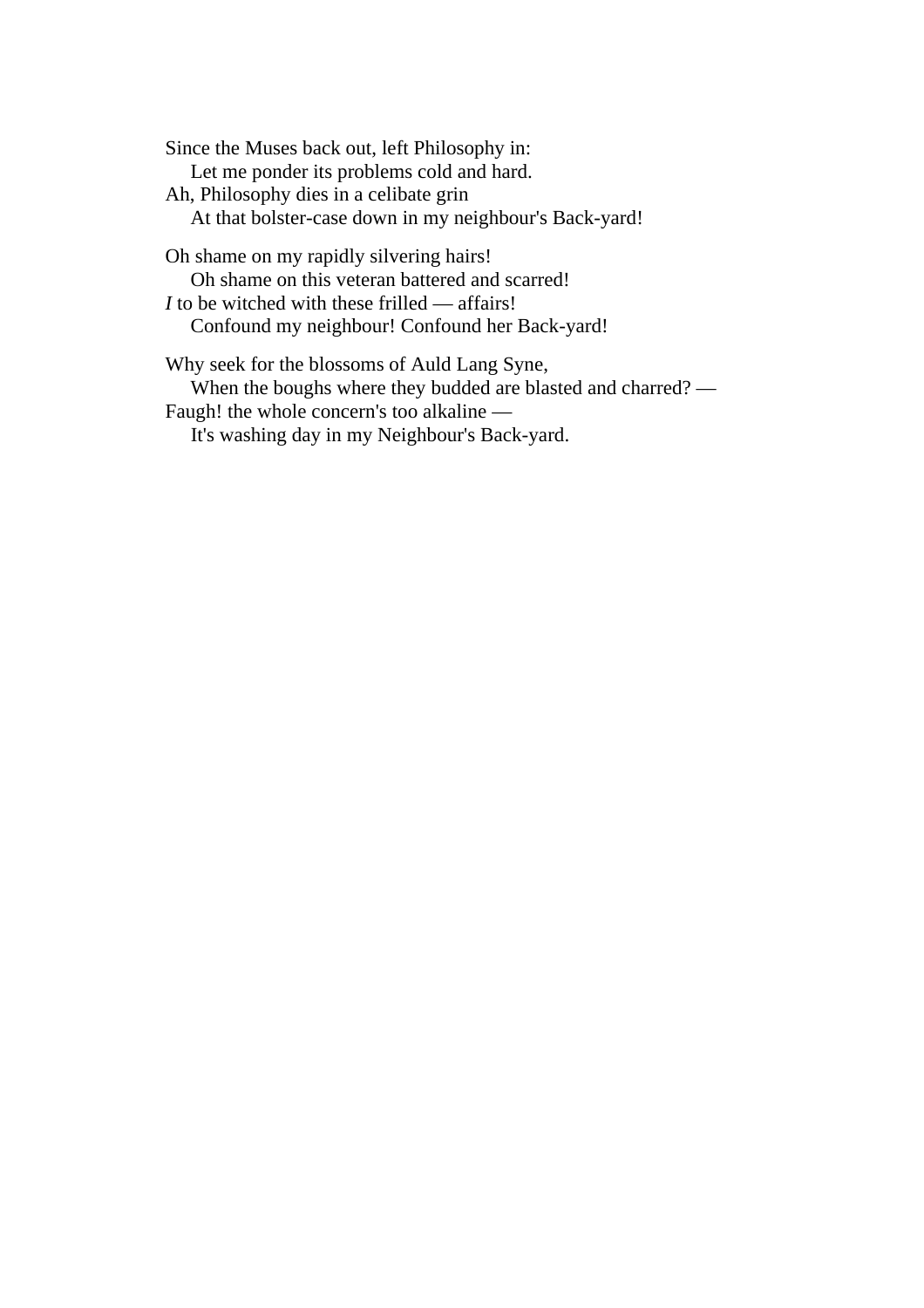Since the Muses back out, left Philosophy in:
    Let me ponder its problems cold and hard.
Ah, Philosophy dies in a celibate grin
    At that bolster-case down in my neighbour's Back-yard!

Oh shame on my rapidly silvering hairs!
    Oh shame on this veteran battered and scarred!
*I* to be witched with these frilled — affairs!
    Confound my neighbour! Confound her Back-yard!

Why seek for the blossoms of Auld Lang Syne,
    When the boughs where they budded are blasted and charred? —
Faugh! the whole concern's too alkaline —
    It's washing day in my Neighbour's Back-yard.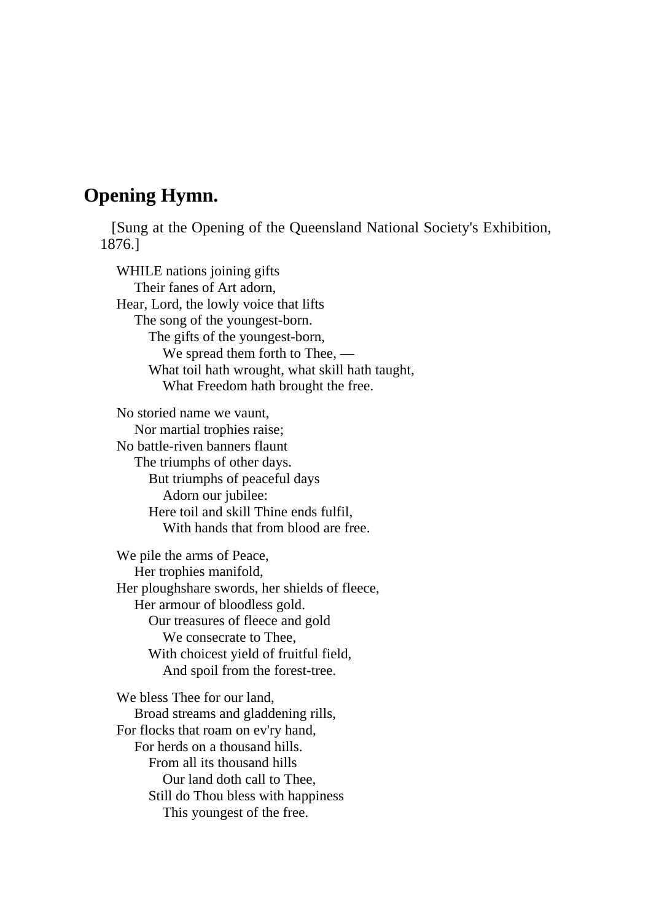## Opening Hymn.

[Sung at the Opening of the Queensland National Society's Exhibition, 1876.]

WHILE nations joining gifts  
  Their fanes of Art adorn,  
Hear, Lord, the lowly voice that lifts  
  The song of the youngest-born.  
    The gifts of the youngest-born,  
      We spread them forth to Thee, —  
    What toil hath wrought, what skill hath taught,  
      What Freedom hath brought the free.

No storied name we vaunt,  
  Nor martial trophies raise;  
No battle-riven banners flaunt  
  The triumphs of other days.  
    But triumphs of peaceful days  
      Adorn our jubilee:  
    Here toil and skill Thine ends fulfil,  
      With hands that from blood are free.

We pile the arms of Peace,  
  Her trophies manifold,  
Her ploughshare swords, her shields of fleece,  
  Her armour of bloodless gold.  
    Our treasures of fleece and gold  
      We consecrate to Thee,  
    With choicest yield of fruitful field,  
      And spoil from the forest-tree.

We bless Thee for our land,  
  Broad streams and gladdening rills,  
For flocks that roam on ev'ry hand,  
  For herds on a thousand hills.  
    From all its thousand hills  
      Our land doth call to Thee,  
    Still do Thou bless with happiness  
      This youngest of the free.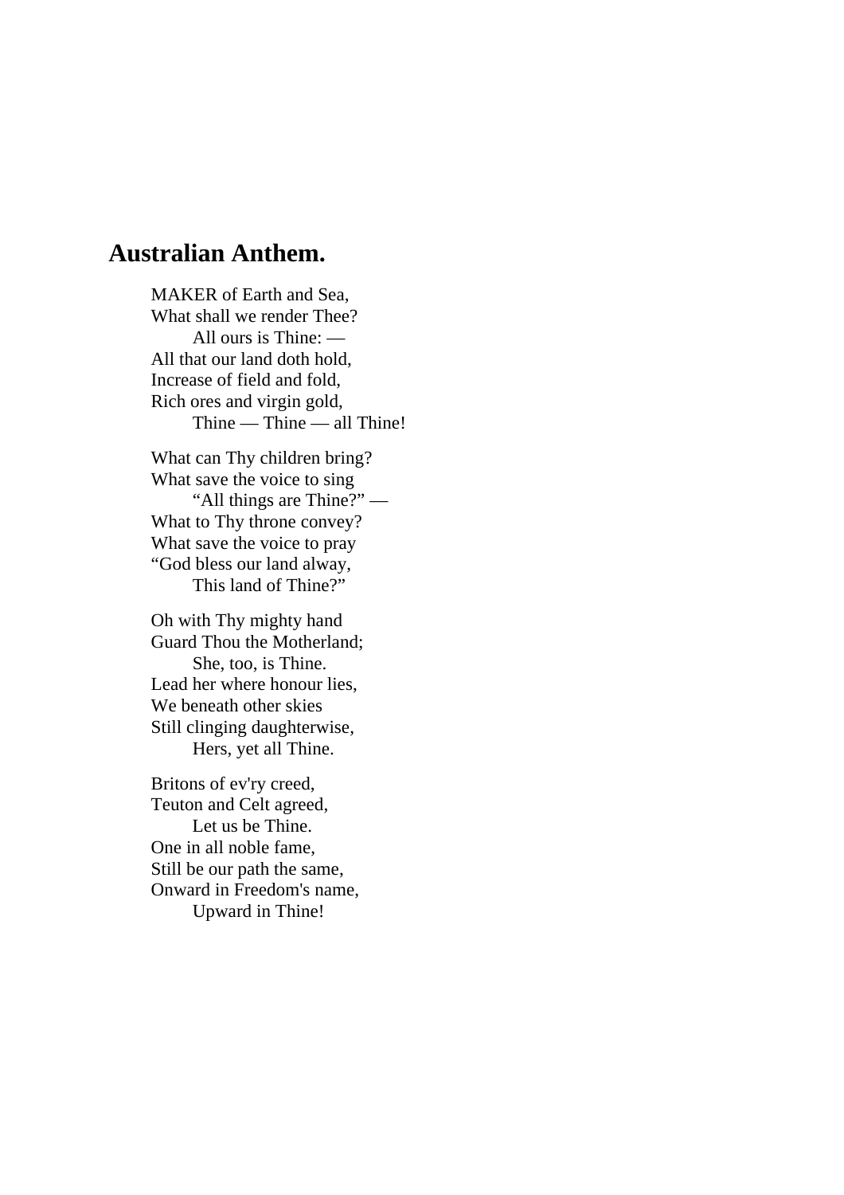## Australian Anthem.

MAKER of Earth and Sea,  
What shall we render Thee?  
    All ours is Thine: —  
All that our land doth hold,  
Increase of field and fold,  
Rich ores and virgin gold,  
    Thine — Thine — all Thine!

What can Thy children bring?  
What save the voice to sing  
    "All things are Thine?" —  
What to Thy throne convey?  
What save the voice to pray  
"God bless our land alway,  
    This land of Thine?"

Oh with Thy mighty hand  
Guard Thou the Motherland;  
    She, too, is Thine.  
Lead her where honour lies,  
We beneath other skies  
Still clinging daughterwise,  
    Hers, yet all Thine.

Britons of ev'ry creed,  
Teuton and Celt agreed,  
    Let us be Thine.  
One in all noble fame,  
Still be our path the same,  
Onward in Freedom's name,  
    Upward in Thine!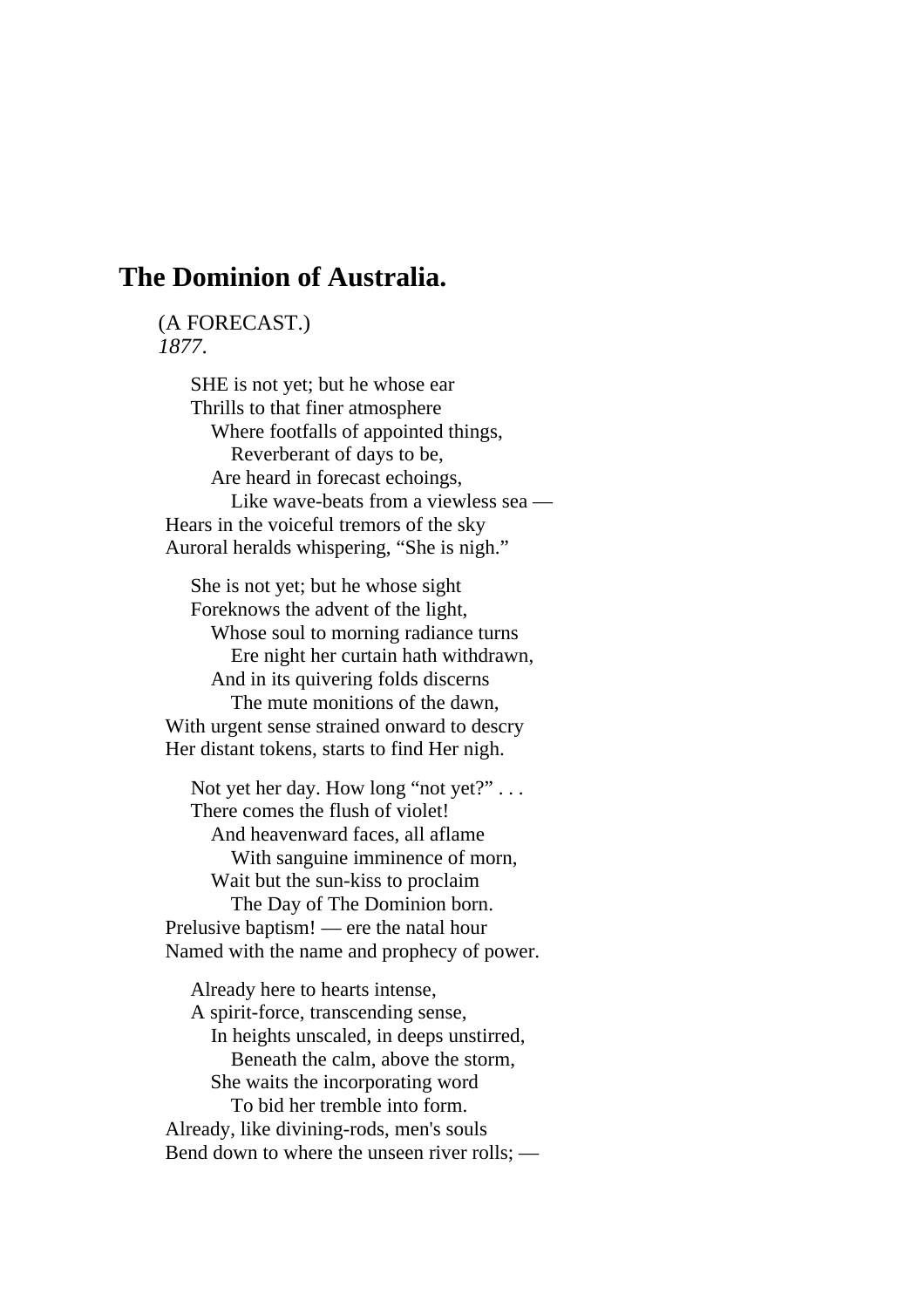## The Dominion of Australia.

(A FORECAST.)
*1877.*

SHE is not yet; but he whose ear
Thrills to that finer atmosphere
Where footfalls of appointed things,
Reverberant of days to be,
Are heard in forecast echoings,
Like wave-beats from a viewless sea —
Hears in the voiceful tremors of the sky
Auroral heralds whispering, "She is nigh."

She is not yet; but he whose sight
Foreknows the advent of the light,
Whose soul to morning radiance turns
Ere night her curtain hath withdrawn,
And in its quivering folds discerns
The mute monitions of the dawn,
With urgent sense strained onward to descry
Her distant tokens, starts to find Her nigh.

Not yet her day. How long "not yet?" . . .
There comes the flush of violet!
And heavenward faces, all aflame
With sanguine imminence of morn,
Wait but the sun-kiss to proclaim
The Day of The Dominion born.
Prelusive baptism! — ere the natal hour
Named with the name and prophecy of power.

Already here to hearts intense,
A spirit-force, transcending sense,
In heights unscaled, in deeps unstirred,
Beneath the calm, above the storm,
She waits the incorporating word
To bid her tremble into form.
Already, like divining-rods, men's souls
Bend down to where the unseen river rolls; —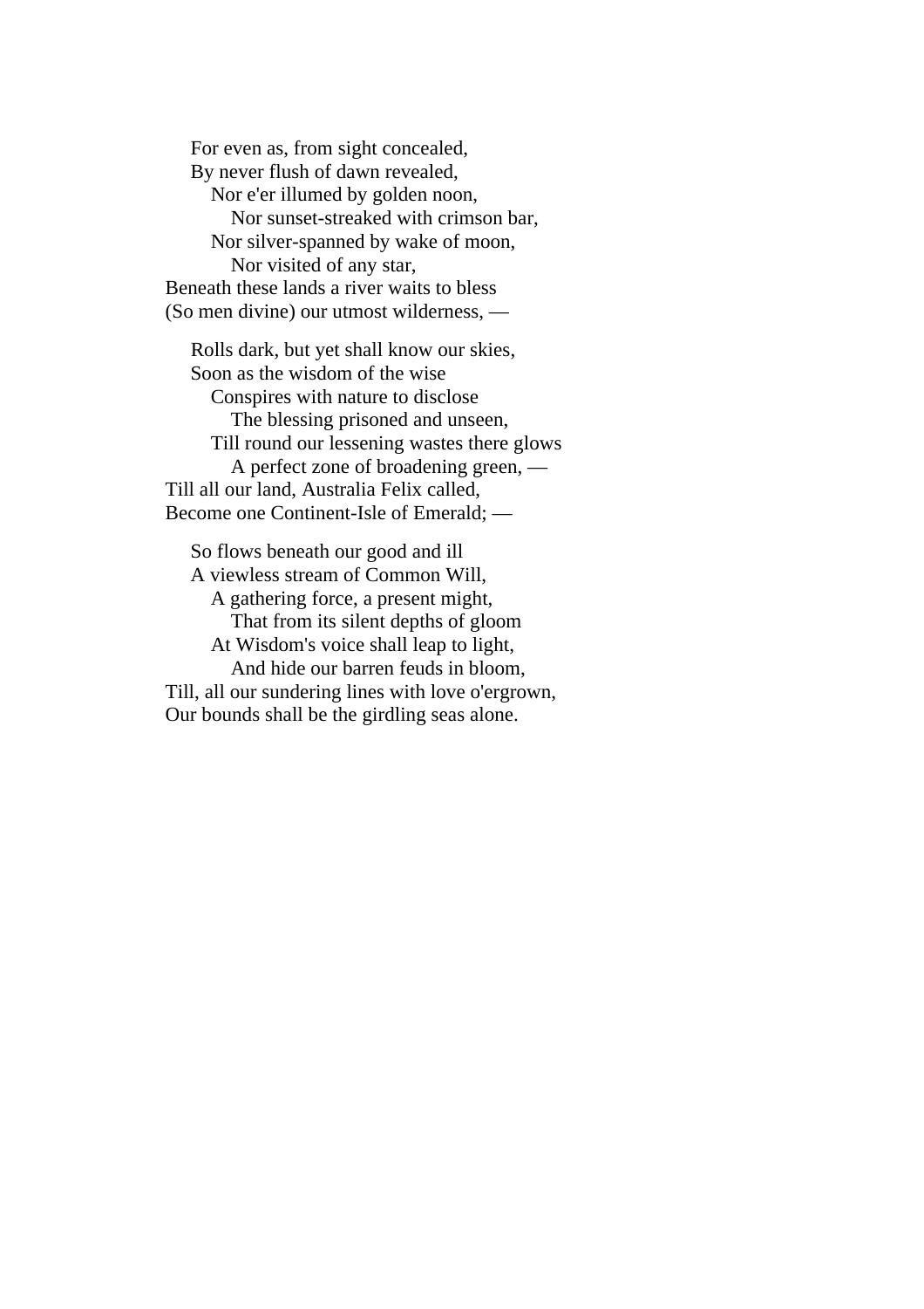For even as, from sight concealed,
By never flush of dawn revealed,
Nor e'er illumed by golden noon,
Nor sunset-streaked with crimson bar,
Nor silver-spanned by wake of moon,
Nor visited of any star,
Beneath these lands a river waits to bless
(So men divine) our utmost wilderness, —

Rolls dark, but yet shall know our skies,
Soon as the wisdom of the wise
Conspires with nature to disclose
The blessing prisoned and unseen,
Till round our lessening wastes there glows
A perfect zone of broadening green, —
Till all our land, Australia Felix called,
Become one Continent-Isle of Emerald; —

So flows beneath our good and ill
A viewless stream of Common Will,
A gathering force, a present might,
That from its silent depths of gloom
At Wisdom's voice shall leap to light,
And hide our barren feuds in bloom,
Till, all our sundering lines with love o'ergrown,
Our bounds shall be the girdling seas alone.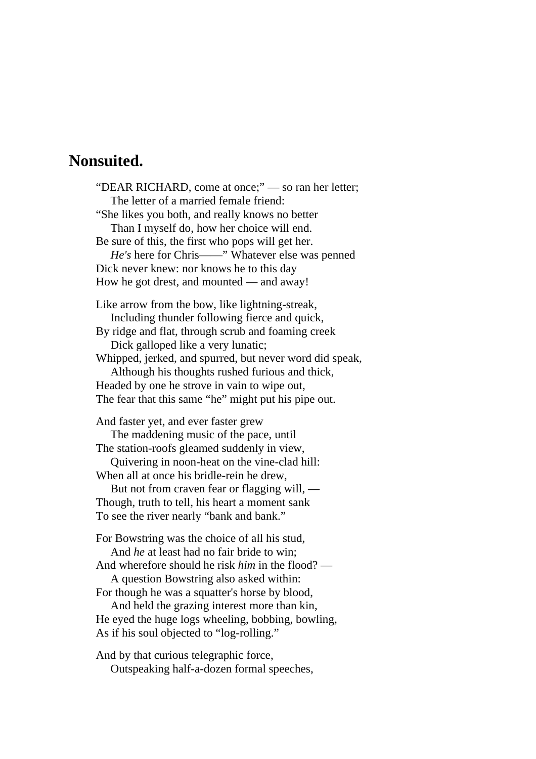## Nonsuited.

"DEAR RICHARD, come at once;" — so ran her letter;  
    The letter of a married female friend:  
"She likes you both, and really knows no better  
    Than I myself do, how her choice will end.  
Be sure of this, the first who pops will get her.  
    *He's* here for Chris——" Whatever else was penned  
Dick never knew: nor knows he to this day  
How he got drest, and mounted — and away!

Like arrow from the bow, like lightning-streak,  
    Including thunder following fierce and quick,  
By ridge and flat, through scrub and foaming creek  
    Dick galloped like a very lunatic;  
Whipped, jerked, and spurred, but never word did speak,  
    Although his thoughts rushed furious and thick,  
Headed by one he strove in vain to wipe out,  
The fear that this same "he" might put his pipe out.

And faster yet, and ever faster grew  
    The maddening music of the pace, until  
The station-roofs gleamed suddenly in view,  
    Quivering in noon-heat on the vine-clad hill:  
When all at once his bridle-rein he drew,  
    But not from craven fear or flagging will, —  
Though, truth to tell, his heart a moment sank  
To see the river nearly "bank and bank."

For Bowstring was the choice of all his stud,  
    And *he* at least had no fair bride to win;  
And wherefore should he risk *him* in the flood? —  
    A question Bowstring also asked within:  
For though he was a squatter's horse by blood,  
    And held the grazing interest more than kin,  
He eyed the huge logs wheeling, bobbing, bowling,  
As if his soul objected to "log-rolling."

And by that curious telegraphic force,  
    Outspeaking half-a-dozen formal speeches,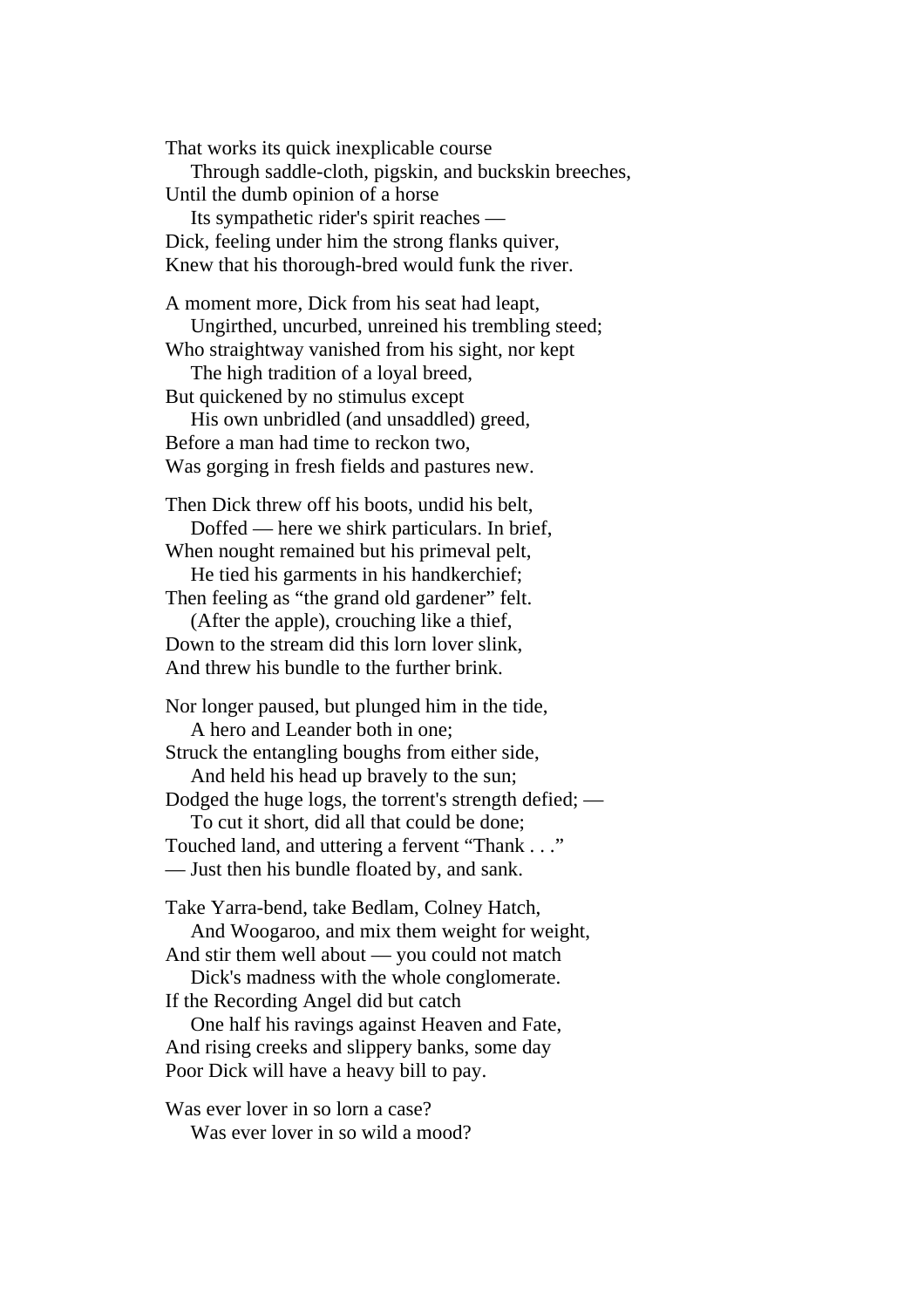That works its quick inexplicable course
    Through saddle-cloth, pigskin, and buckskin breeches,
Until the dumb opinion of a horse
    Its sympathetic rider's spirit reaches —
Dick, feeling under him the strong flanks quiver,
Knew that his thorough-bred would funk the river.

A moment more, Dick from his seat had leapt,
    Ungirthed, uncurbed, unreined his trembling steed;
Who straightway vanished from his sight, nor kept
    The high tradition of a loyal breed,
But quickened by no stimulus except
    His own unbridled (and unsaddled) greed,
Before a man had time to reckon two,
Was gorging in fresh fields and pastures new.

Then Dick threw off his boots, undid his belt,
    Doffed — here we shirk particulars. In brief,
When nought remained but his primeval pelt,
    He tied his garments in his handkerchief;
Then feeling as "the grand old gardener" felt.
    (After the apple), crouching like a thief,
Down to the stream did this lorn lover slink,
And threw his bundle to the further brink.

Nor longer paused, but plunged him in the tide,
    A hero and Leander both in one;
Struck the entangling boughs from either side,
    And held his head up bravely to the sun;
Dodged the huge logs, the torrent's strength defied; —
    To cut it short, did all that could be done;
Touched land, and uttering a fervent "Thank . . ."
— Just then his bundle floated by, and sank.

Take Yarra-bend, take Bedlam, Colney Hatch,
    And Woogaroo, and mix them weight for weight,
And stir them well about — you could not match
    Dick's madness with the whole conglomerate.
If the Recording Angel did but catch
    One half his ravings against Heaven and Fate,
And rising creeks and slippery banks, some day
Poor Dick will have a heavy bill to pay.

Was ever lover in so lorn a case?
    Was ever lover in so wild a mood?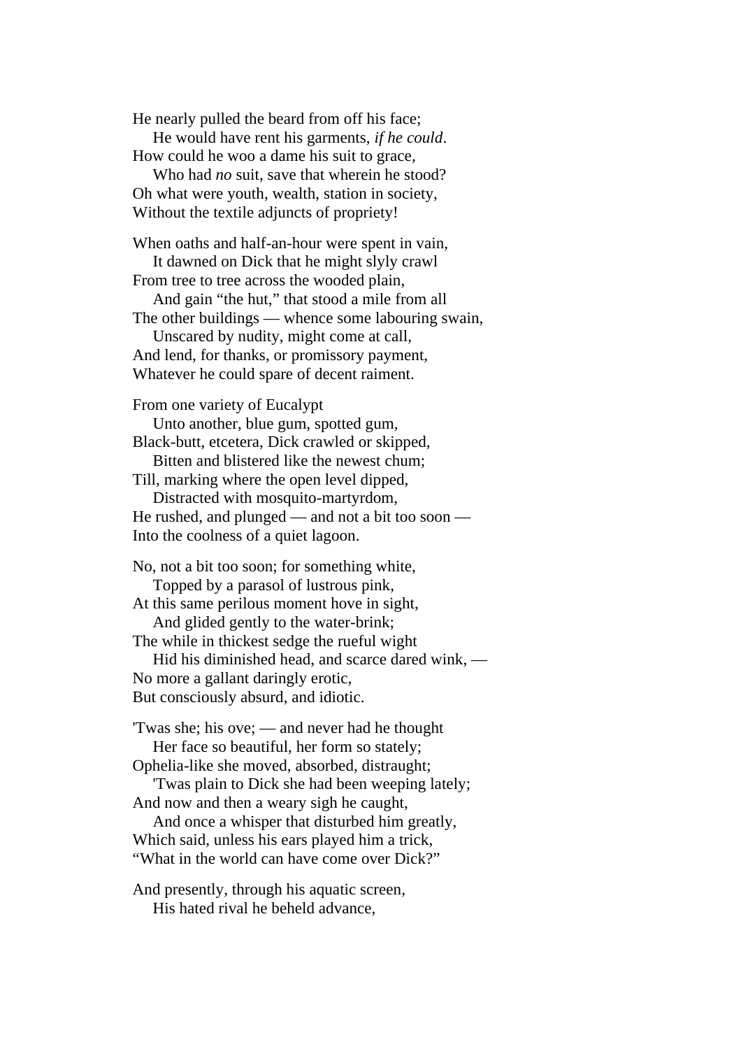He nearly pulled the beard from off his face;  
    He would have rent his garments, *if he could*.  
How could he woo a dame his suit to grace,  
    Who had *no* suit, save that wherein he stood?  
Oh what were youth, wealth, station in society,  
Without the textile adjuncts of propriety!

When oaths and half-an-hour were spent in vain,  
    It dawned on Dick that he might slyly crawl  
From tree to tree across the wooded plain,  
    And gain "the hut," that stood a mile from all  
The other buildings — whence some labouring swain,  
    Unscared by nudity, might come at call,  
And lend, for thanks, or promissory payment,  
Whatever he could spare of decent raiment.

From one variety of Eucalypt  
    Unto another, blue gum, spotted gum,  
Black-butt, etcetera, Dick crawled or skipped,  
    Bitten and blistered like the newest chum;  
Till, marking where the open level dipped,  
    Distracted with mosquito-martyrdom,  
He rushed, and plunged — and not a bit too soon —  
Into the coolness of a quiet lagoon.

No, not a bit too soon; for something white,  
    Topped by a parasol of lustrous pink,  
At this same perilous moment hove in sight,  
    And glided gently to the water-brink;  
The while in thickest sedge the rueful wight  
    Hid his diminished head, and scarce dared wink, —  
No more a gallant daringly erotic,  
But consciously absurd, and idiotic.

'Twas she; his ove; — and never had he thought  
    Her face so beautiful, her form so stately;  
Ophelia-like she moved, absorbed, distraught;  
    'Twas plain to Dick she had been weeping lately;  
And now and then a weary sigh he caught,  
    And once a whisper that disturbed him greatly,  
Which said, unless his ears played him a trick,  
"What in the world can have come over Dick?"

And presently, through his aquatic screen,  
    His hated rival he beheld advance,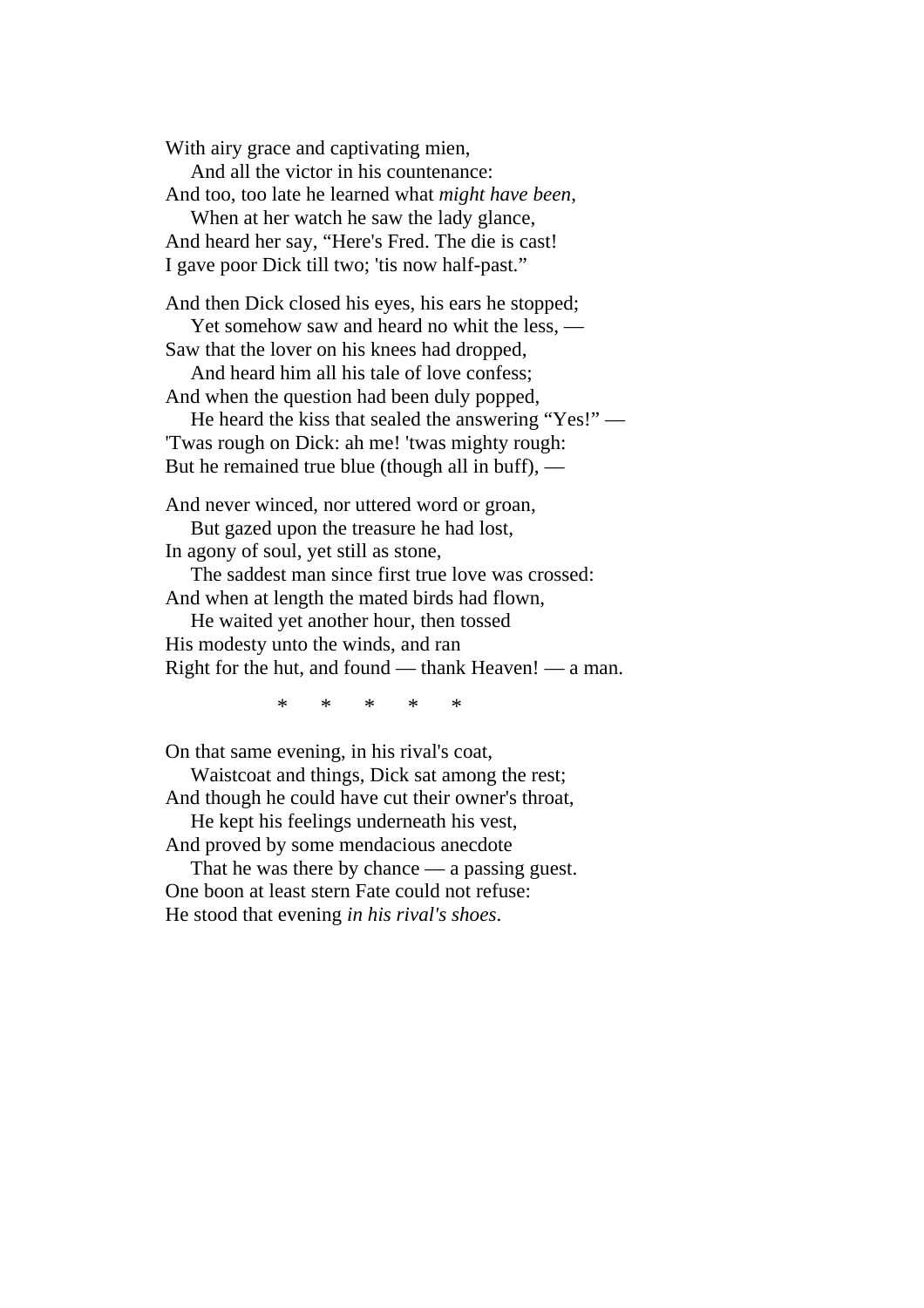With airy grace and captivating mien,  
    And all the victor in his countenance:  
And too, too late he learned what *might have been*,  
    When at her watch he saw the lady glance,  
And heard her say, “Here's Fred. The die is cast!  
I gave poor Dick till two; 'tis now half-past.”

And then Dick closed his eyes, his ears he stopped;  
    Yet somehow saw and heard no whit the less, —  
Saw that the lover on his knees had dropped,  
    And heard him all his tale of love confess;  
And when the question had been duly popped,  
    He heard the kiss that sealed the answering “Yes!” —  
'Twas rough on Dick: ah me! 'twas mighty rough:  
But he remained true blue (though all in buff), —

And never winced, nor uttered word or groan,  
    But gazed upon the treasure he had lost,  
In agony of soul, yet still as stone,  
    The saddest man since first true love was crossed:  
And when at length the mated birds had flown,  
    He waited yet another hour, then tossed  
His modesty unto the winds, and ran  
Right for the hut, and found — thank Heaven! — a man.

\*     \*     \*     \*     \*

On that same evening, in his rival's coat,  
    Waistcoat and things, Dick sat among the rest;  
And though he could have cut their owner's throat,  
    He kept his feelings underneath his vest,  
And proved by some mendacious anecdote  
    That he was there by chance — a passing guest.  
One boon at least stern Fate could not refuse:  
He stood that evening *in his rival's shoes*.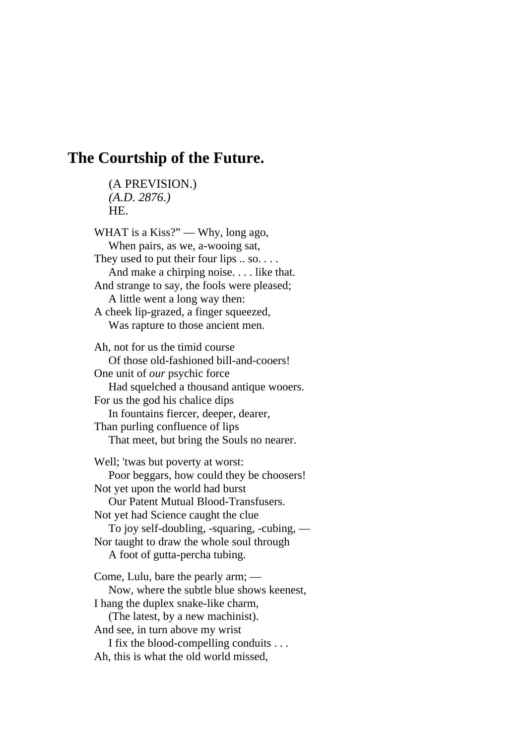## The Courtship of the Future.

(A PREVISION.)
*(A.D. 2876.)*
HE.

WHAT is a Kiss?" — Why, long ago,
When pairs, as we, a-wooing sat,
They used to put their four lips .. so. . . .
And make a chirping noise. . . . like that.
And strange to say, the fools were pleased;
A little went a long way then:
A cheek lip-grazed, a finger squeezed,
Was rapture to those ancient men.

Ah, not for us the timid course
Of those old-fashioned bill-and-cooers!
One unit of *our* psychic force
Had squelched a thousand antique wooers.
For us the god his chalice dips
In fountains fiercer, deeper, dearer,
Than purling confluence of lips
That meet, but bring the Souls no nearer.

Well; 'twas but poverty at worst:
Poor beggars, how could they be choosers!
Not yet upon the world had burst
Our Patent Mutual Blood-Transfusers.
Not yet had Science caught the clue
To joy self-doubling, -squaring, -cubing, —
Nor taught to draw the whole soul through
A foot of gutta-percha tubing.

Come, Lulu, bare the pearly arm; —
Now, where the subtle blue shows keenest,
I hang the duplex snake-like charm,
(The latest, by a new machinist).
And see, in turn above my wrist
I fix the blood-compelling conduits . . .
Ah, this is what the old world missed,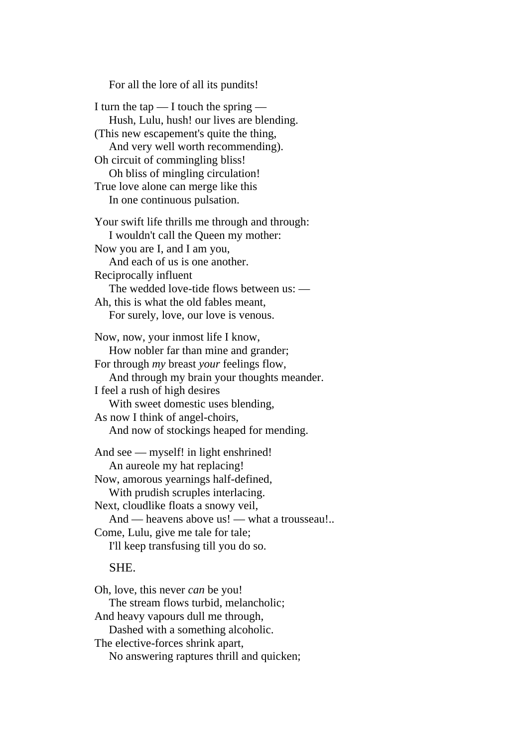For all the lore of all its pundits!

I turn the tap — I touch the spring —
Hush, Lulu, hush! our lives are blending.
(This new escapement's quite the thing,
And very well worth recommending).
Oh circuit of commingling bliss!
Oh bliss of mingling circulation!
True love alone can merge like this
In one continuous pulsation.

Your swift life thrills me through and through:
I wouldn't call the Queen my mother:
Now you are I, and I am you,
And each of us is one another.
Reciprocally influent
The wedded love-tide flows between us: —
Ah, this is what the old fables meant,
For surely, love, our love is venous.

Now, now, your inmost life I know,
How nobler far than mine and grander;
For through *my* breast *your* feelings flow,
And through my brain your thoughts meander.
I feel a rush of high desires
With sweet domestic uses blending,
As now I think of angel-choirs,
And now of stockings heaped for mending.

And see — myself! in light enshrined!
An aureole my hat replacing!
Now, amorous yearnings half-defined,
With prudish scruples interlacing.
Next, cloudlike floats a snowy veil,
And — heavens above us! — what a trousseau!..
Come, Lulu, give me tale for tale;
I'll keep transfusing till you do so.

SHE.

Oh, love, this never *can* be you!
The stream flows turbid, melancholic;
And heavy vapours dull me through,
Dashed with a something alcoholic.
The elective-forces shrink apart,
No answering raptures thrill and quicken;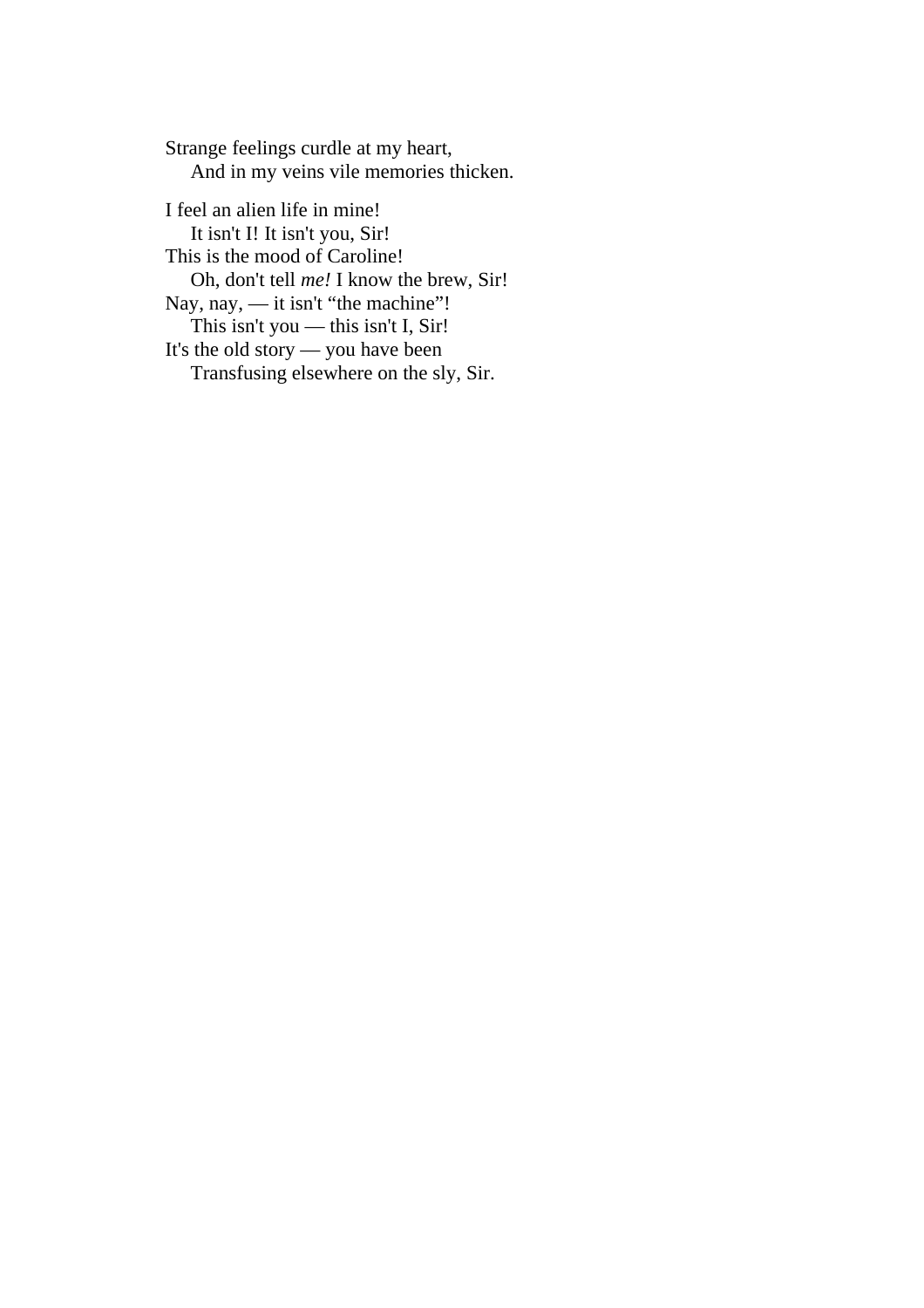Strange feelings curdle at my heart,  
    And in my veins vile memories thicken.

I feel an alien life in mine!  
    It isn't I! It isn't you, Sir!  
This is the mood of Caroline!  
    Oh, don't tell *me!* I know the brew, Sir!  
Nay, nay, — it isn't “the machine”!  
    This isn't you — this isn't I, Sir!  
It's the old story — you have been  
    Transfusing elsewhere on the sly, Sir.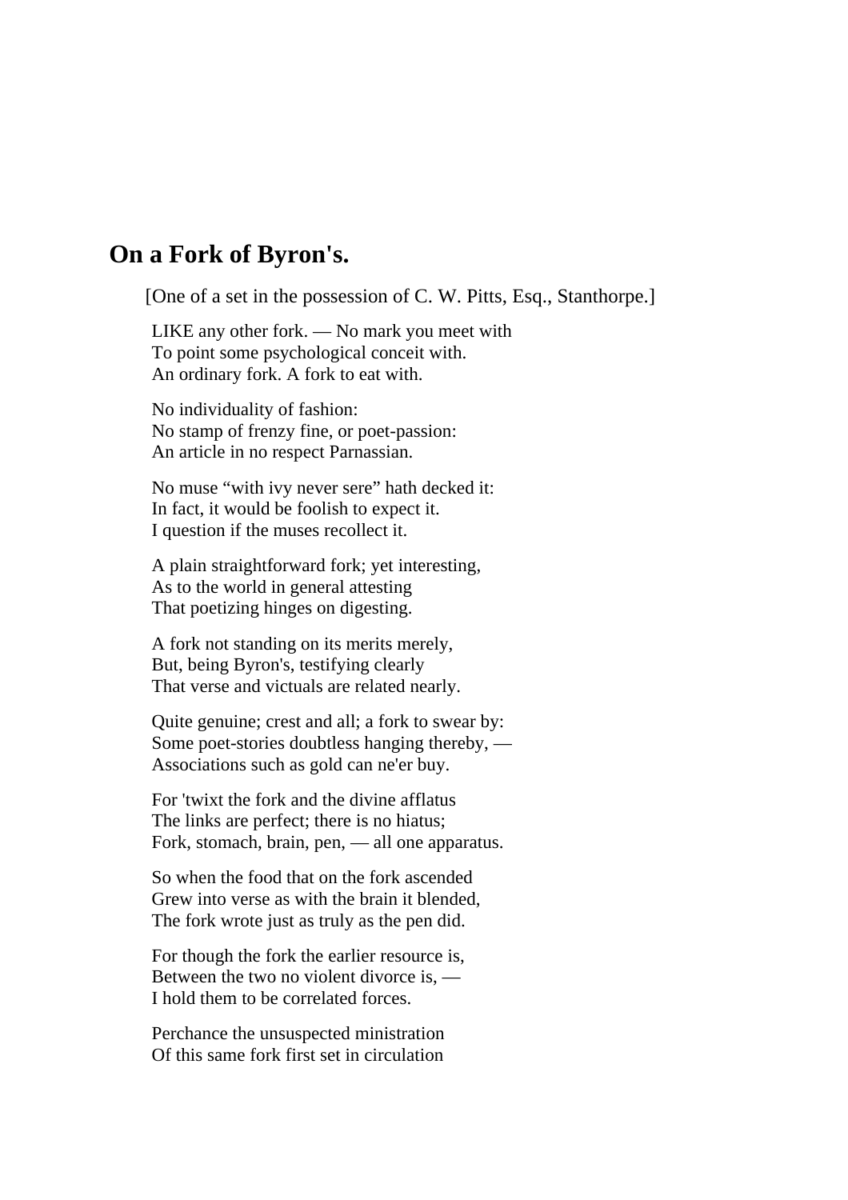## On a Fork of Byron's.

[One of a set in the possession of C. W. Pitts, Esq., Stanthorpe.]

LIKE any other fork. — No mark you meet with
To point some psychological conceit with.
An ordinary fork. A fork to eat with.

No individuality of fashion:
No stamp of frenzy fine, or poet-passion:
An article in no respect Parnassian.

No muse “with ivy never sere” hath decked it:
In fact, it would be foolish to expect it.
I question if the muses recollect it.

A plain straightforward fork; yet interesting,
As to the world in general attesting
That poetizing hinges on digesting.

A fork not standing on its merits merely,
But, being Byron's, testifying clearly
That verse and victuals are related nearly.

Quite genuine; crest and all; a fork to swear by:
Some poet-stories doubtless hanging thereby, —
Associations such as gold can ne'er buy.

For 'twixt the fork and the divine afflatus
The links are perfect; there is no hiatus;
Fork, stomach, brain, pen, — all one apparatus.

So when the food that on the fork ascended
Grew into verse as with the brain it blended,
The fork wrote just as truly as the pen did.

For though the fork the earlier resource is,
Between the two no violent divorce is, —
I hold them to be correlated forces.

Perchance the unsuspected ministration
Of this same fork first set in circulation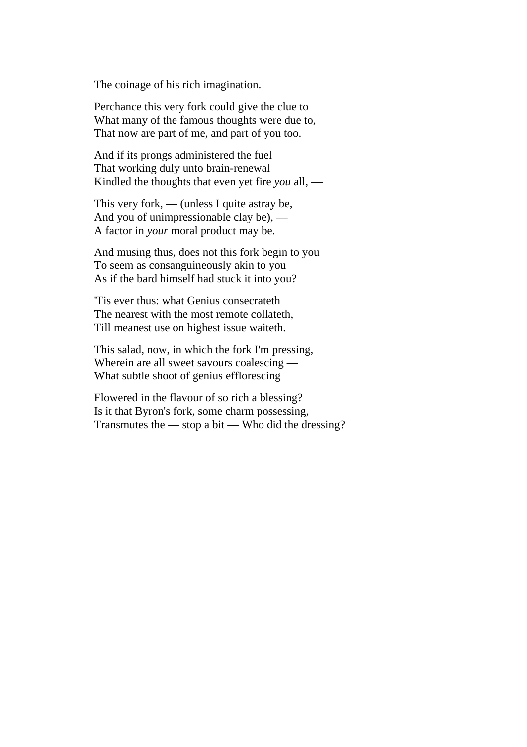The coinage of his rich imagination.

Perchance this very fork could give the clue to  
What many of the famous thoughts were due to,  
That now are part of me, and part of you too.

And if its prongs administered the fuel  
That working duly unto brain-renewal  
Kindled the thoughts that even yet fire *you* all, —

This very fork, — (unless I quite astray be,  
And you of unimpressionable clay be), —  
A factor in *your* moral product may be.

And musing thus, does not this fork begin to you  
To seem as consanguineously akin to you  
As if the bard himself had stuck it into you?

'Tis ever thus: what Genius consecrateth  
The nearest with the most remote collateth,  
Till meanest use on highest issue waiteth.

This salad, now, in which the fork I'm pressing,  
Wherein are all sweet savours coalescing —  
What subtle shoot of genius efflorescing

Flowered in the flavour of so rich a blessing?  
Is it that Byron's fork, some charm possessing,  
Transmutes the — stop a bit — Who did the dressing?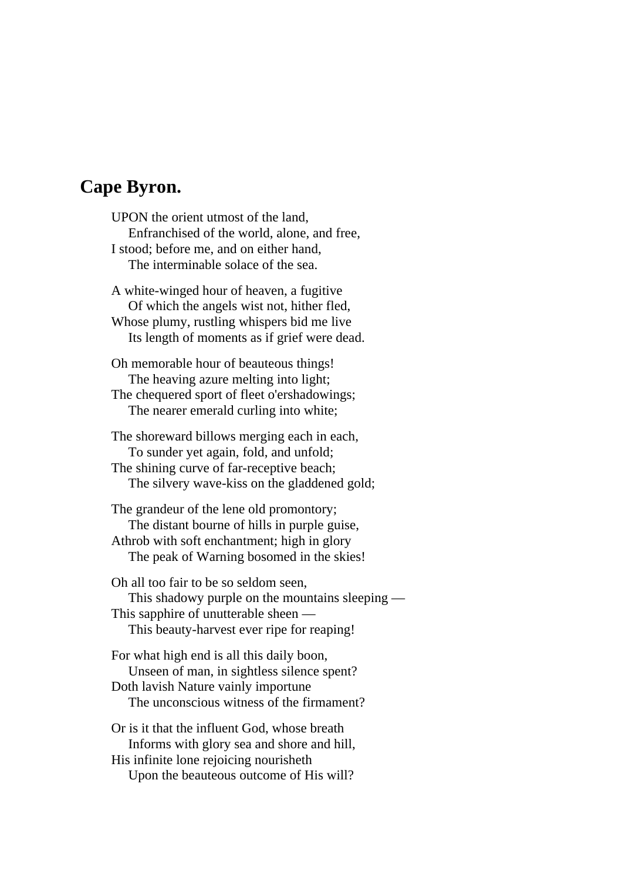## Cape Byron.

UPON the orient utmost of the land,
  Enfranchised of the world, alone, and free,
I stood; before me, and on either hand,
  The interminable solace of the sea.

A white-winged hour of heaven, a fugitive
  Of which the angels wist not, hither fled,
Whose plumy, rustling whispers bid me live
  Its length of moments as if grief were dead.

Oh memorable hour of beauteous things!
  The heaving azure melting into light;
The chequered sport of fleet o'ershadowings;
  The nearer emerald curling into white;

The shoreward billows merging each in each,
  To sunder yet again, fold, and unfold;
The shining curve of far-receptive beach;
  The silvery wave-kiss on the gladdened gold;

The grandeur of the lene old promontory;
  The distant bourne of hills in purple guise,
Athrob with soft enchantment; high in glory
  The peak of Warning bosomed in the skies!

Oh all too fair to be so seldom seen,
  This shadowy purple on the mountains sleeping —
This sapphire of unutterable sheen —
  This beauty-harvest ever ripe for reaping!

For what high end is all this daily boon,
  Unseen of man, in sightless silence spent?
Doth lavish Nature vainly importune
  The unconscious witness of the firmament?

Or is it that the influent God, whose breath
  Informs with glory sea and shore and hill,
His infinite lone rejoicing nourisheth
  Upon the beauteous outcome of His will?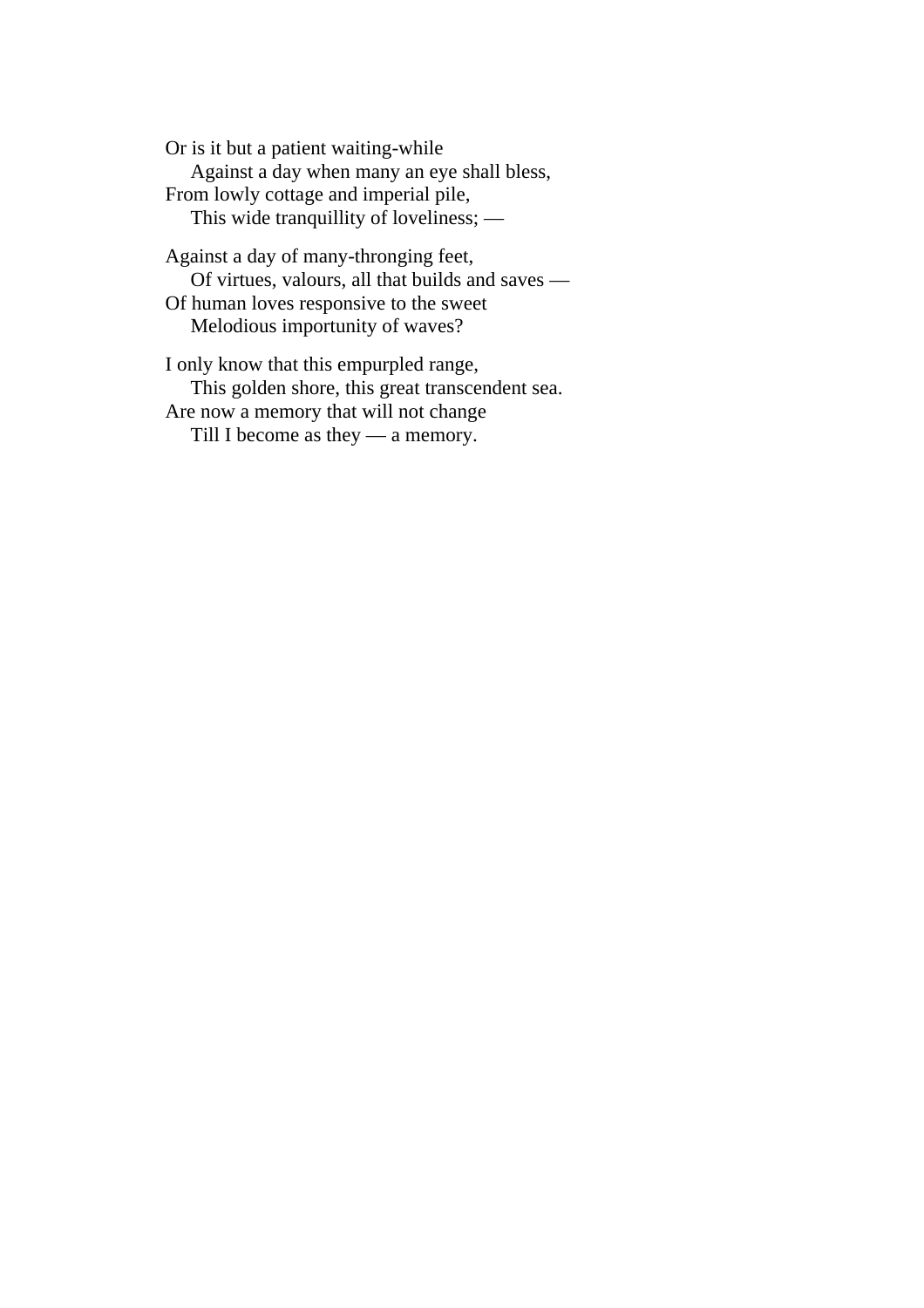Or is it but a patient waiting-while  
    Against a day when many an eye shall bless,  
From lowly cottage and imperial pile,  
    This wide tranquillity of loveliness; —

Against a day of many-thronging feet,  
    Of virtues, valours, all that builds and saves —  
Of human loves responsive to the sweet  
    Melodious importunity of waves?

I only know that this empurpled range,  
    This golden shore, this great transcendent sea.  
Are now a memory that will not change  
    Till I become as they — a memory.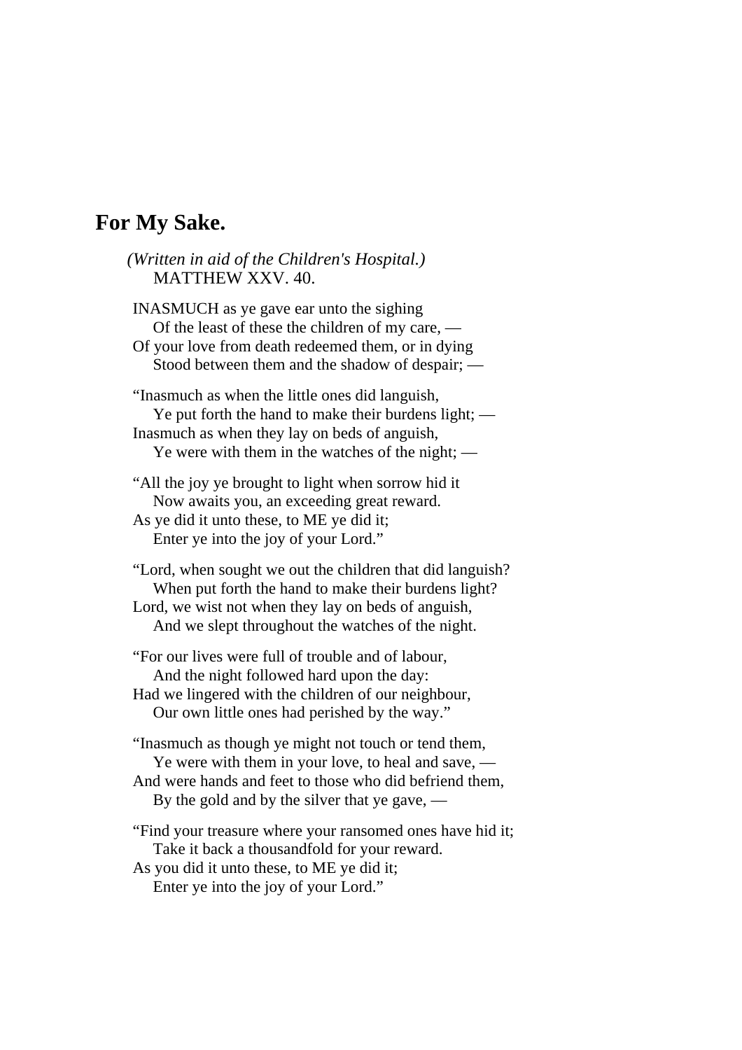## For My Sake.

*(Written in aid of the Children's Hospital.)*
MATTHEW XXV. 40.

INASMUCH as ye gave ear unto the sighing
Of the least of these the children of my care, —
Of your love from death redeemed them, or in dying
Stood between them and the shadow of despair; —

“Inasmuch as when the little ones did languish,
Ye put forth the hand to make their burdens light; —
Inasmuch as when they lay on beds of anguish,
Ye were with them in the watches of the night; —

“All the joy ye brought to light when sorrow hid it
Now awaits you, an exceeding great reward.
As ye did it unto these, to ME ye did it;
Enter ye into the joy of your Lord.”

“Lord, when sought we out the children that did languish?
When put forth the hand to make their burdens light?
Lord, we wist not when they lay on beds of anguish,
And we slept throughout the watches of the night.

“For our lives were full of trouble and of labour,
And the night followed hard upon the day:
Had we lingered with the children of our neighbour,
Our own little ones had perished by the way.”

“Inasmuch as though ye might not touch or tend them,
Ye were with them in your love, to heal and save, —
And were hands and feet to those who did befriend them,
By the gold and by the silver that ye gave, —

“Find your treasure where your ransomed ones have hid it;
Take it back a thousandfold for your reward.
As you did it unto these, to ME ye did it;
Enter ye into the joy of your Lord.”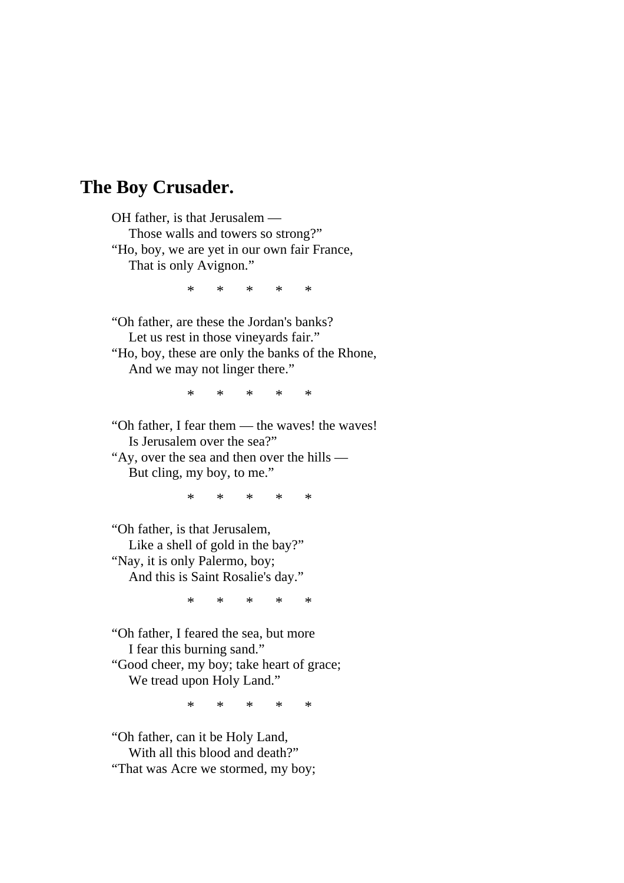## The Boy Crusader.

OH father, is that Jerusalem —  
Those walls and towers so strong?"  
"Ho, boy, we are yet in our own fair France,  
That is only Avignon."

\*      \*      \*      \*      \*

"Oh father, are these the Jordan's banks?  
Let us rest in those vineyards fair."  
"Ho, boy, these are only the banks of the Rhone,  
And we may not linger there."

\*      \*      \*      \*      \*

"Oh father, I fear them — the waves! the waves!  
Is Jerusalem over the sea?"  
"Ay, over the sea and then over the hills —  
But cling, my boy, to me."

\*      \*      \*      \*      \*

"Oh father, is that Jerusalem,  
Like a shell of gold in the bay?"  
"Nay, it is only Palermo, boy;  
And this is Saint Rosalie's day."

\*      \*      \*      \*      \*

"Oh father, I feared the sea, but more  
I fear this burning sand."  
"Good cheer, my boy; take heart of grace;  
We tread upon Holy Land."

\*      \*      \*      \*      \*

"Oh father, can it be Holy Land,  
With all this blood and death?"  
"That was Acre we stormed, my boy;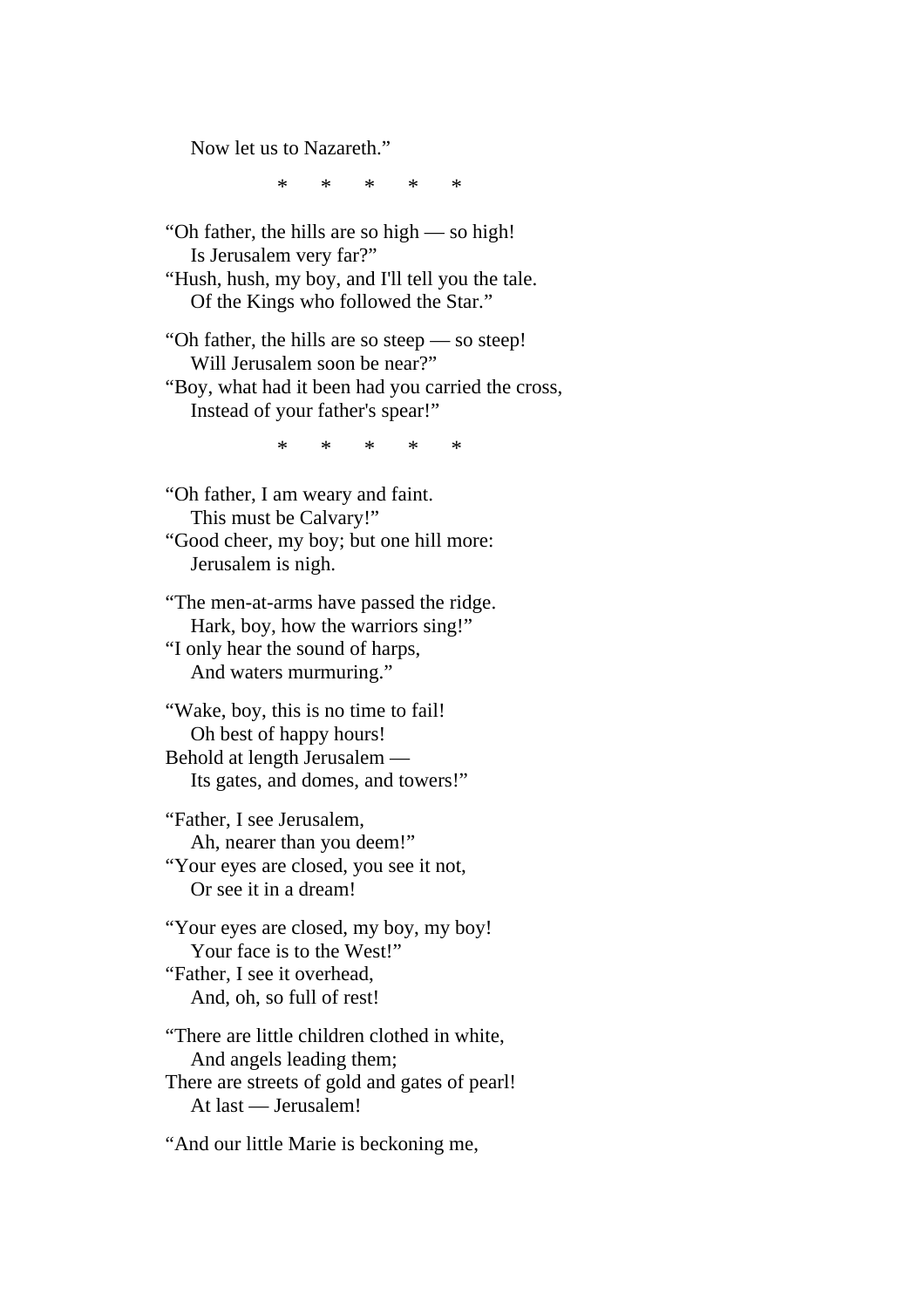Now let us to Nazareth."

\*      \*      \*      \*      \*

"Oh father, the hills are so high — so high!
    Is Jerusalem very far?"
"Hush, hush, my boy, and I'll tell you the tale.
    Of the Kings who followed the Star."

"Oh father, the hills are so steep — so steep!
    Will Jerusalem soon be near?"
"Boy, what had it been had you carried the cross,
    Instead of your father's spear!"

\*      \*      \*      \*      \*

"Oh father, I am weary and faint.
    This must be Calvary!"
"Good cheer, my boy; but one hill more:
    Jerusalem is nigh.

"The men-at-arms have passed the ridge.
    Hark, boy, how the warriors sing!"
"I only hear the sound of harps,
    And waters murmuring."

"Wake, boy, this is no time to fail!
    Oh best of happy hours!
Behold at length Jerusalem —
    Its gates, and domes, and towers!"

"Father, I see Jerusalem,
    Ah, nearer than you deem!"
"Your eyes are closed, you see it not,
    Or see it in a dream!

"Your eyes are closed, my boy, my boy!
    Your face is to the West!"
"Father, I see it overhead,
    And, oh, so full of rest!

"There are little children clothed in white,
    And angels leading them;
There are streets of gold and gates of pearl!
    At last — Jerusalem!

"And our little Marie is beckoning me,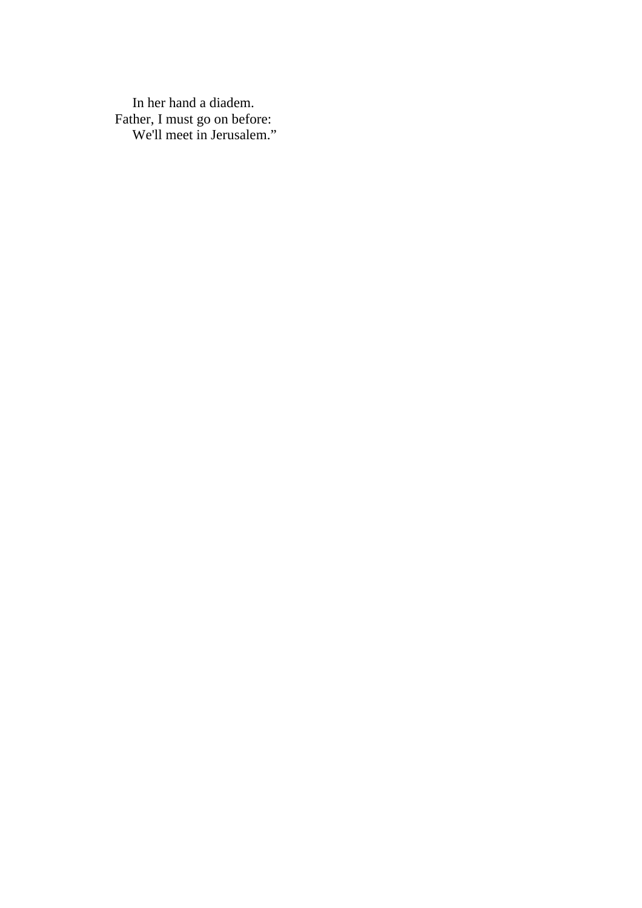In her hand a diadem.
Father, I must go on before:
We'll meet in Jerusalem."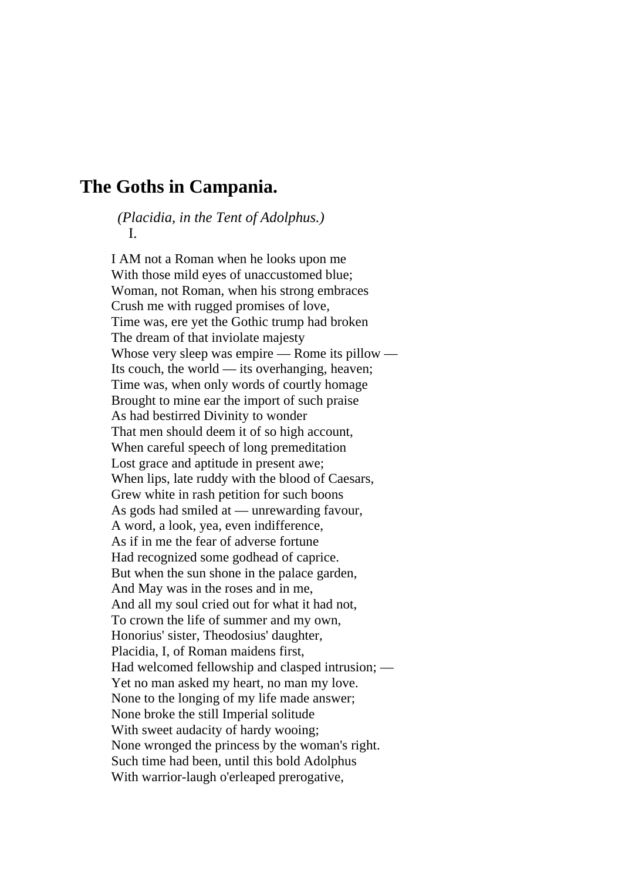## The Goths in Campania.

*(Placidia, in the Tent of Adolphus.)*

I.

I AM not a Roman when he looks upon me
With those mild eyes of unaccustomed blue;
Woman, not Roman, when his strong embraces
Crush me with rugged promises of love,
Time was, ere yet the Gothic trump had broken
The dream of that inviolate majesty
Whose very sleep was empire — Rome its pillow —
Its couch, the world — its overhanging, heaven;
Time was, when only words of courtly homage
Brought to mine ear the import of such praise
As had bestirred Divinity to wonder
That men should deem it of so high account,
When careful speech of long premeditation
Lost grace and aptitude in present awe;
When lips, late ruddy with the blood of Caesars,
Grew white in rash petition for such boons
As gods had smiled at — unrewarding favour,
A word, a look, yea, even indifference,
As if in me the fear of adverse fortune
Had recognized some godhead of caprice.
But when the sun shone in the palace garden,
And May was in the roses and in me,
And all my soul cried out for what it had not,
To crown the life of summer and my own,
Honorius' sister, Theodosius' daughter,
Placidia, I, of Roman maidens first,
Had welcomed fellowship and clasped intrusion; —
Yet no man asked my heart, no man my love.
None to the longing of my life made answer;
None broke the still Imperial solitude
With sweet audacity of hardy wooing;
None wronged the princess by the woman's right.
Such time had been, until this bold Adolphus
With warrior-laugh o'erleaped prerogative,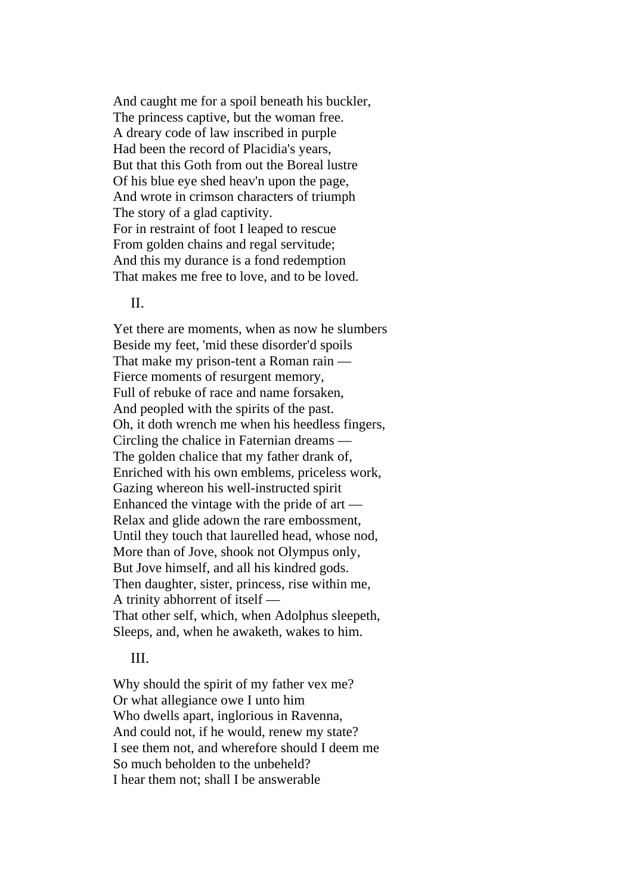And caught me for a spoil beneath his buckler,
The princess captive, but the woman free.
A dreary code of law inscribed in purple
Had been the record of Placidia's years,
But that this Goth from out the Boreal lustre
Of his blue eye shed heav'n upon the page,
And wrote in crimson characters of triumph
The story of a glad captivity.
For in restraint of foot I leaped to rescue
From golden chains and regal servitude;
And this my durance is a fond redemption
That makes me free to love, and to be loved.

II.

Yet there are moments, when as now he slumbers
Beside my feet, 'mid these disorder'd spoils
That make my prison-tent a Roman rain —
Fierce moments of resurgent memory,
Full of rebuke of race and name forsaken,
And peopled with the spirits of the past.
Oh, it doth wrench me when his heedless fingers,
Circling the chalice in Faternian dreams —
The golden chalice that my father drank of,
Enriched with his own emblems, priceless work,
Gazing whereon his well-instructed spirit
Enhanced the vintage with the pride of art —
Relax and glide adown the rare embossment,
Until they touch that laurelled head, whose nod,
More than of Jove, shook not Olympus only,
But Jove himself, and all his kindred gods.
Then daughter, sister, princess, rise within me,
A trinity abhorrent of itself —
That other self, which, when Adolphus sleepeth,
Sleeps, and, when he awaketh, wakes to him.

III.

Why should the spirit of my father vex me?
Or what allegiance owe I unto him
Who dwells apart, inglorious in Ravenna,
And could not, if he would, renew my state?
I see them not, and wherefore should I deem me
So much beholden to the unbeheld?
I hear them not; shall I be answerable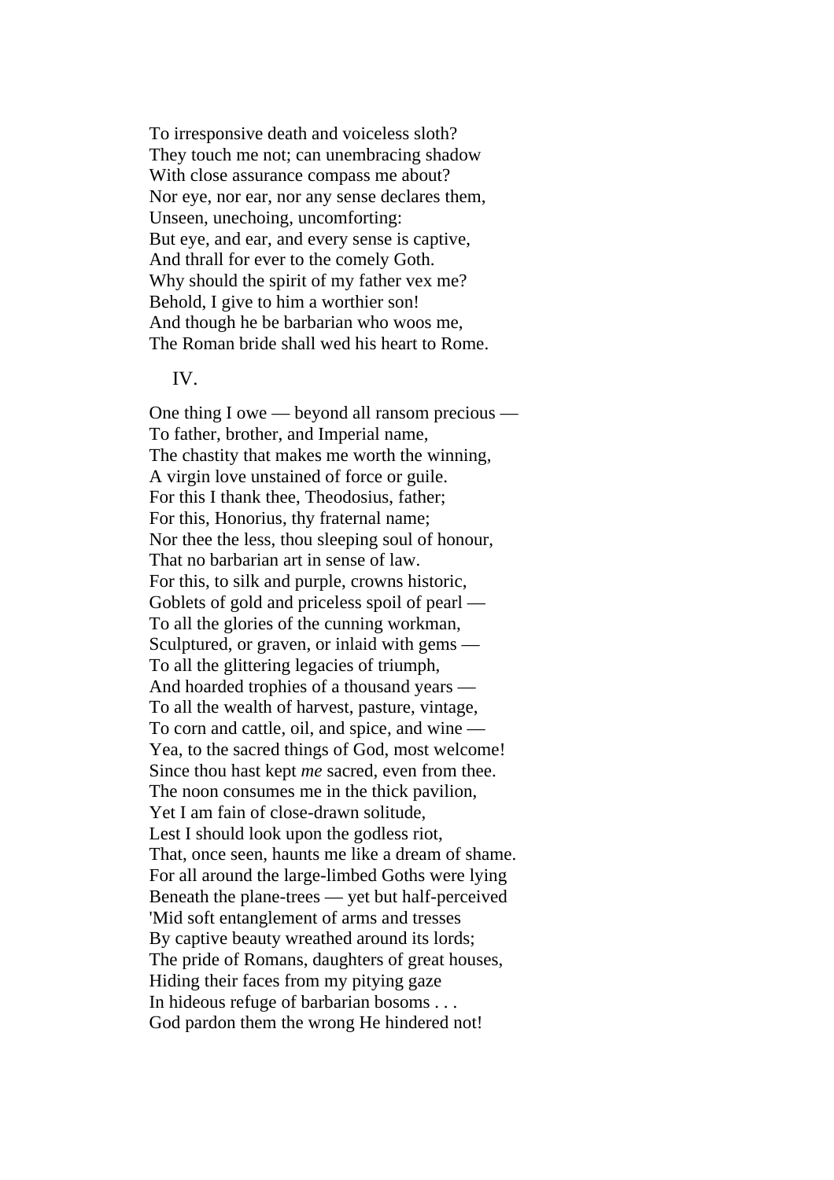To irresponsive death and voiceless sloth?
They touch me not; can unembracing shadow
With close assurance compass me about?
Nor eye, nor ear, nor any sense declares them,
Unseen, unechoing, uncomforting:
But eye, and ear, and every sense is captive,
And thrall for ever to the comely Goth.
Why should the spirit of my father vex me?
Behold, I give to him a worthier son!
And though he be barbarian who woos me,
The Roman bride shall wed his heart to Rome.

IV.

One thing I owe — beyond all ransom precious —
To father, brother, and Imperial name,
The chastity that makes me worth the winning,
A virgin love unstained of force or guile.
For this I thank thee, Theodosius, father;
For this, Honorius, thy fraternal name;
Nor thee the less, thou sleeping soul of honour,
That no barbarian art in sense of law.
For this, to silk and purple, crowns historic,
Goblets of gold and priceless spoil of pearl —
To all the glories of the cunning workman,
Sculptured, or graven, or inlaid with gems —
To all the glittering legacies of triumph,
And hoarded trophies of a thousand years —
To all the wealth of harvest, pasture, vintage,
To corn and cattle, oil, and spice, and wine —
Yea, to the sacred things of God, most welcome!
Since thou hast kept *me* sacred, even from thee.
The noon consumes me in the thick pavilion,
Yet I am fain of close-drawn solitude,
Lest I should look upon the godless riot,
That, once seen, haunts me like a dream of shame.
For all around the large-limbed Goths were lying
Beneath the plane-trees — yet but half-perceived
'Mid soft entanglement of arms and tresses
By captive beauty wreathed around its lords;
The pride of Romans, daughters of great houses,
Hiding their faces from my pitying gaze
In hideous refuge of barbarian bosoms . . .
God pardon them the wrong He hindered not!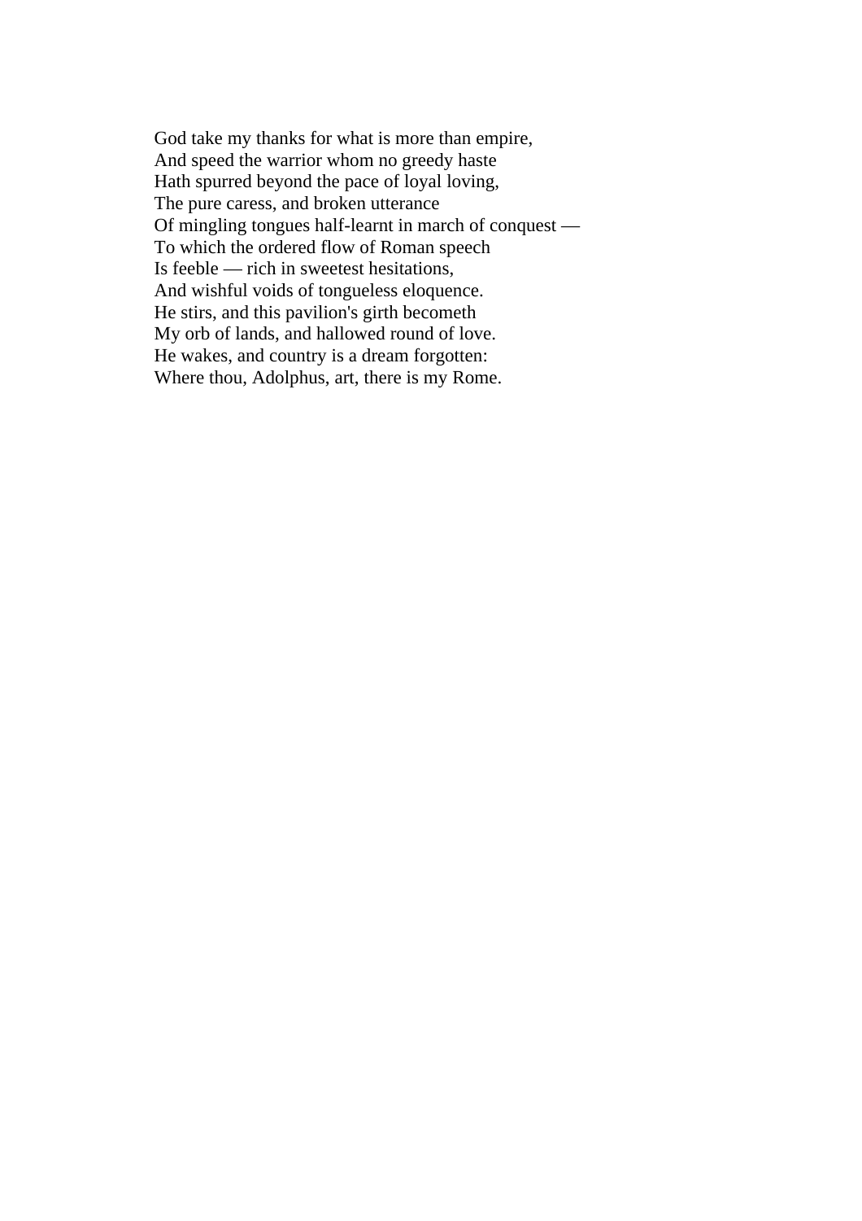God take my thanks for what is more than empire,
And speed the warrior whom no greedy haste
Hath spurred beyond the pace of loyal loving,
The pure caress, and broken utterance
Of mingling tongues half-learnt in march of conquest —
To which the ordered flow of Roman speech
Is feeble — rich in sweetest hesitations,
And wishful voids of tongueless eloquence.
He stirs, and this pavilion's girth becometh
My orb of lands, and hallowed round of love.
He wakes, and country is a dream forgotten:
Where thou, Adolphus, art, there is my Rome.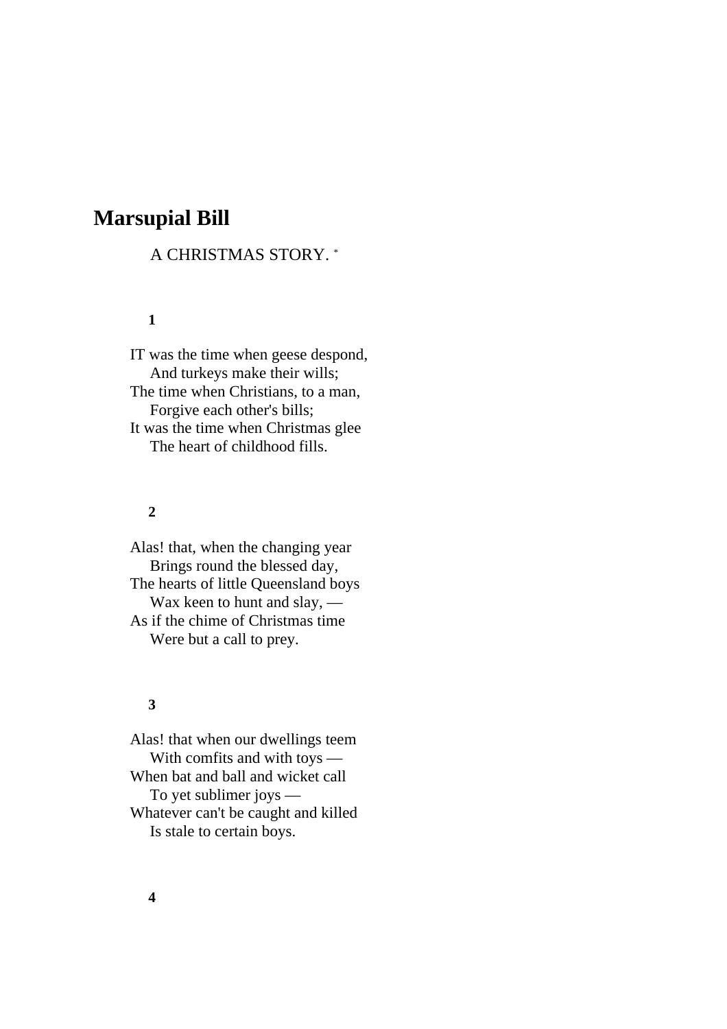## Marsupial Bill

A CHRISTMAS STORY. *

**1**

IT was the time when geese despond,  
    And turkeys make their wills;  
The time when Christians, to a man,  
    Forgive each other's bills;  
It was the time when Christmas glee  
    The heart of childhood fills.

**2**

Alas! that, when the changing year  
    Brings round the blessed day,  
The hearts of little Queensland boys  
    Wax keen to hunt and slay, —  
As if the chime of Christmas time  
    Were but a call to prey.

**3**

Alas! that when our dwellings teem  
    With comfits and with toys —  
When bat and ball and wicket call  
    To yet sublimer joys —  
Whatever can't be caught and killed  
    Is stale to certain boys.

**4**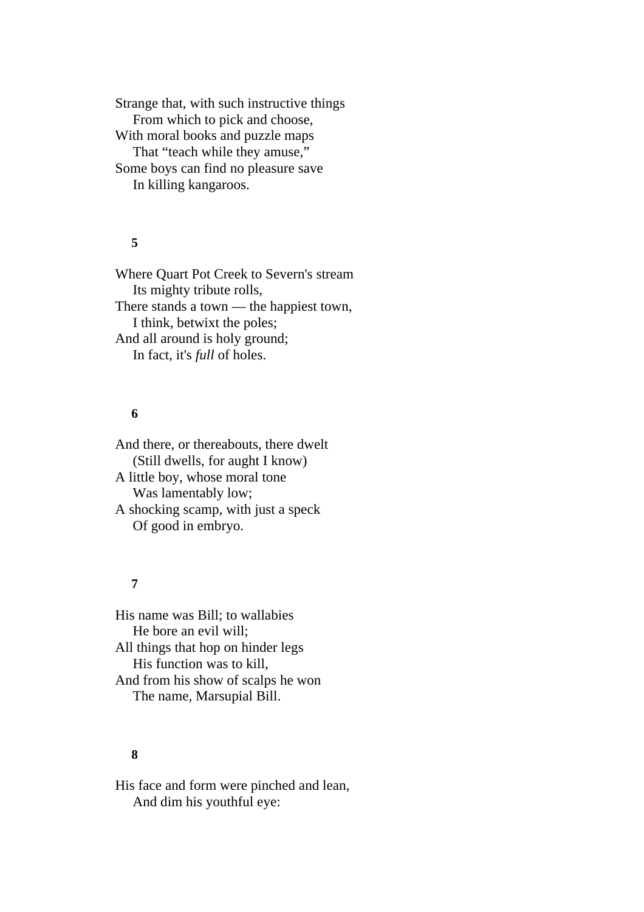Strange that, with such instructive things
    From which to pick and choose,
With moral books and puzzle maps
    That "teach while they amuse,"
Some boys can find no pleasure save
    In killing kangaroos.

**5**

Where Quart Pot Creek to Severn's stream
    Its mighty tribute rolls,
There stands a town — the happiest town,
    I think, betwixt the poles;
And all around is holy ground;
    In fact, it's *full* of holes.

**6**

And there, or thereabouts, there dwelt
    (Still dwells, for aught I know)
A little boy, whose moral tone
    Was lamentably low;
A shocking scamp, with just a speck
    Of good in embryo.

**7**

His name was Bill; to wallabies
    He bore an evil will;
All things that hop on hinder legs
    His function was to kill,
And from his show of scalps he won
    The name, Marsupial Bill.

**8**

His face and form were pinched and lean,
    And dim his youthful eye: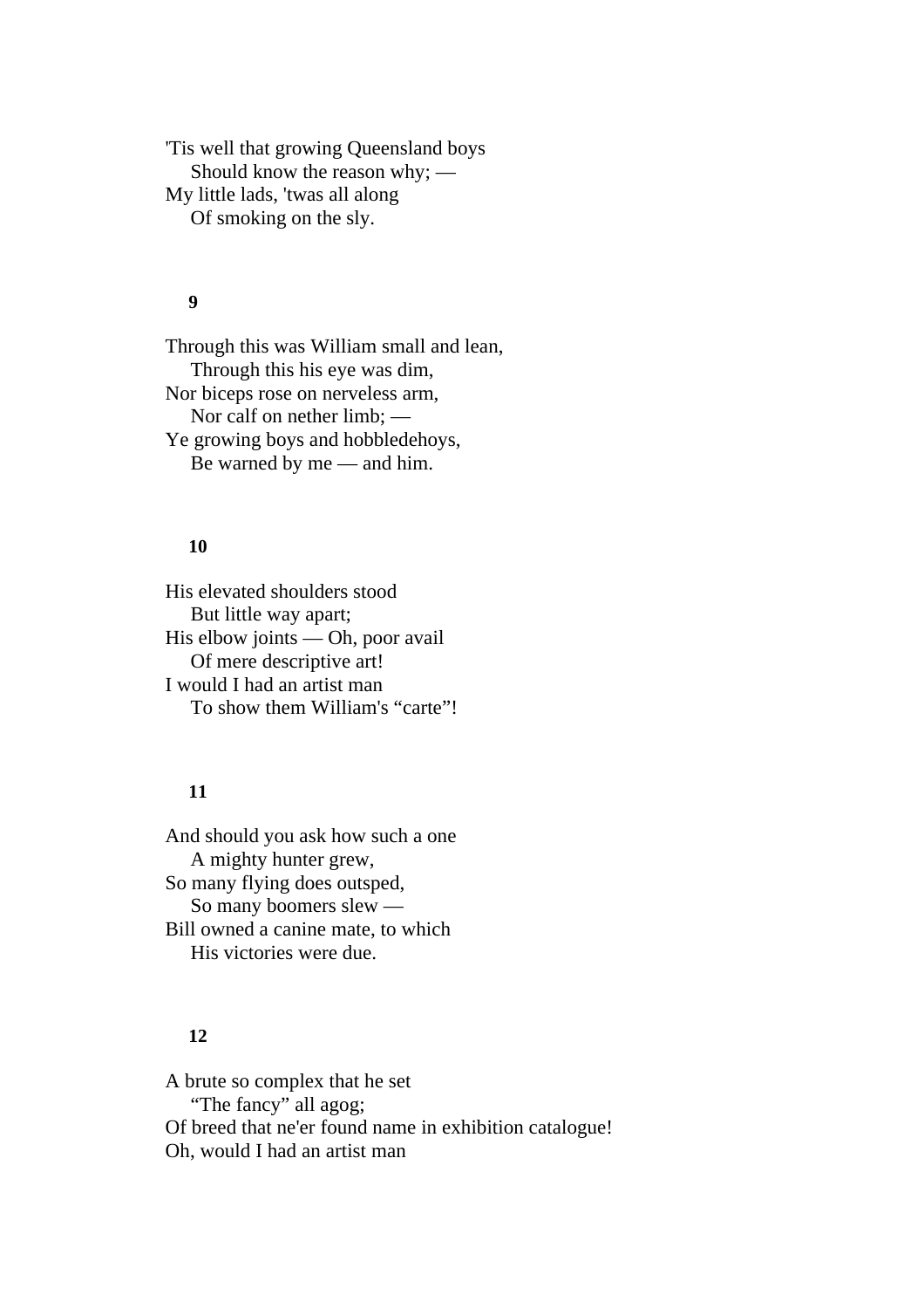'Tis well that growing Queensland boys
    Should know the reason why; —
My little lads, 'twas all along
    Of smoking on the sly.

**9**

Through this was William small and lean,
    Through this his eye was dim,
Nor biceps rose on nerveless arm,
    Nor calf on nether limb; —
Ye growing boys and hobbledehoys,
    Be warned by me — and him.

**10**

His elevated shoulders stood
    But little way apart;
His elbow joints — Oh, poor avail
    Of mere descriptive art!
I would I had an artist man
    To show them William's “carte”!

**11**

And should you ask how such a one
    A mighty hunter grew,
So many flying does outsped,
    So many boomers slew —
Bill owned a canine mate, to which
    His victories were due.

**12**

A brute so complex that he set
    “The fancy” all agog;
Of breed that ne'er found name in exhibition catalogue!
Oh, would I had an artist man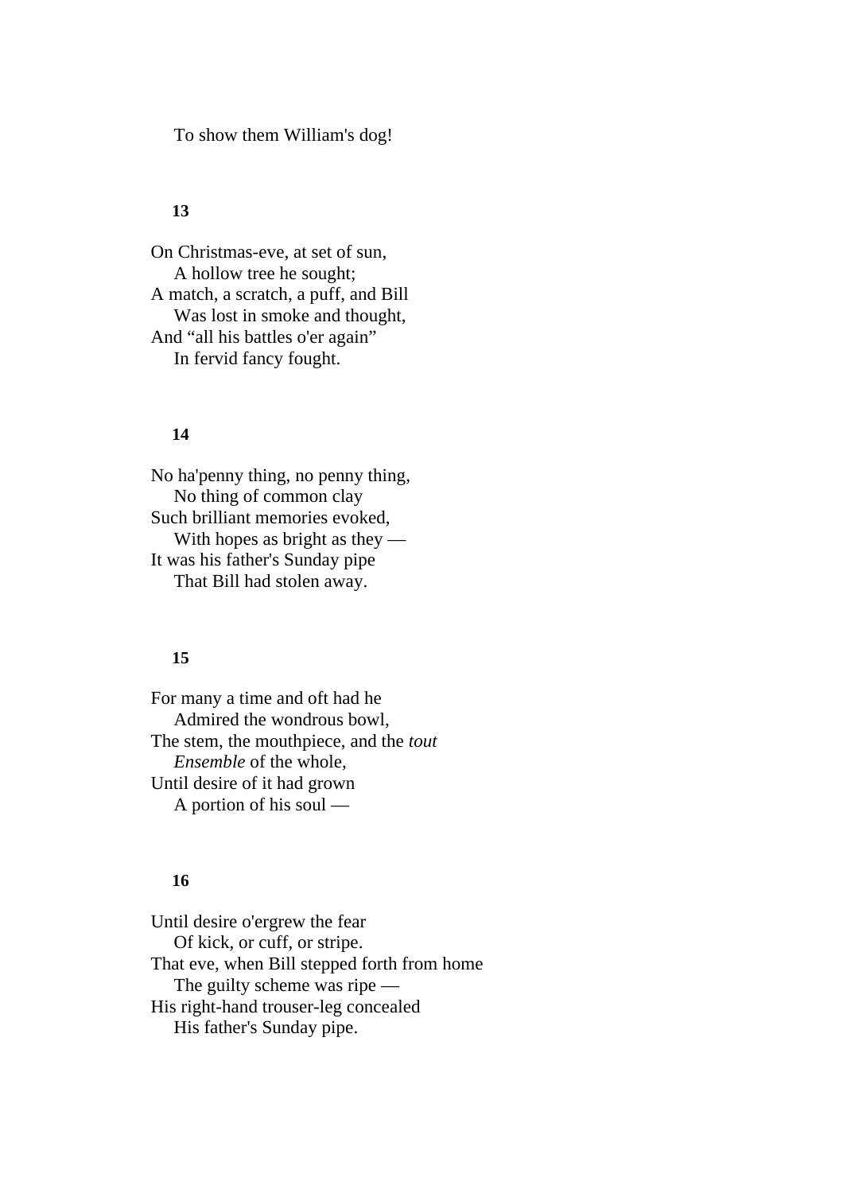To show them William's dog!

**13**

On Christmas-eve, at set of sun,
A hollow tree he sought;
A match, a scratch, a puff, and Bill
Was lost in smoke and thought,
And "all his battles o'er again"
In fervid fancy fought.

**14**

No ha'penny thing, no penny thing,
No thing of common clay
Such brilliant memories evoked,
With hopes as bright as they —
It was his father's Sunday pipe
That Bill had stolen away.

**15**

For many a time and oft had he
Admired the wondrous bowl,
The stem, the mouthpiece, and the *tout*
*Ensemble* of the whole,
Until desire of it had grown
A portion of his soul —

**16**

Until desire o'ergrew the fear
Of kick, or cuff, or stripe.
That eve, when Bill stepped forth from home
The guilty scheme was ripe —
His right-hand trouser-leg concealed
His father's Sunday pipe.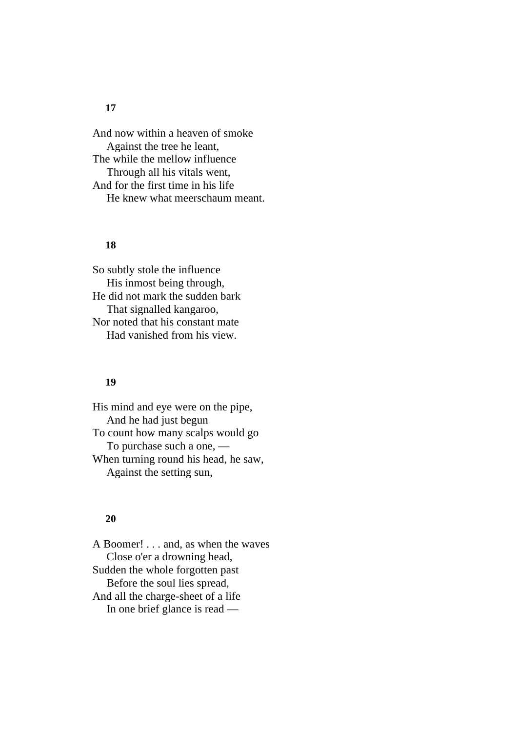**17**

And now within a heaven of smoke  
    Against the tree he leant,  
The while the mellow influence  
    Through all his vitals went,  
And for the first time in his life  
    He knew what meerschaum meant.

**18**

So subtly stole the influence  
    His inmost being through,  
He did not mark the sudden bark  
    That signalled kangaroo,  
Nor noted that his constant mate  
    Had vanished from his view.

**19**

His mind and eye were on the pipe,  
    And he had just begun  
To count how many scalps would go  
    To purchase such a one, —  
When turning round his head, he saw,  
    Against the setting sun,

**20**

A Boomer! . . . and, as when the waves  
    Close o'er a drowning head,  
Sudden the whole forgotten past  
    Before the soul lies spread,  
And all the charge-sheet of a life  
    In one brief glance is read —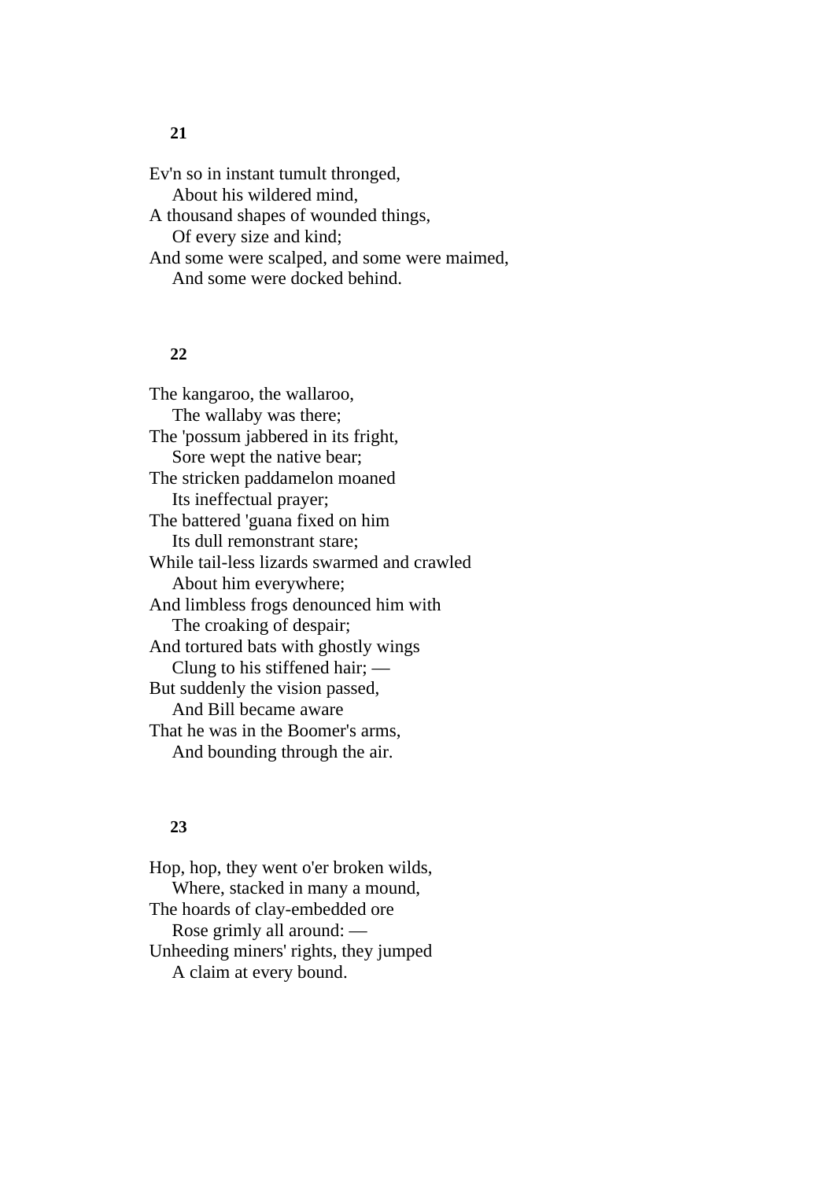**21**

Ev'n so in instant tumult thronged,  
    About his wildered mind,  
A thousand shapes of wounded things,  
    Of every size and kind;  
And some were scalped, and some were maimed,  
    And some were docked behind.

**22**

The kangaroo, the wallaroo,  
    The wallaby was there;  
The 'possum jabbered in its fright,  
    Sore wept the native bear;  
The stricken paddamelon moaned  
    Its ineffectual prayer;  
The battered 'guana fixed on him  
    Its dull remonstrant stare;  
While tail-less lizards swarmed and crawled  
    About him everywhere;  
And limbless frogs denounced him with  
    The croaking of despair;  
And tortured bats with ghostly wings  
    Clung to his stiffened hair; —  
But suddenly the vision passed,  
    And Bill became aware  
That he was in the Boomer's arms,  
    And bounding through the air.

**23**

Hop, hop, they went o'er broken wilds,  
    Where, stacked in many a mound,  
The hoards of clay-embedded ore  
    Rose grimly all around: —  
Unheeding miners' rights, they jumped  
    A claim at every bound.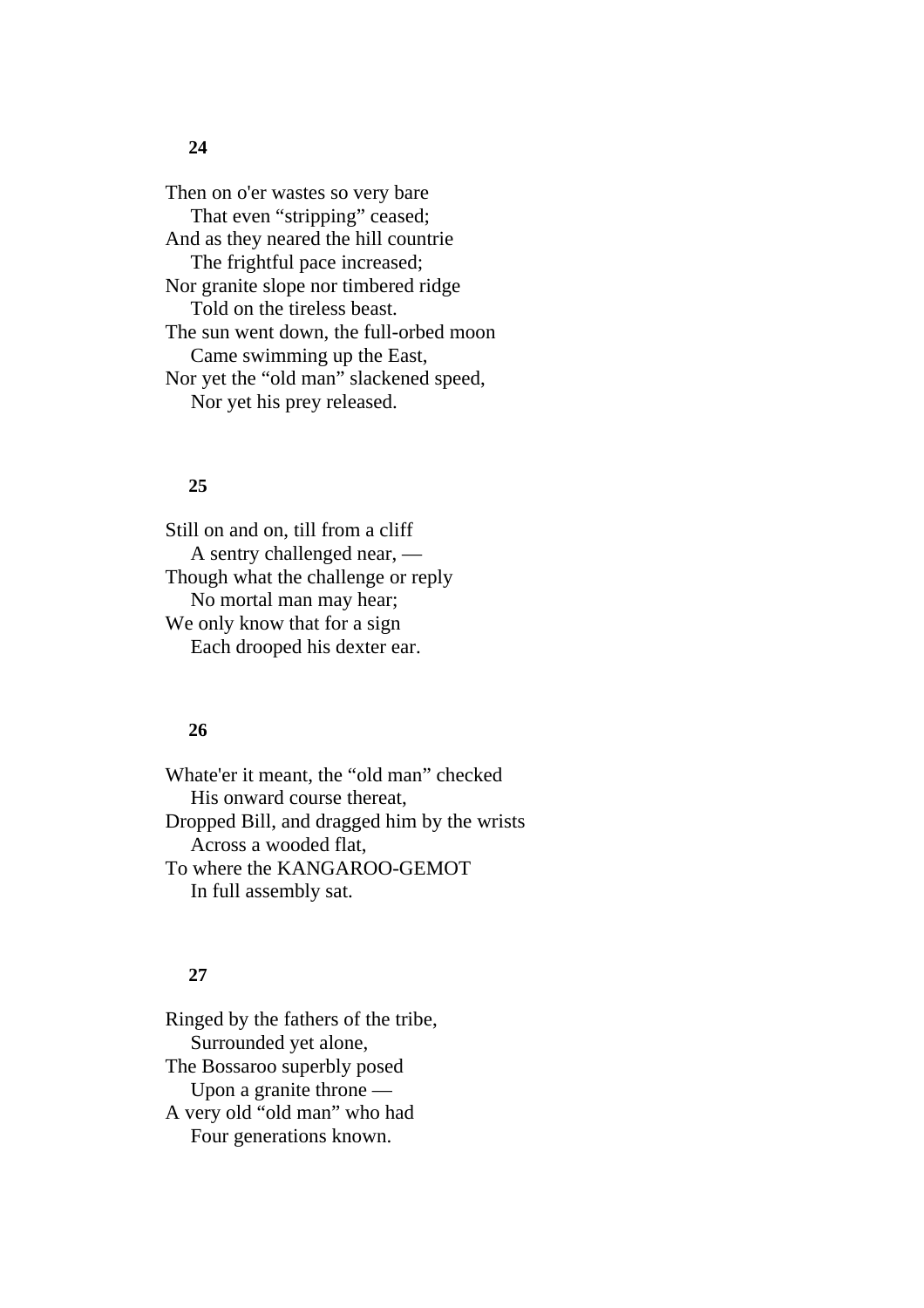**24**

Then on o'er wastes so very bare  
    That even “stripping” ceased;  
And as they neared the hill countrie  
    The frightful pace increased;  
Nor granite slope nor timbered ridge  
    Told on the tireless beast.  
The sun went down, the full-orbed moon  
    Came swimming up the East,  
Nor yet the “old man” slackened speed,  
    Nor yet his prey released.

**25**

Still on and on, till from a cliff  
    A sentry challenged near, —  
Though what the challenge or reply  
    No mortal man may hear;  
We only know that for a sign  
    Each drooped his dexter ear.

**26**

Whate'er it meant, the “old man” checked  
    His onward course thereat,  
Dropped Bill, and dragged him by the wrists  
    Across a wooded flat,  
To where the KANGAROO-GEMOT  
    In full assembly sat.

**27**

Ringed by the fathers of the tribe,  
    Surrounded yet alone,  
The Bossaroo superbly posed  
    Upon a granite throne —  
A very old “old man” who had  
    Four generations known.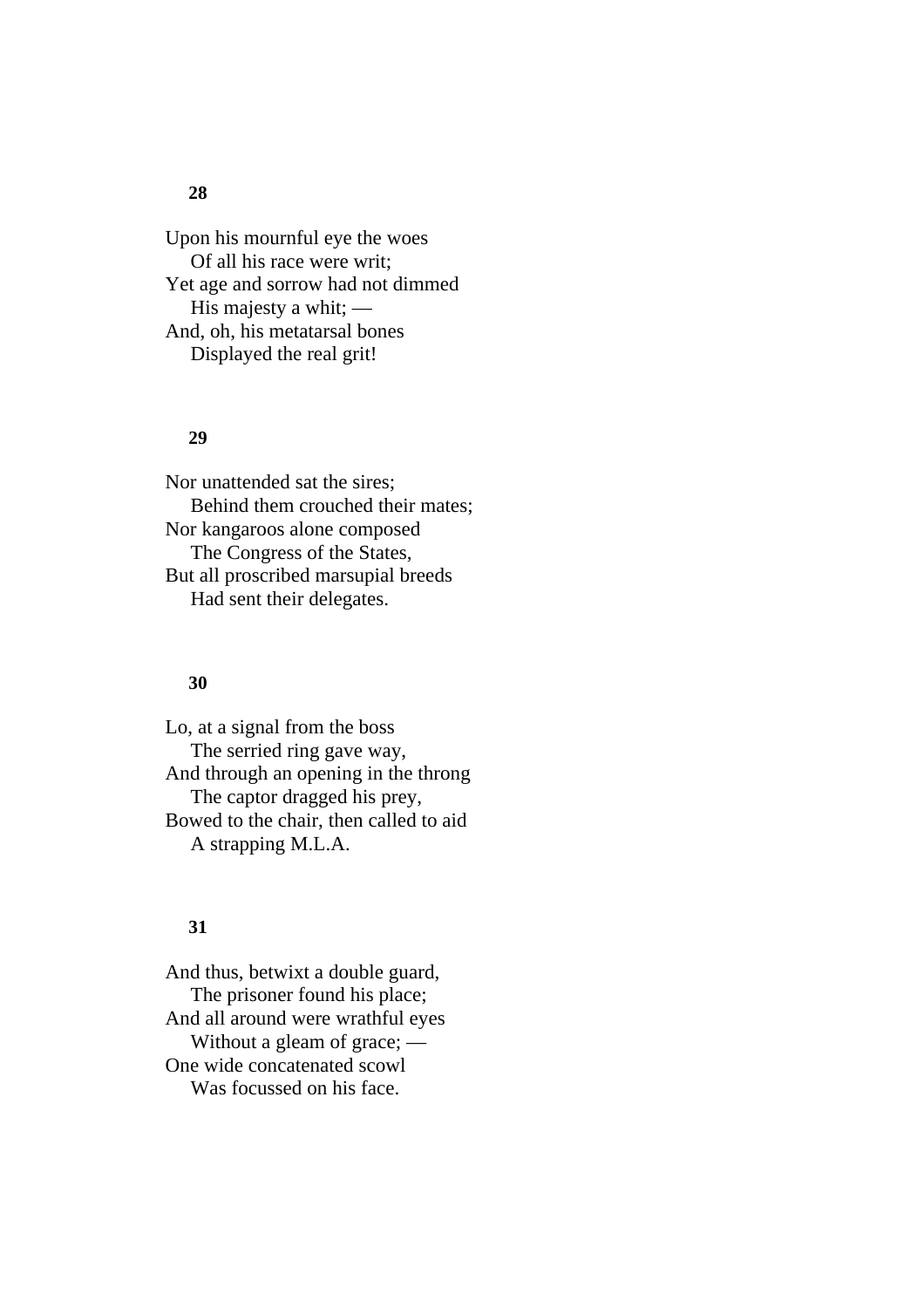**28**

Upon his mournful eye the woes  
Of all his race were writ;  
Yet age and sorrow had not dimmed  
His majesty a whit; —  
And, oh, his metatarsal bones  
Displayed the real grit!

**29**

Nor unattended sat the sires;  
Behind them crouched their mates;  
Nor kangaroos alone composed  
The Congress of the States,  
But all proscribed marsupial breeds  
Had sent their delegates.

**30**

Lo, at a signal from the boss  
The serried ring gave way,  
And through an opening in the throng  
The captor dragged his prey,  
Bowed to the chair, then called to aid  
A strapping M.L.A.

**31**

And thus, betwixt a double guard,  
The prisoner found his place;  
And all around were wrathful eyes  
Without a gleam of grace; —  
One wide concatenated scowl  
Was focussed on his face.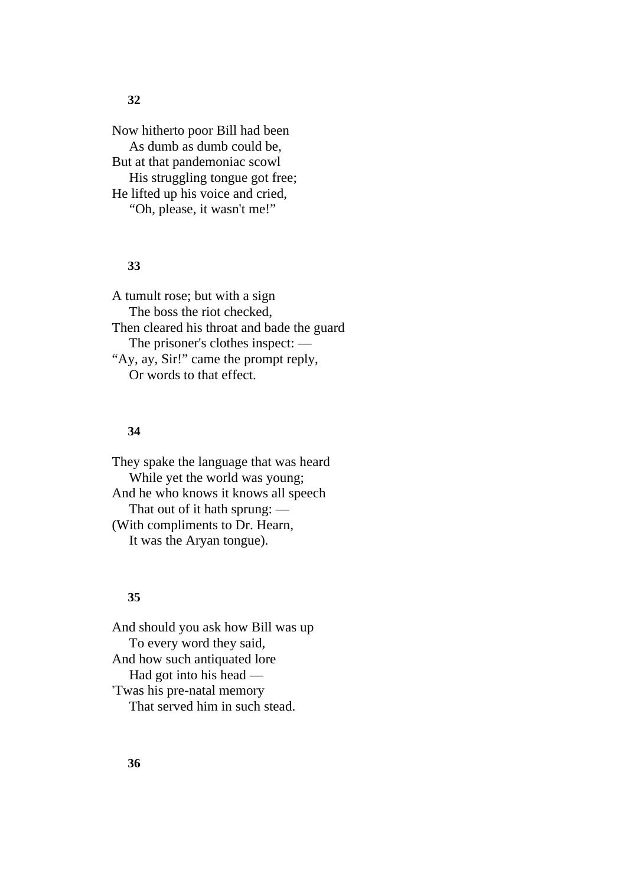**32**

Now hitherto poor Bill had been
  As dumb as dumb could be,
But at that pandemoniac scowl
  His struggling tongue got free;
He lifted up his voice and cried,
  “Oh, please, it wasn't me!”

**33**

A tumult rose; but with a sign
  The boss the riot checked,
Then cleared his throat and bade the guard
  The prisoner's clothes inspect: —
“Ay, ay, Sir!” came the prompt reply,
  Or words to that effect.

**34**

They spake the language that was heard
  While yet the world was young;
And he who knows it knows all speech
  That out of it hath sprung: —
(With compliments to Dr. Hearn,
  It was the Aryan tongue).

**35**

And should you ask how Bill was up
  To every word they said,
And how such antiquated lore
  Had got into his head —
'Twas his pre-natal memory
  That served him in such stead.

**36**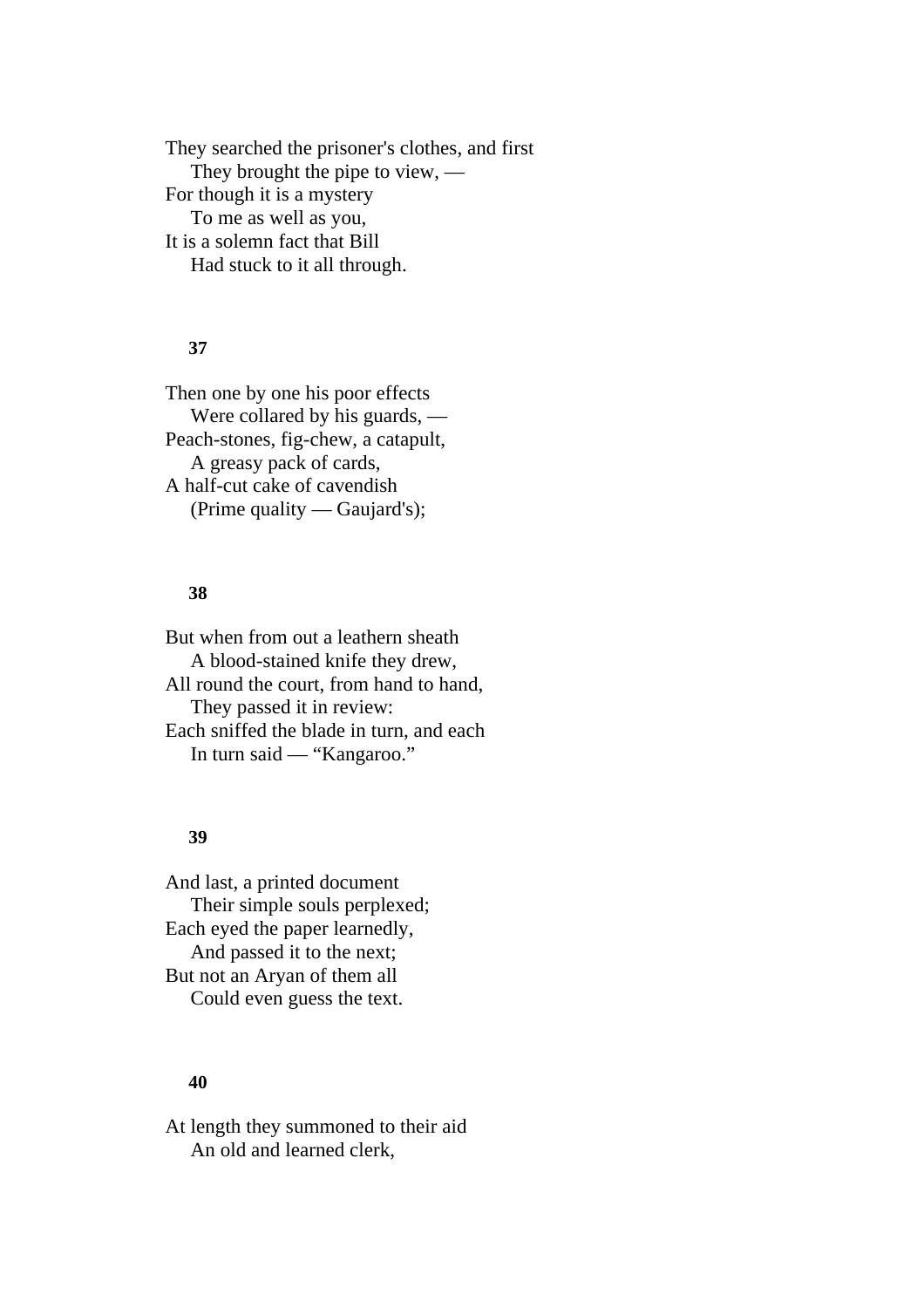They searched the prisoner's clothes, and first
    They brought the pipe to view, —
For though it is a mystery
    To me as well as you,
It is a solemn fact that Bill
    Had stuck to it all through.

**37**

Then one by one his poor effects
    Were collared by his guards, —
Peach-stones, fig-chew, a catapult,
    A greasy pack of cards,
A half-cut cake of cavendish
    (Prime quality — Gaujard's);

**38**

But when from out a leathern sheath
    A blood-stained knife they drew,
All round the court, from hand to hand,
    They passed it in review:
Each sniffed the blade in turn, and each
    In turn said — “Kangaroo.”

**39**

And last, a printed document
    Their simple souls perplexed;
Each eyed the paper learnedly,
    And passed it to the next;
But not an Aryan of them all
    Could even guess the text.

**40**

At length they summoned to their aid
    An old and learned clerk,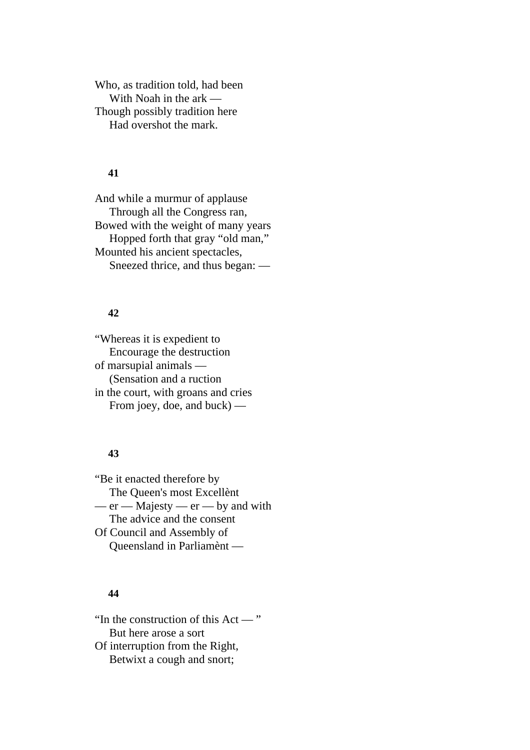Who, as tradition told, had been
    With Noah in the ark —
Though possibly tradition here
    Had overshot the mark.

**41**

And while a murmur of applause
    Through all the Congress ran,
Bowed with the weight of many years
    Hopped forth that gray “old man,”
Mounted his ancient spectacles,
    Sneezed thrice, and thus began: —

**42**

“Whereas it is expedient to
    Encourage the destruction
of marsupial animals —
    (Sensation and a ruction
in the court, with groans and cries
    From joey, doe, and buck) —

**43**

“Be it enacted therefore by
    The Queen's most Excellènt
— er — Majesty — er — by and with
    The advice and the consent
Of Council and Assembly of
    Queensland in Parliamènt —

**44**

“In the construction of this Act — ”
    But here arose a sort
Of interruption from the Right,
    Betwixt a cough and snort;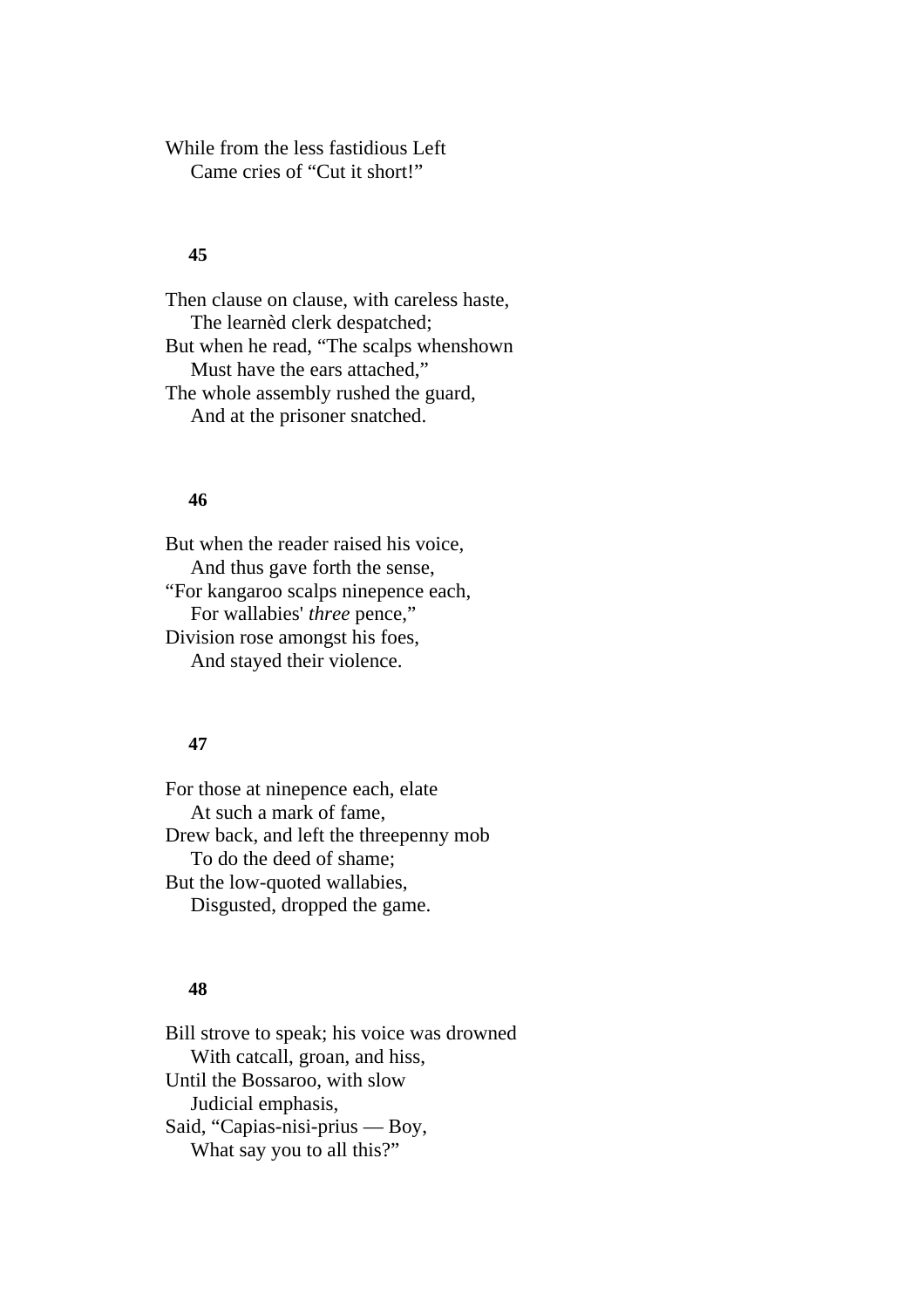While from the less fastidious Left
    Came cries of “Cut it short!”

**45**

Then clause on clause, with careless haste,
    The learnèd clerk despatched;
But when he read, “The scalps whenshown
    Must have the ears attached,”
The whole assembly rushed the guard,
    And at the prisoner snatched.

**46**

But when the reader raised his voice,
    And thus gave forth the sense,
“For kangaroo scalps ninepence each,
    For wallabies' *three* pence,”
Division rose amongst his foes,
    And stayed their violence.

**47**

For those at ninepence each, elate
    At such a mark of fame,
Drew back, and left the threepenny mob
    To do the deed of shame;
But the low-quoted wallabies,
    Disgusted, dropped the game.

**48**

Bill strove to speak; his voice was drowned
    With catcall, groan, and hiss,
Until the Bossaroo, with slow
    Judicial emphasis,
Said, “Capias-nisi-prius — Boy,
    What say you to all this?”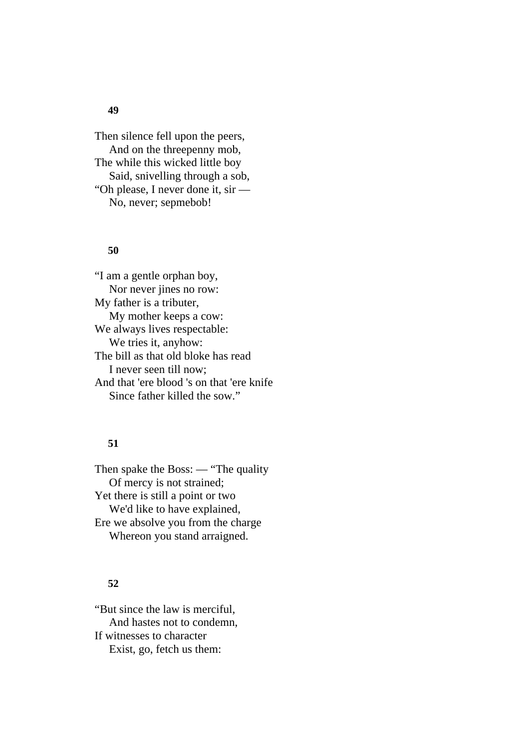**49**

Then silence fell upon the peers,  
  And on the threepenny mob,  
The while this wicked little boy  
  Said, snivelling through a sob,  
“Oh please, I never done it, sir —  
  No, never; sepmebob!

**50**

“I am a gentle orphan boy,  
  Nor never jines no row:  
My father is a tributer,  
  My mother keeps a cow:  
We always lives respectable:  
  We tries it, anyhow:  
The bill as that old bloke has read  
  I never seen till now;  
And that 'ere blood 's on that 'ere knife  
  Since father killed the sow.”

**51**

Then spake the Boss: — “The quality  
  Of mercy is not strained;  
Yet there is still a point or two  
  We'd like to have explained,  
Ere we absolve you from the charge  
  Whereon you stand arraigned.

**52**

“But since the law is merciful,  
  And hastes not to condemn,  
If witnesses to character  
  Exist, go, fetch us them: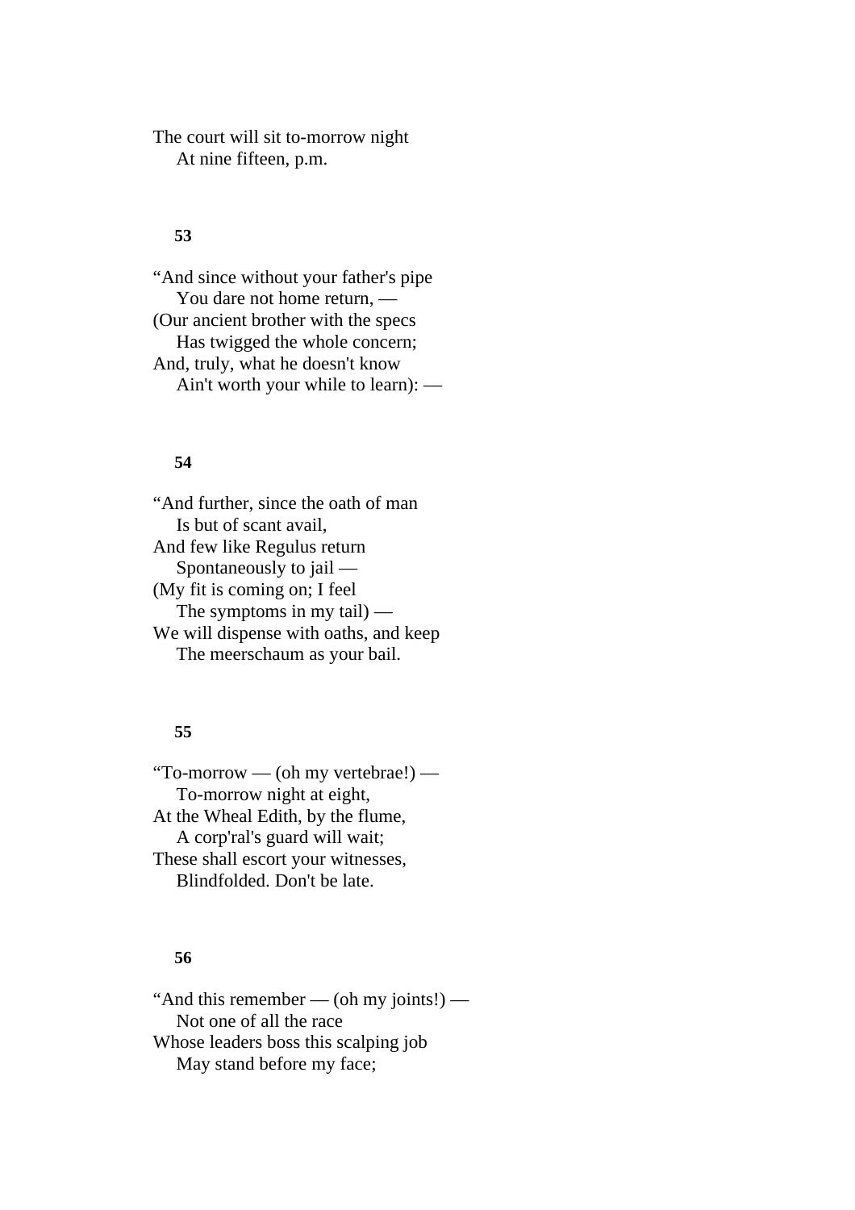The court will sit to-morrow night  
At nine fifteen, p.m.

**53**

"And since without your father's pipe  
You dare not home return, —  
(Our ancient brother with the specs  
Has twigged the whole concern;  
And, truly, what he doesn't know  
Ain't worth your while to learn): —

**54**

"And further, since the oath of man  
Is but of scant avail,  
And few like Regulus return  
Spontaneously to jail —  
(My fit is coming on; I feel  
The symptoms in my tail) —  
We will dispense with oaths, and keep  
The meerschaum as your bail.

**55**

"To-morrow — (oh my vertebrae!) —  
To-morrow night at eight,  
At the Wheal Edith, by the flume,  
A corp'ral's guard will wait;  
These shall escort your witnesses,  
Blindfolded. Don't be late.

**56**

"And this remember — (oh my joints!) —  
Not one of all the race  
Whose leaders boss this scalping job  
May stand before my face;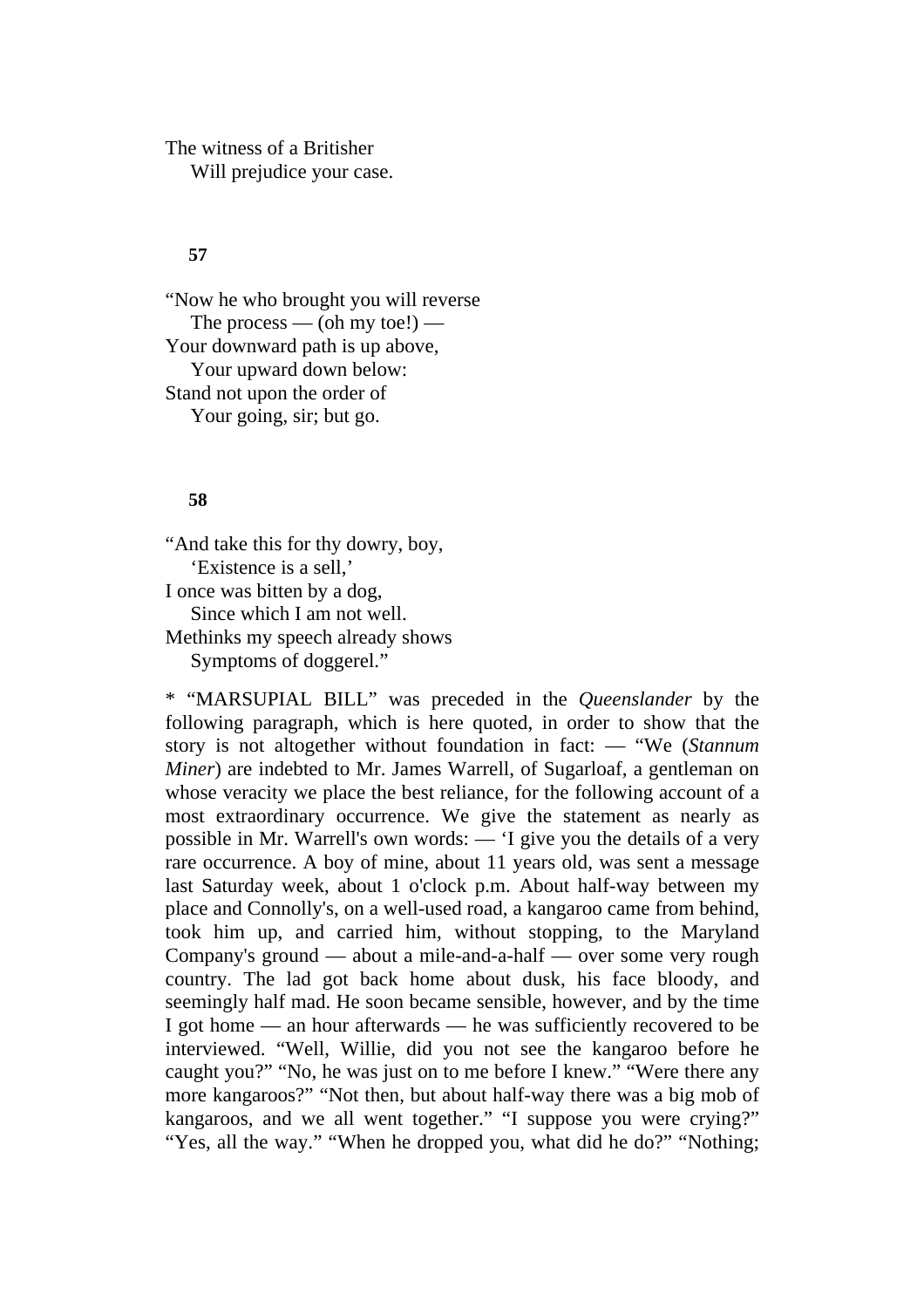The witness of a Britisher
    Will prejudice your case.

**57**

"Now he who brought you will reverse
    The process — (oh my toe!) —
Your downward path is up above,
    Your upward down below:
Stand not upon the order of
    Your going, sir; but go.

**58**

"And take this for thy dowry, boy,
    'Existence is a sell,'
I once was bitten by a dog,
    Since which I am not well.
Methinks my speech already shows
    Symptoms of doggerel."

* "MARSUPIAL BILL" was preceded in the *Queenslander* by the following paragraph, which is here quoted, in order to show that the story is not altogether without foundation in fact: — "We (*Stannum Miner*) are indebted to Mr. James Warrell, of Sugarloaf, a gentleman on whose veracity we place the best reliance, for the following account of a most extraordinary occurrence. We give the statement as nearly as possible in Mr. Warrell's own words: — 'I give you the details of a very rare occurrence. A boy of mine, about 11 years old, was sent a message last Saturday week, about 1 o'clock p.m. About half-way between my place and Connolly's, on a well-used road, a kangaroo came from behind, took him up, and carried him, without stopping, to the Maryland Company's ground — about a mile-and-a-half — over some very rough country. The lad got back home about dusk, his face bloody, and seemingly half mad. He soon became sensible, however, and by the time I got home — an hour afterwards — he was sufficiently recovered to be interviewed. "Well, Willie, did you not see the kangaroo before he caught you?" "No, he was just on to me before I knew." "Were there any more kangaroos?" "Not then, but about half-way there was a big mob of kangaroos, and we all went together." "I suppose you were crying?" "Yes, all the way." "When he dropped you, what did he do?" "Nothing;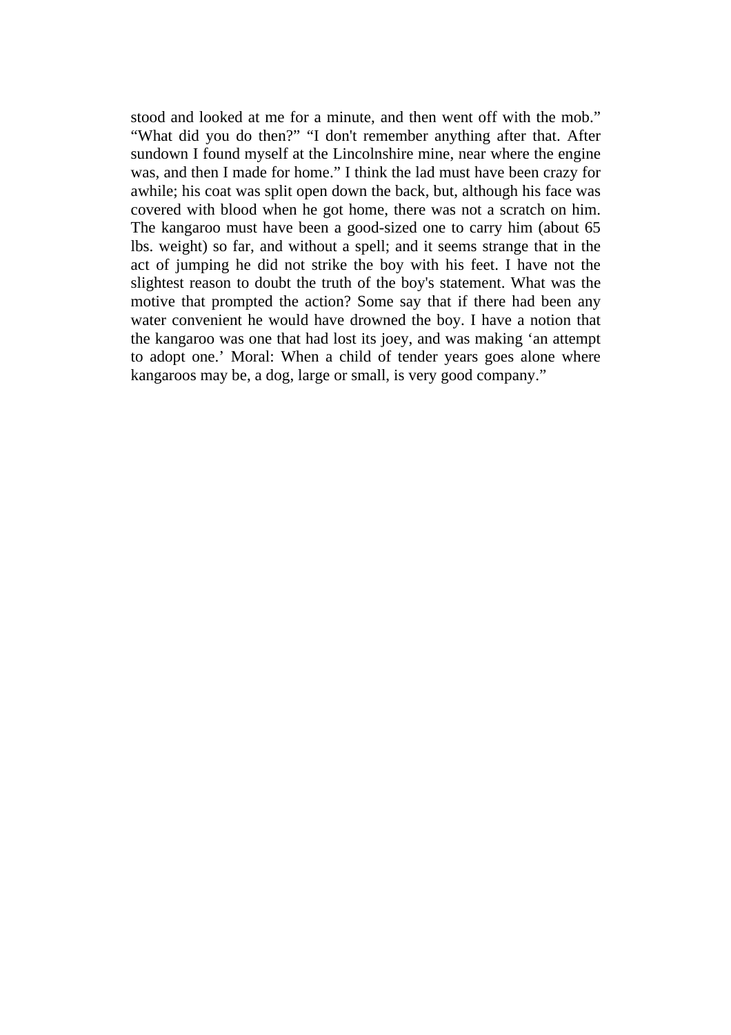stood and looked at me for a minute, and then went off with the mob." "What did you do then?" "I don't remember anything after that. After sundown I found myself at the Lincolnshire mine, near where the engine was, and then I made for home." I think the lad must have been crazy for awhile; his coat was split open down the back, but, although his face was covered with blood when he got home, there was not a scratch on him. The kangaroo must have been a good-sized one to carry him (about 65 lbs. weight) so far, and without a spell; and it seems strange that in the act of jumping he did not strike the boy with his feet. I have not the slightest reason to doubt the truth of the boy's statement. What was the motive that prompted the action? Some say that if there had been any water convenient he would have drowned the boy. I have a notion that the kangaroo was one that had lost its joey, and was making 'an attempt to adopt one.' Moral: When a child of tender years goes alone where kangaroos may be, a dog, large or small, is very good company."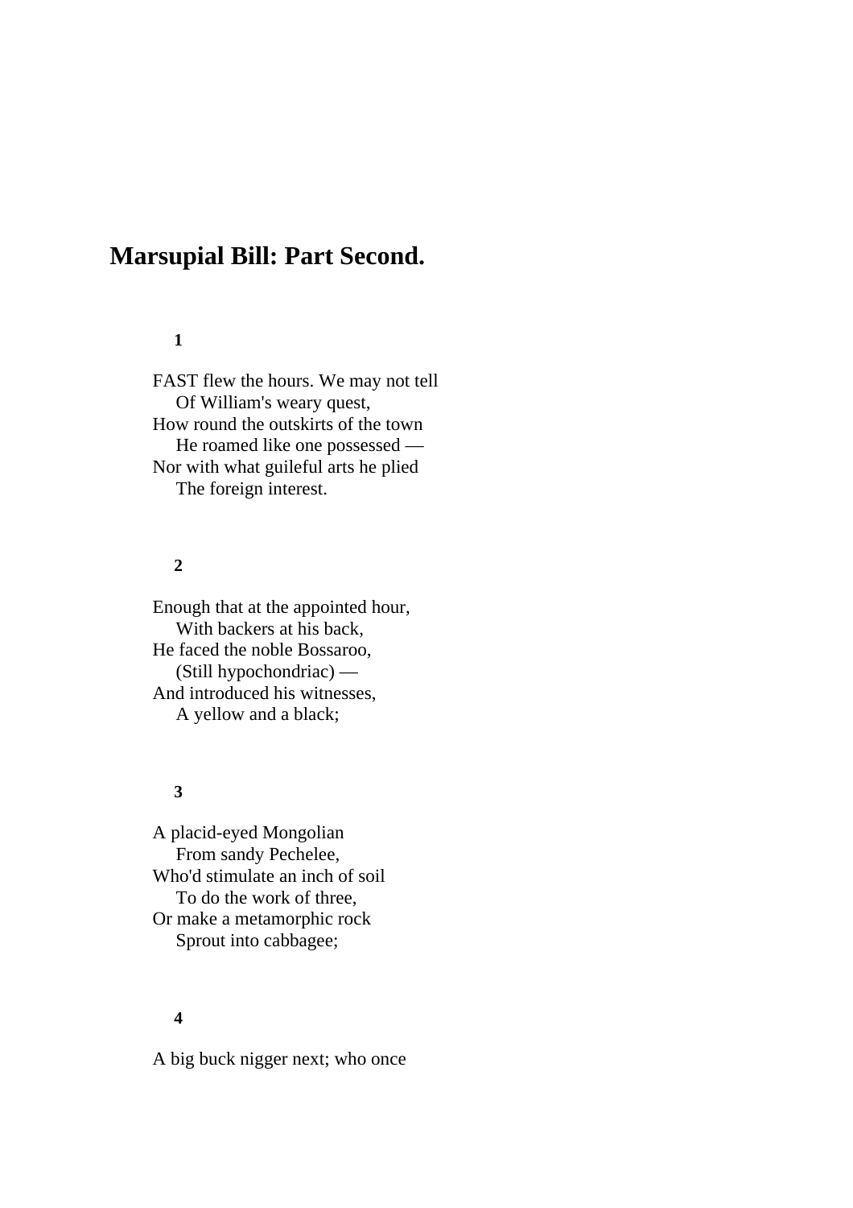## Marsupial Bill: Part Second.

**1**

FAST flew the hours. We may not tell
  Of William's weary quest,
How round the outskirts of the town
  He roamed like one possessed —
Nor with what guileful arts he plied
  The foreign interest.

**2**

Enough that at the appointed hour,
  With backers at his back,
He faced the noble Bossaroo,
  (Still hypochondriac) —
And introduced his witnesses,
  A yellow and a black;

**3**

A placid-eyed Mongolian
  From sandy Pechelee,
Who'd stimulate an inch of soil
  To do the work of three,
Or make a metamorphic rock
  Sprout into cabbagee;

**4**

A big buck nigger next; who once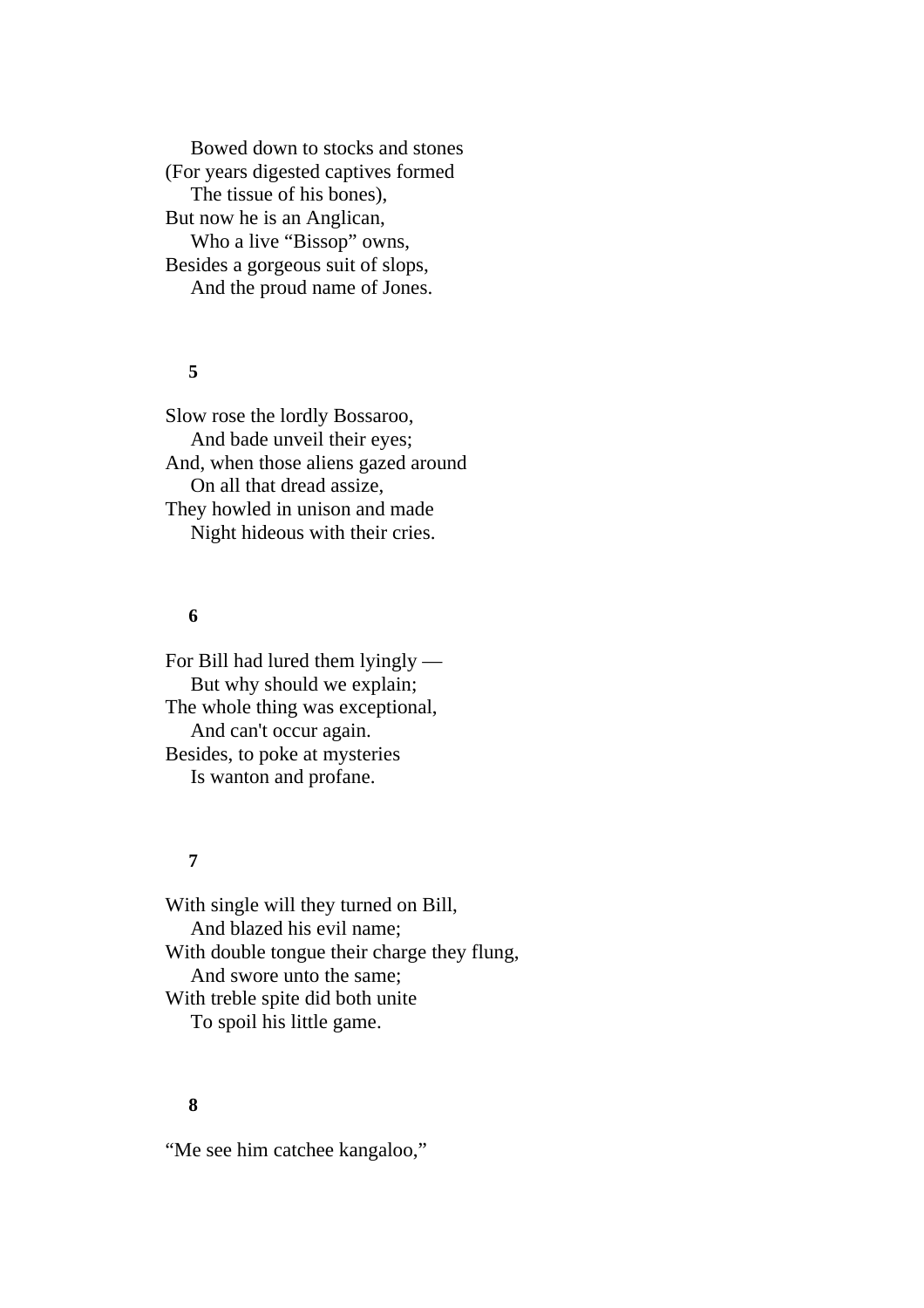Bowed down to stocks and stones
(For years digested captives formed
The tissue of his bones),
But now he is an Anglican,
Who a live “Bissop” owns,
Besides a gorgeous suit of slops,
And the proud name of Jones.

**5**

Slow rose the lordly Bossaroo,
And bade unveil their eyes;
And, when those aliens gazed around
On all that dread assize,
They howled in unison and made
Night hideous with their cries.

**6**

For Bill had lured them lyingly —
But why should we explain;
The whole thing was exceptional,
And can't occur again.
Besides, to poke at mysteries
Is wanton and profane.

**7**

With single will they turned on Bill,
And blazed his evil name;
With double tongue their charge they flung,
And swore unto the same;
With treble spite did both unite
To spoil his little game.

**8**

“Me see him catchee kangaloo,”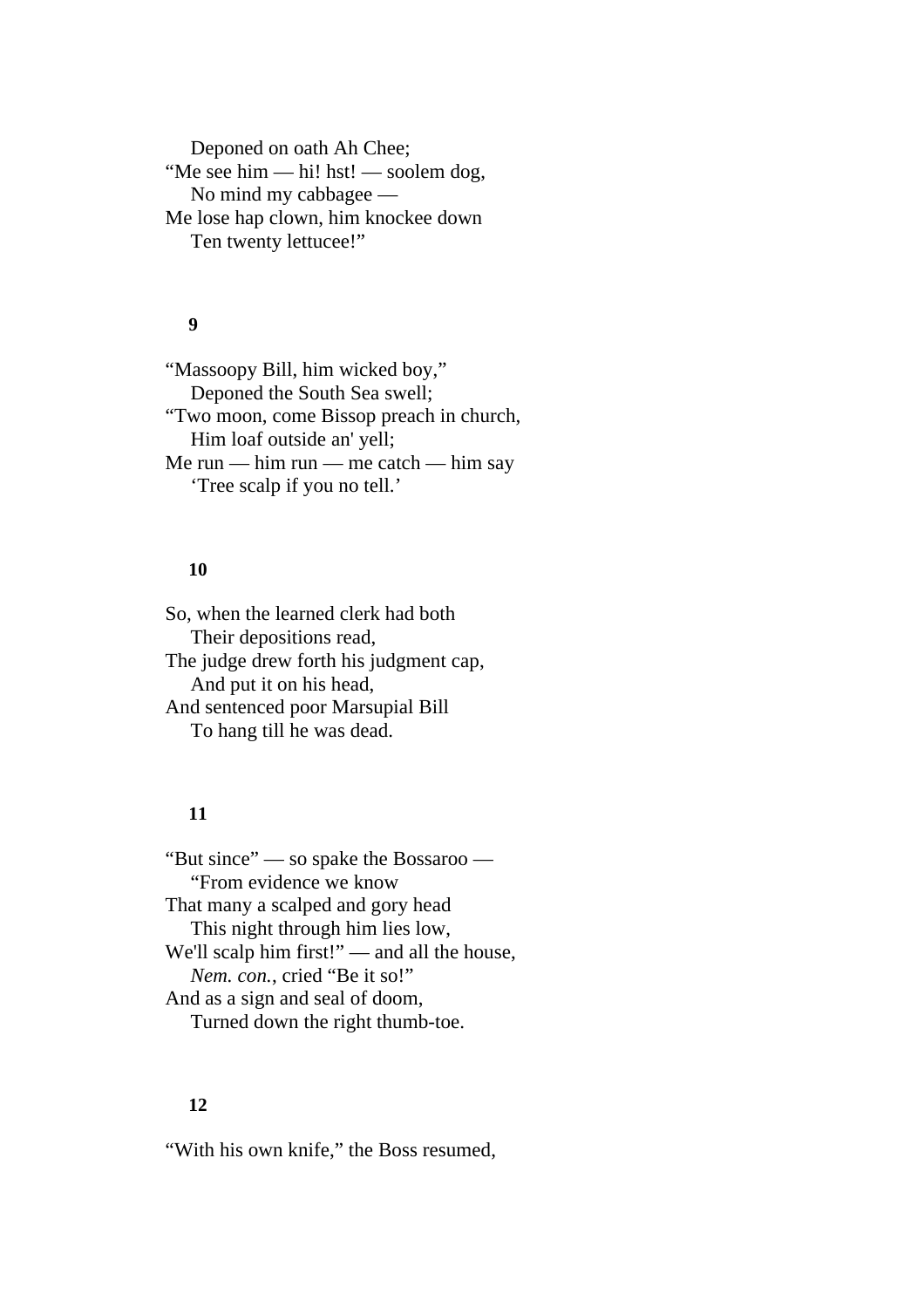Deponed on oath Ah Chee;
"Me see him — hi! hst! — soolem dog,
No mind my cabbagee —
Me lose hap clown, him knockee down
Ten twenty lettucee!"

**9**

"Massoopy Bill, him wicked boy,"
Deponed the South Sea swell;
"Two moon, come Bissop preach in church,
Him loaf outside an' yell;
Me run — him run — me catch — him say
'Tree scalp if you no tell.'

**10**

So, when the learned clerk had both
Their depositions read,
The judge drew forth his judgment cap,
And put it on his head,
And sentenced poor Marsupial Bill
To hang till he was dead.

**11**

"But since" — so spake the Bossaroo —
"From evidence we know
That many a scalped and gory head
This night through him lies low,
We'll scalp him first!" — and all the house,
*Nem. con.*, cried "Be it so!"
And as a sign and seal of doom,
Turned down the right thumb-toe.

**12**

"With his own knife," the Boss resumed,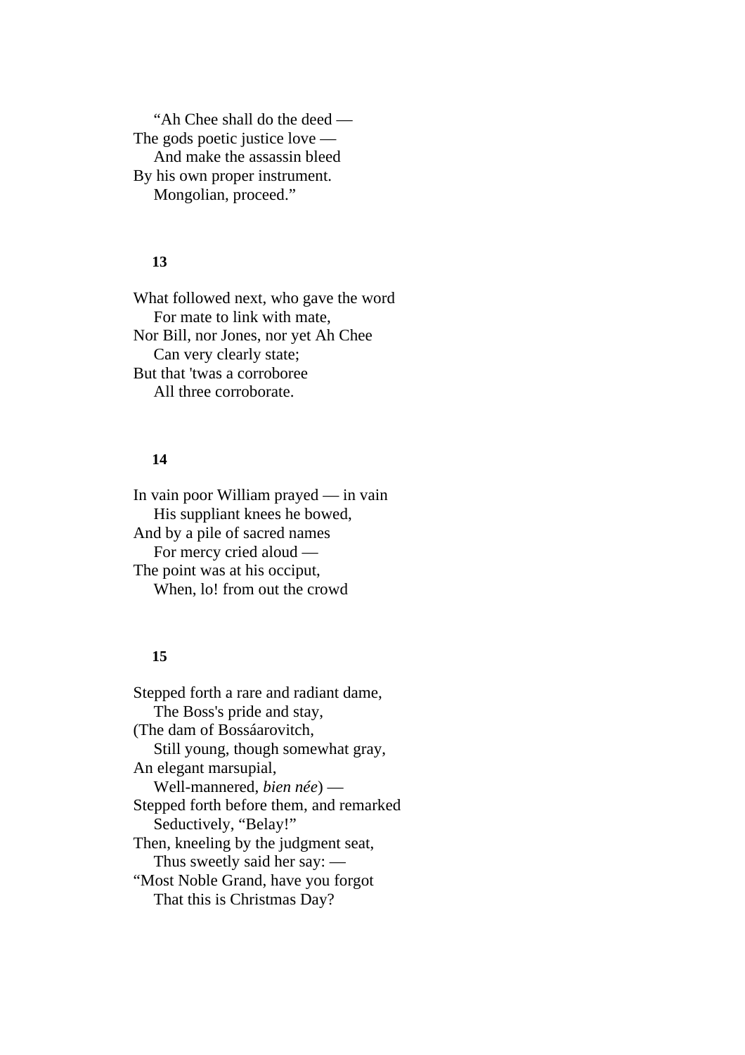“Ah Chee shall do the deed —
The gods poetic justice love —
And make the assassin bleed
By his own proper instrument.
Mongolian, proceed.”

**13**

What followed next, who gave the word
For mate to link with mate,
Nor Bill, nor Jones, nor yet Ah Chee
Can very clearly state;
But that 'twas a corroboree
All three corroborate.

**14**

In vain poor William prayed — in vain
His suppliant knees he bowed,
And by a pile of sacred names
For mercy cried aloud —
The point was at his occiput,
When, lo! from out the crowd

**15**

Stepped forth a rare and radiant dame,
The Boss's pride and stay,
(The dam of Bossáarovitch,
Still young, though somewhat gray,
An elegant marsupial,
Well-mannered, *bien née*) —
Stepped forth before them, and remarked
Seductively, “Belay!”
Then, kneeling by the judgment seat,
Thus sweetly said her say: —
“Most Noble Grand, have you forgot
That this is Christmas Day?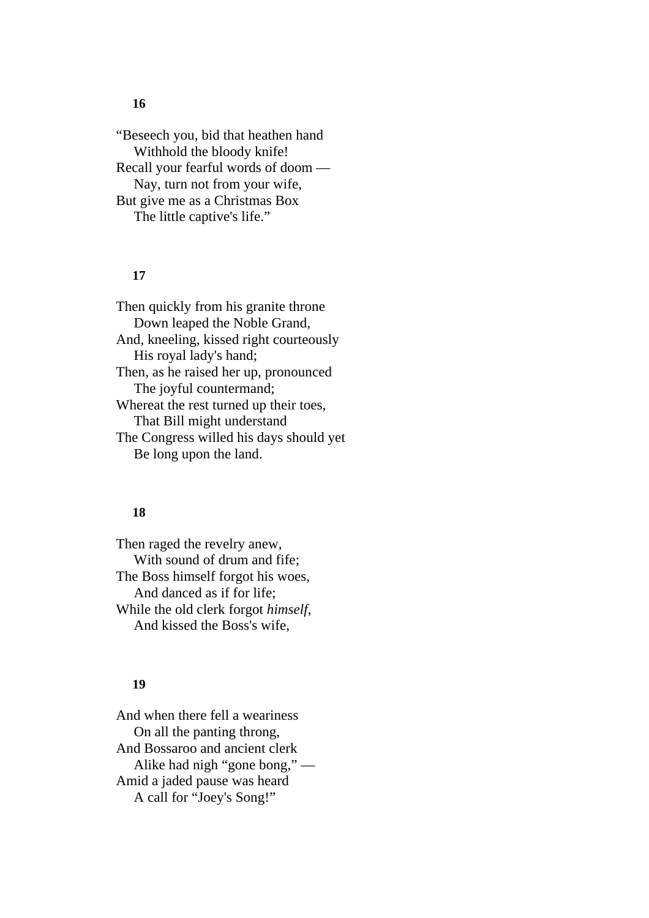**16**

“Beseech you, bid that heathen hand  
    Withhold the bloody knife!  
Recall your fearful words of doom —  
    Nay, turn not from your wife,  
But give me as a Christmas Box  
    The little captive's life.”

**17**

Then quickly from his granite throne  
    Down leaped the Noble Grand,  
And, kneeling, kissed right courteously  
    His royal lady's hand;  
Then, as he raised her up, pronounced  
    The joyful countermand;  
Whereat the rest turned up their toes,  
    That Bill might understand  
The Congress willed his days should yet  
    Be long upon the land.

**18**

Then raged the revelry anew,  
    With sound of drum and fife;  
The Boss himself forgot his woes,  
    And danced as if for life;  
While the old clerk forgot *himself*,  
    And kissed the Boss's wife,

**19**

And when there fell a weariness  
    On all the panting throng,  
And Bossaroo and ancient clerk  
    Alike had nigh “gone bong,” —  
Amid a jaded pause was heard  
    A call for “Joey's Song!”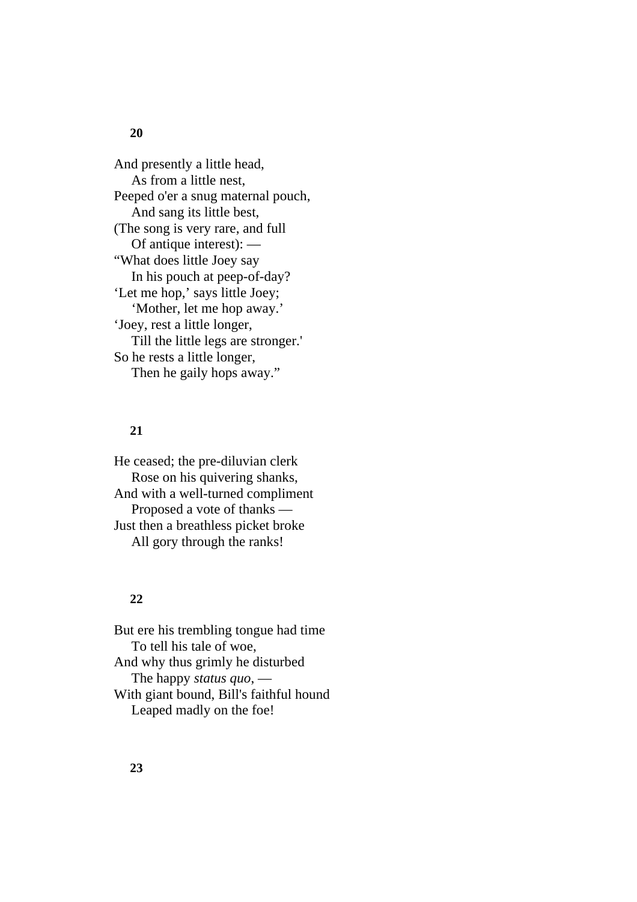**20**

And presently a little head,  
    As from a little nest,  
Peeped o'er a snug maternal pouch,  
    And sang its little best,  
(The song is very rare, and full  
    Of antique interest): —  
“What does little Joey say  
    In his pouch at peep-of-day?  
‘Let me hop,’ says little Joey;  
    ‘Mother, let me hop away.’  
‘Joey, rest a little longer,  
    Till the little legs are stronger.'  
So he rests a little longer,  
    Then he gaily hops away.”

**21**

He ceased; the pre-diluvian clerk  
    Rose on his quivering shanks,  
And with a well-turned compliment  
    Proposed a vote of thanks —  
Just then a breathless picket broke  
    All gory through the ranks!

**22**

But ere his trembling tongue had time  
    To tell his tale of woe,  
And why thus grimly he disturbed  
    The happy *status quo*, —  
With giant bound, Bill's faithful hound  
    Leaped madly on the foe!

**23**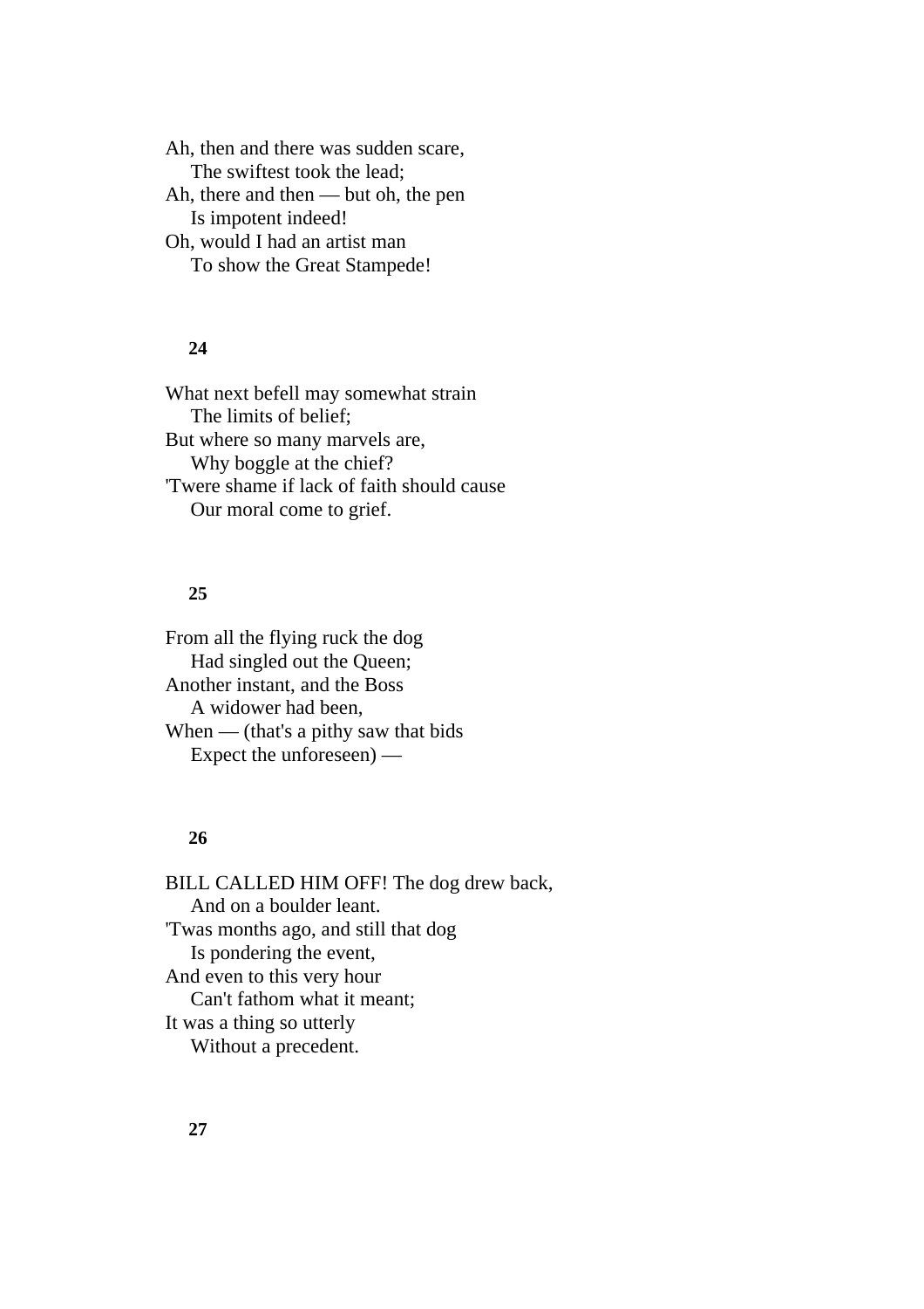Ah, then and there was sudden scare,
    The swiftest took the lead;
Ah, there and then — but oh, the pen
    Is impotent indeed!
Oh, would I had an artist man
    To show the Great Stampede!

**24**

What next befell may somewhat strain
    The limits of belief;
But where so many marvels are,
    Why boggle at the chief?
'Twere shame if lack of faith should cause
    Our moral come to grief.

**25**

From all the flying ruck the dog
    Had singled out the Queen;
Another instant, and the Boss
    A widower had been,
When — (that's a pithy saw that bids
    Expect the unforeseen) —

**26**

BILL CALLED HIM OFF! The dog drew back,
    And on a boulder leant.
'Twas months ago, and still that dog
    Is pondering the event,
And even to this very hour
    Can't fathom what it meant;
It was a thing so utterly
    Without a precedent.

**27**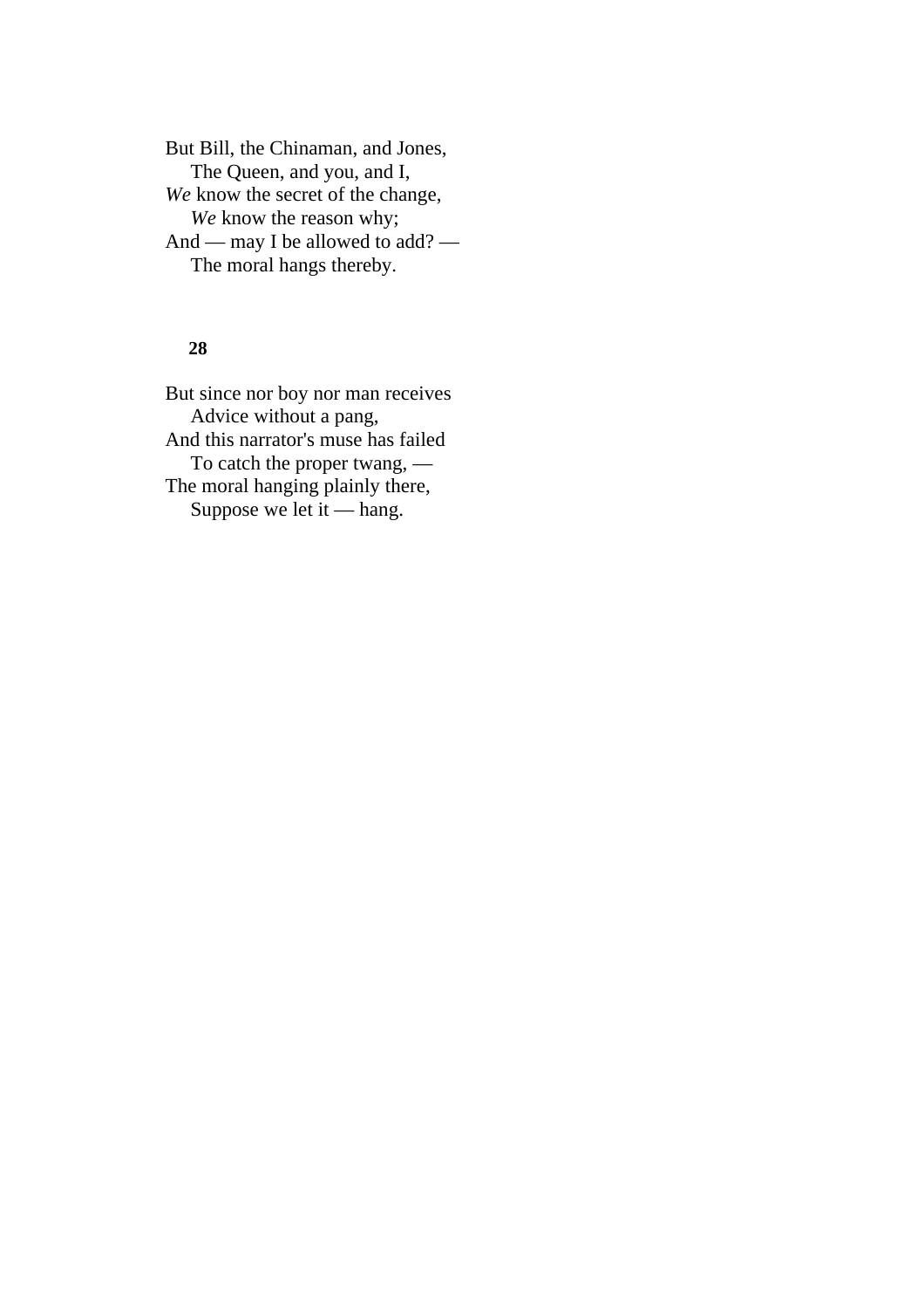But Bill, the Chinaman, and Jones,
    The Queen, and you, and I,
*We* know the secret of the change,
    *We* know the reason why;
And — may I be allowed to add? —
    The moral hangs thereby.

**28**

But since nor boy nor man receives
    Advice without a pang,
And this narrator's muse has failed
    To catch the proper twang, —
The moral hanging plainly there,
    Suppose we let it — hang.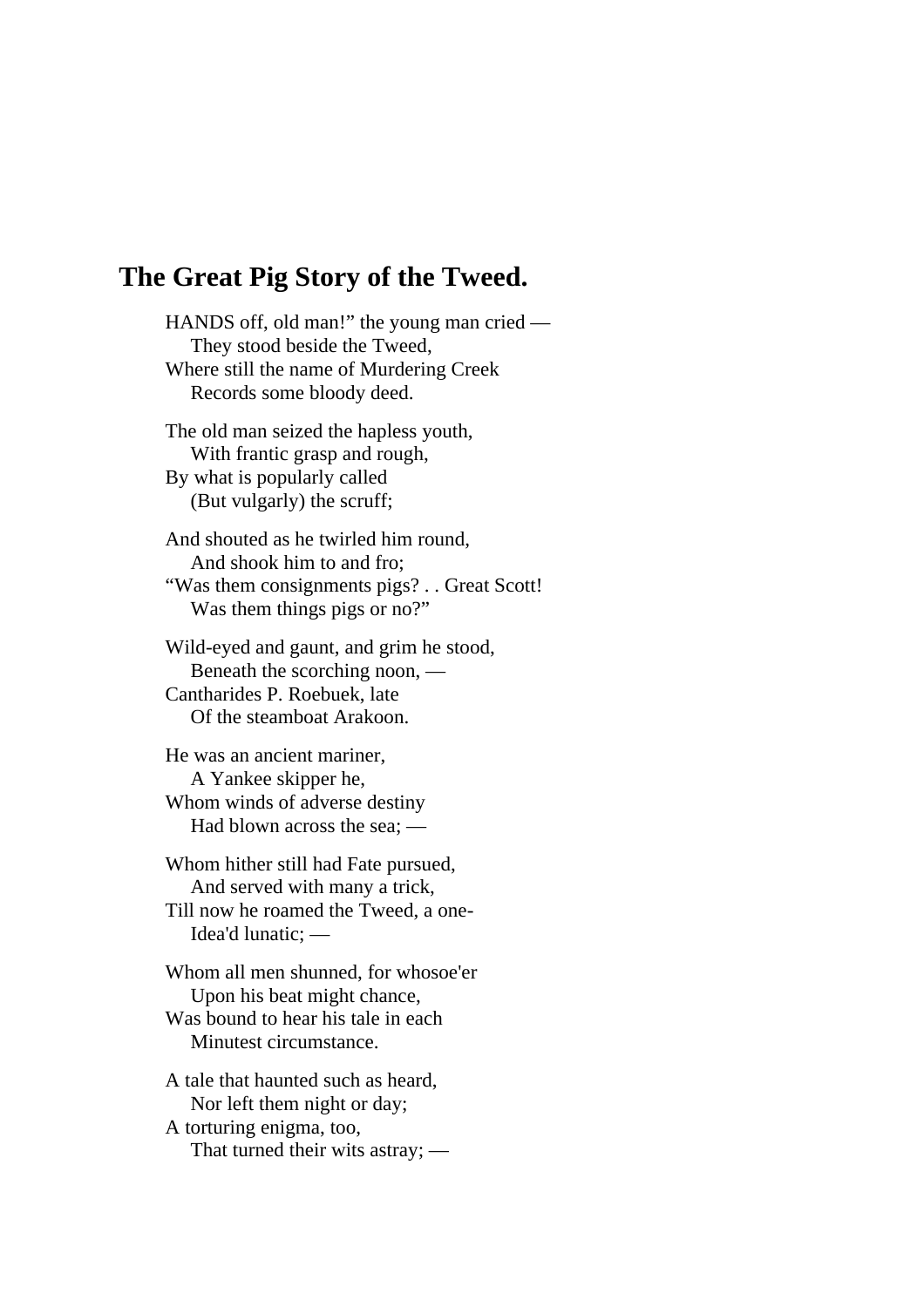## The Great Pig Story of the Tweed.

HANDS off, old man!" the young man cried —
  They stood beside the Tweed,
Where still the name of Murdering Creek
  Records some bloody deed.

The old man seized the hapless youth,
  With frantic grasp and rough,
By what is popularly called
  (But vulgarly) the scruff;

And shouted as he twirled him round,
  And shook him to and fro;
"Was them consignments pigs? . . Great Scott!
  Was them things pigs or no?"

Wild-eyed and gaunt, and grim he stood,
  Beneath the scorching noon, —
Cantharides P. Roebuek, late
  Of the steamboat Arakoon.

He was an ancient mariner,
  A Yankee skipper he,
Whom winds of adverse destiny
  Had blown across the sea; —

Whom hither still had Fate pursued,
  And served with many a trick,
Till now he roamed the Tweed, a one-
  Idea'd lunatic; —

Whom all men shunned, for whosoe'er
  Upon his beat might chance,
Was bound to hear his tale in each
  Minutest circumstance.

A tale that haunted such as heard,
  Nor left them night or day;
A torturing enigma, too,
  That turned their wits astray; —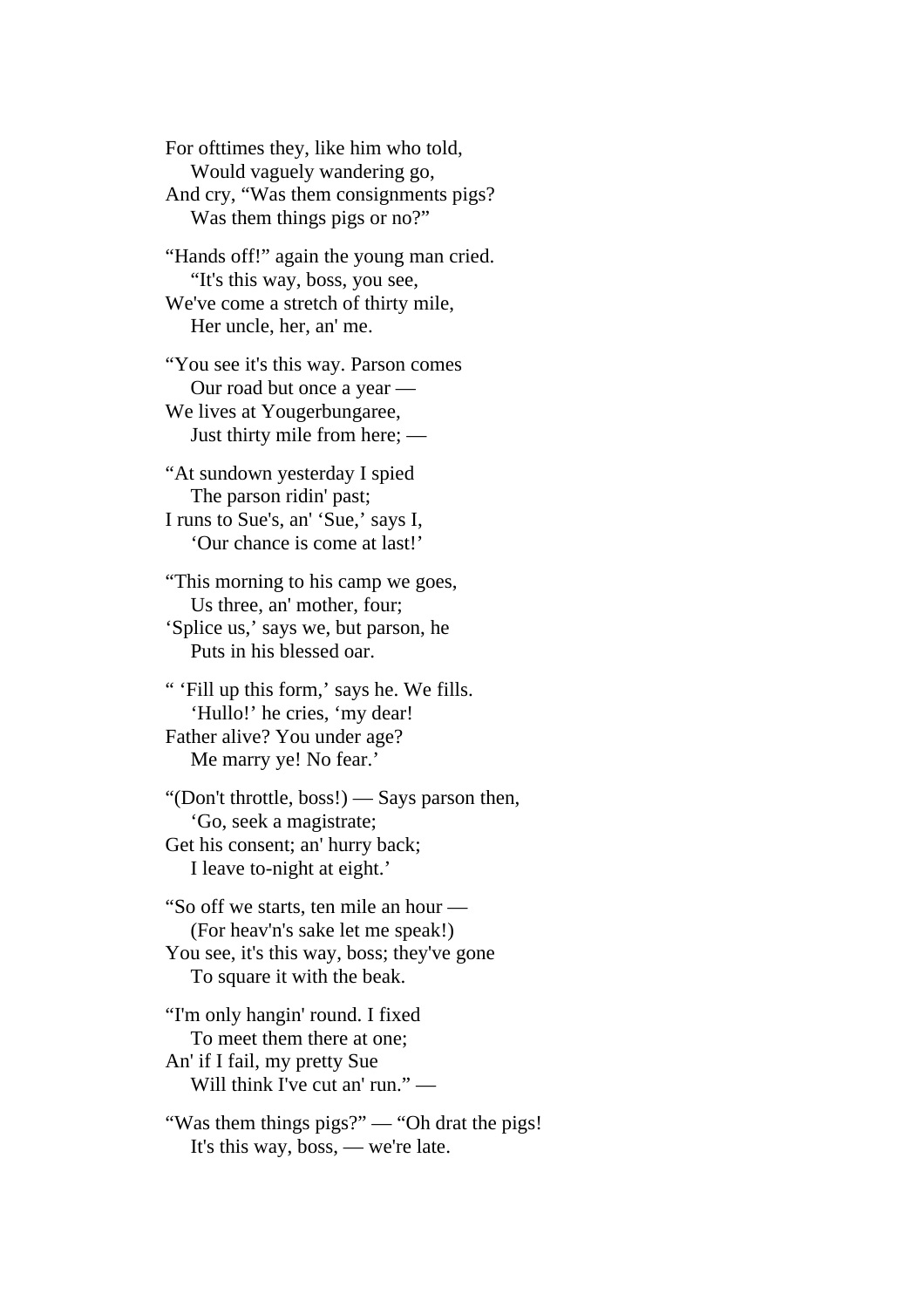For ofttimes they, like him who told,
    Would vaguely wandering go,
And cry, "Was them consignments pigs?
    Was them things pigs or no?"

"Hands off!" again the young man cried.
    "It's this way, boss, you see,
We've come a stretch of thirty mile,
    Her uncle, her, an' me.

"You see it's this way. Parson comes
    Our road but once a year —
We lives at Yougerbungaree,
    Just thirty mile from here; —

"At sundown yesterday I spied
    The parson ridin' past;
I runs to Sue's, an' 'Sue,' says I,
    'Our chance is come at last!'

"This morning to his camp we goes,
    Us three, an' mother, four;
'Splice us,' says we, but parson, he
    Puts in his blessed oar.

" 'Fill up this form,' says he. We fills.
    'Hullo!' he cries, 'my dear!
Father alive? You under age?
    Me marry ye! No fear.'

"(Don't throttle, boss!) — Says parson then,
    'Go, seek a magistrate;
Get his consent; an' hurry back;
    I leave to-night at eight.'

"So off we starts, ten mile an hour —
    (For heav'n's sake let me speak!)
You see, it's this way, boss; they've gone
    To square it with the beak.

"I'm only hangin' round. I fixed
    To meet them there at one;
An' if I fail, my pretty Sue
    Will think I've cut an' run." —

"Was them things pigs?" — "Oh drat the pigs!
    It's this way, boss, — we're late.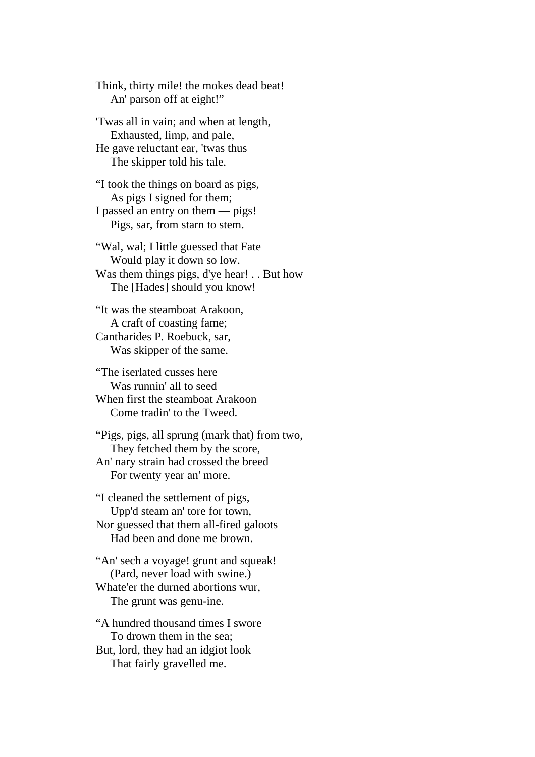Think, thirty mile! the mokes dead beat!
    An' parson off at eight!"

'Twas all in vain; and when at length,
    Exhausted, limp, and pale,
He gave reluctant ear, 'twas thus
    The skipper told his tale.

"I took the things on board as pigs,
    As pigs I signed for them;
I passed an entry on them — pigs!
    Pigs, sar, from starn to stem.

"Wal, wal; I little guessed that Fate
    Would play it down so low.
Was them things pigs, d'ye hear! . . But how
    The [Hades] should you know!

"It was the steamboat Arakoon,
    A craft of coasting fame;
Cantharides P. Roebuck, sar,
    Was skipper of the same.

"The iserlated cusses here
    Was runnin' all to seed
When first the steamboat Arakoon
    Come tradin' to the Tweed.

"Pigs, pigs, all sprung (mark that) from two,
    They fetched them by the score,
An' nary strain had crossed the breed
    For twenty year an' more.

"I cleaned the settlement of pigs,
    Upp'd steam an' tore for town,
Nor guessed that them all-fired galoots
    Had been and done me brown.

"An' sech a voyage! grunt and squeak!
    (Pard, never load with swine.)
Whate'er the durned abortions wur,
    The grunt was genu-ine.

"A hundred thousand times I swore
    To drown them in the sea;
But, lord, they had an idgiot look
    That fairly gravelled me.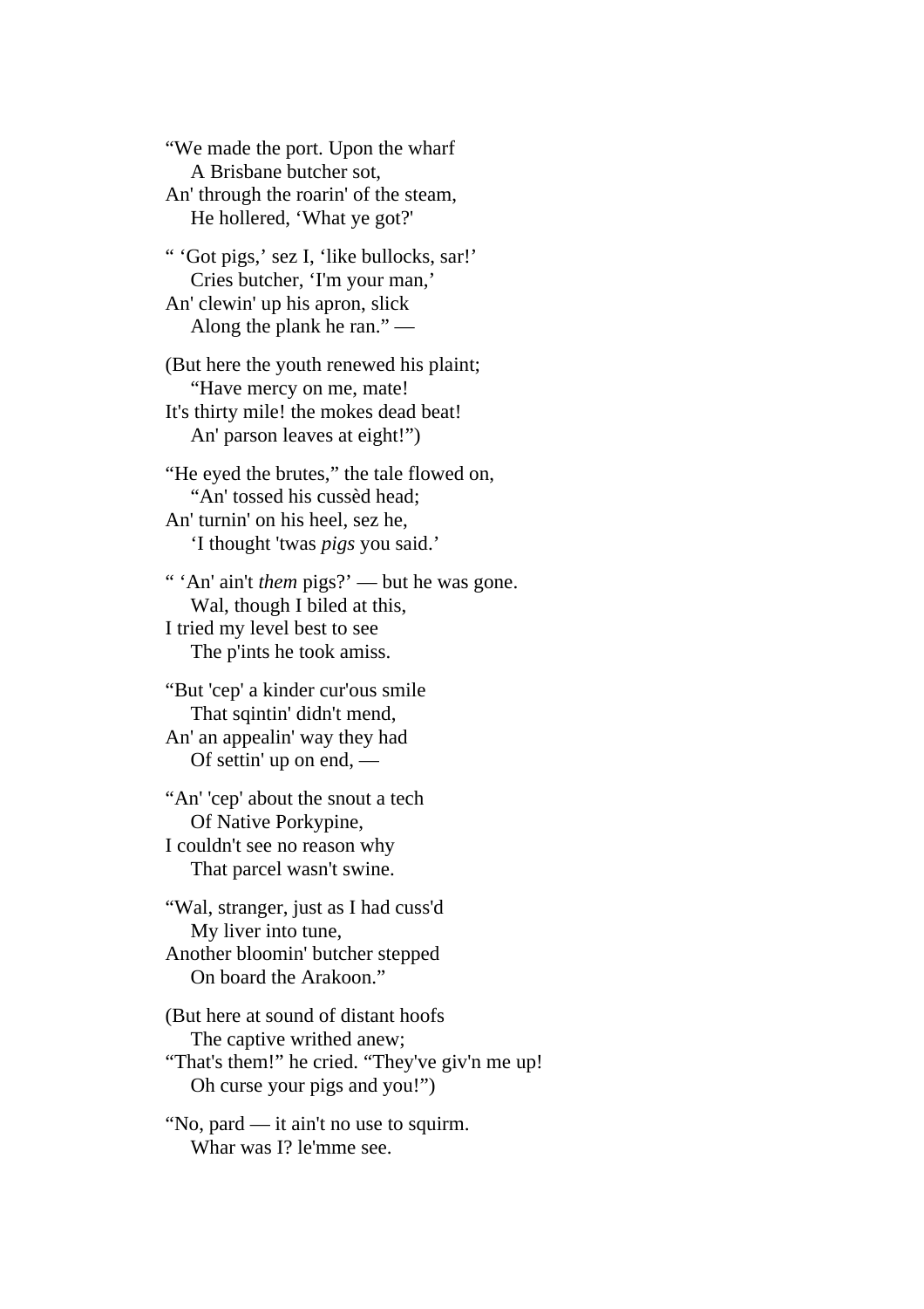“We made the port. Upon the wharf
    A Brisbane butcher sot,
An' through the roarin' of the steam,
    He hollered, ‘What ye got?'

“ ‘Got pigs,’ sez I, ‘like bullocks, sar!’
    Cries butcher, ‘I'm your man,’
An' clewin' up his apron, slick
    Along the plank he ran.” —

(But here the youth renewed his plaint;
    “Have mercy on me, mate!
It's thirty mile! the mokes dead beat!
    An' parson leaves at eight!”)

“He eyed the brutes,” the tale flowed on,
    “An' tossed his cussèd head;
An' turnin' on his heel, sez he,
    ‘I thought 'twas *pigs* you said.’

“ ‘An' ain't *them* pigs?’ — but he was gone.
    Wal, though I biled at this,
I tried my level best to see
    The p'ints he took amiss.

“But 'cep' a kinder cur'ous smile
    That sqintin' didn't mend,
An' an appealin' way they had
    Of settin' up on end, —

“An' 'cep' about the snout a tech
    Of Native Porkypine,
I couldn't see no reason why
    That parcel wasn't swine.

“Wal, stranger, just as I had cuss'd
    My liver into tune,
Another bloomin' butcher stepped
    On board the Arakoon.”

(But here at sound of distant hoofs
    The captive writhed anew;
“That's them!” he cried. “They've giv'n me up!
    Oh curse your pigs and you!”)

“No, pard — it ain't no use to squirm.
    Whar was I? le'mme see.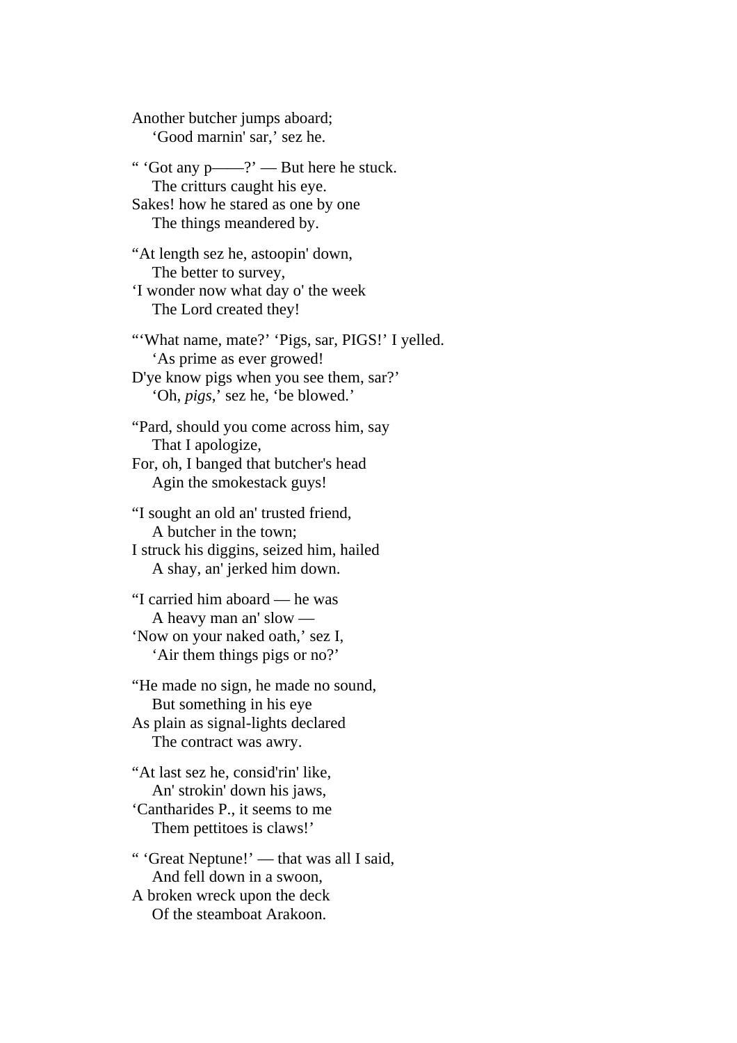Another butcher jumps aboard;  
  ‘Good marnin' sar,’ sez he.

“ ‘Got any p——?’ — But here he stuck.  
  The critturs caught his eye.  
Sakes! how he stared as one by one  
  The things meandered by.

“At length sez he, astoopin' down,  
  The better to survey,  
‘I wonder now what day o' the week  
  The Lord created they!

“‘What name, mate?’ ‘Pigs, sar, PIGS!’ I yelled.  
  ‘As prime as ever growed!  
D'ye know pigs when you see them, sar?’  
  ‘Oh, *pigs*,’ sez he, ‘be blowed.’

“Pard, should you come across him, say  
  That I apologize,  
For, oh, I banged that butcher's head  
  Agin the smokestack guys!

“I sought an old an' trusted friend,  
  A butcher in the town;  
I struck his diggins, seized him, hailed  
  A shay, an' jerked him down.

“I carried him aboard — he was  
  A heavy man an' slow —  
‘Now on your naked oath,’ sez I,  
  ‘Air them things pigs or no?’

“He made no sign, he made no sound,  
  But something in his eye  
As plain as signal-lights declared  
  The contract was awry.

“At last sez he, consid'rin' like,  
  An' strokin' down his jaws,  
‘Cantharides P., it seems to me  
  Them pettitoes is claws!’

“ ‘Great Neptune!’ — that was all I said,  
  And fell down in a swoon,  
A broken wreck upon the deck  
  Of the steamboat Arakoon.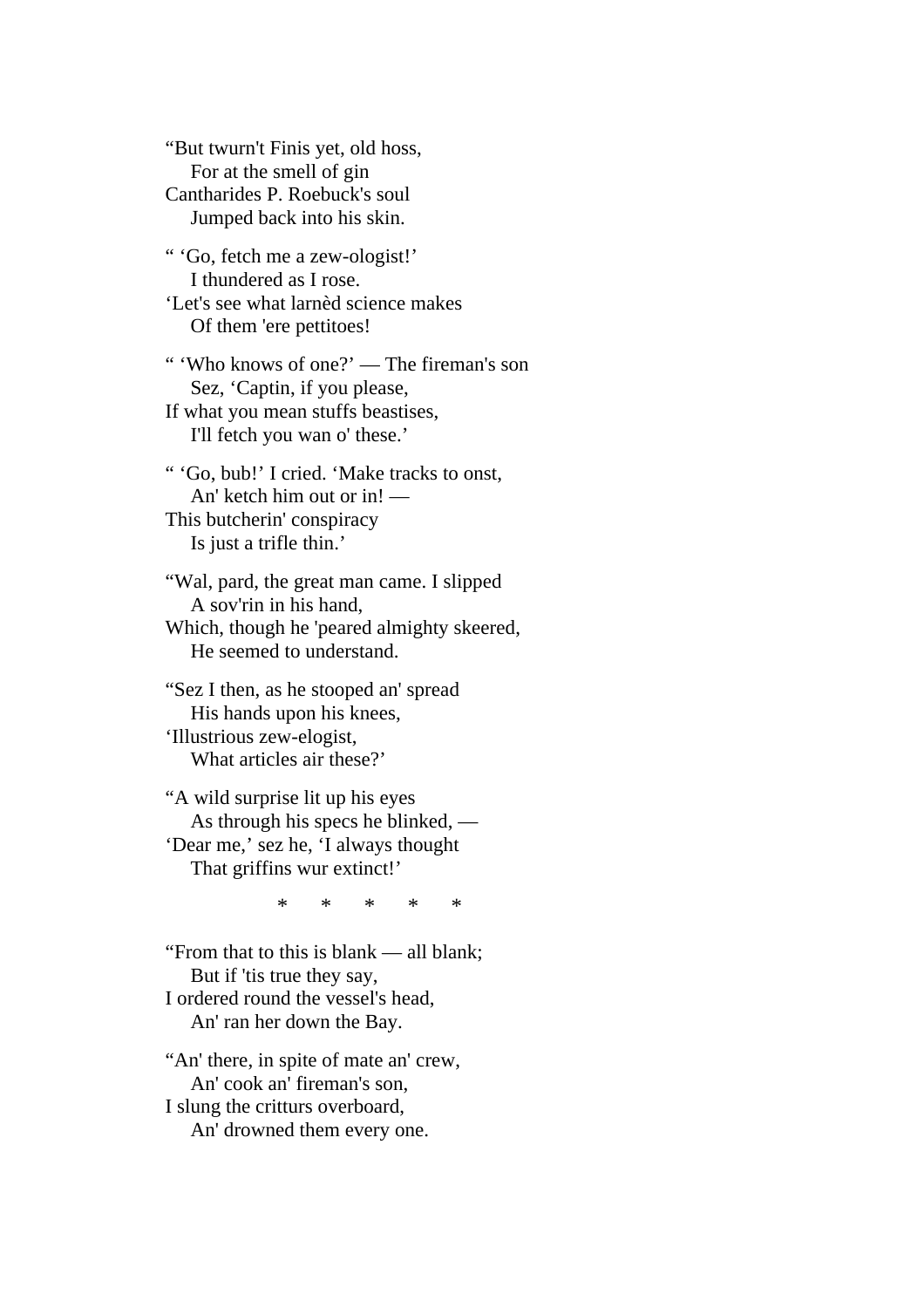“But twurn't Finis yet, old hoss,
  For at the smell of gin
Cantharides P. Roebuck's soul
  Jumped back into his skin.

“ ‘Go, fetch me a zew-ologist!’
  I thundered as I rose.
‘Let's see what larnèd science makes
  Of them 'ere pettitoes!

“ ‘Who knows of one?’ — The fireman's son
  Sez, ‘Captin, if you please,
If what you mean stuffs beastises,
  I'll fetch you wan o' these.’

“ ‘Go, bub!’ I cried. ‘Make tracks to onst,
  An' ketch him out or in! —
This butcherin' conspiracy
  Is just a trifle thin.’

“Wal, pard, the great man came. I slipped
  A sov'rin in his hand,
Which, though he 'peared almighty skeered,
  He seemed to understand.

“Sez I then, as he stooped an' spread
  His hands upon his knees,
‘Illustrious zew-elogist,
  What articles air these?’

“A wild surprise lit up his eyes
  As through his specs he blinked, —
‘Dear me,’ sez he, ‘I always thought
  That griffins wur extinct!’

\* \* \* \* \*

“From that to this is blank — all blank;
  But if 'tis true they say,
I ordered round the vessel's head,
  An' ran her down the Bay.

“An' there, in spite of mate an' crew,
  An' cook an' fireman's son,
I slung the critturs overboard,
  An' drowned them every one.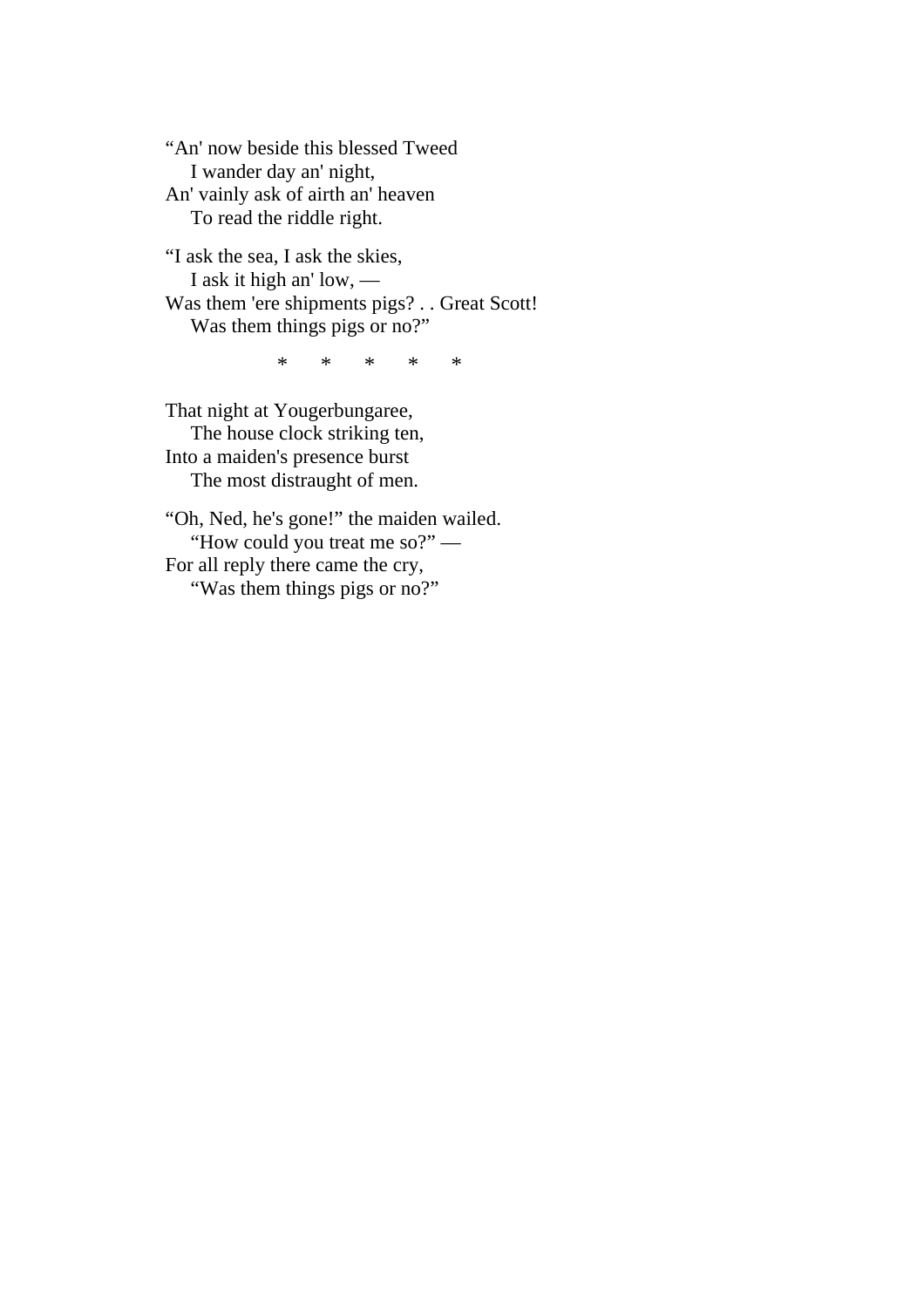“An' now beside this blessed Tweed
    I wander day an' night,
An' vainly ask of airth an' heaven
    To read the riddle right.

“I ask the sea, I ask the skies,
    I ask it high an' low, —
Was them 'ere shipments pigs? . . Great Scott!
    Was them things pigs or no?”

\* \* \* \* \*

That night at Yougerbungaree,
    The house clock striking ten,
Into a maiden's presence burst
    The most distraught of men.

“Oh, Ned, he's gone!” the maiden wailed.
    “How could you treat me so?” —
For all reply there came the cry,
    “Was them things pigs or no?”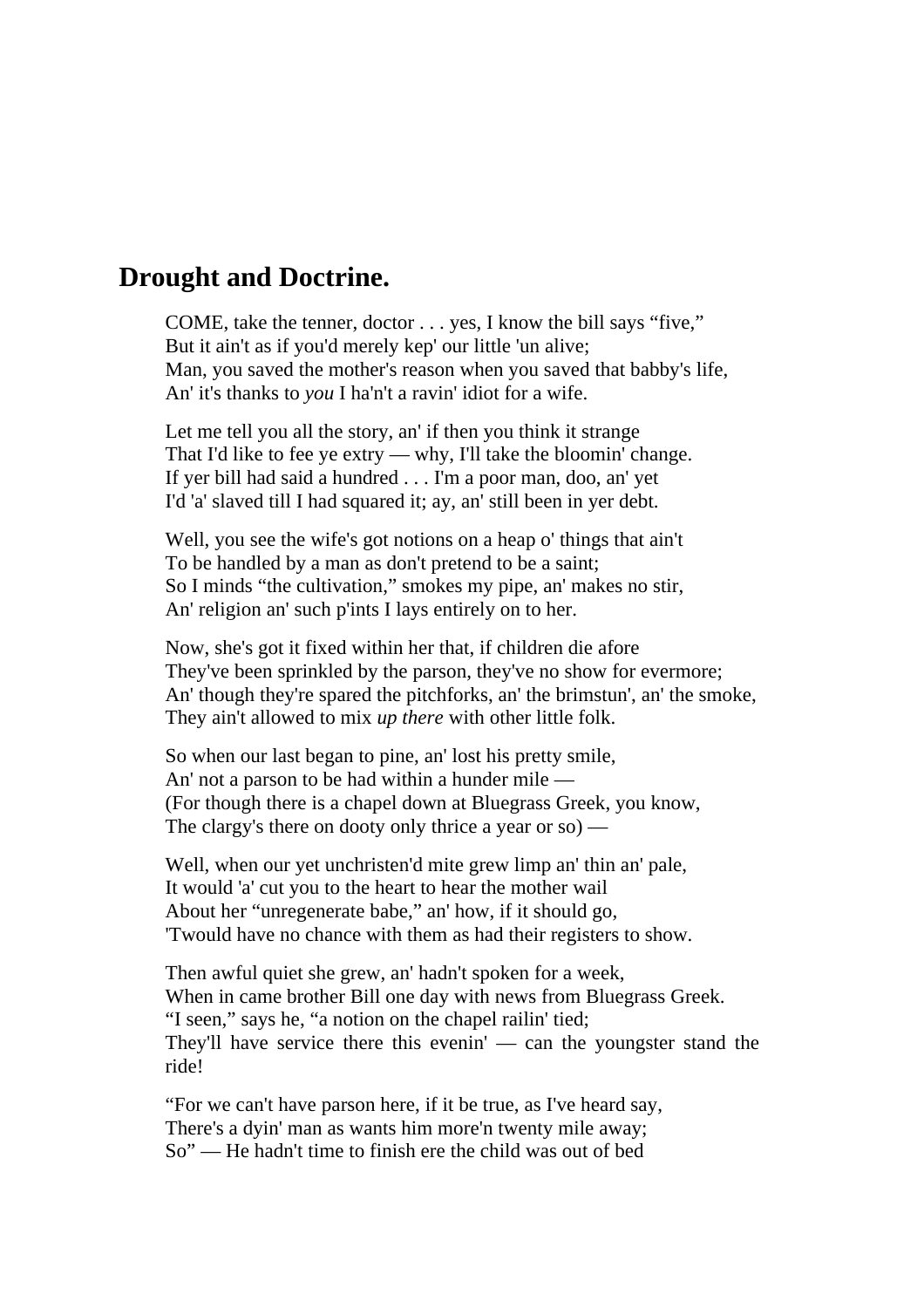## Drought and Doctrine.

COME, take the tenner, doctor . . . yes, I know the bill says “five,”  
But it ain't as if you'd merely kep' our little 'un alive;  
Man, you saved the mother's reason when you saved that babby's life,  
An' it's thanks to *you* I ha'n't a ravin' idiot for a wife.

Let me tell you all the story, an' if then you think it strange  
That I'd like to fee ye extry — why, I'll take the bloomin' change.  
If yer bill had said a hundred . . . I'm a poor man, doo, an' yet  
I'd 'a' slaved till I had squared it; ay, an' still been in yer debt.

Well, you see the wife's got notions on a heap o' things that ain't  
To be handled by a man as don't pretend to be a saint;  
So I minds “the cultivation,” smokes my pipe, an' makes no stir,  
An' religion an' such p'ints I lays entirely on to her.

Now, she's got it fixed within her that, if children die afore  
They've been sprinkled by the parson, they've no show for evermore;  
An' though they're spared the pitchforks, an' the brimstun', an' the smoke,  
They ain't allowed to mix *up there* with other little folk.

So when our last began to pine, an' lost his pretty smile,  
An' not a parson to be had within a hunder mile —  
(For though there is a chapel down at Bluegrass Greek, you know,  
The clargy's there on dooty only thrice a year or so) —

Well, when our yet unchristen'd mite grew limp an' thin an' pale,  
It would 'a' cut you to the heart to hear the mother wail  
About her “unregenerate babe,” an' how, if it should go,  
'Twould have no chance with them as had their registers to show.

Then awful quiet she grew, an' hadn't spoken for a week,  
When in came brother Bill one day with news from Bluegrass Greek.  
“I seen,” says he, “a notion on the chapel railin' tied;  
They'll have service there this evenin' — can the youngster stand the ride!

“For we can't have parson here, if it be true, as I've heard say,  
There's a dyin' man as wants him more'n twenty mile away;  
So” — He hadn't time to finish ere the child was out of bed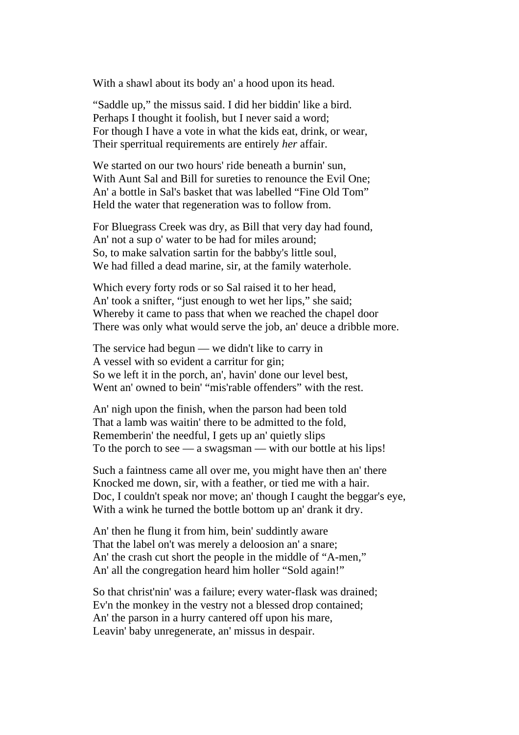With a shawl about its body an' a hood upon its head.

"Saddle up," the missus said. I did her biddin' like a bird.  
Perhaps I thought it foolish, but I never said a word;  
For though I have a vote in what the kids eat, drink, or wear,  
Their sperritual requirements are entirely *her* affair.

We started on our two hours' ride beneath a burnin' sun,  
With Aunt Sal and Bill for sureties to renounce the Evil One;  
An' a bottle in Sal's basket that was labelled "Fine Old Tom"  
Held the water that regeneration was to follow from.

For Bluegrass Creek was dry, as Bill that very day had found,  
An' not a sup o' water to be had for miles around;  
So, to make salvation sartin for the babby's little soul,  
We had filled a dead marine, sir, at the family waterhole.

Which every forty rods or so Sal raised it to her head,  
An' took a snifter, "just enough to wet her lips," she said;  
Whereby it came to pass that when we reached the chapel door  
There was only what would serve the job, an' deuce a dribble more.

The service had begun — we didn't like to carry in  
A vessel with so evident a carritur for gin;  
So we left it in the porch, an', havin' done our level best,  
Went an' owned to bein' "mis'rable offenders" with the rest.

An' nigh upon the finish, when the parson had been told  
That a lamb was waitin' there to be admitted to the fold,  
Rememberin' the needful, I gets up an' quietly slips  
To the porch to see — a swagsman — with our bottle at his lips!

Such a faintness came all over me, you might have then an' there  
Knocked me down, sir, with a feather, or tied me with a hair.  
Doc, I couldn't speak nor move; an' though I caught the beggar's eye,  
With a wink he turned the bottle bottom up an' drank it dry.

An' then he flung it from him, bein' suddintly aware  
That the label on't was merely a deloosion an' a snare;  
An' the crash cut short the people in the middle of "A-men,"  
An' all the congregation heard him holler "Sold again!"

So that christ'nin' was a failure; every water-flask was drained;  
Ev'n the monkey in the vestry not a blessed drop contained;  
An' the parson in a hurry cantered off upon his mare,  
Leavin' baby unregenerate, an' missus in despair.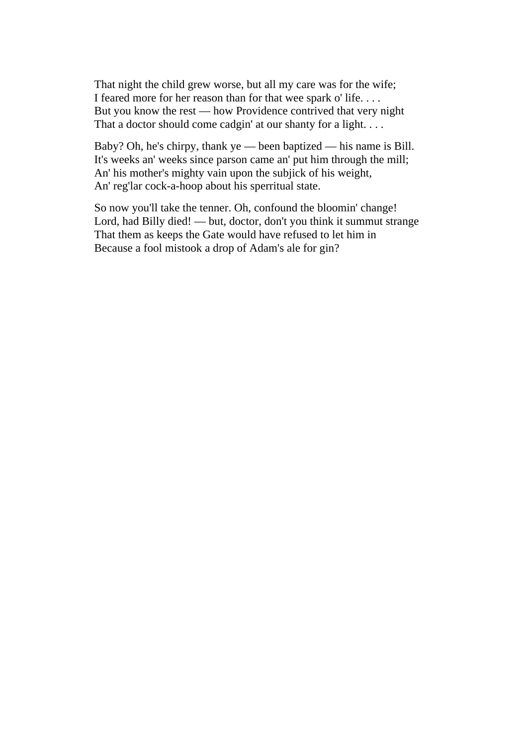That night the child grew worse, but all my care was for the wife;
I feared more for her reason than for that wee spark o' life. . . .
But you know the rest — how Providence contrived that very night
That a doctor should come cadgin' at our shanty for a light. . . .

Baby? Oh, he's chirpy, thank ye — been baptized — his name is Bill.
It's weeks an' weeks since parson came an' put him through the mill;
An' his mother's mighty vain upon the subjick of his weight,
An' reg'lar cock-a-hoop about his sperritual state.

So now you'll take the tenner. Oh, confound the bloomin' change!
Lord, had Billy died! — but, doctor, don't you think it summut strange
That them as keeps the Gate would have refused to let him in
Because a fool mistook a drop of Adam's ale for gin?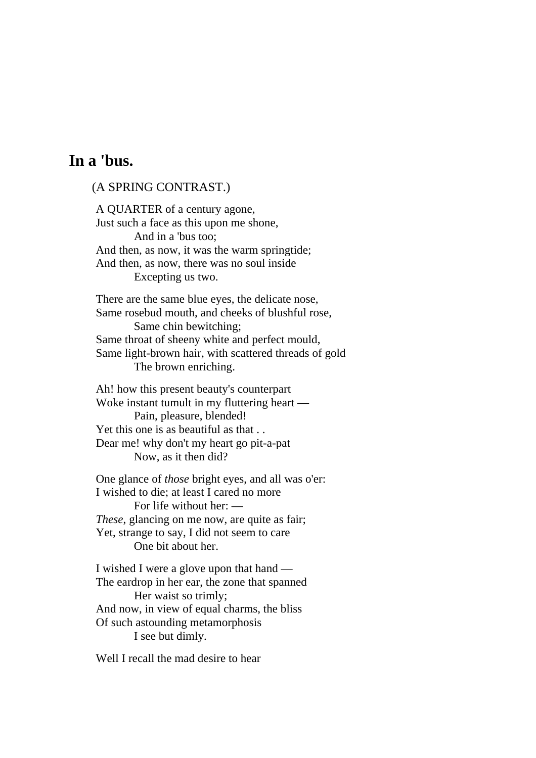## In a 'bus.

(A SPRING CONTRAST.)

A QUARTER of a century agone,
Just such a face as this upon me shone,
        And in a 'bus too;
And then, as now, it was the warm springtide;
And then, as now, there was no soul inside
        Excepting us two.

There are the same blue eyes, the delicate nose,
Same rosebud mouth, and cheeks of blushful rose,
        Same chin bewitching;
Same throat of sheeny white and perfect mould,
Same light-brown hair, with scattered threads of gold
        The brown enriching.

Ah! how this present beauty's counterpart
Woke instant tumult in my fluttering heart —
        Pain, pleasure, blended!
Yet this one is as beautiful as that . .
Dear me! why don't my heart go pit-a-pat
        Now, as it then did?

One glance of *those* bright eyes, and all was o'er:
I wished to die; at least I cared no more
        For life without her: —
*These*, glancing on me now, are quite as fair;
Yet, strange to say, I did not seem to care
        One bit about her.

I wished I were a glove upon that hand —
The eardrop in her ear, the zone that spanned
        Her waist so trimly;
And now, in view of equal charms, the bliss
Of such astounding metamorphosis
        I see but dimly.

Well I recall the mad desire to hear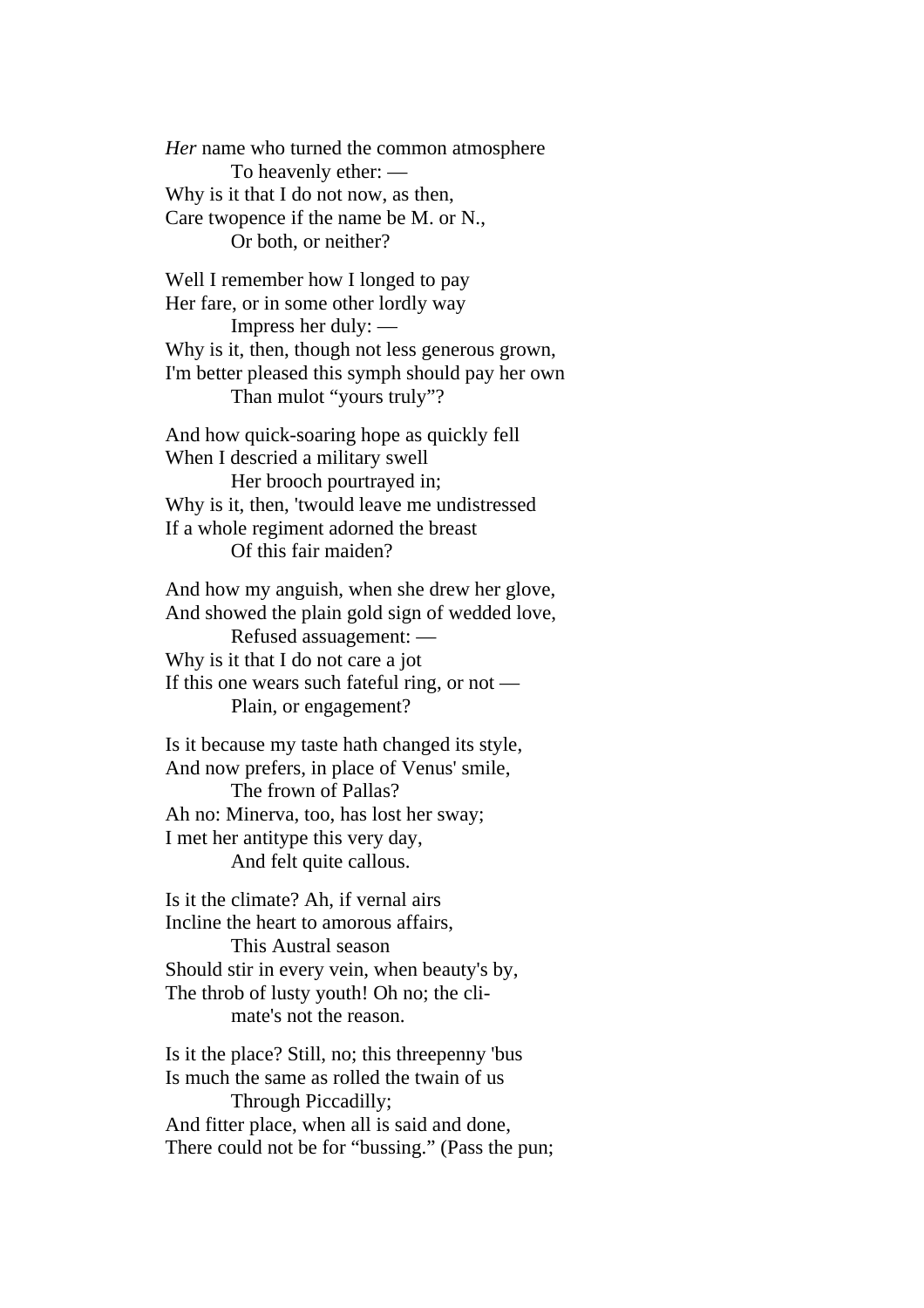*Her* name who turned the common atmosphere
To heavenly ether: —
Why is it that I do not now, as then,
Care twopence if the name be M. or N.,
Or both, or neither?

Well I remember how I longed to pay
Her fare, or in some other lordly way
Impress her duly: —
Why is it, then, though not less generous grown,
I'm better pleased this symph should pay her own
Than mulot "yours truly"?

And how quick-soaring hope as quickly fell
When I descried a military swell
Her brooch pourtrayed in;
Why is it, then, 'twould leave me undistressed
If a whole regiment adorned the breast
Of this fair maiden?

And how my anguish, when she drew her glove,
And showed the plain gold sign of wedded love,
Refused assuagement: —
Why is it that I do not care a jot
If this one wears such fateful ring, or not —
Plain, or engagement?

Is it because my taste hath changed its style,
And now prefers, in place of Venus' smile,
The frown of Pallas?
Ah no: Minerva, too, has lost her sway;
I met her antitype this very day,
And felt quite callous.

Is it the climate? Ah, if vernal airs
Incline the heart to amorous affairs,
This Austral season
Should stir in every vein, when beauty's by,
The throb of lusty youth! Oh no; the cli-
mate's not the reason.

Is it the place? Still, no; this threepenny 'bus
Is much the same as rolled the twain of us
Through Piccadilly;
And fitter place, when all is said and done,
There could not be for "bussing." (Pass the pun;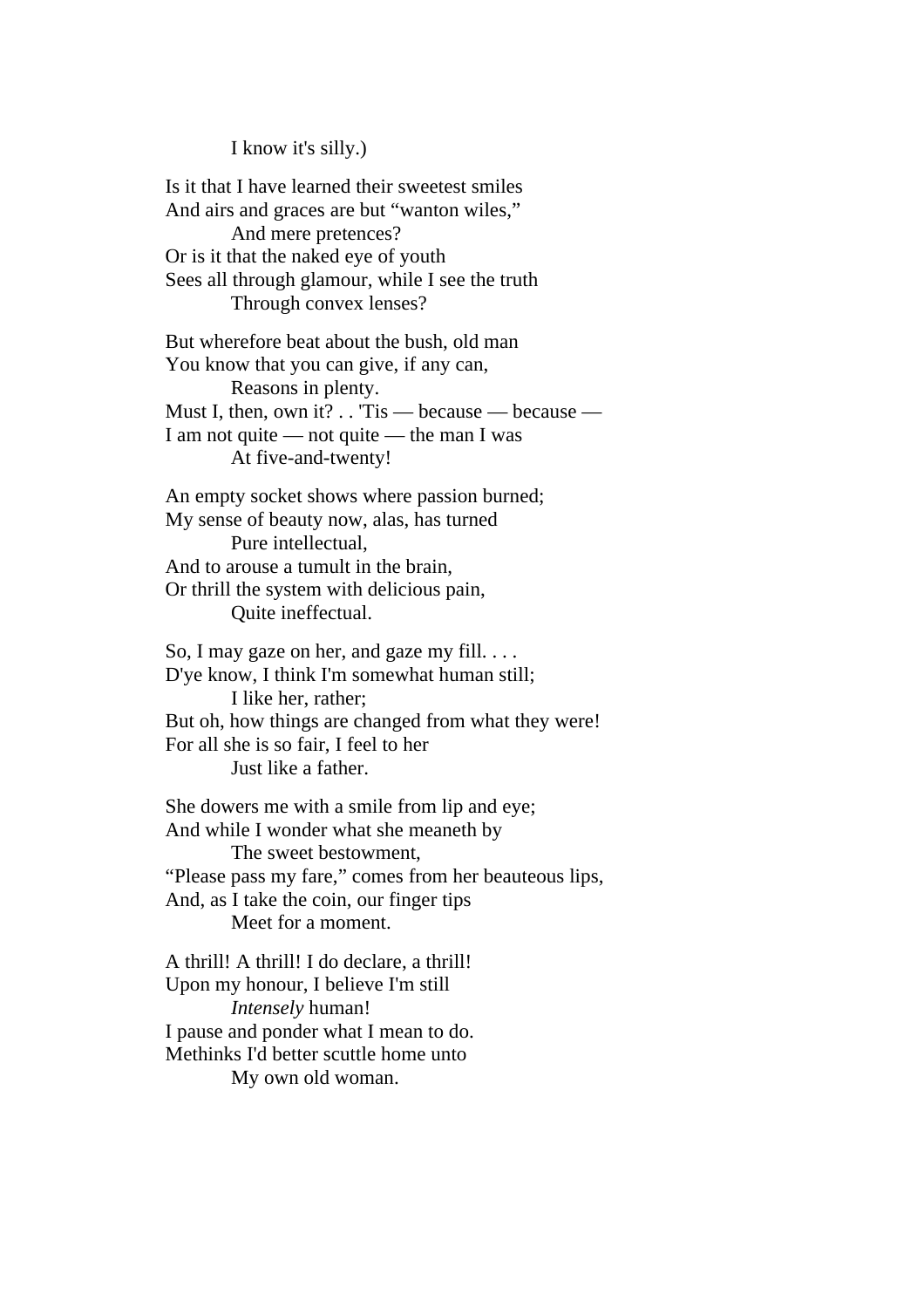I know it's silly.)

Is it that I have learned their sweetest smiles  
And airs and graces are but “wanton wiles,”  
And mere pretences?  
Or is it that the naked eye of youth  
Sees all through glamour, while I see the truth  
Through convex lenses?

But wherefore beat about the bush, old man  
You know that you can give, if any can,  
Reasons in plenty.  
Must I, then, own it? . . 'Tis — because — because —  
I am not quite — not quite — the man I was  
At five-and-twenty!

An empty socket shows where passion burned;  
My sense of beauty now, alas, has turned  
Pure intellectual,  
And to arouse a tumult in the brain,  
Or thrill the system with delicious pain,  
Quite ineffectual.

So, I may gaze on her, and gaze my fill. . . .  
D'ye know, I think I'm somewhat human still;  
I like her, rather;  
But oh, how things are changed from what they were!  
For all she is so fair, I feel to her  
Just like a father.

She dowers me with a smile from lip and eye;  
And while I wonder what she meaneth by  
The sweet bestowment,  
“Please pass my fare,” comes from her beauteous lips,  
And, as I take the coin, our finger tips  
Meet for a moment.

A thrill! A thrill! I do declare, a thrill!  
Upon my honour, I believe I'm still  
*Intensely* human!  
I pause and ponder what I mean to do.  
Methinks I'd better scuttle home unto  
My own old woman.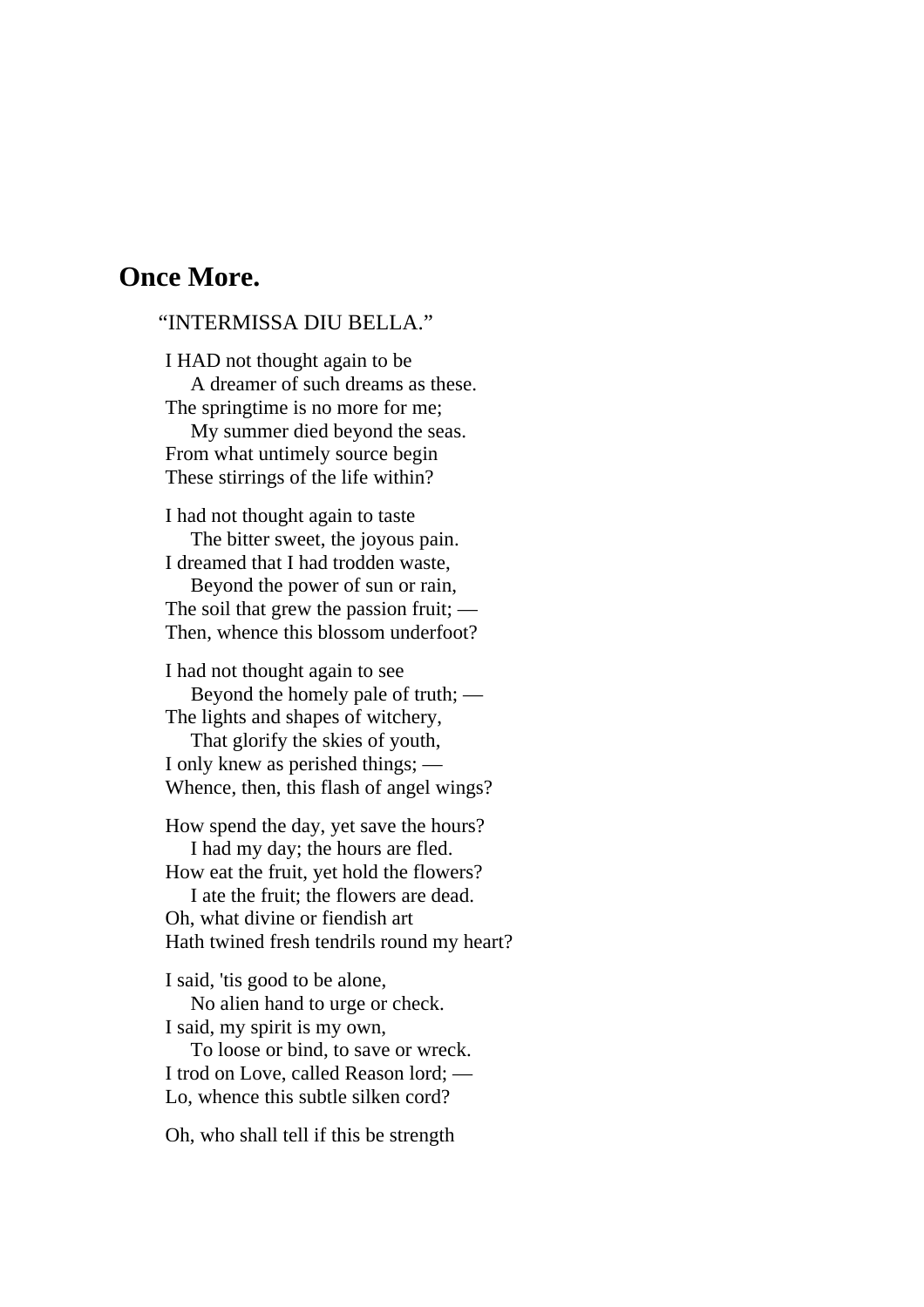## Once More.

"INTERMISSA DIU BELLA."

I HAD not thought again to be
    A dreamer of such dreams as these.
The springtime is no more for me;
    My summer died beyond the seas.
From what untimely source begin
These stirrings of the life within?

I had not thought again to taste
    The bitter sweet, the joyous pain.
I dreamed that I had trodden waste,
    Beyond the power of sun or rain,
The soil that grew the passion fruit; —
Then, whence this blossom underfoot?

I had not thought again to see
    Beyond the homely pale of truth; —
The lights and shapes of witchery,
    That glorify the skies of youth,
I only knew as perished things; —
Whence, then, this flash of angel wings?

How spend the day, yet save the hours?
    I had my day; the hours are fled.
How eat the fruit, yet hold the flowers?
    I ate the fruit; the flowers are dead.
Oh, what divine or fiendish art
Hath twined fresh tendrils round my heart?

I said, 'tis good to be alone,
    No alien hand to urge or check.
I said, my spirit is my own,
    To loose or bind, to save or wreck.
I trod on Love, called Reason lord; —
Lo, whence this subtle silken cord?

Oh, who shall tell if this be strength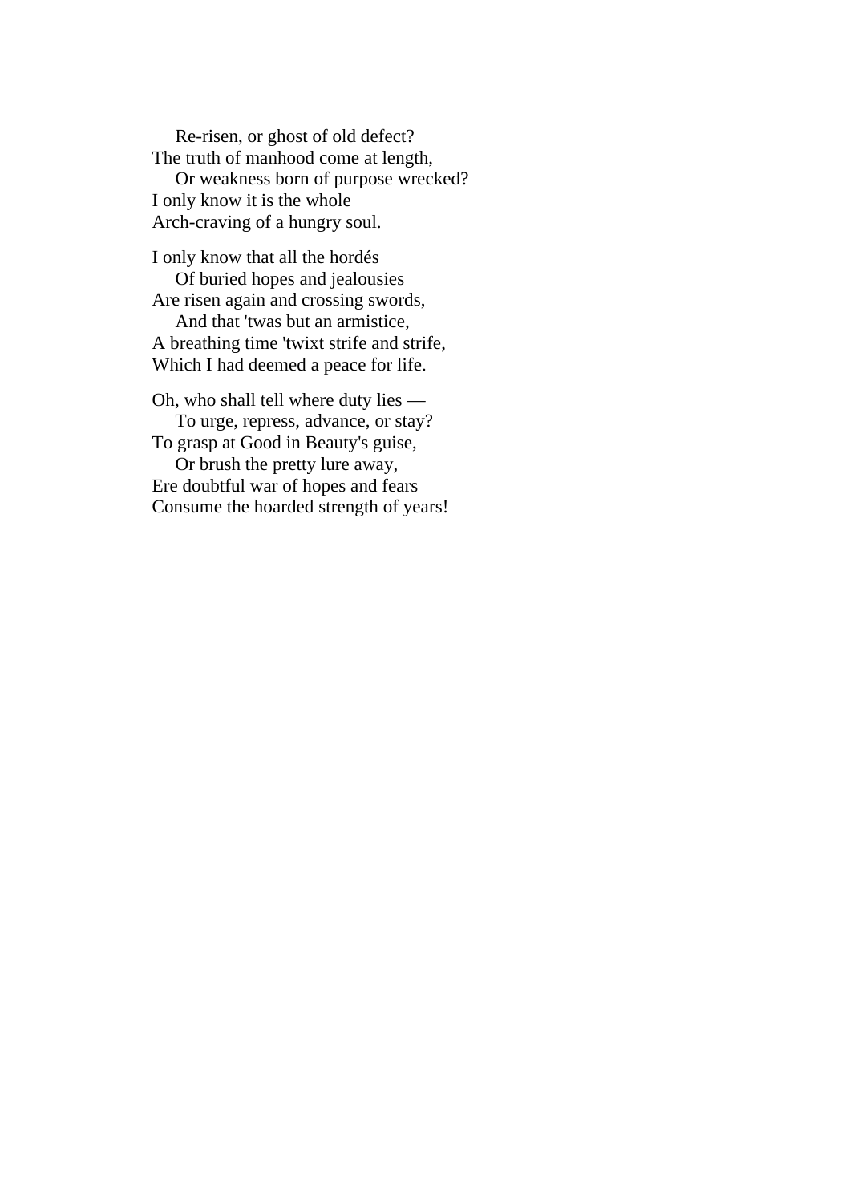Re-risen, or ghost of old defect?  
The truth of manhood come at length,  
Or weakness born of purpose wrecked?  
I only know it is the whole  
Arch-craving of a hungry soul.

I only know that all the hordés  
Of buried hopes and jealousies  
Are risen again and crossing swords,  
And that 'twas but an armistice,  
A breathing time 'twixt strife and strife,  
Which I had deemed a peace for life.

Oh, who shall tell where duty lies —  
To urge, repress, advance, or stay?  
To grasp at Good in Beauty's guise,  
Or brush the pretty lure away,  
Ere doubtful war of hopes and fears  
Consume the hoarded strength of years!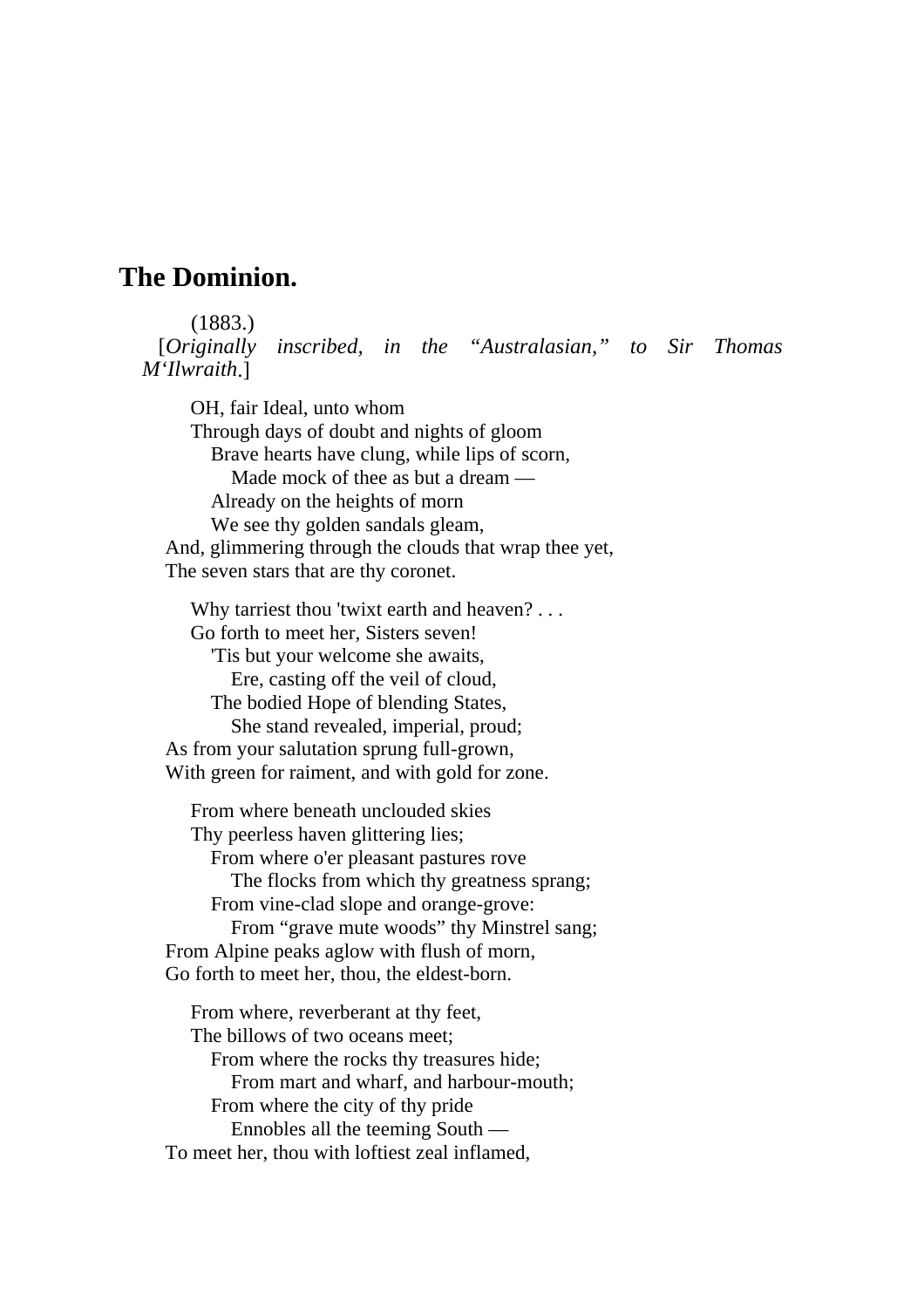## The Dominion.

(1883.)

[*Originally inscribed, in the “Australasian,” to Sir Thomas M‘Ilwraith.*]

OH, fair Ideal, unto whom
Through days of doubt and nights of gloom
Brave hearts have clung, while lips of scorn,
Made mock of thee as but a dream —
Already on the heights of morn
We see thy golden sandals gleam,
And, glimmering through the clouds that wrap thee yet,
The seven stars that are thy coronet.

Why tarriest thou 'twixt earth and heaven? . . .
Go forth to meet her, Sisters seven!
'Tis but your welcome she awaits,
Ere, casting off the veil of cloud,
The bodied Hope of blending States,
She stand revealed, imperial, proud;
As from your salutation sprung full-grown,
With green for raiment, and with gold for zone.

From where beneath unclouded skies
Thy peerless haven glittering lies;
From where o'er pleasant pastures rove
The flocks from which thy greatness sprang;
From vine-clad slope and orange-grove:
From “grave mute woods” thy Minstrel sang;
From Alpine peaks aglow with flush of morn,
Go forth to meet her, thou, the eldest-born.

From where, reverberant at thy feet,
The billows of two oceans meet;
From where the rocks thy treasures hide;
From mart and wharf, and harbour-mouth;
From where the city of thy pride
Ennobles all the teeming South —
To meet her, thou with loftiest zeal inflamed,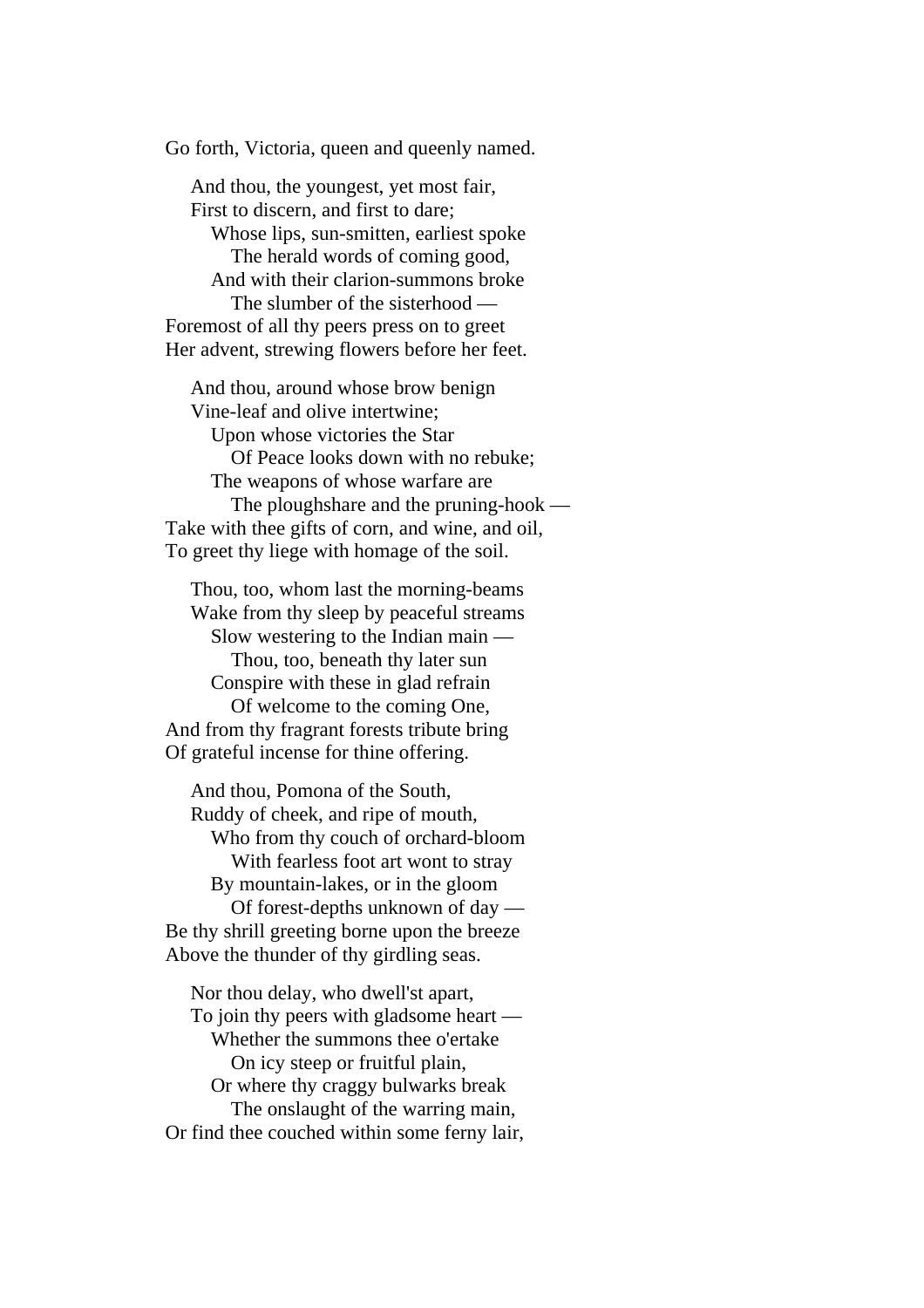Go forth, Victoria, queen and queenly named.

And thou, the youngest, yet most fair,
First to discern, and first to dare;
Whose lips, sun-smitten, earliest spoke
The herald words of coming good,
And with their clarion-summons broke
The slumber of the sisterhood —
Foremost of all thy peers press on to greet
Her advent, strewing flowers before her feet.

And thou, around whose brow benign
Vine-leaf and olive intertwine;
Upon whose victories the Star
Of Peace looks down with no rebuke;
The weapons of whose warfare are
The ploughshare and the pruning-hook —
Take with thee gifts of corn, and wine, and oil,
To greet thy liege with homage of the soil.

Thou, too, whom last the morning-beams
Wake from thy sleep by peaceful streams
Slow westering to the Indian main —
Thou, too, beneath thy later sun
Conspire with these in glad refrain
Of welcome to the coming One,
And from thy fragrant forests tribute bring
Of grateful incense for thine offering.

And thou, Pomona of the South,
Ruddy of cheek, and ripe of mouth,
Who from thy couch of orchard-bloom
With fearless foot art wont to stray
By mountain-lakes, or in the gloom
Of forest-depths unknown of day —
Be thy shrill greeting borne upon the breeze
Above the thunder of thy girdling seas.

Nor thou delay, who dwell'st apart,
To join thy peers with gladsome heart —
Whether the summons thee o'ertake
On icy steep or fruitful plain,
Or where thy craggy bulwarks break
The onslaught of the warring main,
Or find thee couched within some ferny lair,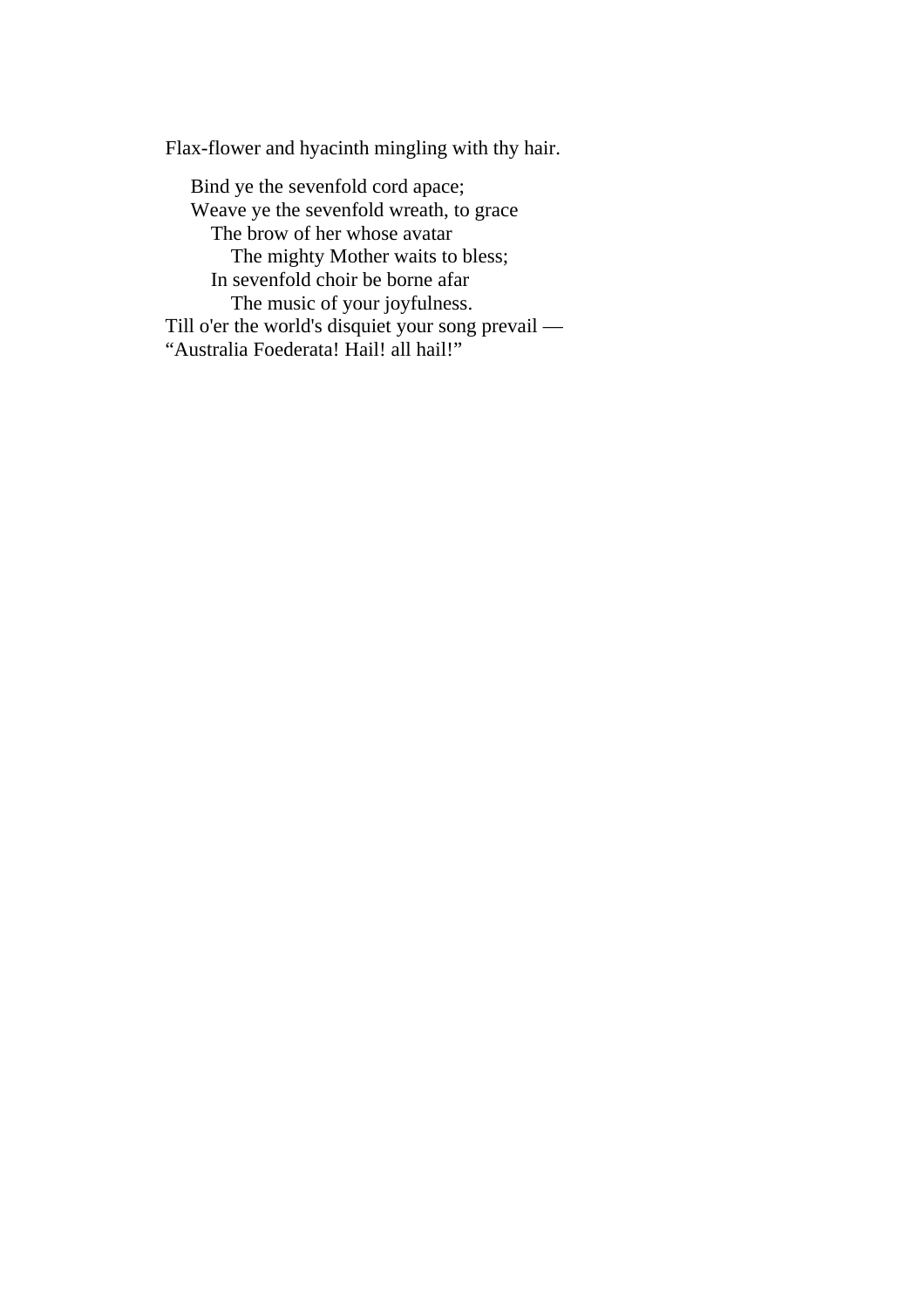Flax-flower and hyacinth mingling with thy hair.

Bind ye the sevenfold cord apace;  
Weave ye the sevenfold wreath, to grace  
The brow of her whose avatar  
The mighty Mother waits to bless;  
In sevenfold choir be borne afar  
The music of your joyfulness.  
Till o'er the world's disquiet your song prevail —  
“Australia Foederata! Hail! all hail!”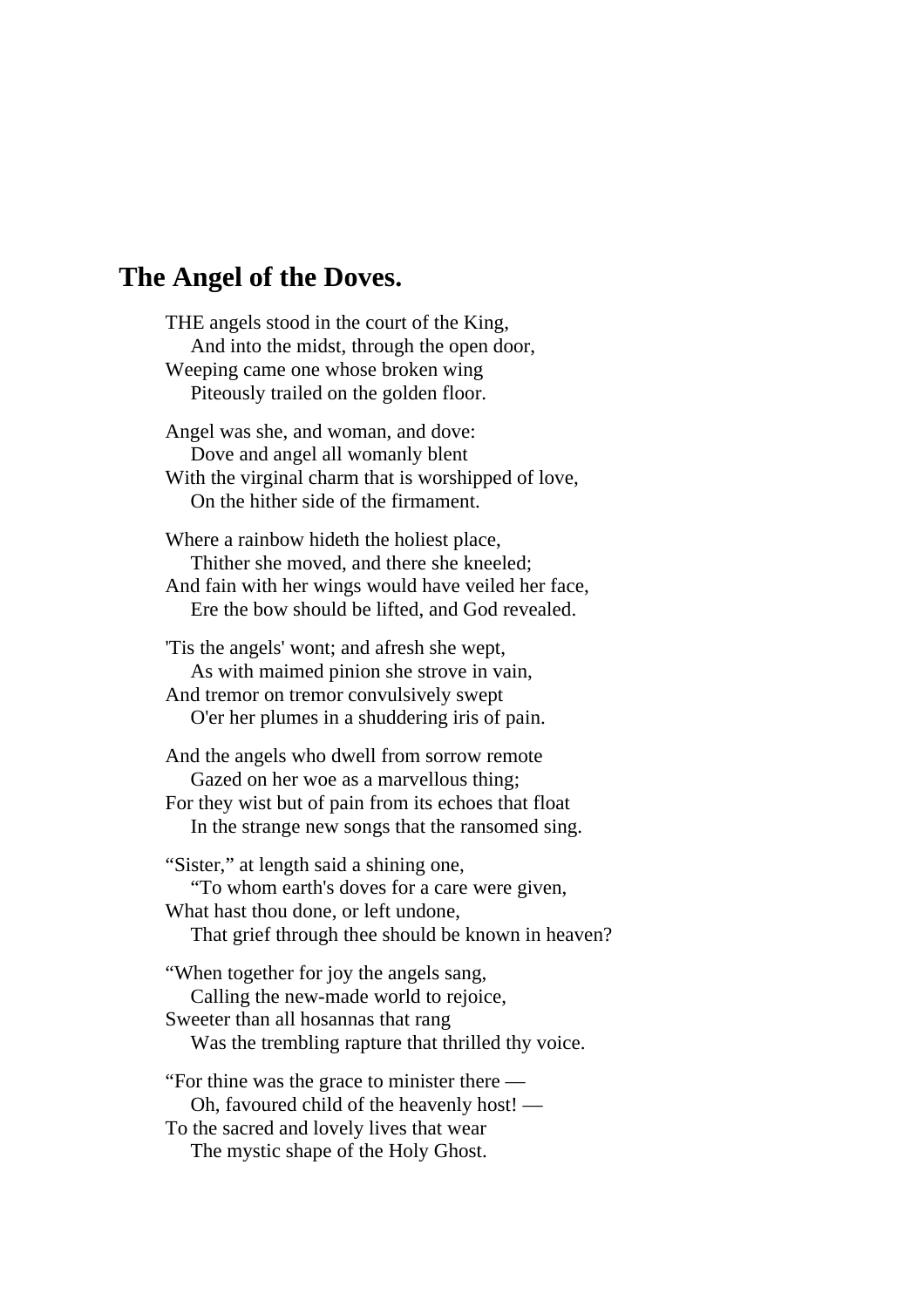## The Angel of the Doves.

THE angels stood in the court of the King,
  And into the midst, through the open door,
Weeping came one whose broken wing
  Piteously trailed on the golden floor.

Angel was she, and woman, and dove:
  Dove and angel all womanly blent
With the virginal charm that is worshipped of love,
  On the hither side of the firmament.

Where a rainbow hideth the holiest place,
  Thither she moved, and there she kneeled;
And fain with her wings would have veiled her face,
  Ere the bow should be lifted, and God revealed.

'Tis the angels' wont; and afresh she wept,
  As with maimed pinion she strove in vain,
And tremor on tremor convulsively swept
  O'er her plumes in a shuddering iris of pain.

And the angels who dwell from sorrow remote
  Gazed on her woe as a marvellous thing;
For they wist but of pain from its echoes that float
  In the strange new songs that the ransomed sing.

"Sister," at length said a shining one,
  "To whom earth's doves for a care were given,
What hast thou done, or left undone,
  That grief through thee should be known in heaven?

"When together for joy the angels sang,
  Calling the new-made world to rejoice,
Sweeter than all hosannas that rang
  Was the trembling rapture that thrilled thy voice.

"For thine was the grace to minister there —
  Oh, favoured child of the heavenly host! —
To the sacred and lovely lives that wear
  The mystic shape of the Holy Ghost.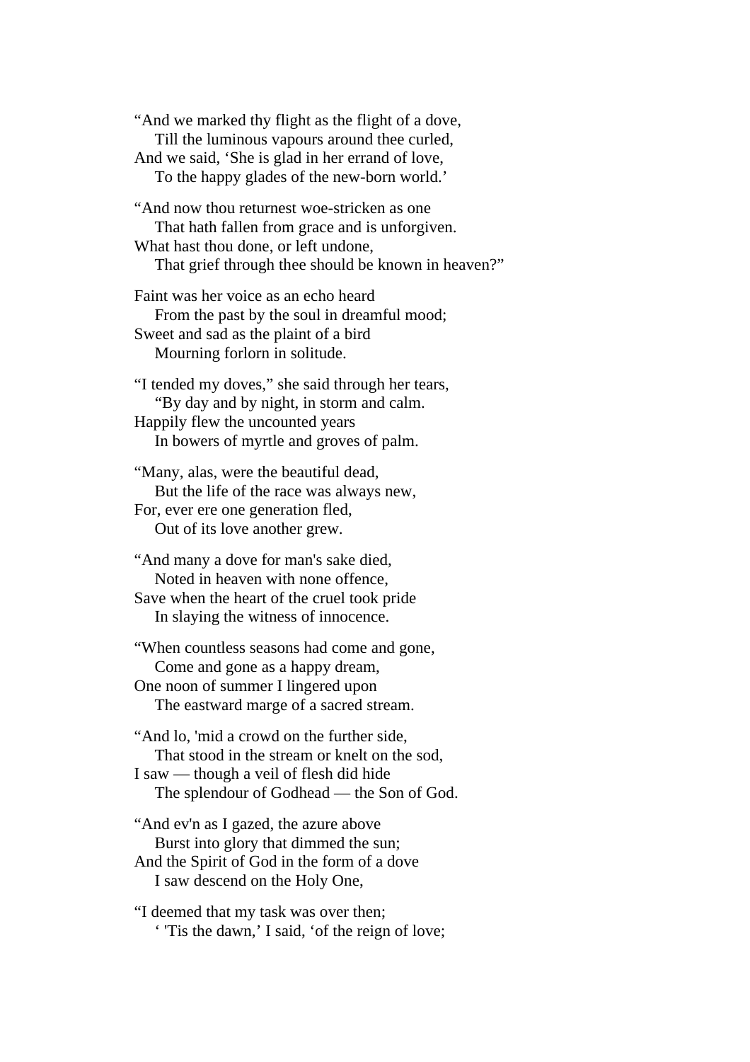"And we marked thy flight as the flight of a dove,  
    Till the luminous vapours around thee curled,  
And we said, 'She is glad in her errand of love,  
    To the happy glades of the new-born world.'

"And now thou returnest woe-stricken as one  
    That hath fallen from grace and is unforgiven.  
What hast thou done, or left undone,  
    That grief through thee should be known in heaven?"

Faint was her voice as an echo heard  
    From the past by the soul in dreamful mood;  
Sweet and sad as the plaint of a bird  
    Mourning forlorn in solitude.

"I tended my doves," she said through her tears,  
    "By day and by night, in storm and calm.  
Happily flew the uncounted years  
    In bowers of myrtle and groves of palm.

"Many, alas, were the beautiful dead,  
    But the life of the race was always new,  
For, ever ere one generation fled,  
    Out of its love another grew.

"And many a dove for man's sake died,  
    Noted in heaven with none offence,  
Save when the heart of the cruel took pride  
    In slaying the witness of innocence.

"When countless seasons had come and gone,  
    Come and gone as a happy dream,  
One noon of summer I lingered upon  
    The eastward marge of a sacred stream.

"And lo, 'mid a crowd on the further side,  
    That stood in the stream or knelt on the sod,  
I saw — though a veil of flesh did hide  
    The splendour of Godhead — the Son of God.

"And ev'n as I gazed, the azure above  
    Burst into glory that dimmed the sun;  
And the Spirit of God in the form of a dove  
    I saw descend on the Holy One,

"I deemed that my task was over then;  
    ' 'Tis the dawn,' I said, 'of the reign of love;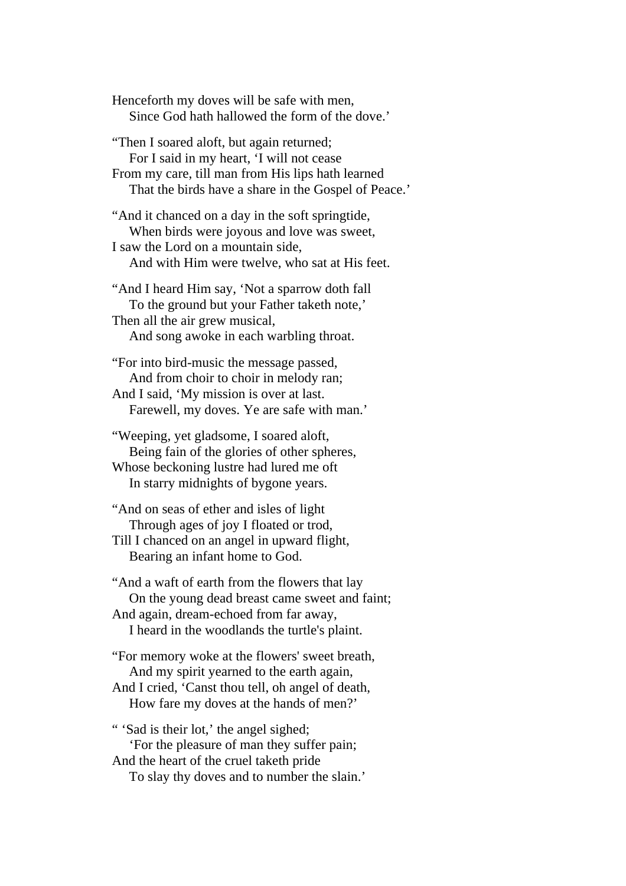Henceforth my doves will be safe with men,
    Since God hath hallowed the form of the dove.'

"Then I soared aloft, but again returned;
    For I said in my heart, 'I will not cease
From my care, till man from His lips hath learned
    That the birds have a share in the Gospel of Peace.'

"And it chanced on a day in the soft springtide,
    When birds were joyous and love was sweet,
I saw the Lord on a mountain side,
    And with Him were twelve, who sat at His feet.

"And I heard Him say, 'Not a sparrow doth fall
    To the ground but your Father taketh note,'
Then all the air grew musical,
    And song awoke in each warbling throat.

"For into bird-music the message passed,
    And from choir to choir in melody ran;
And I said, 'My mission is over at last.
    Farewell, my doves. Ye are safe with man.'

"Weeping, yet gladsome, I soared aloft,
    Being fain of the glories of other spheres,
Whose beckoning lustre had lured me oft
    In starry midnights of bygone years.

"And on seas of ether and isles of light
    Through ages of joy I floated or trod,
Till I chanced on an angel in upward flight,
    Bearing an infant home to God.

"And a waft of earth from the flowers that lay
    On the young dead breast came sweet and faint;
And again, dream-echoed from far away,
    I heard in the woodlands the turtle's plaint.

"For memory woke at the flowers' sweet breath,
    And my spirit yearned to the earth again,
And I cried, 'Canst thou tell, oh angel of death,
    How fare my doves at the hands of men?'

" 'Sad is their lot,' the angel sighed;
    'For the pleasure of man they suffer pain;
And the heart of the cruel taketh pride
    To slay thy doves and to number the slain.'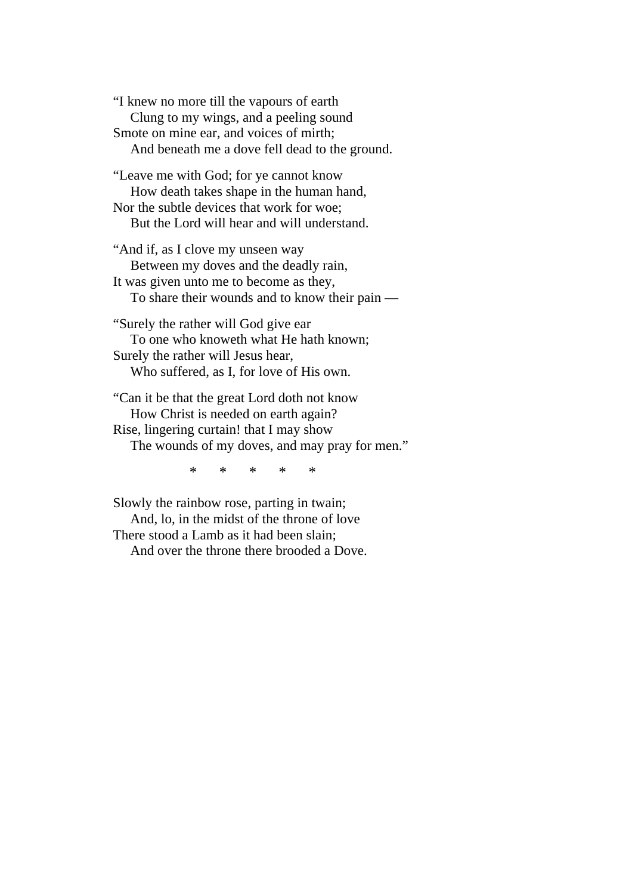"I knew no more till the vapours of earth
    Clung to my wings, and a peeling sound
Smote on mine ear, and voices of mirth;
    And beneath me a dove fell dead to the ground.

"Leave me with God; for ye cannot know
    How death takes shape in the human hand,
Nor the subtle devices that work for woe;
    But the Lord will hear and will understand.

"And if, as I clove my unseen way
    Between my doves and the deadly rain,
It was given unto me to become as they,
    To share their wounds and to know their pain —

"Surely the rather will God give ear
    To one who knoweth what He hath known;
Surely the rather will Jesus hear,
    Who suffered, as I, for love of His own.

"Can it be that the great Lord doth not know
    How Christ is needed on earth again?
Rise, lingering curtain! that I may show
    The wounds of my doves, and may pray for men."

\* \* \* \* \*

Slowly the rainbow rose, parting in twain;
    And, lo, in the midst of the throne of love
There stood a Lamb as it had been slain;
    And over the throne there brooded a Dove.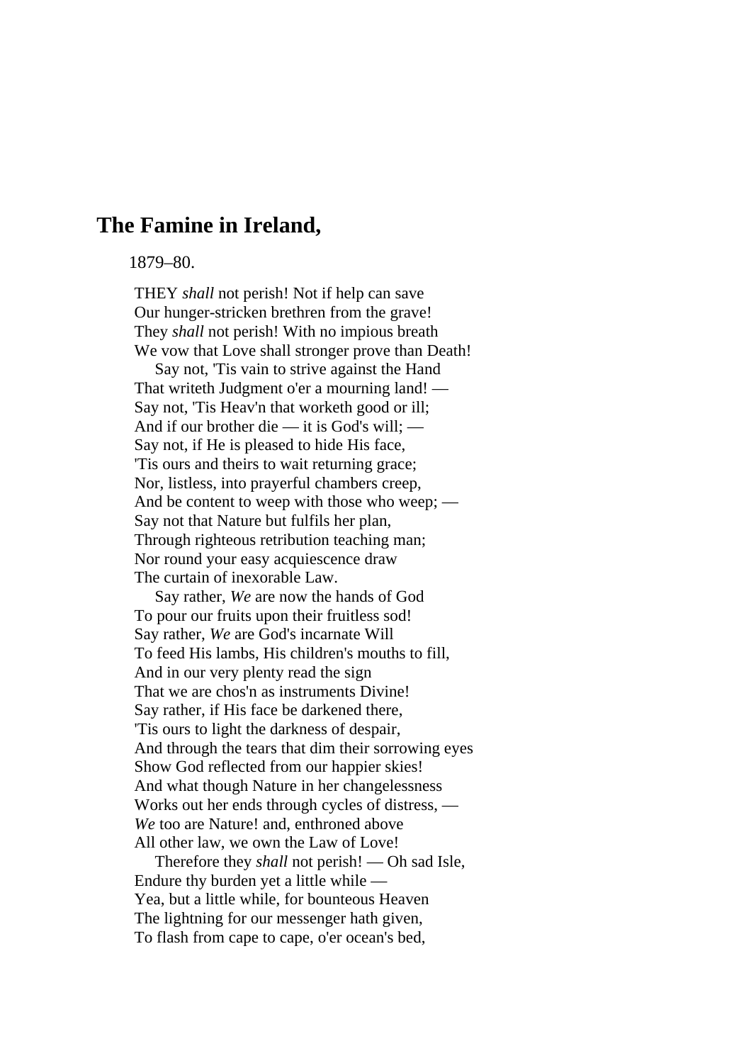## The Famine in Ireland,

1879–80.

THEY *shall* not perish! Not if help can save
Our hunger-stricken brethren from the grave!
They *shall* not perish! With no impious breath
We vow that Love shall stronger prove than Death!
    Say not, 'Tis vain to strive against the Hand
That writeth Judgment o'er a mourning land! —
Say not, 'Tis Heav'n that worketh good or ill;
And if our brother die — it is God's will; —
Say not, if He is pleased to hide His face,
'Tis ours and theirs to wait returning grace;
Nor, listless, into prayerful chambers creep,
And be content to weep with those who weep; —
Say not that Nature but fulfils her plan,
Through righteous retribution teaching man;
Nor round your easy acquiescence draw
The curtain of inexorable Law.
    Say rather, *We* are now the hands of God
To pour our fruits upon their fruitless sod!
Say rather, *We* are God's incarnate Will
To feed His lambs, His children's mouths to fill,
And in our very plenty read the sign
That we are chos'n as instruments Divine!
Say rather, if His face be darkened there,
'Tis ours to light the darkness of despair,
And through the tears that dim their sorrowing eyes
Show God reflected from our happier skies!
And what though Nature in her changelessness
Works out her ends through cycles of distress, —
*We* too are Nature! and, enthroned above
All other law, we own the Law of Love!
    Therefore they *shall* not perish! — Oh sad Isle,
Endure thy burden yet a little while —
Yea, but a little while, for bounteous Heaven
The lightning for our messenger hath given,
To flash from cape to cape, o'er ocean's bed,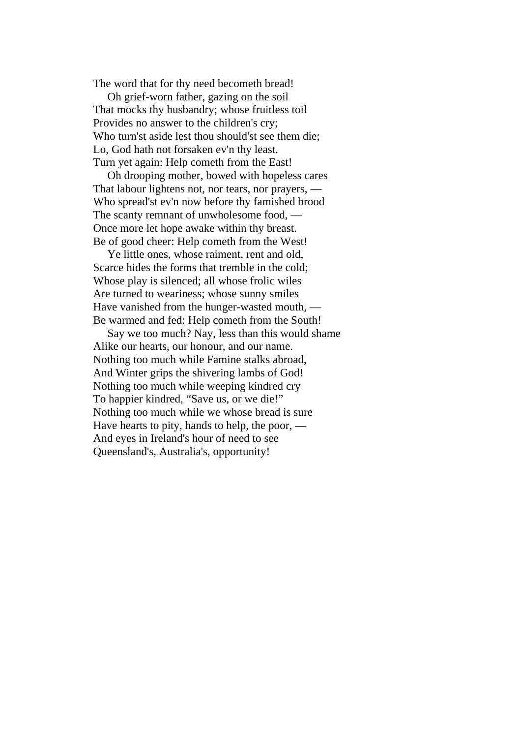The word that for thy need becometh bread!
    Oh grief-worn father, gazing on the soil
That mocks thy husbandry; whose fruitless toil
Provides no answer to the children's cry;
Who turn'st aside lest thou should'st see them die;
Lo, God hath not forsaken ev'n thy least.
Turn yet again: Help cometh from the East!
    Oh drooping mother, bowed with hopeless cares
That labour lightens not, nor tears, nor prayers, —
Who spread'st ev'n now before thy famished brood
The scanty remnant of unwholesome food, —
Once more let hope awake within thy breast.
Be of good cheer: Help cometh from the West!
    Ye little ones, whose raiment, rent and old,
Scarce hides the forms that tremble in the cold;
Whose play is silenced; all whose frolic wiles
Are turned to weariness; whose sunny smiles
Have vanished from the hunger-wasted mouth, —
Be warmed and fed: Help cometh from the South!
    Say we too much? Nay, less than this would shame
Alike our hearts, our honour, and our name.
Nothing too much while Famine stalks abroad,
And Winter grips the shivering lambs of God!
Nothing too much while weeping kindred cry
To happier kindred, “Save us, or we die!”
Nothing too much while we whose bread is sure
Have hearts to pity, hands to help, the poor, —
And eyes in Ireland's hour of need to see
Queensland's, Australia's, opportunity!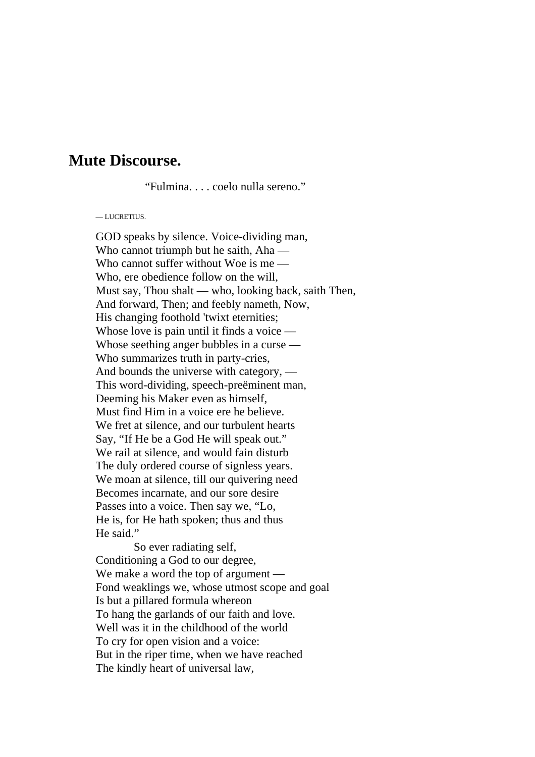# Mute Discourse.

> "Fulmina. . . . coelo nulla sereno."
>
> — LUCRETIUS.

GOD speaks by silence. Voice-dividing man,
Who cannot triumph but he saith, Aha —
Who cannot suffer without Woe is me —
Who, ere obedience follow on the will,
Must say, Thou shalt — who, looking back, saith Then,
And forward, Then; and feebly nameth, Now,
His changing foothold 'twixt eternities;
Whose love is pain until it finds a voice —
Whose seething anger bubbles in a curse —
Who summarizes truth in party-cries,
And bounds the universe with category, —
This word-dividing, speech-preëminent man,
Deeming his Maker even as himself,
Must find Him in a voice ere he believe.
We fret at silence, and our turbulent hearts
Say, "If He be a God He will speak out."
We rail at silence, and would fain disturb
The duly ordered course of signless years.
We moan at silence, till our quivering need
Becomes incarnate, and our sore desire
Passes into a voice. Then say we, "Lo,
He is, for He hath spoken; thus and thus
He said."

So ever radiating self,
Conditioning a God to our degree,
We make a word the top of argument —
Fond weaklings we, whose utmost scope and goal
Is but a pillared formula whereon
To hang the garlands of our faith and love.
Well was it in the childhood of the world
To cry for open vision and a voice:
But in the riper time, when we have reached
The kindly heart of universal law,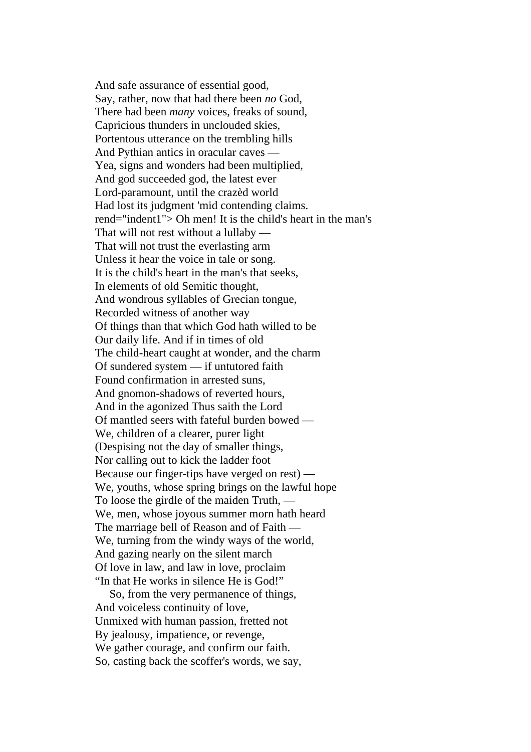And safe assurance of essential good,
Say, rather, now that had there been *no* God,
There had been *many* voices, freaks of sound,
Capricious thunders in unclouded skies,
Portentous utterance on the trembling hills
And Pythian antics in oracular caves —
Yea, signs and wonders had been multiplied,
And god succeeded god, the latest ever
Lord-paramount, until the crazèd world
Had lost its judgment 'mid contending claims.
rend="indent1"> Oh men! It is the child's heart in the man's
That will not rest without a lullaby —
That will not trust the everlasting arm
Unless it hear the voice in tale or song.
It is the child's heart in the man's that seeks,
In elements of old Semitic thought,
And wondrous syllables of Grecian tongue,
Recorded witness of another way
Of things than that which God hath willed to be
Our daily life. And if in times of old
The child-heart caught at wonder, and the charm
Of sundered system — if untutored faith
Found confirmation in arrested suns,
And gnomon-shadows of reverted hours,
And in the agonized Thus saith the Lord
Of mantled seers with fateful burden bowed —
We, children of a clearer, purer light
(Despising not the day of smaller things,
Nor calling out to kick the ladder foot
Because our finger-tips have verged on rest) —
We, youths, whose spring brings on the lawful hope
To loose the girdle of the maiden Truth, —
We, men, whose joyous summer morn hath heard
The marriage bell of Reason and of Faith —
We, turning from the windy ways of the world,
And gazing nearly on the silent march
Of love in law, and law in love, proclaim
"In that He works in silence He is God!"
So, from the very permanence of things,
And voiceless continuity of love,
Unmixed with human passion, fretted not
By jealousy, impatience, or revenge,
We gather courage, and confirm our faith.
So, casting back the scoffer's words, we say,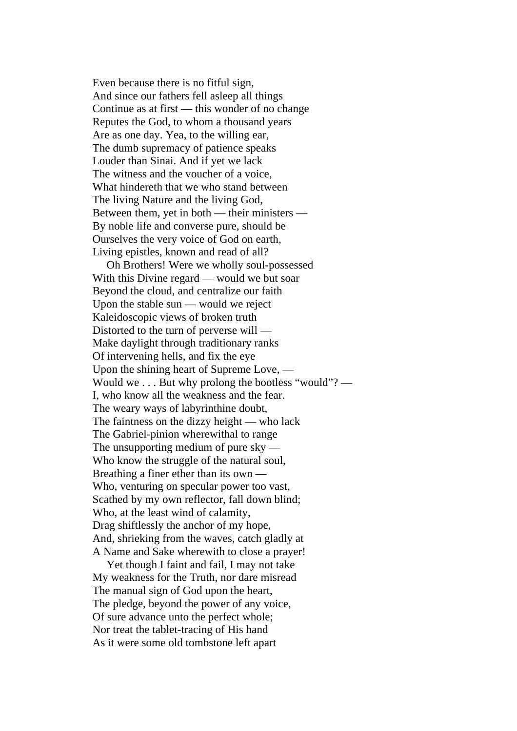Even because there is no fitful sign,  
And since our fathers fell asleep all things  
Continue as at first — this wonder of no change  
Reputes the God, to whom a thousand years  
Are as one day. Yea, to the willing ear,  
The dumb supremacy of patience speaks  
Louder than Sinai. And if yet we lack  
The witness and the voucher of a voice,  
What hindereth that we who stand between  
The living Nature and the living God,  
Between them, yet in both — their ministers —  
By noble life and converse pure, should be  
Ourselves the very voice of God on earth,  
Living epistles, known and read of all?

Oh Brothers! Were we wholly soul-possessed  
With this Divine regard — would we but soar  
Beyond the cloud, and centralize our faith  
Upon the stable sun — would we reject  
Kaleidoscopic views of broken truth  
Distorted to the turn of perverse will —  
Make daylight through traditionary ranks  
Of intervening hells, and fix the eye  
Upon the shining heart of Supreme Love, —  
Would we . . . But why prolong the bootless "would"? —  
I, who know all the weakness and the fear.  
The weary ways of labyrinthine doubt,  
The faintness on the dizzy height — who lack  
The Gabriel-pinion wherewithal to range  
The unsupporting medium of pure sky —  
Who know the struggle of the natural soul,  
Breathing a finer ether than its own —  
Who, venturing on specular power too vast,  
Scathed by my own reflector, fall down blind;  
Who, at the least wind of calamity,  
Drag shiftlessly the anchor of my hope,  
And, shrieking from the waves, catch gladly at  
A Name and Sake wherewith to close a prayer!

Yet though I faint and fail, I may not take  
My weakness for the Truth, nor dare misread  
The manual sign of God upon the heart,  
The pledge, beyond the power of any voice,  
Of sure advance unto the perfect whole;  
Nor treat the tablet-tracing of His hand  
As it were some old tombstone left apart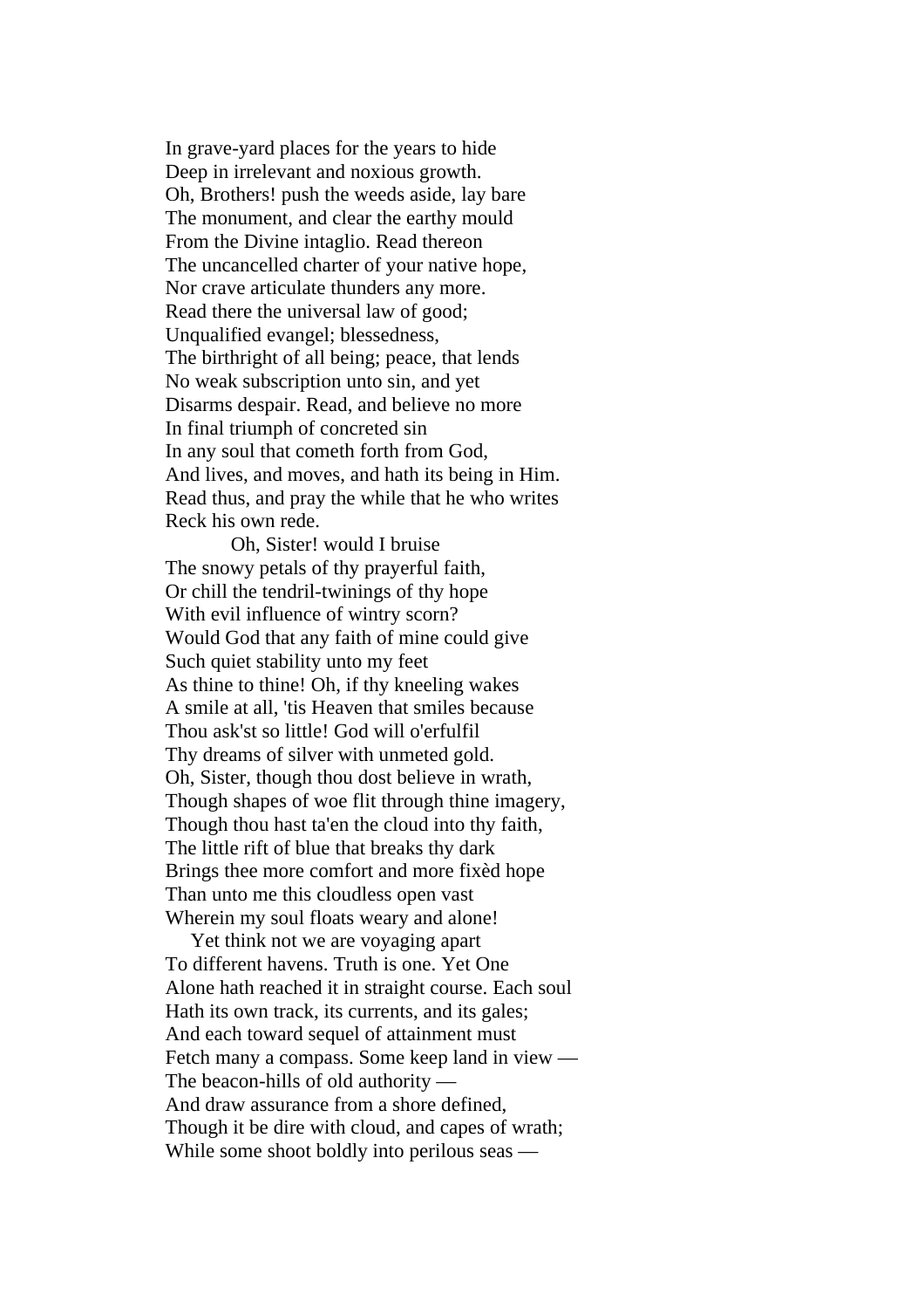In grave-yard places for the years to hide  
Deep in irrelevant and noxious growth.  
Oh, Brothers! push the weeds aside, lay bare  
The monument, and clear the earthy mould  
From the Divine intaglio. Read thereon  
The uncancelled charter of your native hope,  
Nor crave articulate thunders any more.  
Read there the universal law of good;  
Unqualified evangel; blessedness,  
The birthright of all being; peace, that lends  
No weak subscription unto sin, and yet  
Disarms despair. Read, and believe no more  
In final triumph of concreted sin  
In any soul that cometh forth from God,  
And lives, and moves, and hath its being in Him.  
Read thus, and pray the while that he who writes  
Reck his own rede.

Oh, Sister! would I bruise  
The snowy petals of thy prayerful faith,  
Or chill the tendril-twinings of thy hope  
With evil influence of wintry scorn?  
Would God that any faith of mine could give  
Such quiet stability unto my feet  
As thine to thine! Oh, if thy kneeling wakes  
A smile at all, 'tis Heaven that smiles because  
Thou ask'st so little! God will o'erfulfil  
Thy dreams of silver with unmeted gold.  
Oh, Sister, though thou dost believe in wrath,  
Though shapes of woe flit through thine imagery,  
Though thou hast ta'en the cloud into thy faith,  
The little rift of blue that breaks thy dark  
Brings thee more comfort and more fixèd hope  
Than unto me this cloudless open vast  
Wherein my soul floats weary and alone!

Yet think not we are voyaging apart  
To different havens. Truth is one. Yet One  
Alone hath reached it in straight course. Each soul  
Hath its own track, its currents, and its gales;  
And each toward sequel of attainment must  
Fetch many a compass. Some keep land in view —  
The beacon-hills of old authority —  
And draw assurance from a shore defined,  
Though it be dire with cloud, and capes of wrath;  
While some shoot boldly into perilous seas —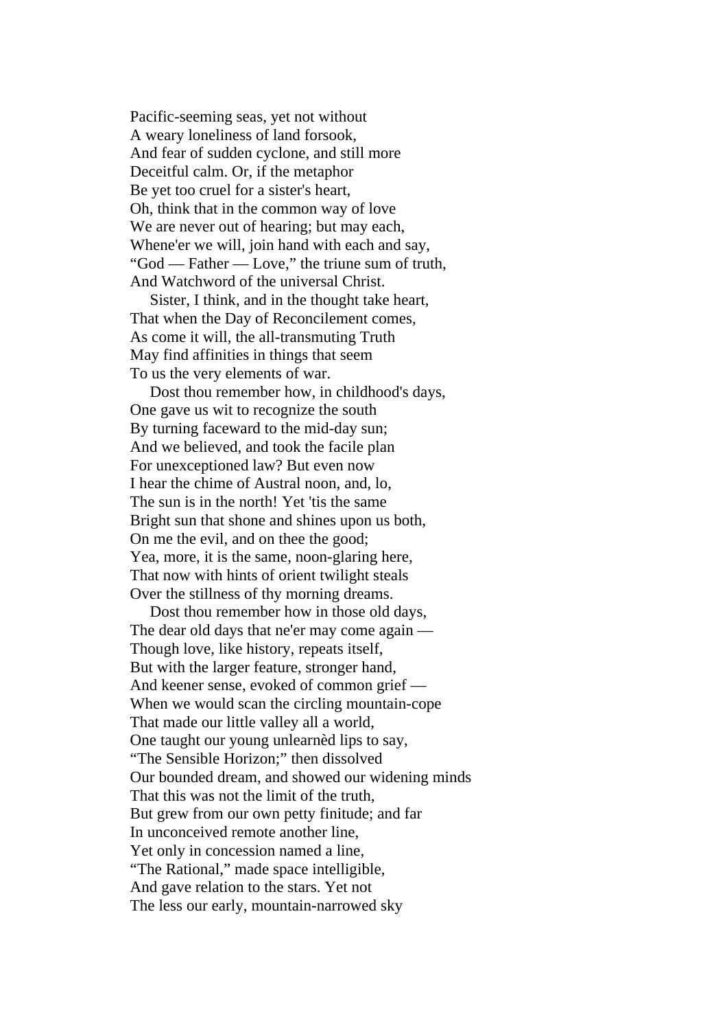Pacific-seeming seas, yet not without
A weary loneliness of land forsook,
And fear of sudden cyclone, and still more
Deceitful calm. Or, if the metaphor
Be yet too cruel for a sister's heart,
Oh, think that in the common way of love
We are never out of hearing; but may each,
Whene'er we will, join hand with each and say,
"God — Father — Love," the triune sum of truth,
And Watchword of the universal Christ.

Sister, I think, and in the thought take heart,
That when the Day of Reconcilement comes,
As come it will, the all-transmuting Truth
May find affinities in things that seem
To us the very elements of war.

Dost thou remember how, in childhood's days,
One gave us wit to recognize the south
By turning faceward to the mid-day sun;
And we believed, and took the facile plan
For unexceptioned law? But even now
I hear the chime of Austral noon, and, lo,
The sun is in the north! Yet 'tis the same
Bright sun that shone and shines upon us both,
On me the evil, and on thee the good;
Yea, more, it is the same, noon-glaring here,
That now with hints of orient twilight steals
Over the stillness of thy morning dreams.

Dost thou remember how in those old days,
The dear old days that ne'er may come again —
Though love, like history, repeats itself,
But with the larger feature, stronger hand,
And keener sense, evoked of common grief —
When we would scan the circling mountain-cope
That made our little valley all a world,
One taught our young unlearnèd lips to say,
"The Sensible Horizon;" then dissolved
Our bounded dream, and showed our widening minds
That this was not the limit of the truth,
But grew from our own petty finitude; and far
In unconceived remote another line,
Yet only in concession named a line,
"The Rational," made space intelligible,
And gave relation to the stars. Yet not
The less our early, mountain-narrowed sky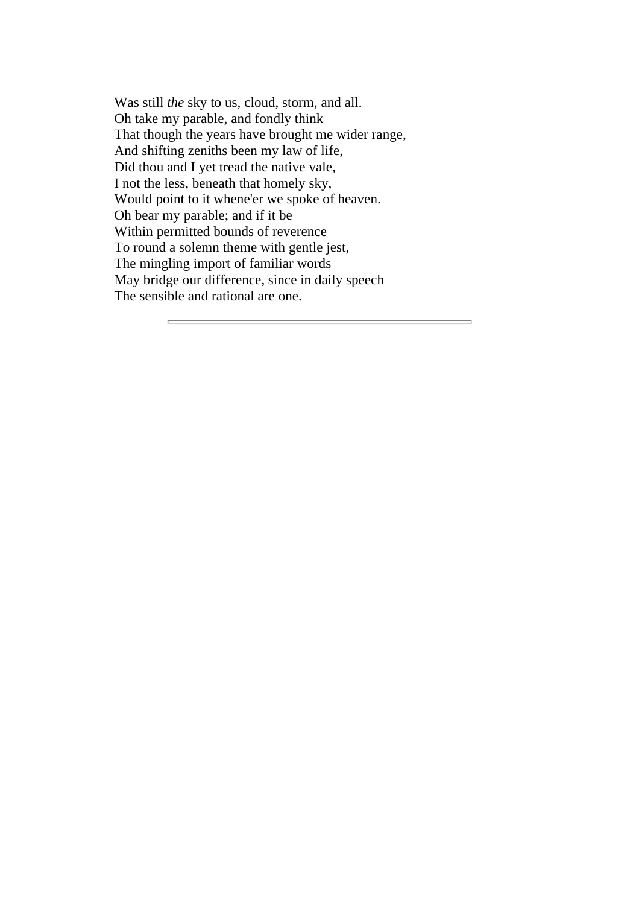Was still *the* sky to us, cloud, storm, and all.  
Oh take my parable, and fondly think  
That though the years have brought me wider range,  
And shifting zeniths been my law of life,  
Did thou and I yet tread the native vale,  
I not the less, beneath that homely sky,  
Would point to it whene'er we spoke of heaven.  
Oh bear my parable; and if it be  
Within permitted bounds of reverence  
To round a solemn theme with gentle jest,  
The mingling import of familiar words  
May bridge our difference, since in daily speech  
The sensible and rational are one.

---